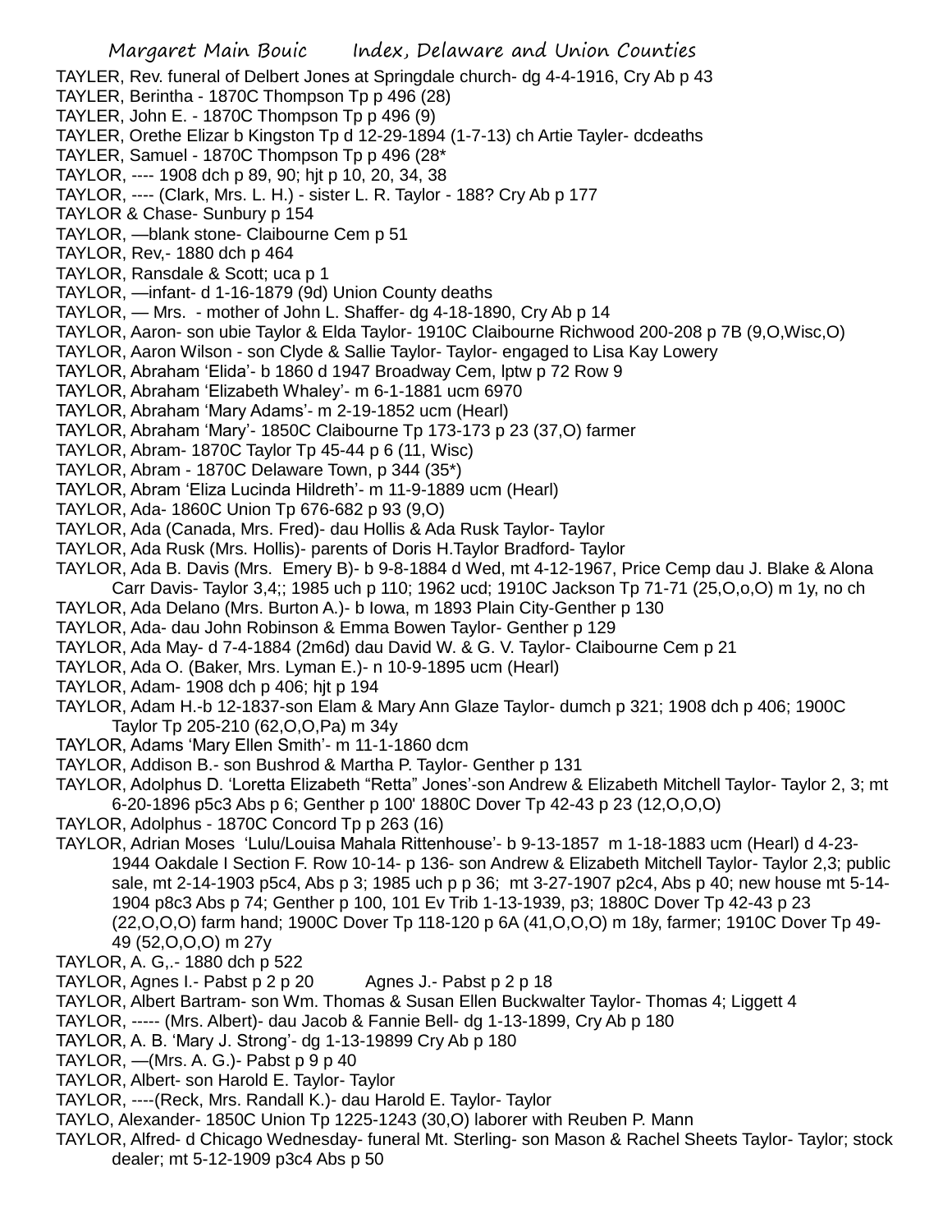Margaret Main Bouic    Index, Delaware and Union Counties

TAYLER, Rev. funeral of Delbert Jones at Springdale church- dg 4-4-1916, Cry Ab p 43
TAYLER, Berintha - 1870C Thompson Tp p 496 (28)
TAYLER, John E. - 1870C Thompson Tp p 496 (9)
TAYLER, Orethe Elizar b Kingston Tp d 12-29-1894 (1-7-13) ch Artie Tayler- dcdeaths
TAYLER, Samuel - 1870C Thompson Tp p 496 (28*
TAYLOR, ---- 1908 dch p 89, 90; hjt p 10, 20, 34, 38
TAYLOR, ---- (Clark, Mrs. L. H.) - sister L. R. Taylor - 188? Cry Ab p 177
TAYLOR & Chase- Sunbury p 154
TAYLOR, —blank stone- Claibourne Cem p 51
TAYLOR, Rev,- 1880 dch p 464
TAYLOR, Ransdale & Scott; uca p 1
TAYLOR, —infant- d 1-16-1879 (9d) Union County deaths
TAYLOR, — Mrs. - mother of John L. Shaffer- dg 4-18-1890, Cry Ab p 14
TAYLOR, Aaron- son ubie Taylor & Elda Taylor- 1910C Claibourne Richwood 200-208 p 7B (9,O,Wisc,O)
TAYLOR, Aaron Wilson - son Clyde & Sallie Taylor- Taylor- engaged to Lisa Kay Lowery
TAYLOR, Abraham 'Elida'- b 1860 d 1947 Broadway Cem, lptw p 72 Row 9
TAYLOR, Abraham 'Elizabeth Whaley'- m 6-1-1881 ucm 6970
TAYLOR, Abraham 'Mary Adams'- m 2-19-1852 ucm (Hearl)
TAYLOR, Abraham 'Mary'- 1850C Claibourne Tp 173-173 p 23 (37,O) farmer
TAYLOR, Abram- 1870C Taylor Tp 45-44 p 6 (11, Wisc)
TAYLOR, Abram - 1870C Delaware Town, p 344 (35*)
TAYLOR, Abram 'Eliza Lucinda Hildreth'- m 11-9-1889 ucm (Hearl)
TAYLOR, Ada- 1860C Union Tp 676-682 p 93 (9,O)
TAYLOR, Ada (Canada, Mrs. Fred)- dau Hollis & Ada Rusk Taylor- Taylor
TAYLOR, Ada Rusk (Mrs. Hollis)- parents of Doris H.Taylor Bradford- Taylor
TAYLOR, Ada B. Davis (Mrs. Emery B)- b 9-8-1884 d Wed, mt 4-12-1967, Price Cemp dau J. Blake & Alona Carr Davis- Taylor 3,4;; 1985 uch p 110; 1962 ucd; 1910C Jackson Tp 71-71 (25,O,o,O) m 1y, no ch
TAYLOR, Ada Delano (Mrs. Burton A.)- b Iowa, m 1893 Plain City-Genther p 130
TAYLOR, Ada- dau John Robinson & Emma Bowen Taylor- Genther p 129
TAYLOR, Ada May- d 7-4-1884 (2m6d) dau David W. & G. V. Taylor- Claibourne Cem p 21
TAYLOR, Ada O. (Baker, Mrs. Lyman E.)- n 10-9-1895 ucm (Hearl)
TAYLOR, Adam- 1908 dch p 406; hjt p 194
TAYLOR, Adam H.-b 12-1837-son Elam & Mary Ann Glaze Taylor- dumch p 321; 1908 dch p 406; 1900C Taylor Tp 205-210 (62,O,O,Pa) m 34y
TAYLOR, Adams 'Mary Ellen Smith'- m 11-1-1860 dcm
TAYLOR, Addison B.- son Bushrod & Martha P. Taylor- Genther p 131
TAYLOR, Adolphus D. 'Loretta Elizabeth "Retta" Jones'-son Andrew & Elizabeth Mitchell Taylor- Taylor 2, 3; mt 6-20-1896 p5c3 Abs p 6; Genther p 100' 1880C Dover Tp 42-43 p 23 (12,O,O,O)
TAYLOR, Adolphus - 1870C Concord Tp p 263 (16)
TAYLOR, Adrian Moses 'Lulu/Louisa Mahala Rittenhouse'- b 9-13-1857 m 1-18-1883 ucm (Hearl) d 4-23-1944 Oakdale I Section F. Row 10-14- p 136- son Andrew & Elizabeth Mitchell Taylor- Taylor 2,3; public sale, mt 2-14-1903 p5c4, Abs p 3; 1985 uch p p 36; mt 3-27-1907 p2c4, Abs p 40; new house mt 5-14-1904 p8c3 Abs p 74; Genther p 100, 101 Ev Trib 1-13-1939, p3; 1880C Dover Tp 42-43 p 23 (22,O,O,O) farm hand; 1900C Dover Tp 118-120 p 6A (41,O,O,O) m 18y, farmer; 1910C Dover Tp 49-49 (52,O,O,O) m 27y
TAYLOR, A. G,.- 1880 dch p 522
TAYLOR, Agnes I.- Pabst p 2 p 20    Agnes J.- Pabst p 2 p 18
TAYLOR, Albert Bartram- son Wm. Thomas & Susan Ellen Buckwalter Taylor- Thomas 4; Liggett 4
TAYLOR, ----- (Mrs. Albert)- dau Jacob & Fannie Bell- dg 1-13-1899, Cry Ab p 180
TAYLOR, A. B. 'Mary J. Strong'- dg 1-13-19899 Cry Ab p 180
TAYLOR, —(Mrs. A. G.)- Pabst p 9 p 40
TAYLOR, Albert- son Harold E. Taylor- Taylor
TAYLOR, ----(Reck, Mrs. Randall K.)- dau Harold E. Taylor- Taylor
TAYLO, Alexander- 1850C Union Tp 1225-1243 (30,O) laborer with Reuben P. Mann
TAYLOR, Alfred- d Chicago Wednesday- funeral Mt. Sterling- son Mason & Rachel Sheets Taylor- Taylor; stock dealer; mt 5-12-1909 p3c4 Abs p 50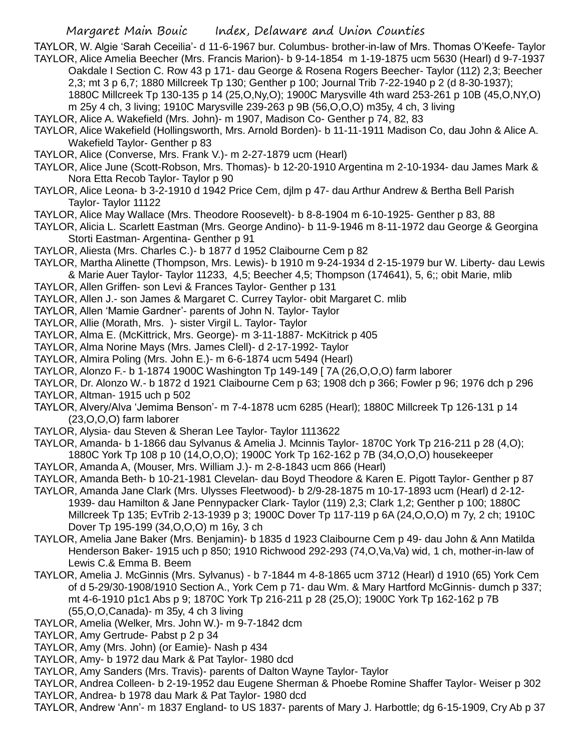TAYLOR, W. Algie 'Sarah Ceceilia'- d 11-6-1967 bur. Columbus- brother-in-law of Mrs. Thomas O'Keefe- Taylor

TAYLOR, Alice Amelia Beecher (Mrs. Francis Marion)- b 9-14-1854 m 1-19-1875 ucm 5630 (Hearl) d 9-7-1937 Oakdale I Section C. Row 43 p 171- dau George & Rosena Rogers Beecher- Taylor (112) 2,3; Beecher 2,3; mt 3 p 6,7; 1880 Millcreek Tp 130; Genther p 100; Journal Trib 7-22-1940 p 2 (d 8-30-1937); 1880C Millcreek Tp 130-135 p 14 (25,O,Ny,O); 1900C Marysville 4th ward 253-261 p 10B (45,O,NY,O) m 25y 4 ch, 3 living; 1910C Marysville 239-263 p 9B (56,O,O,O) m35y, 4 ch, 3 living

TAYLOR, Alice A. Wakefield (Mrs. John)- m 1907, Madison Co- Genther p 74, 82, 83

TAYLOR, Alice Wakefield (Hollingsworth, Mrs. Arnold Borden)- b 11-11-1911 Madison Co, dau John & Alice A. Wakefield Taylor- Genther p 83

TAYLOR, Alice (Converse, Mrs. Frank V.)- m 2-27-1879 ucm (Hearl)

TAYLOR, Alice June (Scott-Robson, Mrs. Thomas)- b 12-20-1910 Argentina m 2-10-1934- dau James Mark & Nora Etta Recob Taylor- Taylor p 90

TAYLOR, Alice Leona- b 3-2-1910 d 1942 Price Cem, djlm p 47- dau Arthur Andrew & Bertha Bell Parish Taylor- Taylor 11122

TAYLOR, Alice May Wallace (Mrs. Theodore Roosevelt)- b 8-8-1904 m 6-10-1925- Genther p 83, 88

TAYLOR, Alicia L. Scarlett Eastman (Mrs. George Andino)- b 11-9-1946 m 8-11-1972 dau George & Georgina Storti Eastman- Argentina- Genther p 91

TAYLOR, Aliesta (Mrs. Charles C.)- b 1877 d 1952 Claibourne Cem p 82

TAYLOR, Martha Alinette (Thompson, Mrs. Lewis)- b 1910 m 9-24-1934 d 2-15-1979 bur W. Liberty- dau Lewis & Marie Auer Taylor- Taylor 11233, 4,5; Beecher 4,5; Thompson (174641), 5, 6;; obit Marie, mlib

TAYLOR, Allen Griffen- son Levi & Frances Taylor- Genther p 131

TAYLOR, Allen J.- son James & Margaret C. Currey Taylor- obit Margaret C. mlib

TAYLOR, Allen 'Mamie Gardner'- parents of John N. Taylor- Taylor

TAYLOR, Allie (Morath, Mrs. )- sister Virgil L. Taylor- Taylor

TAYLOR, Alma E. (McKittrick, Mrs. George)- m 3-11-1887- McKitrick p 405

TAYLOR, Alma Norine Mays (Mrs. James Clell)- d 2-17-1992- Taylor

TAYLOR, Almira Poling (Mrs. John E.)- m 6-6-1874 ucm 5494 (Hearl)

TAYLOR, Alonzo F.- b 1-1874 1900C Washington Tp 149-149 [ 7A (26,O,O,O) farm laborer

TAYLOR, Dr. Alonzo W.- b 1872 d 1921 Claibourne Cem p 63; 1908 dch p 366; Fowler p 96; 1976 dch p 296

TAYLOR, Altman- 1915 uch p 502

TAYLOR, Alvery/Alva 'Jemima Benson'- m 7-4-1878 ucm 6285 (Hearl); 1880C Millcreek Tp 126-131 p 14 (23,O,O,O) farm laborer

TAYLOR, Alysia- dau Steven & Sheran Lee Taylor- Taylor 1113622

TAYLOR, Amanda- b 1-1866 dau Sylvanus & Amelia J. Mcinnis Taylor- 1870C York Tp 216-211 p 28 (4,O); 1880C York Tp 108 p 10 (14,O,O,O); 1900C York Tp 162-162 p 7B (34,O,O,O) housekeeper

TAYLOR, Amanda A, (Mouser, Mrs. William J.)- m 2-8-1843 ucm 866 (Hearl)

TAYLOR, Amanda Beth- b 10-21-1981 Clevelan- dau Boyd Theodore & Karen E. Pigott Taylor- Genther p 87

TAYLOR, Amanda Jane Clark (Mrs. Ulysses Fleetwood)- b 2/9-28-1875 m 10-17-1893 ucm (Hearl) d 2-12-1939- dau Hamilton & Jane Pennypacker Clark- Taylor (119) 2,3; Clark 1,2; Genther p 100; 1880C Millcreek Tp 135; EvTrib 2-13-1939 p 3; 1900C Dover Tp 117-119 p 6A (24,O,O,O) m 7y, 2 ch; 1910C Dover Tp 195-199 (34,O,O,O) m 16y, 3 ch

TAYLOR, Amelia Jane Baker (Mrs. Benjamin)- b 1835 d 1923 Claibourne Cem p 49- dau John & Ann Matilda Henderson Baker- 1915 uch p 850; 1910 Richwood 292-293 (74,O,Va,Va) wid, 1 ch, mother-in-law of Lewis C.& Emma B. Beem

TAYLOR, Amelia J. McGinnis (Mrs. Sylvanus) - b 7-1844 m 4-8-1865 ucm 3712 (Hearl) d 1910 (65) York Cem of d 5-29/30-1908/1910 Section A., York Cem p 71- dau Wm. & Mary Hartford McGinnis- dumch p 337; mt 4-6-1910 p1c1 Abs p 9; 1870C York Tp 216-211 p 28 (25,O); 1900C York Tp 162-162 p 7B (55,O,O,Canada)- m 35y, 4 ch 3 living

TAYLOR, Amelia (Welker, Mrs. John W.)- m 9-7-1842 dcm

TAYLOR, Amy Gertrude- Pabst p 2 p 34

TAYLOR, Amy (Mrs. John) (or Eamie)- Nash p 434

TAYLOR, Amy- b 1972 dau Mark & Pat Taylor- 1980 dcd

TAYLOR, Amy Sanders (Mrs. Travis)- parents of Dalton Wayne Taylor- Taylor

TAYLOR, Andrea Colleen- b 2-19-1952 dau Eugene Sherman & Phoebe Romine Shaffer Taylor- Weiser p 302

TAYLOR, Andrea- b 1978 dau Mark & Pat Taylor- 1980 dcd

TAYLOR, Andrew 'Ann'- m 1837 England- to US 1837- parents of Mary J. Harbottle; dg 6-15-1909, Cry Ab p 37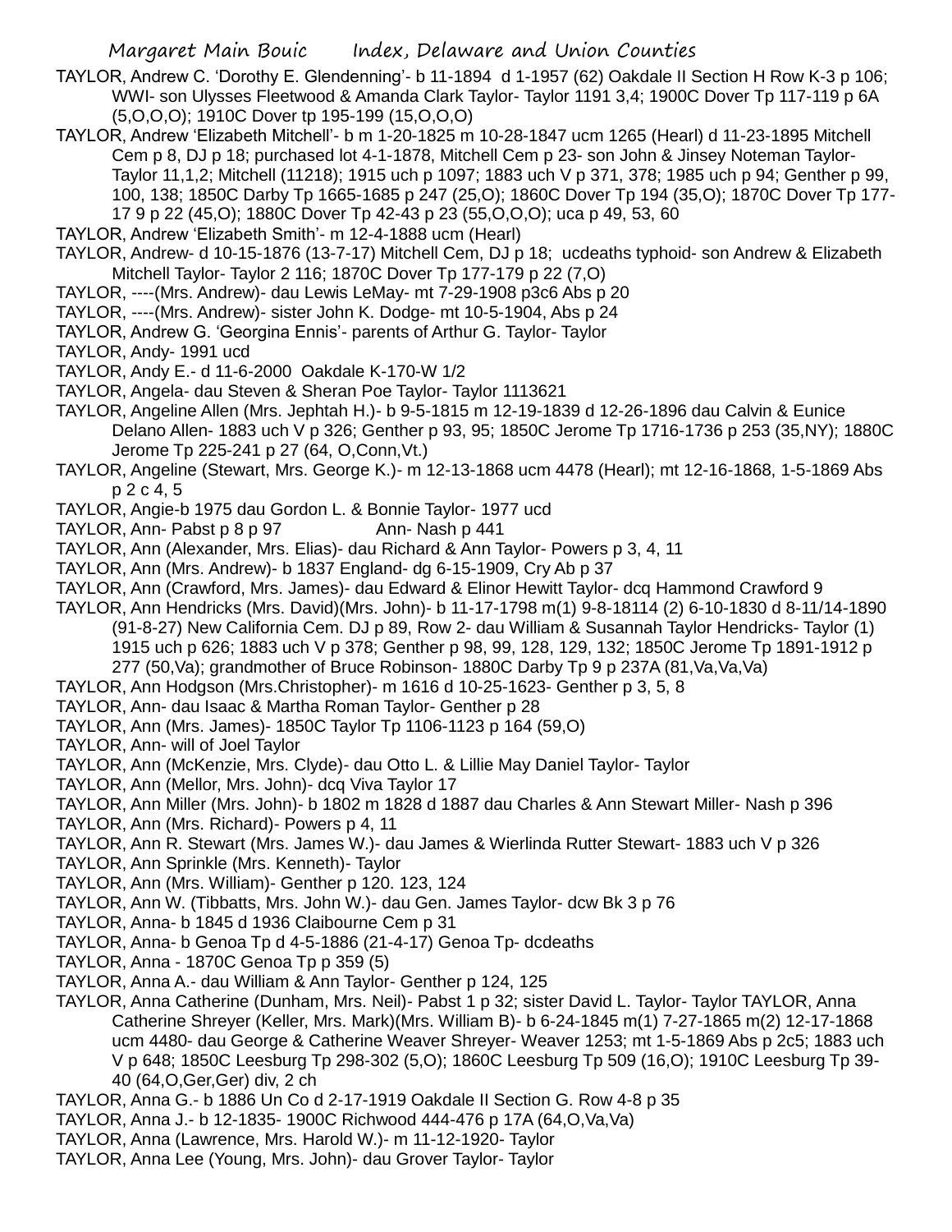TAYLOR, Andrew C. 'Dorothy E. Glendenning'- b 11-1894 d 1-1957 (62) Oakdale II Section H Row K-3 p 106; WWI- son Ulysses Fleetwood & Amanda Clark Taylor- Taylor 1191 3,4; 1900C Dover Tp 117-119 p 6A (5,O,O,O); 1910C Dover tp 195-199 (15,O,O,O)

TAYLOR, Andrew 'Elizabeth Mitchell'- b m 1-20-1825 m 10-28-1847 ucm 1265 (Hearl) d 11-23-1895 Mitchell Cem p 8, DJ p 18; purchased lot 4-1-1878, Mitchell Cem p 23- son John & Jinsey Noteman Taylor- Taylor 11,1,2; Mitchell (11218); 1915 uch p 1097; 1883 uch V p 371, 378; 1985 uch p 94; Genther p 99, 100, 138; 1850C Darby Tp 1665-1685 p 247 (25,O); 1860C Dover Tp 194 (35,O); 1870C Dover Tp 177-17 9 p 22 (45,O); 1880C Dover Tp 42-43 p 23 (55,O,O,O); uca p 49, 53, 60

TAYLOR, Andrew 'Elizabeth Smith'- m 12-4-1888 ucm (Hearl)

TAYLOR, Andrew- d 10-15-1876 (13-7-17) Mitchell Cem, DJ p 18; ucdeaths typhoid- son Andrew & Elizabeth Mitchell Taylor- Taylor 2 116; 1870C Dover Tp 177-179 p 22 (7,O)

TAYLOR, ----(Mrs. Andrew)- dau Lewis LeMay- mt 7-29-1908 p3c6 Abs p 20

TAYLOR, ----(Mrs. Andrew)- sister John K. Dodge- mt 10-5-1904, Abs p 24

TAYLOR, Andrew G. 'Georgina Ennis'- parents of Arthur G. Taylor- Taylor

TAYLOR, Andy- 1991 ucd

TAYLOR, Andy E.- d 11-6-2000 Oakdale K-170-W 1/2

TAYLOR, Angela- dau Steven & Sheran Poe Taylor- Taylor 1113621

TAYLOR, Angeline Allen (Mrs. Jephtah H.)- b 9-5-1815 m 12-19-1839 d 12-26-1896 dau Calvin & Eunice Delano Allen- 1883 uch V p 326; Genther p 93, 95; 1850C Jerome Tp 1716-1736 p 253 (35,NY); 1880C Jerome Tp 225-241 p 27 (64, O,Conn,Vt.)

TAYLOR, Angeline (Stewart, Mrs. George K.)- m 12-13-1868 ucm 4478 (Hearl); mt 12-16-1868, 1-5-1869 Abs p 2 c 4, 5

TAYLOR, Angie-b 1975 dau Gordon L. & Bonnie Taylor- 1977 ucd

TAYLOR, Ann- Pabst p 8 p 97 Ann- Nash p 441

TAYLOR, Ann (Alexander, Mrs. Elias)- dau Richard & Ann Taylor- Powers p 3, 4, 11

TAYLOR, Ann (Mrs. Andrew)- b 1837 England- dg 6-15-1909, Cry Ab p 37

TAYLOR, Ann (Crawford, Mrs. James)- dau Edward & Elinor Hewitt Taylor- dcq Hammond Crawford 9

TAYLOR, Ann Hendricks (Mrs. David)(Mrs. John)- b 11-17-1798 m(1) 9-8-18114 (2) 6-10-1830 d 8-11/14-1890 (91-8-27) New California Cem. DJ p 89, Row 2- dau William & Susannah Taylor Hendricks- Taylor (1) 1915 uch p 626; 1883 uch V p 378; Genther p 98, 99, 128, 129, 132; 1850C Jerome Tp 1891-1912 p 277 (50,Va); grandmother of Bruce Robinson- 1880C Darby Tp 9 p 237A (81,Va,Va,Va)

TAYLOR, Ann Hodgson (Mrs.Christopher)- m 1616 d 10-25-1623- Genther p 3, 5, 8

TAYLOR, Ann- dau Isaac & Martha Roman Taylor- Genther p 28

TAYLOR, Ann (Mrs. James)- 1850C Taylor Tp 1106-1123 p 164 (59,O)

TAYLOR, Ann- will of Joel Taylor

TAYLOR, Ann (McKenzie, Mrs. Clyde)- dau Otto L. & Lillie May Daniel Taylor- Taylor

TAYLOR, Ann (Mellor, Mrs. John)- dcq Viva Taylor 17

TAYLOR, Ann Miller (Mrs. John)- b 1802 m 1828 d 1887 dau Charles & Ann Stewart Miller- Nash p 396

TAYLOR, Ann (Mrs. Richard)- Powers p 4, 11

TAYLOR, Ann R. Stewart (Mrs. James W.)- dau James & Wierlinda Rutter Stewart- 1883 uch V p 326

TAYLOR, Ann Sprinkle (Mrs. Kenneth)- Taylor

TAYLOR, Ann (Mrs. William)- Genther p 120. 123, 124

TAYLOR, Ann W. (Tibbatts, Mrs. John W.)- dau Gen. James Taylor- dcw Bk 3 p 76

TAYLOR, Anna- b 1845 d 1936 Claibourne Cem p 31

TAYLOR, Anna- b Genoa Tp d 4-5-1886 (21-4-17) Genoa Tp- dcdeaths

TAYLOR, Anna - 1870C Genoa Tp p 359 (5)

TAYLOR, Anna A.- dau William & Ann Taylor- Genther p 124, 125

TAYLOR, Anna Catherine (Dunham, Mrs. Neil)- Pabst 1 p 32; sister David L. Taylor- Taylor TAYLOR, Anna Catherine Shreyer (Keller, Mrs. Mark)(Mrs. William B)- b 6-24-1845 m(1) 7-27-1865 m(2) 12-17-1868 ucm 4480- dau George & Catherine Weaver Shreyer- Weaver 1253; mt 1-5-1869 Abs p 2c5; 1883 uch V p 648; 1850C Leesburg Tp 298-302 (5,O); 1860C Leesburg Tp 509 (16,O); 1910C Leesburg Tp 39-40 (64,O,Ger,Ger) div, 2 ch

TAYLOR, Anna G.- b 1886 Un Co d 2-17-1919 Oakdale II Section G. Row 4-8 p 35

TAYLOR, Anna J.- b 12-1835- 1900C Richwood 444-476 p 17A (64,O,Va,Va)

TAYLOR, Anna (Lawrence, Mrs. Harold W.)- m 11-12-1920- Taylor

TAYLOR, Anna Lee (Young, Mrs. John)- dau Grover Taylor- Taylor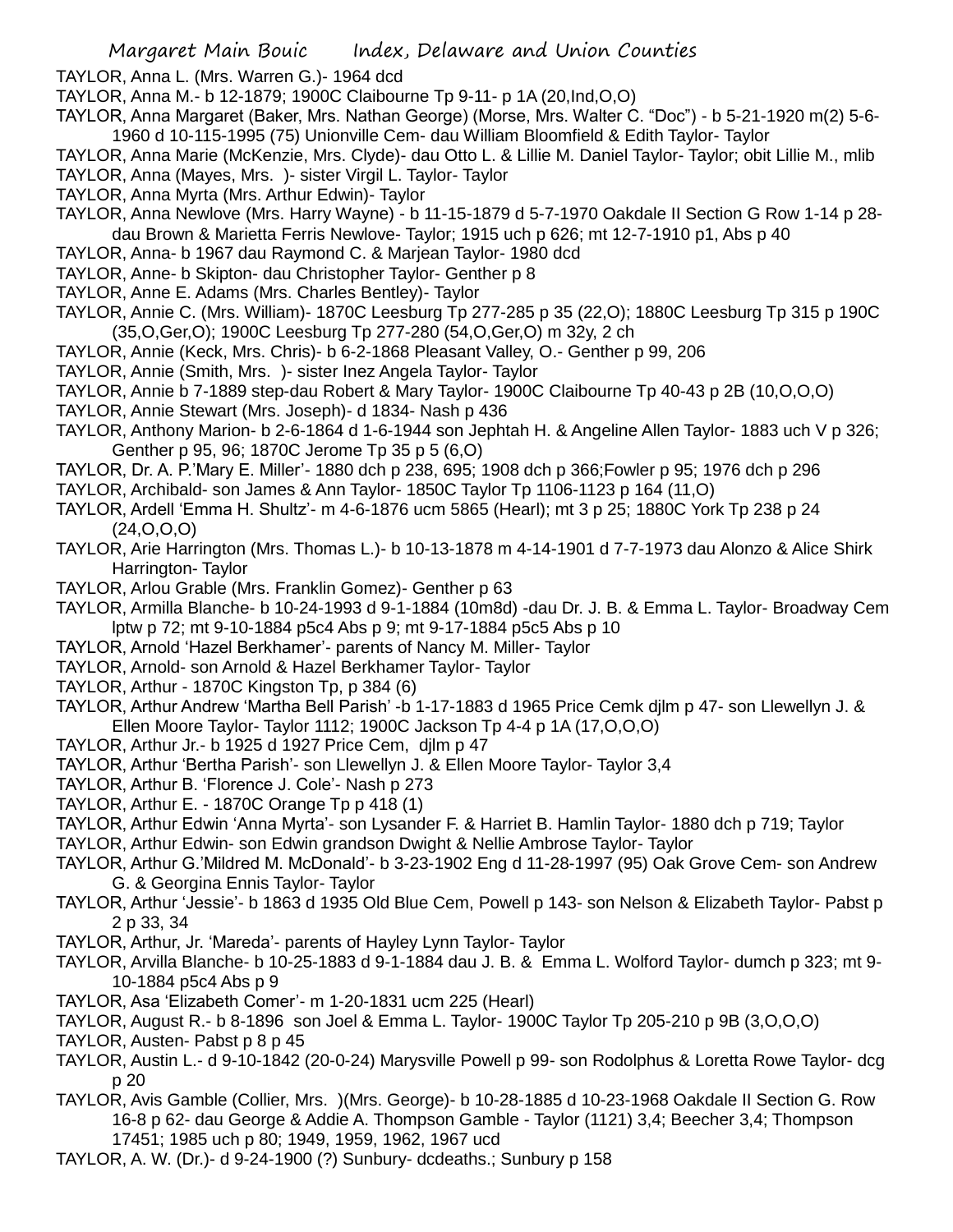TAYLOR, Anna L. (Mrs. Warren G.)- 1964 dcd

TAYLOR, Anna M.- b 12-1879; 1900C Claibourne Tp 9-11- p 1A (20,Ind,O,O)

TAYLOR, Anna Margaret (Baker, Mrs. Nathan George) (Morse, Mrs. Walter C. "Doc") - b 5-21-1920 m(2) 5-6-1960 d 10-115-1995 (75) Unionville Cem- dau William Bloomfield & Edith Taylor- Taylor

TAYLOR, Anna Marie (McKenzie, Mrs. Clyde)- dau Otto L. & Lillie M. Daniel Taylor- Taylor; obit Lillie M., mlib

TAYLOR, Anna (Mayes, Mrs. )- sister Virgil L. Taylor- Taylor

TAYLOR, Anna Myrta (Mrs. Arthur Edwin)- Taylor

TAYLOR, Anna Newlove (Mrs. Harry Wayne) - b 11-15-1879 d 5-7-1970 Oakdale II Section G Row 1-14 p 28- dau Brown & Marietta Ferris Newlove- Taylor; 1915 uch p 626; mt 12-7-1910 p1, Abs p 40

TAYLOR, Anna- b 1967 dau Raymond C. & Marjean Taylor- 1980 dcd

TAYLOR, Anne- b Skipton- dau Christopher Taylor- Genther p 8

TAYLOR, Anne E. Adams (Mrs. Charles Bentley)- Taylor

TAYLOR, Annie C. (Mrs. William)- 1870C Leesburg Tp 277-285 p 35 (22,O); 1880C Leesburg Tp 315 p 190C (35,O,Ger,O); 1900C Leesburg Tp 277-280 (54,O,Ger,O) m 32y, 2 ch

TAYLOR, Annie (Keck, Mrs. Chris)- b 6-2-1868 Pleasant Valley, O.- Genther p 99, 206

TAYLOR, Annie (Smith, Mrs. )- sister Inez Angela Taylor- Taylor

TAYLOR, Annie b 7-1889 step-dau Robert & Mary Taylor- 1900C Claibourne Tp 40-43 p 2B (10,O,O,O)

TAYLOR, Annie Stewart (Mrs. Joseph)- d 1834- Nash p 436

TAYLOR, Anthony Marion- b 2-6-1864 d 1-6-1944 son Jephtah H. & Angeline Allen Taylor- 1883 uch V p 326; Genther p 95, 96; 1870C Jerome Tp 35 p 5 (6,O)

TAYLOR, Dr. A. P.'Mary E. Miller'- 1880 dch p 238, 695; 1908 dch p 366;Fowler p 95; 1976 dch p 296

TAYLOR, Archibald- son James & Ann Taylor- 1850C Taylor Tp 1106-1123 p 164 (11,O)

TAYLOR, Ardell 'Emma H. Shultz'- m 4-6-1876 ucm 5865 (Hearl); mt 3 p 25; 1880C York Tp 238 p 24 (24,O,O,O)

TAYLOR, Arie Harrington (Mrs. Thomas L.)- b 10-13-1878 m 4-14-1901 d 7-7-1973 dau Alonzo & Alice Shirk Harrington- Taylor

TAYLOR, Arlou Grable (Mrs. Franklin Gomez)- Genther p 63

TAYLOR, Armilla Blanche- b 10-24-1993 d 9-1-1884 (10m8d) -dau Dr. J. B. & Emma L. Taylor- Broadway Cem lptw p 72; mt 9-10-1884 p5c4 Abs p 9; mt 9-17-1884 p5c5 Abs p 10

TAYLOR, Arnold 'Hazel Berkhamer'- parents of Nancy M. Miller- Taylor

TAYLOR, Arnold- son Arnold & Hazel Berkhamer Taylor- Taylor

TAYLOR, Arthur - 1870C Kingston Tp, p 384 (6)

TAYLOR, Arthur Andrew 'Martha Bell Parish' -b 1-17-1883 d 1965 Price Cemk djlm p 47- son Llewellyn J. & Ellen Moore Taylor- Taylor 1112; 1900C Jackson Tp 4-4 p 1A (17,O,O,O)

TAYLOR, Arthur Jr.- b 1925 d 1927 Price Cem, djlm p 47

TAYLOR, Arthur 'Bertha Parish'- son Llewellyn J. & Ellen Moore Taylor- Taylor 3,4

TAYLOR, Arthur B. 'Florence J. Cole'- Nash p 273

TAYLOR, Arthur E. - 1870C Orange Tp p 418 (1)

TAYLOR, Arthur Edwin 'Anna Myrta'- son Lysander F. & Harriet B. Hamlin Taylor- 1880 dch p 719; Taylor

TAYLOR, Arthur Edwin- son Edwin grandson Dwight & Nellie Ambrose Taylor- Taylor

TAYLOR, Arthur G.'Mildred M. McDonald'- b 3-23-1902 Eng d 11-28-1997 (95) Oak Grove Cem- son Andrew G. & Georgina Ennis Taylor- Taylor

TAYLOR, Arthur 'Jessie'- b 1863 d 1935 Old Blue Cem, Powell p 143- son Nelson & Elizabeth Taylor- Pabst p 2 p 33, 34

TAYLOR, Arthur, Jr. 'Mareda'- parents of Hayley Lynn Taylor- Taylor

TAYLOR, Arvilla Blanche- b 10-25-1883 d 9-1-1884 dau J. B. & Emma L. Wolford Taylor- dumch p 323; mt 9-10-1884 p5c4 Abs p 9

TAYLOR, Asa 'Elizabeth Comer'- m 1-20-1831 ucm 225 (Hearl)

TAYLOR, August R.- b 8-1896 son Joel & Emma L. Taylor- 1900C Taylor Tp 205-210 p 9B (3,O,O,O)

TAYLOR, Austen- Pabst p 8 p 45

TAYLOR, Austin L.- d 9-10-1842 (20-0-24) Marysville Powell p 99- son Rodolphus & Loretta Rowe Taylor- dcg p 20

TAYLOR, Avis Gamble (Collier, Mrs. )(Mrs. George)- b 10-28-1885 d 10-23-1968 Oakdale II Section G. Row 16-8 p 62- dau George & Addie A. Thompson Gamble - Taylor (1121) 3,4; Beecher 3,4; Thompson 17451; 1985 uch p 80; 1949, 1959, 1962, 1967 ucd

TAYLOR, A. W. (Dr.)- d 9-24-1900 (?) Sunbury- dcdeaths.; Sunbury p 158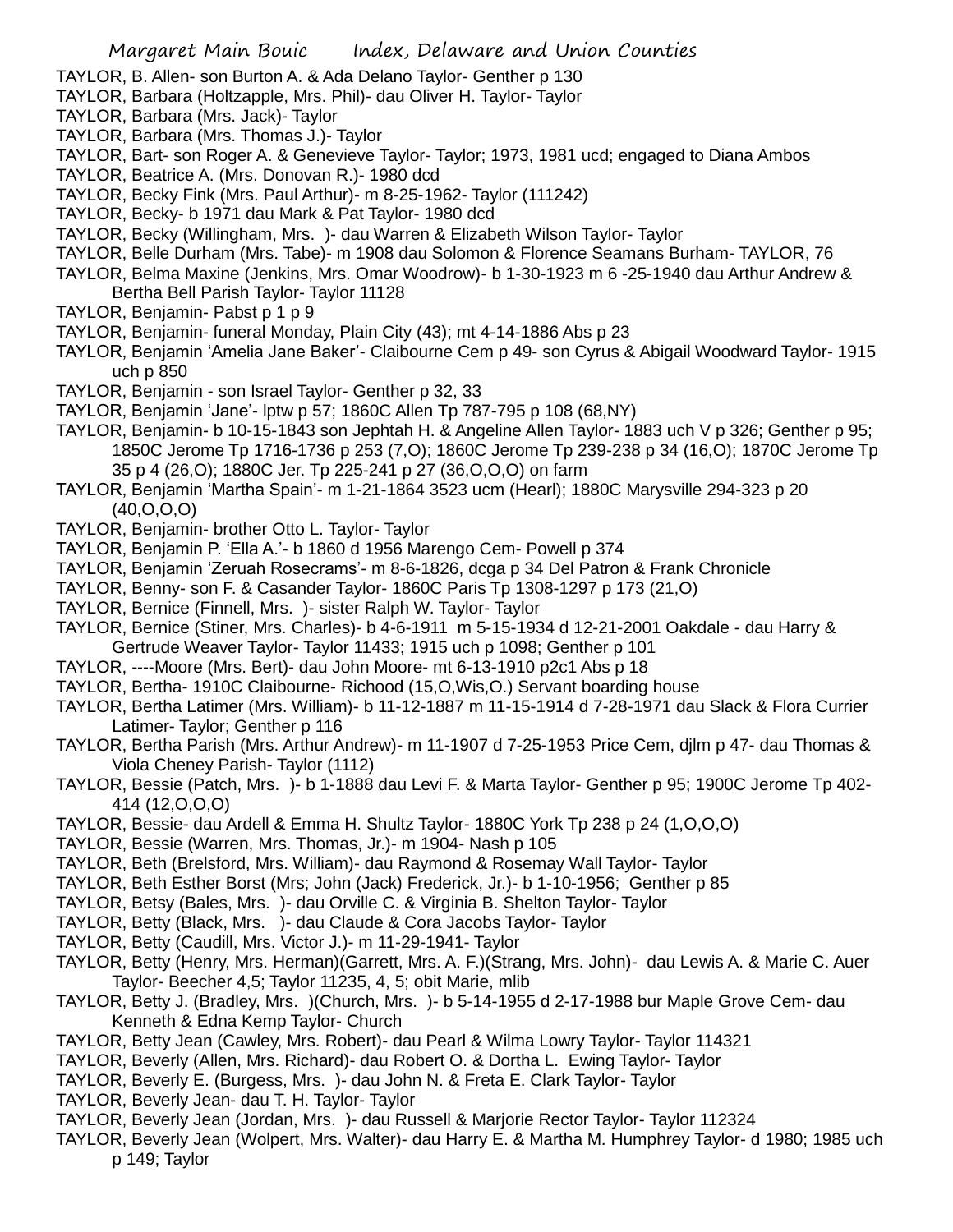TAYLOR, B. Allen- son Burton A. & Ada Delano Taylor- Genther p 130

TAYLOR, Barbara (Holtzapple, Mrs. Phil)- dau Oliver H. Taylor- Taylor

TAYLOR, Barbara (Mrs. Jack)- Taylor

TAYLOR, Barbara (Mrs. Thomas J.)- Taylor

TAYLOR, Bart- son Roger A. & Genevieve Taylor- Taylor; 1973, 1981 ucd; engaged to Diana Ambos

TAYLOR, Beatrice A. (Mrs. Donovan R.)- 1980 dcd

TAYLOR, Becky Fink (Mrs. Paul Arthur)- m 8-25-1962- Taylor (111242)

TAYLOR, Becky- b 1971 dau Mark & Pat Taylor- 1980 dcd

TAYLOR, Becky (Willingham, Mrs. )- dau Warren & Elizabeth Wilson Taylor- Taylor

TAYLOR, Belle Durham (Mrs. Tabe)- m 1908 dau Solomon & Florence Seamans Burham- TAYLOR, 76

TAYLOR, Belma Maxine (Jenkins, Mrs. Omar Woodrow)- b 1-30-1923 m 6 -25-1940 dau Arthur Andrew & Bertha Bell Parish Taylor- Taylor 11128

TAYLOR, Benjamin- Pabst p 1 p 9

TAYLOR, Benjamin- funeral Monday, Plain City (43); mt 4-14-1886 Abs p 23

TAYLOR, Benjamin 'Amelia Jane Baker'- Claibourne Cem p 49- son Cyrus & Abigail Woodward Taylor- 1915 uch p 850

TAYLOR, Benjamin - son Israel Taylor- Genther p 32, 33

TAYLOR, Benjamin 'Jane'- lptw p 57; 1860C Allen Tp 787-795 p 108 (68,NY)

TAYLOR, Benjamin- b 10-15-1843 son Jephtah H. & Angeline Allen Taylor- 1883 uch V p 326; Genther p 95; 1850C Jerome Tp 1716-1736 p 253 (7,O); 1860C Jerome Tp 239-238 p 34 (16,O); 1870C Jerome Tp 35 p 4 (26,O); 1880C Jer. Tp 225-241 p 27 (36,O,O,O) on farm

TAYLOR, Benjamin 'Martha Spain'- m 1-21-1864 3523 ucm (Hearl); 1880C Marysville 294-323 p 20 (40,O,O,O)

TAYLOR, Benjamin- brother Otto L. Taylor- Taylor

TAYLOR, Benjamin P. 'Ella A.'- b 1860 d 1956 Marengo Cem- Powell p 374

TAYLOR, Benjamin 'Zeruah Rosecrams'- m 8-6-1826, dcga p 34 Del Patron & Frank Chronicle

TAYLOR, Benny- son F. & Casander Taylor- 1860C Paris Tp 1308-1297 p 173 (21,O)

TAYLOR, Bernice (Finnell, Mrs. )- sister Ralph W. Taylor- Taylor

TAYLOR, Bernice (Stiner, Mrs. Charles)- b 4-6-1911 m 5-15-1934 d 12-21-2001 Oakdale - dau Harry & Gertrude Weaver Taylor- Taylor 11433; 1915 uch p 1098; Genther p 101

TAYLOR, ----Moore (Mrs. Bert)- dau John Moore- mt 6-13-1910 p2c1 Abs p 18

TAYLOR, Bertha- 1910C Claibourne- Richood (15,O,Wis,O.) Servant boarding house

TAYLOR, Bertha Latimer (Mrs. William)- b 11-12-1887 m 11-15-1914 d 7-28-1971 dau Slack & Flora Currier Latimer- Taylor; Genther p 116

TAYLOR, Bertha Parish (Mrs. Arthur Andrew)- m 11-1907 d 7-25-1953 Price Cem, djlm p 47- dau Thomas & Viola Cheney Parish- Taylor (1112)

TAYLOR, Bessie (Patch, Mrs. )- b 1-1888 dau Levi F. & Marta Taylor- Genther p 95; 1900C Jerome Tp 402-414 (12,O,O,O)

TAYLOR, Bessie- dau Ardell & Emma H. Shultz Taylor- 1880C York Tp 238 p 24 (1,O,O,O)

TAYLOR, Bessie (Warren, Mrs. Thomas, Jr.)- m 1904- Nash p 105

TAYLOR, Beth (Brelsford, Mrs. William)- dau Raymond & Rosemay Wall Taylor- Taylor

TAYLOR, Beth Esther Borst (Mrs; John (Jack) Frederick, Jr.)- b 1-10-1956; Genther p 85

TAYLOR, Betsy (Bales, Mrs. )- dau Orville C. & Virginia B. Shelton Taylor- Taylor

TAYLOR, Betty (Black, Mrs. )- dau Claude & Cora Jacobs Taylor- Taylor

TAYLOR, Betty (Caudill, Mrs. Victor J.)- m 11-29-1941- Taylor

TAYLOR, Betty (Henry, Mrs. Herman)(Garrett, Mrs. A. F.)(Strang, Mrs. John)- dau Lewis A. & Marie C. Auer Taylor- Beecher 4,5; Taylor 11235, 4, 5; obit Marie, mlib

TAYLOR, Betty J. (Bradley, Mrs. )(Church, Mrs. )- b 5-14-1955 d 2-17-1988 bur Maple Grove Cem- dau Kenneth & Edna Kemp Taylor- Church

TAYLOR, Betty Jean (Cawley, Mrs. Robert)- dau Pearl & Wilma Lowry Taylor- Taylor 114321

TAYLOR, Beverly (Allen, Mrs. Richard)- dau Robert O. & Dortha L. Ewing Taylor- Taylor

TAYLOR, Beverly E. (Burgess, Mrs. )- dau John N. & Freta E. Clark Taylor- Taylor

TAYLOR, Beverly Jean- dau T. H. Taylor- Taylor

TAYLOR, Beverly Jean (Jordan, Mrs. )- dau Russell & Marjorie Rector Taylor- Taylor 112324

TAYLOR, Beverly Jean (Wolpert, Mrs. Walter)- dau Harry E. & Martha M. Humphrey Taylor- d 1980; 1985 uch p 149; Taylor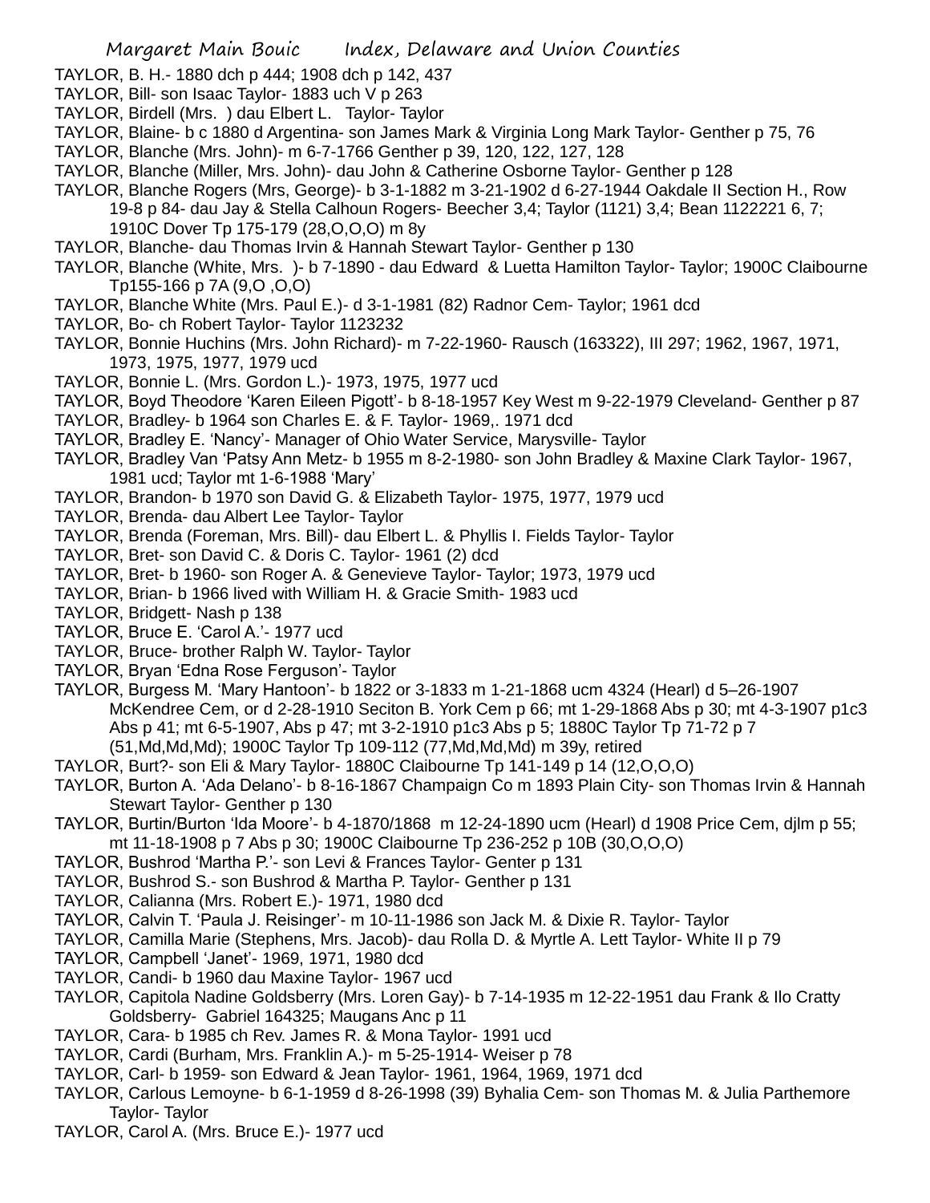TAYLOR, B. H.- 1880 dch p 444; 1908 dch p 142, 437

TAYLOR, Bill- son Isaac Taylor- 1883 uch V p 263

TAYLOR, Birdell (Mrs. ) dau Elbert L. Taylor- Taylor

TAYLOR, Blaine- b c 1880 d Argentina- son James Mark & Virginia Long Mark Taylor- Genther p 75, 76

TAYLOR, Blanche (Mrs. John)- m 6-7-1766 Genther p 39, 120, 122, 127, 128

TAYLOR, Blanche (Miller, Mrs. John)- dau John & Catherine Osborne Taylor- Genther p 128

TAYLOR, Blanche Rogers (Mrs, George)- b 3-1-1882 m 3-21-1902 d 6-27-1944 Oakdale II Section H., Row 19-8 p 84- dau Jay & Stella Calhoun Rogers- Beecher 3,4; Taylor (1121) 3,4; Bean 1122221 6, 7; 1910C Dover Tp 175-179 (28,O,O,O) m 8y

TAYLOR, Blanche- dau Thomas Irvin & Hannah Stewart Taylor- Genther p 130

TAYLOR, Blanche (White, Mrs. )- b 7-1890 - dau Edward & Luetta Hamilton Taylor- Taylor; 1900C Claibourne Tp155-166 p 7A (9,O ,O,O)

TAYLOR, Blanche White (Mrs. Paul E.)- d 3-1-1981 (82) Radnor Cem- Taylor; 1961 dcd

TAYLOR, Bo- ch Robert Taylor- Taylor 1123232

TAYLOR, Bonnie Huchins (Mrs. John Richard)- m 7-22-1960- Rausch (163322), III 297; 1962, 1967, 1971, 1973, 1975, 1977, 1979 ucd

TAYLOR, Bonnie L. (Mrs. Gordon L.)- 1973, 1975, 1977 ucd

TAYLOR, Boyd Theodore 'Karen Eileen Pigott'- b 8-18-1957 Key West m 9-22-1979 Cleveland- Genther p 87

TAYLOR, Bradley- b 1964 son Charles E. & F. Taylor- 1969,. 1971 dcd

TAYLOR, Bradley E. 'Nancy'- Manager of Ohio Water Service, Marysville- Taylor

TAYLOR, Bradley Van 'Patsy Ann Metz- b 1955 m 8-2-1980- son John Bradley & Maxine Clark Taylor- 1967, 1981 ucd; Taylor mt 1-6-1988 'Mary'

TAYLOR, Brandon- b 1970 son David G. & Elizabeth Taylor- 1975, 1977, 1979 ucd

TAYLOR, Brenda- dau Albert Lee Taylor- Taylor

TAYLOR, Brenda (Foreman, Mrs. Bill)- dau Elbert L. & Phyllis I. Fields Taylor- Taylor

TAYLOR, Bret- son David C. & Doris C. Taylor- 1961 (2) dcd

TAYLOR, Bret- b 1960- son Roger A. & Genevieve Taylor- Taylor; 1973, 1979 ucd

TAYLOR, Brian- b 1966 lived with William H. & Gracie Smith- 1983 ucd

TAYLOR, Bridgett- Nash p 138

TAYLOR, Bruce E. 'Carol A.'- 1977 ucd

TAYLOR, Bruce- brother Ralph W. Taylor- Taylor

TAYLOR, Bryan 'Edna Rose Ferguson'- Taylor

TAYLOR, Burgess M. 'Mary Hantoon'- b 1822 or 3-1833 m 1-21-1868 ucm 4324 (Hearl) d 5–26-1907 McKendree Cem, or d 2-28-1910 Seciton B. York Cem p 66; mt 1-29-1868 Abs p 30; mt 4-3-1907 p1c3 Abs p 41; mt 6-5-1907, Abs p 47; mt 3-2-1910 p1c3 Abs p 5; 1880C Taylor Tp 71-72 p 7 (51,Md,Md,Md); 1900C Taylor Tp 109-112 (77,Md,Md,Md) m 39y, retired

TAYLOR, Burt?- son Eli & Mary Taylor- 1880C Claibourne Tp 141-149 p 14 (12,O,O,O)

TAYLOR, Burton A. 'Ada Delano'- b 8-16-1867 Champaign Co m 1893 Plain City- son Thomas Irvin & Hannah Stewart Taylor- Genther p 130

TAYLOR, Burtin/Burton 'Ida Moore'- b 4-1870/1868 m 12-24-1890 ucm (Hearl) d 1908 Price Cem, djlm p 55; mt 11-18-1908 p 7 Abs p 30; 1900C Claibourne Tp 236-252 p 10B (30,O,O,O)

TAYLOR, Bushrod 'Martha P.'- son Levi & Frances Taylor- Genter p 131

TAYLOR, Bushrod S.- son Bushrod & Martha P. Taylor- Genther p 131

TAYLOR, Calianna (Mrs. Robert E.)- 1971, 1980 dcd

TAYLOR, Calvin T. 'Paula J. Reisinger'- m 10-11-1986 son Jack M. & Dixie R. Taylor- Taylor

TAYLOR, Camilla Marie (Stephens, Mrs. Jacob)- dau Rolla D. & Myrtle A. Lett Taylor- White II p 79

TAYLOR, Campbell 'Janet'- 1969, 1971, 1980 dcd

TAYLOR, Candi- b 1960 dau Maxine Taylor- 1967 ucd

TAYLOR, Capitola Nadine Goldsberry (Mrs. Loren Gay)- b 7-14-1935 m 12-22-1951 dau Frank & Ilo Cratty Goldsberry- Gabriel 164325; Maugans Anc p 11

TAYLOR, Cara- b 1985 ch Rev. James R. & Mona Taylor- 1991 ucd

TAYLOR, Cardi (Burham, Mrs. Franklin A.)- m 5-25-1914- Weiser p 78

TAYLOR, Carl- b 1959- son Edward & Jean Taylor- 1961, 1964, 1969, 1971 dcd

TAYLOR, Carlous Lemoyne- b 6-1-1959 d 8-26-1998 (39) Byhalia Cem- son Thomas M. & Julia Parthemore Taylor- Taylor

TAYLOR, Carol A. (Mrs. Bruce E.)- 1977 ucd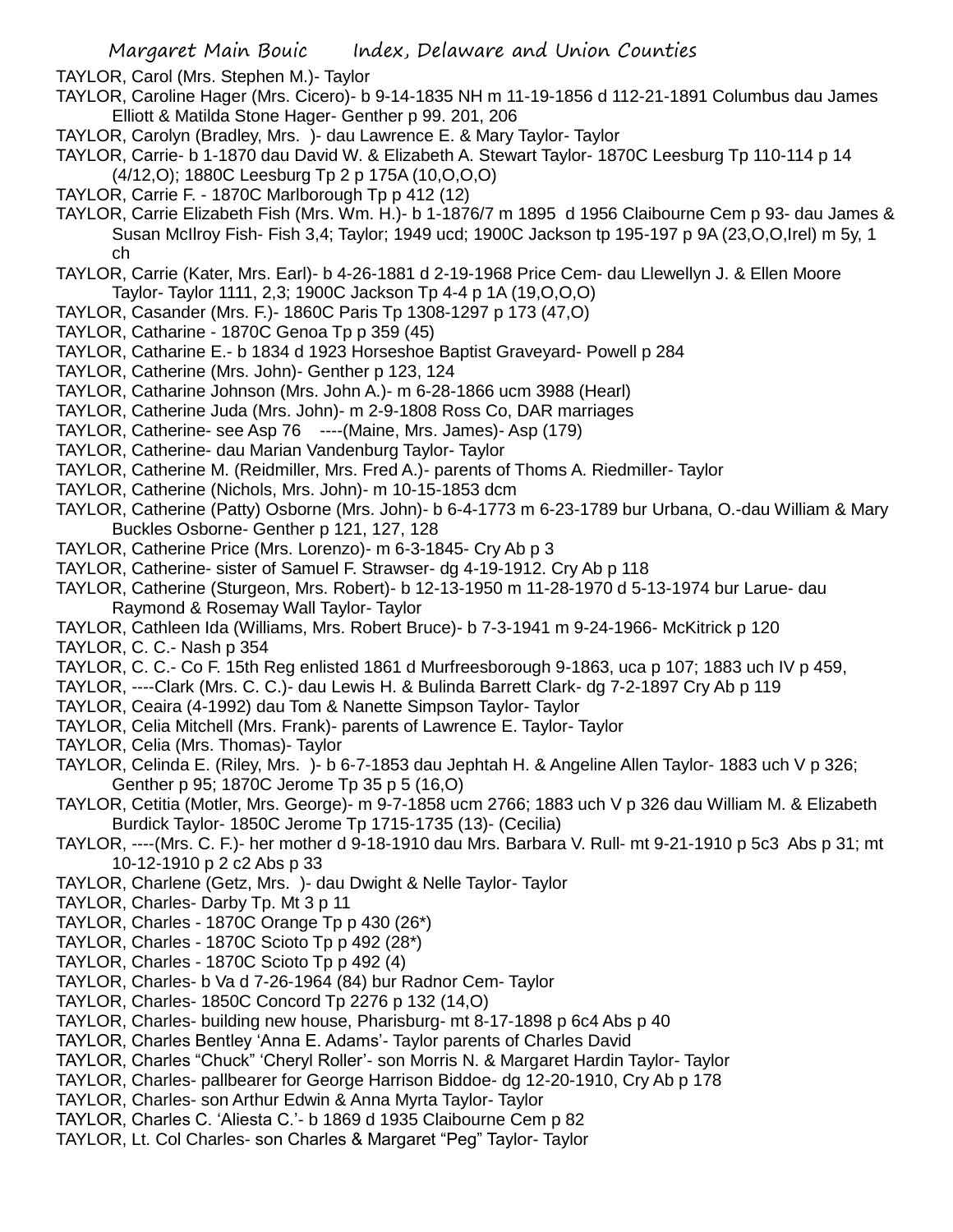TAYLOR, Carol (Mrs. Stephen M.)- Taylor

TAYLOR, Caroline Hager (Mrs. Cicero)- b 9-14-1835 NH m 11-19-1856 d 112-21-1891 Columbus dau James Elliott & Matilda Stone Hager- Genther p 99. 201, 206

TAYLOR, Carolyn (Bradley, Mrs. )- dau Lawrence E. & Mary Taylor- Taylor

TAYLOR, Carrie- b 1-1870 dau David W. & Elizabeth A. Stewart Taylor- 1870C Leesburg Tp 110-114 p 14 (4/12,O); 1880C Leesburg Tp 2 p 175A (10,O,O,O)

TAYLOR, Carrie F. - 1870C Marlborough Tp p 412 (12)

TAYLOR, Carrie Elizabeth Fish (Mrs. Wm. H.)- b 1-1876/7 m 1895 d 1956 Claibourne Cem p 93- dau James & Susan McIlroy Fish- Fish 3,4; Taylor; 1949 ucd; 1900C Jackson tp 195-197 p 9A (23,O,O,Irel) m 5y, 1 ch

TAYLOR, Carrie (Kater, Mrs. Earl)- b 4-26-1881 d 2-19-1968 Price Cem- dau Llewellyn J. & Ellen Moore Taylor- Taylor 1111, 2,3; 1900C Jackson Tp 4-4 p 1A (19,O,O,O)

TAYLOR, Casander (Mrs. F.)- 1860C Paris Tp 1308-1297 p 173 (47,O)

TAYLOR, Catharine - 1870C Genoa Tp p 359 (45)

TAYLOR, Catharine E.- b 1834 d 1923 Horseshoe Baptist Graveyard- Powell p 284

TAYLOR, Catherine (Mrs. John)- Genther p 123, 124

TAYLOR, Catharine Johnson (Mrs. John A.)- m 6-28-1866 ucm 3988 (Hearl)

TAYLOR, Catherine Juda (Mrs. John)- m 2-9-1808 Ross Co, DAR marriages

TAYLOR, Catherine- see Asp 76 ----(Maine, Mrs. James)- Asp (179)

TAYLOR, Catherine- dau Marian Vandenburg Taylor- Taylor

TAYLOR, Catherine M. (Reidmiller, Mrs. Fred A.)- parents of Thoms A. Riedmiller- Taylor

TAYLOR, Catherine (Nichols, Mrs. John)- m 10-15-1853 dcm

TAYLOR, Catherine (Patty) Osborne (Mrs. John)- b 6-4-1773 m 6-23-1789 bur Urbana, O.-dau William & Mary Buckles Osborne- Genther p 121, 127, 128

TAYLOR, Catherine Price (Mrs. Lorenzo)- m 6-3-1845- Cry Ab p 3

TAYLOR, Catherine- sister of Samuel F. Strawser- dg 4-19-1912. Cry Ab p 118

TAYLOR, Catherine (Sturgeon, Mrs. Robert)- b 12-13-1950 m 11-28-1970 d 5-13-1974 bur Larue- dau Raymond & Rosemay Wall Taylor- Taylor

TAYLOR, Cathleen Ida (Williams, Mrs. Robert Bruce)- b 7-3-1941 m 9-24-1966- McKitrick p 120

TAYLOR, C. C.- Nash p 354

TAYLOR, C. C.- Co F. 15th Reg enlisted 1861 d Murfreesborough 9-1863, uca p 107; 1883 uch IV p 459,

TAYLOR, ----Clark (Mrs. C. C.)- dau Lewis H. & Bulinda Barrett Clark- dg 7-2-1897 Cry Ab p 119

TAYLOR, Ceaira (4-1992) dau Tom & Nanette Simpson Taylor- Taylor

TAYLOR, Celia Mitchell (Mrs. Frank)- parents of Lawrence E. Taylor- Taylor

TAYLOR, Celia (Mrs. Thomas)- Taylor

TAYLOR, Celinda E. (Riley, Mrs. )- b 6-7-1853 dau Jephtah H. & Angeline Allen Taylor- 1883 uch V p 326; Genther p 95; 1870C Jerome Tp 35 p 5 (16,O)

TAYLOR, Cetitia (Motler, Mrs. George)- m 9-7-1858 ucm 2766; 1883 uch V p 326 dau William M. & Elizabeth Burdick Taylor- 1850C Jerome Tp 1715-1735 (13)- (Cecilia)

TAYLOR, ----(Mrs. C. F.)- her mother d 9-18-1910 dau Mrs. Barbara V. Rull- mt 9-21-1910 p 5c3 Abs p 31; mt 10-12-1910 p 2 c2 Abs p 33

TAYLOR, Charlene (Getz, Mrs. )- dau Dwight & Nelle Taylor- Taylor

TAYLOR, Charles- Darby Tp. Mt 3 p 11

TAYLOR, Charles - 1870C Orange Tp p 430 (26*)

TAYLOR, Charles - 1870C Scioto Tp p 492 (28*)

TAYLOR, Charles - 1870C Scioto Tp p 492 (4)

TAYLOR, Charles- b Va d 7-26-1964 (84) bur Radnor Cem- Taylor

TAYLOR, Charles- 1850C Concord Tp 2276 p 132 (14,O)

TAYLOR, Charles- building new house, Pharisburg- mt 8-17-1898 p 6c4 Abs p 40

TAYLOR, Charles Bentley 'Anna E. Adams'- Taylor parents of Charles David

TAYLOR, Charles "Chuck" 'Cheryl Roller'- son Morris N. & Margaret Hardin Taylor- Taylor

TAYLOR, Charles- pallbearer for George Harrison Biddoe- dg 12-20-1910, Cry Ab p 178

TAYLOR, Charles- son Arthur Edwin & Anna Myrta Taylor- Taylor

TAYLOR, Charles C. 'Aliesta C.'- b 1869 d 1935 Claibourne Cem p 82

TAYLOR, Lt. Col Charles- son Charles & Margaret "Peg" Taylor- Taylor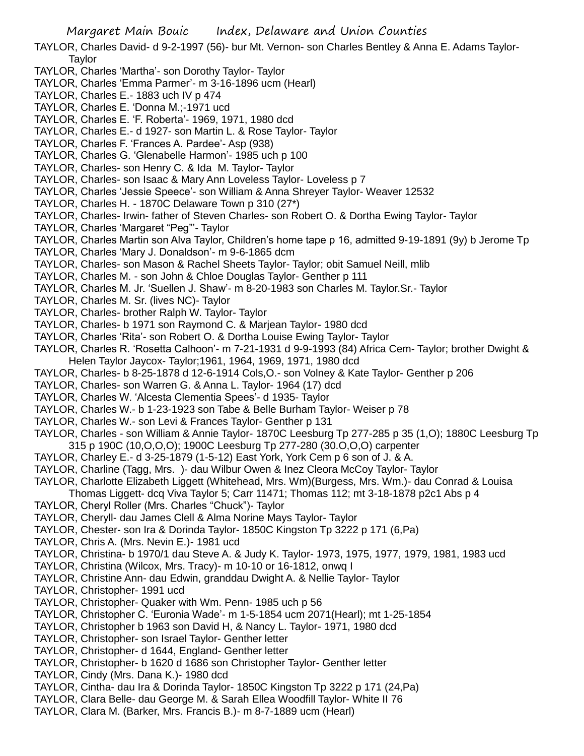TAYLOR, Charles David- d 9-2-1997 (56)- bur Mt. Vernon- son Charles Bentley & Anna E. Adams Taylor- Taylor

TAYLOR, Charles 'Martha'- son Dorothy Taylor- Taylor

TAYLOR, Charles 'Emma Parmer'- m 3-16-1896 ucm (Hearl)

TAYLOR, Charles E.- 1883 uch IV p 474

TAYLOR, Charles E. 'Donna M.;-1971 ucd

TAYLOR, Charles E. 'F. Roberta'- 1969, 1971, 1980 dcd

TAYLOR, Charles E.- d 1927- son Martin L. & Rose Taylor- Taylor

TAYLOR, Charles F. 'Frances A. Pardee'- Asp (938)

TAYLOR, Charles G. 'Glenabelle Harmon'- 1985 uch p 100

TAYLOR, Charles- son Henry C. & Ida M. Taylor- Taylor

TAYLOR, Charles- son Isaac & Mary Ann Loveless Taylor- Loveless p 7

TAYLOR, Charles 'Jessie Speece'- son William & Anna Shreyer Taylor- Weaver 12532

TAYLOR, Charles H. - 1870C Delaware Town p 310 (27*)

TAYLOR, Charles- Irwin- father of Steven Charles- son Robert O. & Dortha Ewing Taylor- Taylor

TAYLOR, Charles 'Margaret "Peg"'- Taylor

TAYLOR, Charles Martin son Alva Taylor, Children's home tape p 16, admitted 9-19-1891 (9y) b Jerome Tp

TAYLOR, Charles 'Mary J. Donaldson'- m 9-6-1865 dcm

TAYLOR, Charles- son Mason & Rachel Sheets Taylor- Taylor; obit Samuel Neill, mlib

TAYLOR, Charles M. - son John & Chloe Douglas Taylor- Genther p 111

TAYLOR, Charles M. Jr. 'Suellen J. Shaw'- m 8-20-1983 son Charles M. Taylor.Sr.- Taylor

TAYLOR, Charles M. Sr. (lives NC)- Taylor

TAYLOR, Charles- brother Ralph W. Taylor- Taylor

TAYLOR, Charles- b 1971 son Raymond C. & Marjean Taylor- 1980 dcd

TAYLOR, Charles 'Rita'- son Robert O. & Dortha Louise Ewing Taylor- Taylor

TAYLOR, Charles R. 'Rosetta Calhoon'- m 7-21-1931 d 9-9-1993 (84) Africa Cem- Taylor; brother Dwight & Helen Taylor Jaycox- Taylor;1961, 1964, 1969, 1971, 1980 dcd

TAYLOR, Charles- b 8-25-1878 d 12-6-1914 Cols,O.- son Volney & Kate Taylor- Genther p 206

TAYLOR, Charles- son Warren G. & Anna L. Taylor- 1964 (17) dcd

TAYLOR, Charles W. 'Alcesta Clementia Spees'- d 1935- Taylor

TAYLOR, Charles W.- b 1-23-1923 son Tabe & Belle Burham Taylor- Weiser p 78

TAYLOR, Charles W.- son Levi & Frances Taylor- Genther p 131

TAYLOR, Charles - son William & Annie Taylor- 1870C Leesburg Tp 277-285 p 35 (1,O); 1880C Leesburg Tp 315 p 190C (10,O,O,O); 1900C Leesburg Tp 277-280 (30.O,O,O) carpenter

TAYLOR, Charley E.- d 3-25-1879 (1-5-12) East York, York Cem p 6 son of J. & A.

TAYLOR, Charline (Tagg, Mrs. )- dau Wilbur Owen & Inez Cleora McCoy Taylor- Taylor

TAYLOR, Charlotte Elizabeth Liggett (Whitehead, Mrs. Wm)(Burgess, Mrs. Wm.)- dau Conrad & Louisa Thomas Liggett- dcq Viva Taylor 5; Carr 11471; Thomas 112; mt 3-18-1878 p2c1 Abs p 4

TAYLOR, Cheryl Roller (Mrs. Charles "Chuck")- Taylor

TAYLOR, Cheryll- dau James Clell & Alma Norine Mays Taylor- Taylor

TAYLOR, Chester- son Ira & Dorinda Taylor- 1850C Kingston Tp 3222 p 171 (6,Pa)

TAYLOR, Chris A. (Mrs. Nevin E.)- 1981 ucd

TAYLOR, Christina- b 1970/1 dau Steve A. & Judy K. Taylor- 1973, 1975, 1977, 1979, 1981, 1983 ucd

TAYLOR, Christina (Wilcox, Mrs. Tracy)- m 10-10 or 16-1812, onwq I

TAYLOR, Christine Ann- dau Edwin, granddau Dwight A. & Nellie Taylor- Taylor

TAYLOR, Christopher- 1991 ucd

TAYLOR, Christopher- Quaker with Wm. Penn- 1985 uch p 56

TAYLOR, Christopher C. 'Euronia Wade'- m 1-5-1854 ucm 2071(Hearl); mt 1-25-1854

TAYLOR, Christopher b 1963 son David H, & Nancy L. Taylor- 1971, 1980 dcd

TAYLOR, Christopher- son Israel Taylor- Genther letter

TAYLOR, Christopher- d 1644, England- Genther letter

TAYLOR, Christopher- b 1620 d 1686 son Christopher Taylor- Genther letter

TAYLOR, Cindy (Mrs. Dana K.)- 1980 dcd

TAYLOR, Cintha- dau Ira & Dorinda Taylor- 1850C Kingston Tp 3222 p 171 (24,Pa)

TAYLOR, Clara Belle- dau George M. & Sarah Ellea Woodfill Taylor- White II 76

TAYLOR, Clara M. (Barker, Mrs. Francis B.)- m 8-7-1889 ucm (Hearl)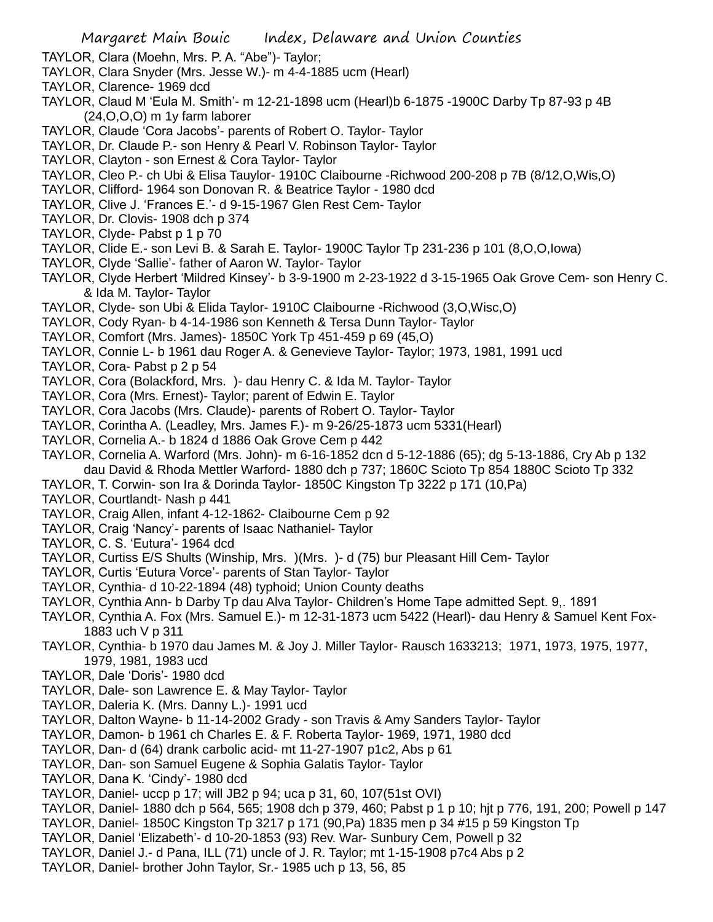TAYLOR, Clara (Moehn, Mrs. P. A. "Abe")- Taylor;

TAYLOR, Clara Snyder (Mrs. Jesse W.)- m 4-4-1885 ucm (Hearl)

TAYLOR, Clarence- 1969 dcd

TAYLOR, Claud M 'Eula M. Smith'- m 12-21-1898 ucm (Hearl)b 6-1875 -1900C Darby Tp 87-93 p 4B (24,O,O,O) m 1y farm laborer

TAYLOR, Claude 'Cora Jacobs'- parents of Robert O. Taylor- Taylor

TAYLOR, Dr. Claude P.- son Henry & Pearl V. Robinson Taylor- Taylor

TAYLOR, Clayton - son Ernest & Cora Taylor- Taylor

TAYLOR, Cleo P.- ch Ubi & Elisa Tauylor- 1910C Claibourne -Richwood 200-208 p 7B (8/12,O,Wis,O)

TAYLOR, Clifford- 1964 son Donovan R. & Beatrice Taylor - 1980 dcd

TAYLOR, Clive J. 'Frances E.'- d 9-15-1967 Glen Rest Cem- Taylor

TAYLOR, Dr. Clovis- 1908 dch p 374

TAYLOR, Clyde- Pabst p 1 p 70

TAYLOR, Clide E.- son Levi B. & Sarah E. Taylor- 1900C Taylor Tp 231-236 p 101 (8,O,O,Iowa)

TAYLOR, Clyde 'Sallie'- father of Aaron W. Taylor- Taylor

TAYLOR, Clyde Herbert 'Mildred Kinsey'- b 3-9-1900 m 2-23-1922 d 3-15-1965 Oak Grove Cem- son Henry C. & Ida M. Taylor- Taylor

TAYLOR, Clyde- son Ubi & Elida Taylor- 1910C Claibourne -Richwood (3,O,Wisc,O)

TAYLOR, Cody Ryan- b 4-14-1986 son Kenneth & Tersa Dunn Taylor- Taylor

TAYLOR, Comfort (Mrs. James)- 1850C York Tp 451-459 p 69 (45,O)

TAYLOR, Connie L- b 1961 dau Roger A. & Genevieve Taylor- Taylor; 1973, 1981, 1991 ucd

TAYLOR, Cora- Pabst p 2 p 54

TAYLOR, Cora (Bolackford, Mrs. )- dau Henry C. & Ida M. Taylor- Taylor

TAYLOR, Cora (Mrs. Ernest)- Taylor; parent of Edwin E. Taylor

TAYLOR, Cora Jacobs (Mrs. Claude)- parents of Robert O. Taylor- Taylor

TAYLOR, Corintha A. (Leadley, Mrs. James F.)- m 9-26/25-1873 ucm 5331(Hearl)

TAYLOR, Cornelia A.- b 1824 d 1886 Oak Grove Cem p 442

TAYLOR, Cornelia A. Warford (Mrs. John)- m 6-16-1852 dcn d 5-12-1886 (65); dg 5-13-1886, Cry Ab p 132 dau David & Rhoda Mettler Warford- 1880 dch p 737; 1860C Scioto Tp 854 1880C Scioto Tp 332

TAYLOR, T. Corwin- son Ira & Dorinda Taylor- 1850C Kingston Tp 3222 p 171 (10,Pa)

TAYLOR, Courtlandt- Nash p 441

TAYLOR, Craig Allen, infant 4-12-1862- Claibourne Cem p 92

TAYLOR, Craig 'Nancy'- parents of Isaac Nathaniel- Taylor

TAYLOR, C. S. 'Eutura'- 1964 dcd

TAYLOR, Curtiss E/S Shults (Winship, Mrs. )(Mrs. )- d (75) bur Pleasant Hill Cem- Taylor

TAYLOR, Curtis 'Eutura Vorce'- parents of Stan Taylor- Taylor

TAYLOR, Cynthia- d 10-22-1894 (48) typhoid; Union County deaths

TAYLOR, Cynthia Ann- b Darby Tp dau Alva Taylor- Children's Home Tape admitted Sept. 9,. 1891

TAYLOR, Cynthia A. Fox (Mrs. Samuel E.)- m 12-31-1873 ucm 5422 (Hearl)- dau Henry & Samuel Kent Fox- 1883 uch V p 311

TAYLOR, Cynthia- b 1970 dau James M. & Joy J. Miller Taylor- Rausch 1633213; 1971, 1973, 1975, 1977, 1979, 1981, 1983 ucd

TAYLOR, Dale 'Doris'- 1980 dcd

TAYLOR, Dale- son Lawrence E. & May Taylor- Taylor

TAYLOR, Daleria K. (Mrs. Danny L.)- 1991 ucd

TAYLOR, Dalton Wayne- b 11-14-2002 Grady - son Travis & Amy Sanders Taylor- Taylor

TAYLOR, Damon- b 1961 ch Charles E. & F. Roberta Taylor- 1969, 1971, 1980 dcd

TAYLOR, Dan- d (64) drank carbolic acid- mt 11-27-1907 p1c2, Abs p 61

TAYLOR, Dan- son Samuel Eugene & Sophia Galatis Taylor- Taylor

TAYLOR, Dana K. 'Cindy'- 1980 dcd

TAYLOR, Daniel- uccp p 17; will JB2 p 94; uca p 31, 60, 107(51st OVI)

TAYLOR, Daniel- 1880 dch p 564, 565; 1908 dch p 379, 460; Pabst p 1 p 10; hjt p 776, 191, 200; Powell p 147

TAYLOR, Daniel- 1850C Kingston Tp 3217 p 171 (90,Pa) 1835 men p 34 #15 p 59 Kingston Tp

TAYLOR, Daniel 'Elizabeth'- d 10-20-1853 (93) Rev. War- Sunbury Cem, Powell p 32

TAYLOR, Daniel J.- d Pana, ILL (71) uncle of J. R. Taylor; mt 1-15-1908 p7c4 Abs p 2

TAYLOR, Daniel- brother John Taylor, Sr.- 1985 uch p 13, 56, 85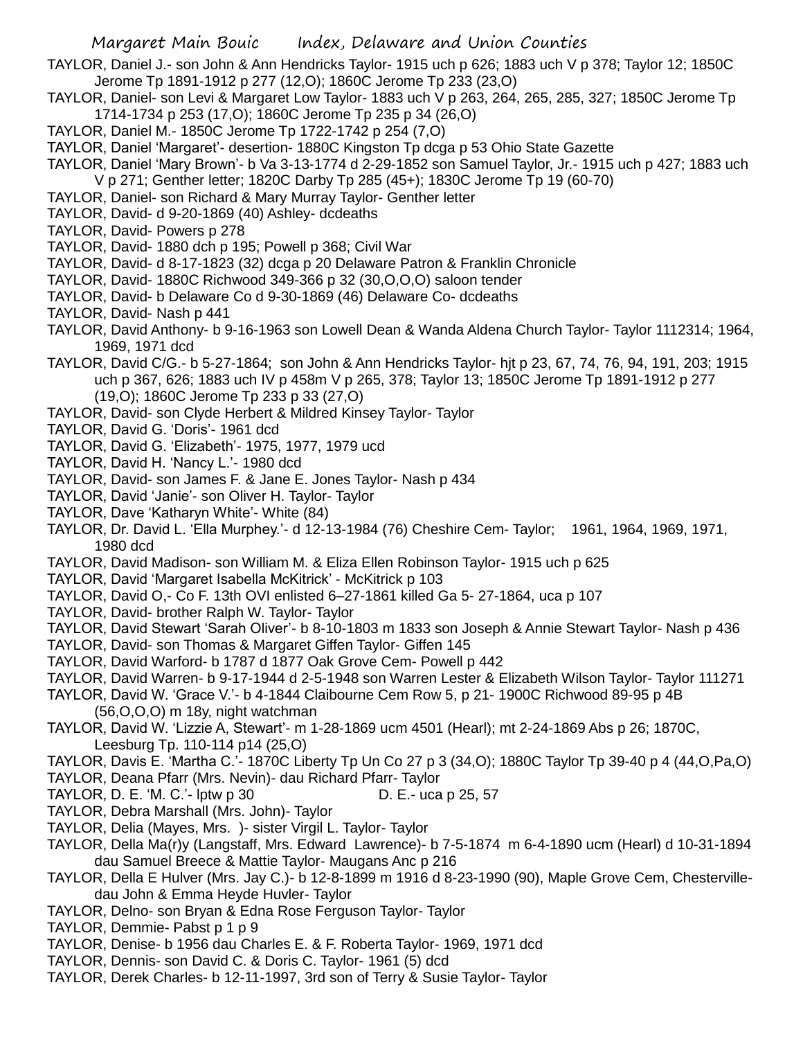TAYLOR, Daniel J.- son John & Ann Hendricks Taylor- 1915 uch p 626; 1883 uch V p 378; Taylor 12; 1850C Jerome Tp 1891-1912 p 277 (12,O); 1860C Jerome Tp 233 (23,O)

TAYLOR, Daniel- son Levi & Margaret Low Taylor- 1883 uch V p 263, 264, 265, 285, 327; 1850C Jerome Tp 1714-1734 p 253 (17,O); 1860C Jerome Tp 235 p 34 (26,O)

TAYLOR, Daniel M.- 1850C Jerome Tp 1722-1742 p 254 (7,O)

TAYLOR, Daniel 'Margaret'- desertion- 1880C Kingston Tp dcga p 53 Ohio State Gazette

TAYLOR, Daniel 'Mary Brown'- b Va 3-13-1774 d 2-29-1852 son Samuel Taylor, Jr.- 1915 uch p 427; 1883 uch V p 271; Genther letter; 1820C Darby Tp 285 (45+); 1830C Jerome Tp 19 (60-70)

TAYLOR, Daniel- son Richard & Mary Murray Taylor- Genther letter

TAYLOR, David- d 9-20-1869 (40) Ashley- dcdeaths

TAYLOR, David- Powers p 278

TAYLOR, David- 1880 dch p 195; Powell p 368; Civil War

TAYLOR, David- d 8-17-1823 (32) dcga p 20 Delaware Patron & Franklin Chronicle

TAYLOR, David- 1880C Richwood 349-366 p 32 (30,O,O,O) saloon tender

TAYLOR, David- b Delaware Co d 9-30-1869 (46) Delaware Co- dcdeaths

TAYLOR, David- Nash p 441

TAYLOR, David Anthony- b 9-16-1963 son Lowell Dean & Wanda Aldena Church Taylor- Taylor 1112314; 1964, 1969, 1971 dcd

TAYLOR, David C/G.- b 5-27-1864; son John & Ann Hendricks Taylor- hjt p 23, 67, 74, 76, 94, 191, 203; 1915 uch p 367, 626; 1883 uch IV p 458m V p 265, 378; Taylor 13; 1850C Jerome Tp 1891-1912 p 277 (19,O); 1860C Jerome Tp 233 p 33 (27,O)

TAYLOR, David- son Clyde Herbert & Mildred Kinsey Taylor- Taylor

TAYLOR, David G. 'Doris'- 1961 dcd

TAYLOR, David G. 'Elizabeth'- 1975, 1977, 1979 ucd

TAYLOR, David H. 'Nancy L.'- 1980 dcd

TAYLOR, David- son James F. & Jane E. Jones Taylor- Nash p 434

TAYLOR, David 'Janie'- son Oliver H. Taylor- Taylor

TAYLOR, Dave 'Katharyn White'- White (84)

TAYLOR, Dr. David L. 'Ella Murphey.'- d 12-13-1984 (76) Cheshire Cem- Taylor; 1961, 1964, 1969, 1971, 1980 dcd

TAYLOR, David Madison- son William M. & Eliza Ellen Robinson Taylor- 1915 uch p 625

TAYLOR, David 'Margaret Isabella McKitrick' - McKitrick p 103

TAYLOR, David O,- Co F. 13th OVI enlisted 6–27-1861 killed Ga 5- 27-1864, uca p 107

TAYLOR, David- brother Ralph W. Taylor- Taylor

TAYLOR, David Stewart 'Sarah Oliver'- b 8-10-1803 m 1833 son Joseph & Annie Stewart Taylor- Nash p 436

TAYLOR, David- son Thomas & Margaret Giffen Taylor- Giffen 145

TAYLOR, David Warford- b 1787 d 1877 Oak Grove Cem- Powell p 442

TAYLOR, David Warren- b 9-17-1944 d 2-5-1948 son Warren Lester & Elizabeth Wilson Taylor- Taylor 111271

TAYLOR, David W. 'Grace V.'- b 4-1844 Claibourne Cem Row 5, p 21- 1900C Richwood 89-95 p 4B (56,O,O,O) m 18y, night watchman

TAYLOR, David W. 'Lizzie A, Stewart'- m 1-28-1869 ucm 4501 (Hearl); mt 2-24-1869 Abs p 26; 1870C, Leesburg Tp. 110-114 p14 (25,O)

TAYLOR, Davis E. 'Martha C.'- 1870C Liberty Tp Un Co 27 p 3 (34,O); 1880C Taylor Tp 39-40 p 4 (44,O,Pa,O)

TAYLOR, Deana Pfarr (Mrs. Nevin)- dau Richard Pfarr- Taylor

TAYLOR, D. E. 'M. C.'- lptw p 30 D. E.- uca p 25, 57

TAYLOR, Debra Marshall (Mrs. John)- Taylor

TAYLOR, Delia (Mayes, Mrs. )- sister Virgil L. Taylor- Taylor

TAYLOR, Della Ma(r)y (Langstaff, Mrs. Edward Lawrence)- b 7-5-1874 m 6-4-1890 ucm (Hearl) d 10-31-1894 dau Samuel Breece & Mattie Taylor- Maugans Anc p 216

TAYLOR, Della E Hulver (Mrs. Jay C.)- b 12-8-1899 m 1916 d 8-23-1990 (90), Maple Grove Cem, Chesterville- dau John & Emma Heyde Huvler- Taylor

TAYLOR, Delno- son Bryan & Edna Rose Ferguson Taylor- Taylor

TAYLOR, Demmie- Pabst p 1 p 9

TAYLOR, Denise- b 1956 dau Charles E. & F. Roberta Taylor- 1969, 1971 dcd

TAYLOR, Dennis- son David C. & Doris C. Taylor- 1961 (5) dcd

TAYLOR, Derek Charles- b 12-11-1997, 3rd son of Terry & Susie Taylor- Taylor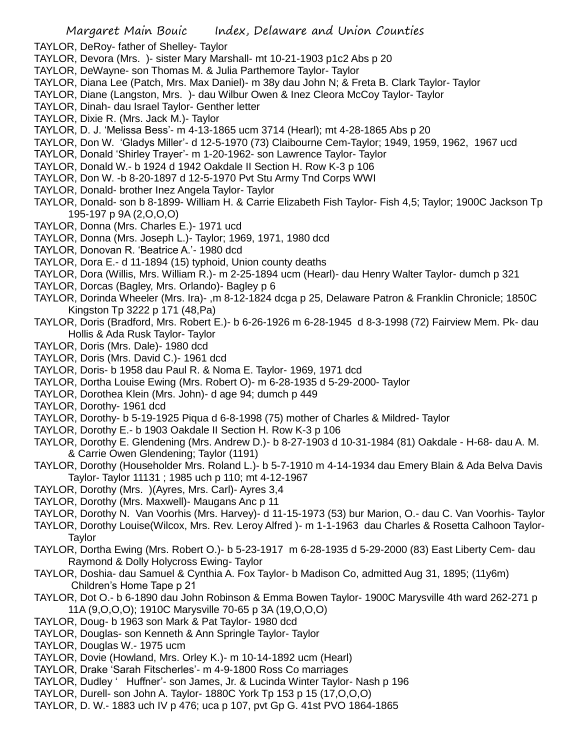TAYLOR, DeRoy- father of Shelley- Taylor

TAYLOR, Devora (Mrs. )- sister Mary Marshall- mt 10-21-1903 p1c2 Abs p 20

TAYLOR, DeWayne- son Thomas M. & Julia Parthemore Taylor- Taylor

TAYLOR, Diana Lee (Patch, Mrs. Max Daniel)- m 38y dau John N; & Freta B. Clark Taylor- Taylor

TAYLOR, Diane (Langston, Mrs. )- dau Wilbur Owen & Inez Cleora McCoy Taylor- Taylor

TAYLOR, Dinah- dau Israel Taylor- Genther letter

TAYLOR, Dixie R. (Mrs. Jack M.)- Taylor

TAYLOR, D. J. 'Melissa Bess'- m 4-13-1865 ucm 3714 (Hearl); mt 4-28-1865 Abs p 20

TAYLOR, Don W. 'Gladys Miller'- d 12-5-1970 (73) Claibourne Cem-Taylor; 1949, 1959, 1962, 1967 ucd

TAYLOR, Donald 'Shirley Trayer'- m 1-20-1962- son Lawrence Taylor- Taylor

TAYLOR, Donald W.- b 1924 d 1942 Oakdale II Section H. Row K-3 p 106

TAYLOR, Don W. -b 8-20-1897 d 12-5-1970 Pvt Stu Army Tnd Corps WWI

TAYLOR, Donald- brother Inez Angela Taylor- Taylor

TAYLOR, Donald- son b 8-1899- William H. & Carrie Elizabeth Fish Taylor- Fish 4,5; Taylor; 1900C Jackson Tp 195-197 p 9A (2,O,O,O)

TAYLOR, Donna (Mrs. Charles E.)- 1971 ucd

TAYLOR, Donna (Mrs. Joseph L.)- Taylor; 1969, 1971, 1980 dcd

TAYLOR, Donovan R. 'Beatrice A.'- 1980 dcd

TAYLOR, Dora E.- d 11-1894 (15) typhoid, Union county deaths

TAYLOR, Dora (Willis, Mrs. William R.)- m 2-25-1894 ucm (Hearl)- dau Henry Walter Taylor- dumch p 321

TAYLOR, Dorcas (Bagley, Mrs. Orlando)- Bagley p 6

TAYLOR, Dorinda Wheeler (Mrs. Ira)- ,m 8-12-1824 dcga p 25, Delaware Patron & Franklin Chronicle; 1850C Kingston Tp 3222 p 171 (48,Pa)

TAYLOR, Doris (Bradford, Mrs. Robert E.)- b 6-26-1926 m 6-28-1945 d 8-3-1998 (72) Fairview Mem. Pk- dau Hollis & Ada Rusk Taylor- Taylor

TAYLOR, Doris (Mrs. Dale)- 1980 dcd

TAYLOR, Doris (Mrs. David C.)- 1961 dcd

TAYLOR, Doris- b 1958 dau Paul R. & Noma E. Taylor- 1969, 1971 dcd

TAYLOR, Dortha Louise Ewing (Mrs. Robert O)- m 6-28-1935 d 5-29-2000- Taylor

TAYLOR, Dorothea Klein (Mrs. John)- d age 94; dumch p 449

TAYLOR, Dorothy- 1961 dcd

TAYLOR, Dorothy- b 5-19-1925 Piqua d 6-8-1998 (75) mother of Charles & Mildred- Taylor

TAYLOR, Dorothy E.- b 1903 Oakdale II Section H. Row K-3 p 106

TAYLOR, Dorothy E. Glendening (Mrs. Andrew D.)- b 8-27-1903 d 10-31-1984 (81) Oakdale - H-68- dau A. M. & Carrie Owen Glendening; Taylor (1191)

TAYLOR, Dorothy (Householder Mrs. Roland L.)- b 5-7-1910 m 4-14-1934 dau Emery Blain & Ada Belva Davis Taylor- Taylor 11131 ; 1985 uch p 110; mt 4-12-1967

TAYLOR, Dorothy (Mrs. )(Ayres, Mrs. Carl)- Ayres 3,4

TAYLOR, Dorothy (Mrs. Maxwell)- Maugans Anc p 11

TAYLOR, Dorothy N. Van Voorhis (Mrs. Harvey)- d 11-15-1973 (53) bur Marion, O.- dau C. Van Voorhis- Taylor

TAYLOR, Dorothy Louise(Wilcox, Mrs. Rev. Leroy Alfred )- m 1-1-1963 dau Charles & Rosetta Calhoon Taylor- Taylor

TAYLOR, Dortha Ewing (Mrs. Robert O.)- b 5-23-1917 m 6-28-1935 d 5-29-2000 (83) East Liberty Cem- dau Raymond & Dolly Holycross Ewing- Taylor

TAYLOR, Doshia- dau Samuel & Cynthia A. Fox Taylor- b Madison Co, admitted Aug 31, 1895; (11y6m) Children's Home Tape p 21

TAYLOR, Dot O.- b 6-1890 dau John Robinson & Emma Bowen Taylor- 1900C Marysville 4th ward 262-271 p 11A (9,O,O,O); 1910C Marysville 70-65 p 3A (19,O,O,O)

TAYLOR, Doug- b 1963 son Mark & Pat Taylor- 1980 dcd

TAYLOR, Douglas- son Kenneth & Ann Springle Taylor- Taylor

TAYLOR, Douglas W.- 1975 ucm

TAYLOR, Dovie (Howland, Mrs. Orley K.)- m 10-14-1892 ucm (Hearl)

TAYLOR, Drake 'Sarah Fitscherles'- m 4-9-1800 Ross Co marriages

TAYLOR, Dudley ' Huffner'- son James, Jr. & Lucinda Winter Taylor- Nash p 196

TAYLOR, Durell- son John A. Taylor- 1880C York Tp 153 p 15 (17,O,O,O)

TAYLOR, D. W.- 1883 uch IV p 476; uca p 107, pvt Gp G. 41st PVO 1864-1865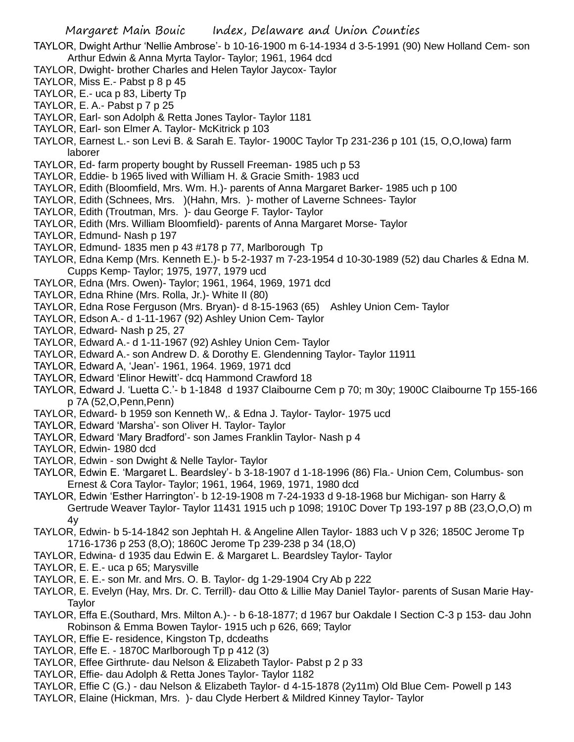TAYLOR, Dwight Arthur 'Nellie Ambrose'- b 10-16-1900 m 6-14-1934 d 3-5-1991 (90) New Holland Cem- son Arthur Edwin & Anna Myrta Taylor- Taylor; 1961, 1964 dcd

TAYLOR, Dwight- brother Charles and Helen Taylor Jaycox- Taylor

TAYLOR, Miss E.- Pabst p 8 p 45

TAYLOR, E.- uca p 83, Liberty Tp

TAYLOR, E. A.- Pabst p 7 p 25

TAYLOR, Earl- son Adolph & Retta Jones Taylor- Taylor 1181

TAYLOR, Earl- son Elmer A. Taylor- McKitrick p 103

TAYLOR, Earnest L.- son Levi B. & Sarah E. Taylor- 1900C Taylor Tp 231-236 p 101 (15, O,O,Iowa) farm laborer

TAYLOR, Ed- farm property bought by Russell Freeman- 1985 uch p 53

TAYLOR, Eddie- b 1965 lived with William H. & Gracie Smith- 1983 ucd

TAYLOR, Edith (Bloomfield, Mrs. Wm. H.)- parents of Anna Margaret Barker- 1985 uch p 100

TAYLOR, Edith (Schnees, Mrs. )(Hahn, Mrs. )- mother of Laverne Schnees- Taylor

TAYLOR, Edith (Troutman, Mrs. )- dau George F. Taylor- Taylor

TAYLOR, Edith (Mrs. William Bloomfield)- parents of Anna Margaret Morse- Taylor

TAYLOR, Edmund- Nash p 197

TAYLOR, Edmund- 1835 men p 43 #178 p 77, Marlborough Tp

TAYLOR, Edna Kemp (Mrs. Kenneth E.)- b 5-2-1937 m 7-23-1954 d 10-30-1989 (52) dau Charles & Edna M. Cupps Kemp- Taylor; 1975, 1977, 1979 ucd

TAYLOR, Edna (Mrs. Owen)- Taylor; 1961, 1964, 1969, 1971 dcd

TAYLOR, Edna Rhine (Mrs. Rolla, Jr.)- White II (80)

TAYLOR, Edna Rose Ferguson (Mrs. Bryan)- d 8-15-1963 (65) Ashley Union Cem- Taylor

TAYLOR, Edson A.- d 1-11-1967 (92) Ashley Union Cem- Taylor

TAYLOR, Edward- Nash p 25, 27

TAYLOR, Edward A.- d 1-11-1967 (92) Ashley Union Cem- Taylor

TAYLOR, Edward A.- son Andrew D. & Dorothy E. Glendenning Taylor- Taylor 11911

TAYLOR, Edward A, 'Jean'- 1961, 1964. 1969, 1971 dcd

TAYLOR, Edward 'Elinor Hewitt'- dcq Hammond Crawford 18

TAYLOR, Edward J. 'Luetta C.'- b 1-1848 d 1937 Claibourne Cem p 70; m 30y; 1900C Claibourne Tp 155-166 p 7A (52,O,Penn,Penn)

TAYLOR, Edward- b 1959 son Kenneth W,. & Edna J. Taylor- Taylor- 1975 ucd

TAYLOR, Edward 'Marsha'- son Oliver H. Taylor- Taylor

TAYLOR, Edward 'Mary Bradford'- son James Franklin Taylor- Nash p 4

TAYLOR, Edwin- 1980 dcd

TAYLOR, Edwin - son Dwight & Nelle Taylor- Taylor

TAYLOR, Edwin E. 'Margaret L. Beardsley'- b 3-18-1907 d 1-18-1996 (86) Fla.- Union Cem, Columbus- son Ernest & Cora Taylor- Taylor; 1961, 1964, 1969, 1971, 1980 dcd

TAYLOR, Edwin 'Esther Harrington'- b 12-19-1908 m 7-24-1933 d 9-18-1968 bur Michigan- son Harry & Gertrude Weaver Taylor- Taylor 11431 1915 uch p 1098; 1910C Dover Tp 193-197 p 8B (23,O,O,O) m 4y

TAYLOR, Edwin- b 5-14-1842 son Jephtah H. & Angeline Allen Taylor- 1883 uch V p 326; 1850C Jerome Tp 1716-1736 p 253 (8,O); 1860C Jerome Tp 239-238 p 34 (18,O)

TAYLOR, Edwina- d 1935 dau Edwin E. & Margaret L. Beardsley Taylor- Taylor

TAYLOR, E. E.- uca p 65; Marysville

TAYLOR, E. E.- son Mr. and Mrs. O. B. Taylor- dg 1-29-1904 Cry Ab p 222

TAYLOR, E. Evelyn (Hay, Mrs. Dr. C. Terrill)- dau Otto & Lillie May Daniel Taylor- parents of Susan Marie Hay- Taylor

TAYLOR, Effa E.(Southard, Mrs. Milton A.)- - b 6-18-1877; d 1967 bur Oakdale I Section C-3 p 153- dau John Robinson & Emma Bowen Taylor- 1915 uch p 626, 669; Taylor

TAYLOR, Effie E- residence, Kingston Tp, dcdeaths

TAYLOR, Effe E. - 1870C Marlborough Tp p 412 (3)

TAYLOR, Effee Girthrute- dau Nelson & Elizabeth Taylor- Pabst p 2 p 33

TAYLOR, Effie- dau Adolph & Retta Jones Taylor- Taylor 1182

TAYLOR, Effie C (G.) - dau Nelson & Elizabeth Taylor- d 4-15-1878 (2y11m) Old Blue Cem- Powell p 143

TAYLOR, Elaine (Hickman, Mrs. )- dau Clyde Herbert & Mildred Kinney Taylor- Taylor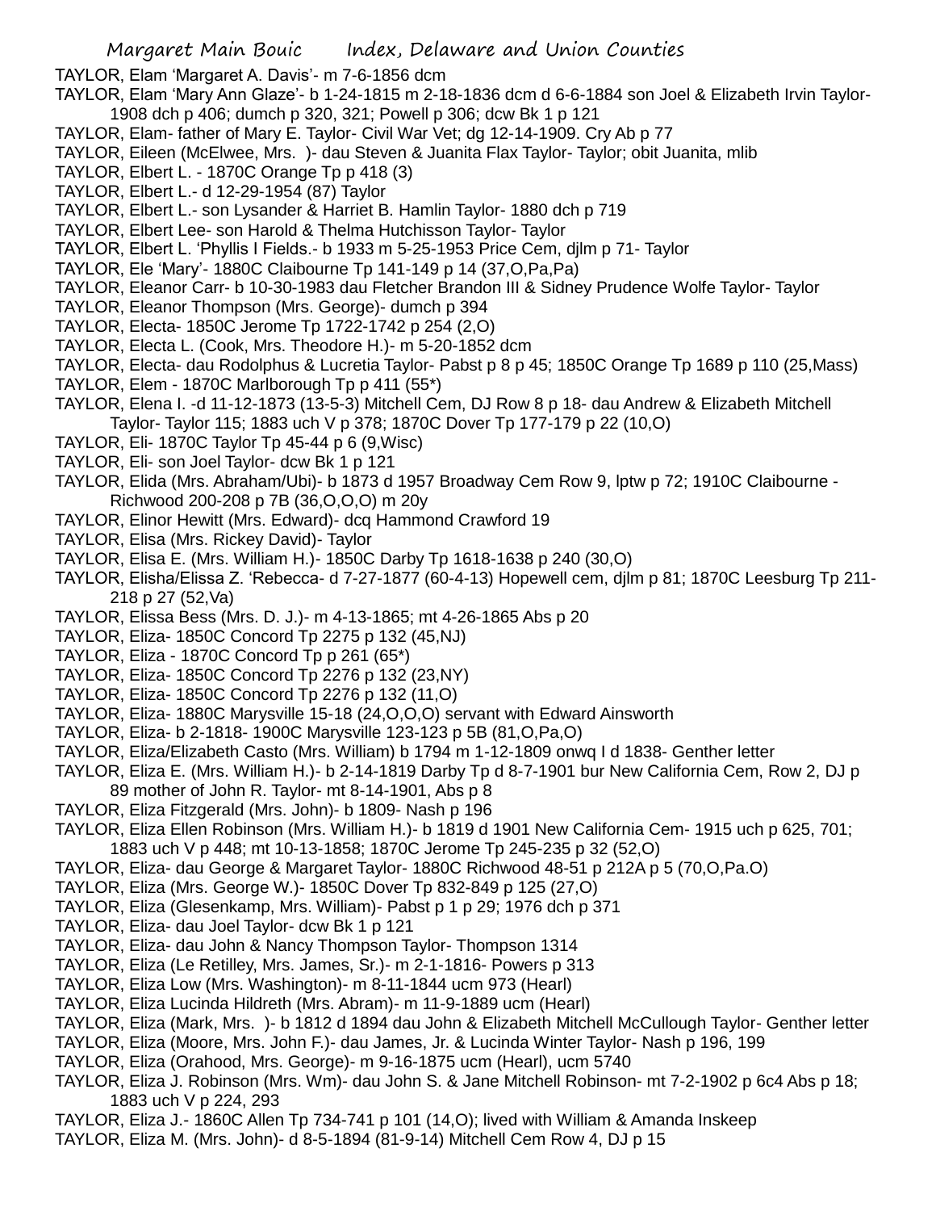TAYLOR, Elam 'Margaret A. Davis'- m 7-6-1856 dcm

TAYLOR, Elam 'Mary Ann Glaze'- b 1-24-1815 m 2-18-1836 dcm d 6-6-1884 son Joel & Elizabeth Irvin Taylor- 1908 dch p 406; dumch p 320, 321; Powell p 306; dcw Bk 1 p 121

TAYLOR, Elam- father of Mary E. Taylor- Civil War Vet; dg 12-14-1909. Cry Ab p 77

TAYLOR, Eileen (McElwee, Mrs. )- dau Steven & Juanita Flax Taylor- Taylor; obit Juanita, mlib

TAYLOR, Elbert L. - 1870C Orange Tp p 418 (3)

TAYLOR, Elbert L.- d 12-29-1954 (87) Taylor

TAYLOR, Elbert L.- son Lysander & Harriet B. Hamlin Taylor- 1880 dch p 719

TAYLOR, Elbert Lee- son Harold & Thelma Hutchisson Taylor- Taylor

TAYLOR, Elbert L. 'Phyllis I Fields.- b 1933 m 5-25-1953 Price Cem, djlm p 71- Taylor

TAYLOR, Ele 'Mary'- 1880C Claibourne Tp 141-149 p 14 (37,O,Pa,Pa)

TAYLOR, Eleanor Carr- b 10-30-1983 dau Fletcher Brandon III & Sidney Prudence Wolfe Taylor- Taylor

TAYLOR, Eleanor Thompson (Mrs. George)- dumch p 394

TAYLOR, Electa- 1850C Jerome Tp 1722-1742 p 254 (2,O)

TAYLOR, Electa L. (Cook, Mrs. Theodore H.)- m 5-20-1852 dcm

TAYLOR, Electa- dau Rodolphus & Lucretia Taylor- Pabst p 8 p 45; 1850C Orange Tp 1689 p 110 (25,Mass)

TAYLOR, Elem - 1870C Marlborough Tp p 411 (55*)

TAYLOR, Elena I. -d 11-12-1873 (13-5-3) Mitchell Cem, DJ Row 8 p 18- dau Andrew & Elizabeth Mitchell Taylor- Taylor 115; 1883 uch V p 378; 1870C Dover Tp 177-179 p 22 (10,O)

TAYLOR, Eli- 1870C Taylor Tp 45-44 p 6 (9,Wisc)

TAYLOR, Eli- son Joel Taylor- dcw Bk 1 p 121

TAYLOR, Elida (Mrs. Abraham/Ubi)- b 1873 d 1957 Broadway Cem Row 9, lptw p 72; 1910C Claibourne - Richwood 200-208 p 7B (36,O,O,O) m 20y

TAYLOR, Elinor Hewitt (Mrs. Edward)- dcq Hammond Crawford 19

TAYLOR, Elisa (Mrs. Rickey David)- Taylor

TAYLOR, Elisa E. (Mrs. William H.)- 1850C Darby Tp 1618-1638 p 240 (30,O)

TAYLOR, Elisha/Elissa Z. 'Rebecca- d 7-27-1877 (60-4-13) Hopewell cem, djlm p 81; 1870C Leesburg Tp 211-218 p 27 (52,Va)

TAYLOR, Elissa Bess (Mrs. D. J.)- m 4-13-1865; mt 4-26-1865 Abs p 20

TAYLOR, Eliza- 1850C Concord Tp 2275 p 132 (45,NJ)

TAYLOR, Eliza - 1870C Concord Tp p 261 (65*)

TAYLOR, Eliza- 1850C Concord Tp 2276 p 132 (23,NY)

TAYLOR, Eliza- 1850C Concord Tp 2276 p 132 (11,O)

TAYLOR, Eliza- 1880C Marysville 15-18 (24,O,O,O) servant with Edward Ainsworth

TAYLOR, Eliza- b 2-1818- 1900C Marysville 123-123 p 5B (81,O,Pa,O)

TAYLOR, Eliza/Elizabeth Casto (Mrs. William) b 1794 m 1-12-1809 onwq I d 1838- Genther letter

TAYLOR, Eliza E. (Mrs. William H.)- b 2-14-1819 Darby Tp d 8-7-1901 bur New California Cem, Row 2, DJ p 89 mother of John R. Taylor- mt 8-14-1901, Abs p 8

TAYLOR, Eliza Fitzgerald (Mrs. John)- b 1809- Nash p 196

TAYLOR, Eliza Ellen Robinson (Mrs. William H.)- b 1819 d 1901 New California Cem- 1915 uch p 625, 701; 1883 uch V p 448; mt 10-13-1858; 1870C Jerome Tp 245-235 p 32 (52,O)

TAYLOR, Eliza- dau George & Margaret Taylor- 1880C Richwood 48-51 p 212A p 5 (70,O,Pa.O)

TAYLOR, Eliza (Mrs. George W.)- 1850C Dover Tp 832-849 p 125 (27,O)

TAYLOR, Eliza (Glesenkamp, Mrs. William)- Pabst p 1 p 29; 1976 dch p 371

TAYLOR, Eliza- dau Joel Taylor- dcw Bk 1 p 121

TAYLOR, Eliza- dau John & Nancy Thompson Taylor- Thompson 1314

TAYLOR, Eliza (Le Retilley, Mrs. James, Sr.)- m 2-1-1816- Powers p 313

TAYLOR, Eliza Low (Mrs. Washington)- m 8-11-1844 ucm 973 (Hearl)

TAYLOR, Eliza Lucinda Hildreth (Mrs. Abram)- m 11-9-1889 ucm (Hearl)

TAYLOR, Eliza (Mark, Mrs. )- b 1812 d 1894 dau John & Elizabeth Mitchell McCullough Taylor- Genther letter

TAYLOR, Eliza (Moore, Mrs. John F.)- dau James, Jr. & Lucinda Winter Taylor- Nash p 196, 199

TAYLOR, Eliza (Orahood, Mrs. George)- m 9-16-1875 ucm (Hearl), ucm 5740

TAYLOR, Eliza J. Robinson (Mrs. Wm)- dau John S. & Jane Mitchell Robinson- mt 7-2-1902 p 6c4 Abs p 18; 1883 uch V p 224, 293

TAYLOR, Eliza J.- 1860C Allen Tp 734-741 p 101 (14,O); lived with William & Amanda Inskeep

TAYLOR, Eliza M. (Mrs. John)- d 8-5-1894 (81-9-14) Mitchell Cem Row 4, DJ p 15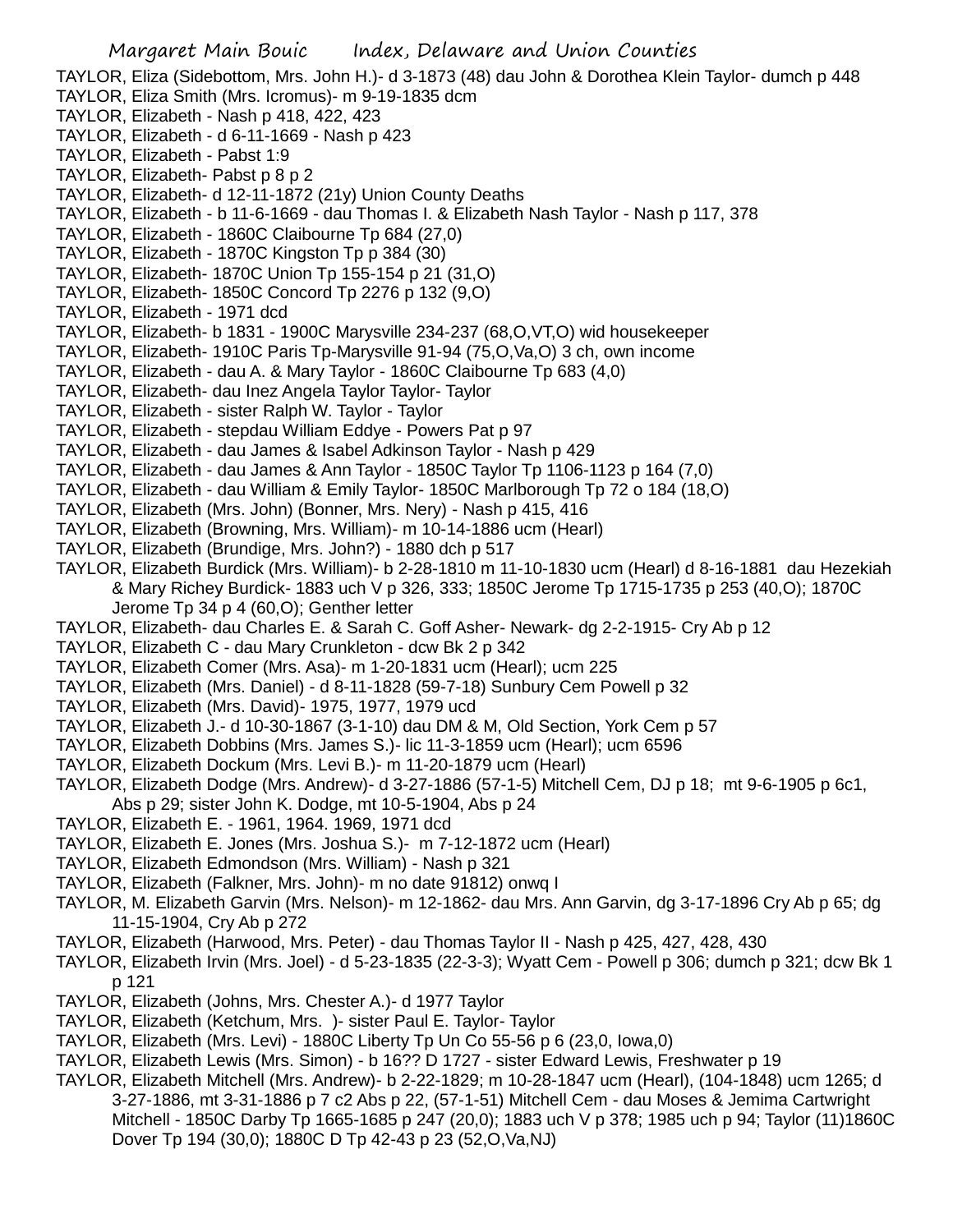TAYLOR, Eliza (Sidebottom, Mrs. John H.)- d 3-1873 (48) dau John & Dorothea Klein Taylor- dumch p 448
TAYLOR, Eliza Smith (Mrs. Icromus)- m 9-19-1835 dcm
TAYLOR, Elizabeth - Nash p 418, 422, 423
TAYLOR, Elizabeth - d 6-11-1669 - Nash p 423
TAYLOR, Elizabeth - Pabst 1:9
TAYLOR, Elizabeth- Pabst p 8 p 2
TAYLOR, Elizabeth- d 12-11-1872 (21y) Union County Deaths
TAYLOR, Elizabeth - b 11-6-1669 - dau Thomas I. & Elizabeth Nash Taylor - Nash p 117, 378
TAYLOR, Elizabeth - 1860C Claibourne Tp 684 (27,0)
TAYLOR, Elizabeth - 1870C Kingston Tp p 384 (30)
TAYLOR, Elizabeth- 1870C Union Tp 155-154 p 21 (31,O)
TAYLOR, Elizabeth- 1850C Concord Tp 2276 p 132 (9,O)
TAYLOR, Elizabeth - 1971 dcd
TAYLOR, Elizabeth- b 1831 - 1900C Marysville 234-237 (68,O,VT,O) wid housekeeper
TAYLOR, Elizabeth- 1910C Paris Tp-Marysville 91-94 (75,O,Va,O) 3 ch, own income
TAYLOR, Elizabeth - dau A. & Mary Taylor - 1860C Claibourne Tp 683 (4,0)
TAYLOR, Elizabeth- dau Inez Angela Taylor Taylor- Taylor
TAYLOR, Elizabeth - sister Ralph W. Taylor - Taylor
TAYLOR, Elizabeth - stepdau William Eddye - Powers Pat p 97
TAYLOR, Elizabeth - dau James & Isabel Adkinson Taylor - Nash p 429
TAYLOR, Elizabeth - dau James & Ann Taylor - 1850C Taylor Tp 1106-1123 p 164 (7,0)
TAYLOR, Elizabeth - dau William & Emily Taylor- 1850C Marlborough Tp 72 o 184 (18,O)
TAYLOR, Elizabeth (Mrs. John) (Bonner, Mrs. Nery) - Nash p 415, 416
TAYLOR, Elizabeth (Browning, Mrs. William)- m 10-14-1886 ucm (Hearl)
TAYLOR, Elizabeth (Brundige, Mrs. John?) - 1880 dch p 517
TAYLOR, Elizabeth Burdick (Mrs. William)- b 2-28-1810 m 11-10-1830 ucm (Hearl) d 8-16-1881 dau Hezekiah & Mary Richey Burdick- 1883 uch V p 326, 333; 1850C Jerome Tp 1715-1735 p 253 (40,O); 1870C Jerome Tp 34 p 4 (60,O); Genther letter
TAYLOR, Elizabeth- dau Charles E. & Sarah C. Goff Asher- Newark- dg 2-2-1915- Cry Ab p 12
TAYLOR, Elizabeth C - dau Mary Crunkleton - dcw Bk 2 p 342
TAYLOR, Elizabeth Comer (Mrs. Asa)- m 1-20-1831 ucm (Hearl); ucm 225
TAYLOR, Elizabeth (Mrs. Daniel) - d 8-11-1828 (59-7-18) Sunbury Cem Powell p 32
TAYLOR, Elizabeth (Mrs. David)- 1975, 1977, 1979 ucd
TAYLOR, Elizabeth J.- d 10-30-1867 (3-1-10) dau DM & M, Old Section, York Cem p 57
TAYLOR, Elizabeth Dobbins (Mrs. James S.)- lic 11-3-1859 ucm (Hearl); ucm 6596
TAYLOR, Elizabeth Dockum (Mrs. Levi B.)- m 11-20-1879 ucm (Hearl)
TAYLOR, Elizabeth Dodge (Mrs. Andrew)- d 3-27-1886 (57-1-5) Mitchell Cem, DJ p 18; mt 9-6-1905 p 6c1, Abs p 29; sister John K. Dodge, mt 10-5-1904, Abs p 24
TAYLOR, Elizabeth E. - 1961, 1964. 1969, 1971 dcd
TAYLOR, Elizabeth E. Jones (Mrs. Joshua S.)- m 7-12-1872 ucm (Hearl)
TAYLOR, Elizabeth Edmondson (Mrs. William) - Nash p 321
TAYLOR, Elizabeth (Falkner, Mrs. John)- m no date 91812) onwq I
TAYLOR, M. Elizabeth Garvin (Mrs. Nelson)- m 12-1862- dau Mrs. Ann Garvin, dg 3-17-1896 Cry Ab p 65; dg 11-15-1904, Cry Ab p 272
TAYLOR, Elizabeth (Harwood, Mrs. Peter) - dau Thomas Taylor II - Nash p 425, 427, 428, 430
TAYLOR, Elizabeth Irvin (Mrs. Joel) - d 5-23-1835 (22-3-3); Wyatt Cem - Powell p 306; dumch p 321; dcw Bk 1 p 121
TAYLOR, Elizabeth (Johns, Mrs. Chester A.)- d 1977 Taylor
TAYLOR, Elizabeth (Ketchum, Mrs. )- sister Paul E. Taylor- Taylor
TAYLOR, Elizabeth (Mrs. Levi) - 1880C Liberty Tp Un Co 55-56 p 6 (23,0, Iowa,0)
TAYLOR, Elizabeth Lewis (Mrs. Simon) - b 16?? D 1727 - sister Edward Lewis, Freshwater p 19
TAYLOR, Elizabeth Mitchell (Mrs. Andrew)- b 2-22-1829; m 10-28-1847 ucm (Hearl), (104-1848) ucm 1265; d 3-27-1886, mt 3-31-1886 p 7 c2 Abs p 22, (57-1-51) Mitchell Cem - dau Moses & Jemima Cartwright Mitchell - 1850C Darby Tp 1665-1685 p 247 (20,0); 1883 uch V p 378; 1985 uch p 94; Taylor (11)1860C Dover Tp 194 (30,0); 1880C D Tp 42-43 p 23 (52,O,Va,NJ)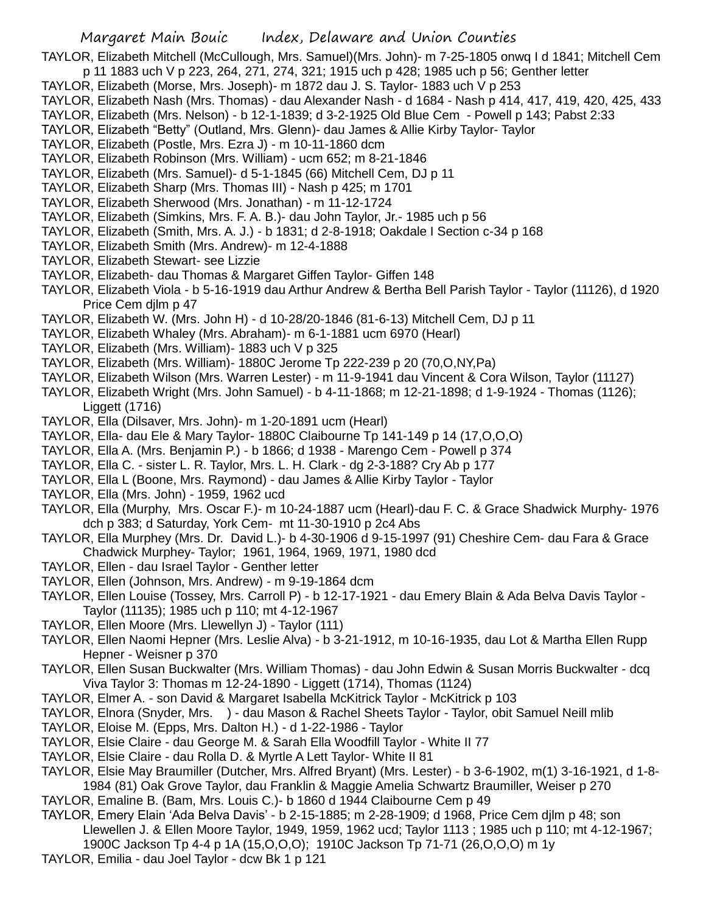TAYLOR, Elizabeth Mitchell (McCullough, Mrs. Samuel)(Mrs. John)- m 7-25-1805 onwq I d 1841; Mitchell Cem p 11 1883 uch V p 223, 264, 271, 274, 321; 1915 uch p 428; 1985 uch p 56; Genther letter

TAYLOR, Elizabeth (Morse, Mrs. Joseph)- m 1872 dau J. S. Taylor- 1883 uch V p 253

TAYLOR, Elizabeth Nash (Mrs. Thomas) - dau Alexander Nash - d 1684 - Nash p 414, 417, 419, 420, 425, 433

TAYLOR, Elizabeth (Mrs. Nelson) - b 12-1-1839; d 3-2-1925 Old Blue Cem - Powell p 143; Pabst 2:33

TAYLOR, Elizabeth "Betty" (Outland, Mrs. Glenn)- dau James & Allie Kirby Taylor- Taylor

TAYLOR, Elizabeth (Postle, Mrs. Ezra J) - m 10-11-1860 dcm

TAYLOR, Elizabeth Robinson (Mrs. William) - ucm 652; m 8-21-1846

TAYLOR, Elizabeth (Mrs. Samuel)- d 5-1-1845 (66) Mitchell Cem, DJ p 11

TAYLOR, Elizabeth Sharp (Mrs. Thomas III) - Nash p 425; m 1701

TAYLOR, Elizabeth Sherwood (Mrs. Jonathan) - m 11-12-1724

TAYLOR, Elizabeth (Simkins, Mrs. F. A. B.)- dau John Taylor, Jr.- 1985 uch p 56

TAYLOR, Elizabeth (Smith, Mrs. A. J.) - b 1831; d 2-8-1918; Oakdale I Section c-34 p 168

TAYLOR, Elizabeth Smith (Mrs. Andrew)- m 12-4-1888

TAYLOR, Elizabeth Stewart- see Lizzie

TAYLOR, Elizabeth- dau Thomas & Margaret Giffen Taylor- Giffen 148

TAYLOR, Elizabeth Viola - b 5-16-1919 dau Arthur Andrew & Bertha Bell Parish Taylor - Taylor (11126), d 1920 Price Cem djlm p 47

TAYLOR, Elizabeth W. (Mrs. John H) - d 10-28/20-1846 (81-6-13) Mitchell Cem, DJ p 11

TAYLOR, Elizabeth Whaley (Mrs. Abraham)- m 6-1-1881 ucm 6970 (Hearl)

TAYLOR, Elizabeth (Mrs. William)- 1883 uch V p 325

TAYLOR, Elizabeth (Mrs. William)- 1880C Jerome Tp 222-239 p 20 (70,O,NY,Pa)

TAYLOR, Elizabeth Wilson (Mrs. Warren Lester) - m 11-9-1941 dau Vincent & Cora Wilson, Taylor (11127)

TAYLOR, Elizabeth Wright (Mrs. John Samuel) - b 4-11-1868; m 12-21-1898; d 1-9-1924 - Thomas (1126); Liggett (1716)

TAYLOR, Ella (Dilsaver, Mrs. John)- m 1-20-1891 ucm (Hearl)

TAYLOR, Ella- dau Ele & Mary Taylor- 1880C Claibourne Tp 141-149 p 14 (17,O,O,O)

TAYLOR, Ella A. (Mrs. Benjamin P.) - b 1866; d 1938 - Marengo Cem - Powell p 374

TAYLOR, Ella C. - sister L. R. Taylor, Mrs. L. H. Clark - dg 2-3-188? Cry Ab p 177

TAYLOR, Ella L (Boone, Mrs. Raymond) - dau James & Allie Kirby Taylor - Taylor

TAYLOR, Ella (Mrs. John) - 1959, 1962 ucd

TAYLOR, Ella (Murphy, Mrs. Oscar F.)- m 10-24-1887 ucm (Hearl)-dau F. C. & Grace Shadwick Murphy- 1976 dch p 383; d Saturday, York Cem- mt 11-30-1910 p 2c4 Abs

TAYLOR, Ella Murphey (Mrs. Dr. David L.)- b 4-30-1906 d 9-15-1997 (91) Cheshire Cem- dau Fara & Grace Chadwick Murphey- Taylor; 1961, 1964, 1969, 1971, 1980 dcd

TAYLOR, Ellen - dau Israel Taylor - Genther letter

TAYLOR, Ellen (Johnson, Mrs. Andrew) - m 9-19-1864 dcm

TAYLOR, Ellen Louise (Tossey, Mrs. Carroll P) - b 12-17-1921 - dau Emery Blain & Ada Belva Davis Taylor - Taylor (11135); 1985 uch p 110; mt 4-12-1967

TAYLOR, Ellen Moore (Mrs. Llewellyn J) - Taylor (111)

TAYLOR, Ellen Naomi Hepner (Mrs. Leslie Alva) - b 3-21-1912, m 10-16-1935, dau Lot & Martha Ellen Rupp Hepner - Weisner p 370

TAYLOR, Ellen Susan Buckwalter (Mrs. William Thomas) - dau John Edwin & Susan Morris Buckwalter - dcq Viva Taylor 3: Thomas m 12-24-1890 - Liggett (1714), Thomas (1124)

TAYLOR, Elmer A. - son David & Margaret Isabella McKitrick Taylor - McKitrick p 103

TAYLOR, Elnora (Snyder, Mrs. ) - dau Mason & Rachel Sheets Taylor - Taylor, obit Samuel Neill mlib

TAYLOR, Eloise M. (Epps, Mrs. Dalton H.) - d 1-22-1986 - Taylor

TAYLOR, Elsie Claire - dau George M. & Sarah Ella Woodfill Taylor - White II 77

TAYLOR, Elsie Claire - dau Rolla D. & Myrtle A Lett Taylor- White II 81

TAYLOR, Elsie May Braumiller (Dutcher, Mrs. Alfred Bryant) (Mrs. Lester) - b 3-6-1902, m(1) 3-16-1921, d 1-8-1984 (81) Oak Grove Taylor, dau Franklin & Maggie Amelia Schwartz Braumiller, Weiser p 270

TAYLOR, Emaline B. (Bam, Mrs. Louis C.)- b 1860 d 1944 Claibourne Cem p 49

TAYLOR, Emery Elain 'Ada Belva Davis' - b 2-15-1885; m 2-28-1909; d 1968, Price Cem djlm p 48; son Llewellen J. & Ellen Moore Taylor, 1949, 1959, 1962 ucd; Taylor 1113 ; 1985 uch p 110; mt 4-12-1967; 1900C Jackson Tp 4-4 p 1A (15,O,O,O); 1910C Jackson Tp 71-71 (26,O,O,O) m 1y

TAYLOR, Emilia - dau Joel Taylor - dcw Bk 1 p 121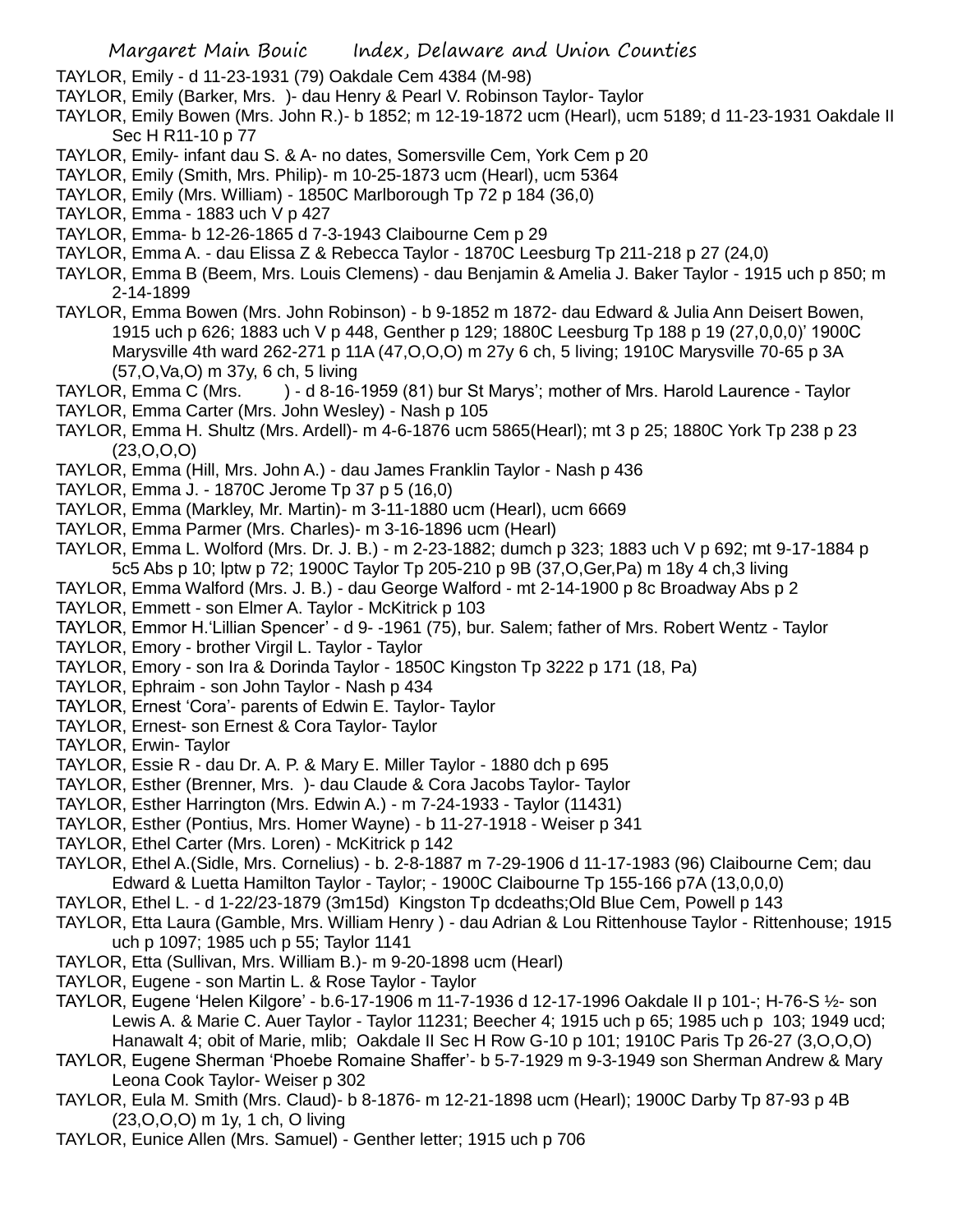TAYLOR, Emily - d 11-23-1931 (79) Oakdale Cem 4384 (M-98)

TAYLOR, Emily (Barker, Mrs. )- dau Henry & Pearl V. Robinson Taylor- Taylor

TAYLOR, Emily Bowen (Mrs. John R.)- b 1852; m 12-19-1872 ucm (Hearl), ucm 5189; d 11-23-1931 Oakdale II Sec H R11-10 p 77

TAYLOR, Emily- infant dau S. & A- no dates, Somersville Cem, York Cem p 20

TAYLOR, Emily (Smith, Mrs. Philip)- m 10-25-1873 ucm (Hearl), ucm 5364

TAYLOR, Emily (Mrs. William) - 1850C Marlborough Tp 72 p 184 (36,0)

TAYLOR, Emma - 1883 uch V p 427

TAYLOR, Emma- b 12-26-1865 d 7-3-1943 Claibourne Cem p 29

TAYLOR, Emma A. - dau Elissa Z & Rebecca Taylor - 1870C Leesburg Tp 211-218 p 27 (24,0)

TAYLOR, Emma B (Beem, Mrs. Louis Clemens) - dau Benjamin & Amelia J. Baker Taylor - 1915 uch p 850; m 2-14-1899

TAYLOR, Emma Bowen (Mrs. John Robinson) - b 9-1852 m 1872- dau Edward & Julia Ann Deisert Bowen, 1915 uch p 626; 1883 uch V p 448, Genther p 129; 1880C Leesburg Tp 188 p 19 (27,0,0,0)' 1900C Marysville 4th ward 262-271 p 11A (47,O,O,O) m 27y 6 ch, 5 living; 1910C Marysville 70-65 p 3A (57,O,Va,O) m 37y, 6 ch, 5 living

TAYLOR, Emma C (Mrs. ) - d 8-16-1959 (81) bur St Marys'; mother of Mrs. Harold Laurence - Taylor

TAYLOR, Emma Carter (Mrs. John Wesley) - Nash p 105

TAYLOR, Emma H. Shultz (Mrs. Ardell)- m 4-6-1876 ucm 5865(Hearl); mt 3 p 25; 1880C York Tp 238 p 23 (23,O,O,O)

TAYLOR, Emma (Hill, Mrs. John A.) - dau James Franklin Taylor - Nash p 436

TAYLOR, Emma J. - 1870C Jerome Tp 37 p 5 (16,0)

TAYLOR, Emma (Markley, Mr. Martin)- m 3-11-1880 ucm (Hearl), ucm 6669

TAYLOR, Emma Parmer (Mrs. Charles)- m 3-16-1896 ucm (Hearl)

TAYLOR, Emma L. Wolford (Mrs. Dr. J. B.) - m 2-23-1882; dumch p 323; 1883 uch V p 692; mt 9-17-1884 p 5c5 Abs p 10; lptw p 72; 1900C Taylor Tp 205-210 p 9B (37,O,Ger,Pa) m 18y 4 ch,3 living

TAYLOR, Emma Walford (Mrs. J. B.) - dau George Walford - mt 2-14-1900 p 8c Broadway Abs p 2

TAYLOR, Emmett - son Elmer A. Taylor - McKitrick p 103

TAYLOR, Emmor H.'Lillian Spencer' - d 9- -1961 (75), bur. Salem; father of Mrs. Robert Wentz - Taylor

TAYLOR, Emory - brother Virgil L. Taylor - Taylor

TAYLOR, Emory - son Ira & Dorinda Taylor - 1850C Kingston Tp 3222 p 171 (18, Pa)

TAYLOR, Ephraim - son John Taylor - Nash p 434

TAYLOR, Ernest 'Cora'- parents of Edwin E. Taylor- Taylor

TAYLOR, Ernest- son Ernest & Cora Taylor- Taylor

TAYLOR, Erwin- Taylor

TAYLOR, Essie R - dau Dr. A. P. & Mary E. Miller Taylor - 1880 dch p 695

TAYLOR, Esther (Brenner, Mrs. )- dau Claude & Cora Jacobs Taylor- Taylor

TAYLOR, Esther Harrington (Mrs. Edwin A.) - m 7-24-1933 - Taylor (11431)

TAYLOR, Esther (Pontius, Mrs. Homer Wayne) - b 11-27-1918 - Weiser p 341

TAYLOR, Ethel Carter (Mrs. Loren) - McKitrick p 142

TAYLOR, Ethel A.(Sidle, Mrs. Cornelius) - b. 2-8-1887 m 7-29-1906 d 11-17-1983 (96) Claibourne Cem; dau Edward & Luetta Hamilton Taylor - Taylor; - 1900C Claibourne Tp 155-166 p7A (13,0,0,0)

TAYLOR, Ethel L. - d 1-22/23-1879 (3m15d) Kingston Tp dcdeaths;Old Blue Cem, Powell p 143

TAYLOR, Etta Laura (Gamble, Mrs. William Henry ) - dau Adrian & Lou Rittenhouse Taylor - Rittenhouse; 1915 uch p 1097; 1985 uch p 55; Taylor 1141

TAYLOR, Etta (Sullivan, Mrs. William B.)- m 9-20-1898 ucm (Hearl)

TAYLOR, Eugene - son Martin L. & Rose Taylor - Taylor

TAYLOR, Eugene 'Helen Kilgore' - b.6-17-1906 m 11-7-1936 d 12-17-1996 Oakdale II p 101-; H-76-S ½- son Lewis A. & Marie C. Auer Taylor - Taylor 11231; Beecher 4; 1915 uch p 65; 1985 uch p 103; 1949 ucd; Hanawalt 4; obit of Marie, mlib; Oakdale II Sec H Row G-10 p 101; 1910C Paris Tp 26-27 (3,O,O,O)

TAYLOR, Eugene Sherman 'Phoebe Romaine Shaffer'- b 5-7-1929 m 9-3-1949 son Sherman Andrew & Mary Leona Cook Taylor- Weiser p 302

TAYLOR, Eula M. Smith (Mrs. Claud)- b 8-1876- m 12-21-1898 ucm (Hearl); 1900C Darby Tp 87-93 p 4B (23,O,O,O) m 1y, 1 ch, O living

TAYLOR, Eunice Allen (Mrs. Samuel) - Genther letter; 1915 uch p 706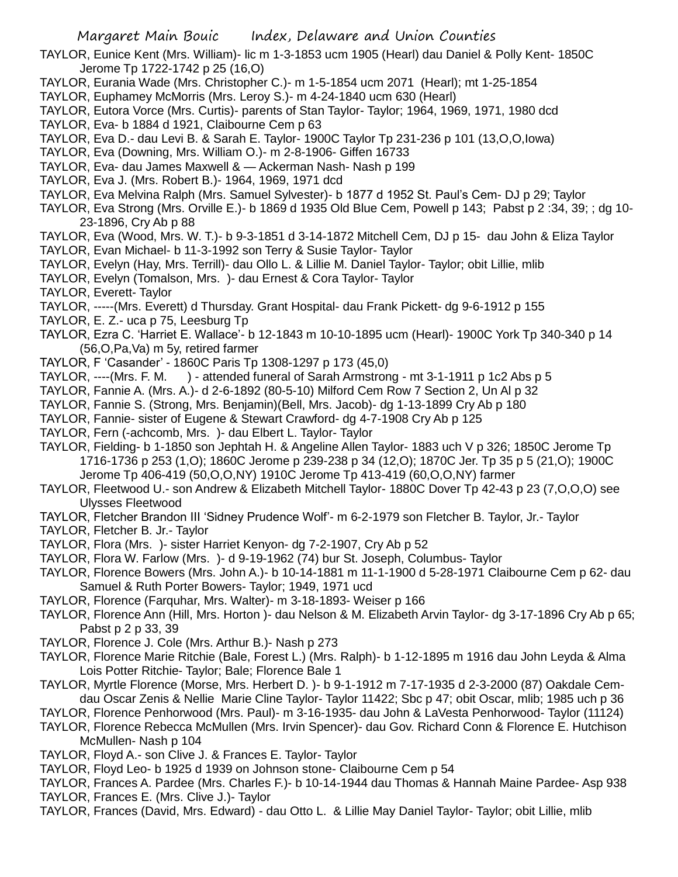TAYLOR, Eunice Kent (Mrs. William)- lic m 1-3-1853 ucm 1905 (Hearl) dau Daniel & Polly Kent- 1850C Jerome Tp 1722-1742 p 25 (16,O)

TAYLOR, Eurania Wade (Mrs. Christopher C.)- m 1-5-1854 ucm 2071 (Hearl); mt 1-25-1854

TAYLOR, Euphamey McMorris (Mrs. Leroy S.)- m 4-24-1840 ucm 630 (Hearl)

TAYLOR, Eutora Vorce (Mrs. Curtis)- parents of Stan Taylor- Taylor; 1964, 1969, 1971, 1980 dcd

TAYLOR, Eva- b 1884 d 1921, Claibourne Cem p 63

TAYLOR, Eva D.- dau Levi B. & Sarah E. Taylor- 1900C Taylor Tp 231-236 p 101 (13,O,O,Iowa)

TAYLOR, Eva (Downing, Mrs. William O.)- m 2-8-1906- Giffen 16733

TAYLOR, Eva- dau James Maxwell & — Ackerman Nash- Nash p 199

TAYLOR, Eva J. (Mrs. Robert B.)- 1964, 1969, 1971 dcd

TAYLOR, Eva Melvina Ralph (Mrs. Samuel Sylvester)- b 1877 d 1952 St. Paul's Cem- DJ p 29; Taylor

TAYLOR, Eva Strong (Mrs. Orville E.)- b 1869 d 1935 Old Blue Cem, Powell p 143; Pabst p 2 :34, 39; ; dg 10-23-1896, Cry Ab p 88

TAYLOR, Eva (Wood, Mrs. W. T.)- b 9-3-1851 d 3-14-1872 Mitchell Cem, DJ p 15- dau John & Eliza Taylor

TAYLOR, Evan Michael- b 11-3-1992 son Terry & Susie Taylor- Taylor

TAYLOR, Evelyn (Hay, Mrs. Terrill)- dau Ollo L. & Lillie M. Daniel Taylor- Taylor; obit Lillie, mlib

TAYLOR, Evelyn (Tomalson, Mrs. )- dau Ernest & Cora Taylor- Taylor

TAYLOR, Everett- Taylor

TAYLOR, -----(Mrs. Everett) d Thursday. Grant Hospital- dau Frank Pickett- dg 9-6-1912 p 155

TAYLOR, E. Z.- uca p 75, Leesburg Tp

TAYLOR, Ezra C. 'Harriet E. Wallace'- b 12-1843 m 10-10-1895 ucm (Hearl)- 1900C York Tp 340-340 p 14 (56,O,Pa,Va) m 5y, retired farmer

TAYLOR, F 'Casander' - 1860C Paris Tp 1308-1297 p 173 (45,0)

TAYLOR, ----(Mrs. F. M. ) - attended funeral of Sarah Armstrong - mt 3-1-1911 p 1c2 Abs p 5

TAYLOR, Fannie A. (Mrs. A.)- d 2-6-1892 (80-5-10) Milford Cem Row 7 Section 2, Un Al p 32

TAYLOR, Fannie S. (Strong, Mrs. Benjamin)(Bell, Mrs. Jacob)- dg 1-13-1899 Cry Ab p 180

TAYLOR, Fannie- sister of Eugene & Stewart Crawford- dg 4-7-1908 Cry Ab p 125

TAYLOR, Fern (-achcomb, Mrs. )- dau Elbert L. Taylor- Taylor

TAYLOR, Fielding- b 1-1850 son Jephtah H. & Angeline Allen Taylor- 1883 uch V p 326; 1850C Jerome Tp 1716-1736 p 253 (1,O); 1860C Jerome p 239-238 p 34 (12,O); 1870C Jer. Tp 35 p 5 (21,O); 1900C Jerome Tp 406-419 (50,O,O,NY) 1910C Jerome Tp 413-419 (60,O,O,NY) farmer

TAYLOR, Fleetwood U.- son Andrew & Elizabeth Mitchell Taylor- 1880C Dover Tp 42-43 p 23 (7,O,O,O) see Ulysses Fleetwood

TAYLOR, Fletcher Brandon III 'Sidney Prudence Wolf'- m 6-2-1979 son Fletcher B. Taylor, Jr.- Taylor

TAYLOR, Fletcher B. Jr.- Taylor

TAYLOR, Flora (Mrs. )- sister Harriet Kenyon- dg 7-2-1907, Cry Ab p 52

TAYLOR, Flora W. Farlow (Mrs. )- d 9-19-1962 (74) bur St. Joseph, Columbus- Taylor

TAYLOR, Florence Bowers (Mrs. John A.)- b 10-14-1881 m 11-1-1900 d 5-28-1971 Claibourne Cem p 62- dau Samuel & Ruth Porter Bowers- Taylor; 1949, 1971 ucd

TAYLOR, Florence (Farquhar, Mrs. Walter)- m 3-18-1893- Weiser p 166

TAYLOR, Florence Ann (Hill, Mrs. Horton )- dau Nelson & M. Elizabeth Arvin Taylor- dg 3-17-1896 Cry Ab p 65; Pabst p 2 p 33, 39

TAYLOR, Florence J. Cole (Mrs. Arthur B.)- Nash p 273

TAYLOR, Florence Marie Ritchie (Bale, Forest L.) (Mrs. Ralph)- b 1-12-1895 m 1916 dau John Leyda & Alma Lois Potter Ritchie- Taylor; Bale; Florence Bale 1

TAYLOR, Myrtle Florence (Morse, Mrs. Herbert D. )- b 9-1-1912 m 7-17-1935 d 2-3-2000 (87) Oakdale Cem- dau Oscar Zenis & Nellie Marie Cline Taylor- Taylor 11422; Sbc p 47; obit Oscar, mlib; 1985 uch p 36

TAYLOR, Florence Penhorwood (Mrs. Paul)- m 3-16-1935- dau John & LaVesta Penhorwood- Taylor (11124)

TAYLOR, Florence Rebecca McMullen (Mrs. Irvin Spencer)- dau Gov. Richard Conn & Florence E. Hutchison McMullen- Nash p 104

TAYLOR, Floyd A.- son Clive J. & Frances E. Taylor- Taylor

TAYLOR, Floyd Leo- b 1925 d 1939 on Johnson stone- Claibourne Cem p 54

TAYLOR, Frances A. Pardee (Mrs. Charles F.)- b 10-14-1944 dau Thomas & Hannah Maine Pardee- Asp 938

TAYLOR, Frances E. (Mrs. Clive J.)- Taylor

TAYLOR, Frances (David, Mrs. Edward) - dau Otto L. & Lillie May Daniel Taylor- Taylor; obit Lillie, mlib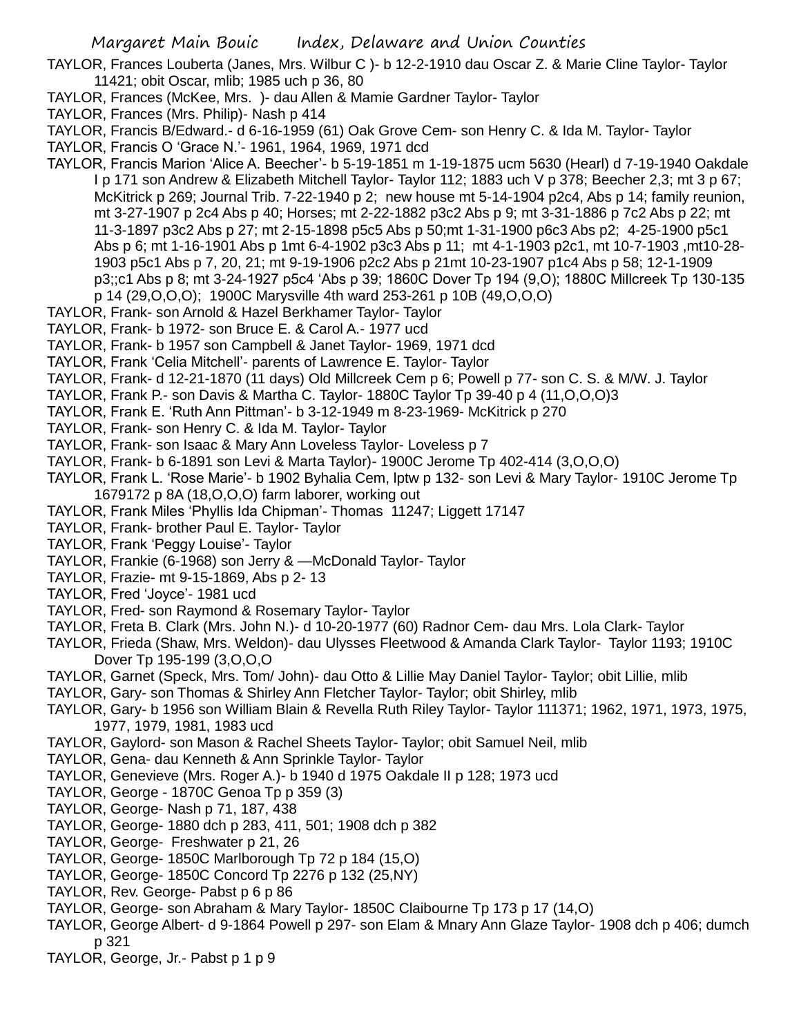TAYLOR, Frances Louberta (Janes, Mrs. Wilbur C )- b 12-2-1910 dau Oscar Z. & Marie Cline Taylor- Taylor 11421; obit Oscar, mlib; 1985 uch p 36, 80

TAYLOR, Frances (McKee, Mrs. )- dau Allen & Mamie Gardner Taylor- Taylor

TAYLOR, Frances (Mrs. Philip)- Nash p 414

TAYLOR, Francis B/Edward.- d 6-16-1959 (61) Oak Grove Cem- son Henry C. & Ida M. Taylor- Taylor

TAYLOR, Francis O 'Grace N.'- 1961, 1964, 1969, 1971 dcd

TAYLOR, Francis Marion 'Alice A. Beecher'- b 5-19-1851 m 1-19-1875 ucm 5630 (Hearl) d 7-19-1940 Oakdale I p 171 son Andrew & Elizabeth Mitchell Taylor- Taylor 112; 1883 uch V p 378; Beecher 2,3; mt 3 p 67; McKitrick p 269; Journal Trib. 7-22-1940 p 2; new house mt 5-14-1904 p2c4, Abs p 14; family reunion, mt 3-27-1907 p 2c4 Abs p 40; Horses; mt 2-22-1882 p3c2 Abs p 9; mt 3-31-1886 p 7c2 Abs p 22; mt 11-3-1897 p3c2 Abs p 27; mt 2-15-1898 p5c5 Abs p 50;mt 1-31-1900 p6c3 Abs p2; 4-25-1900 p5c1 Abs p 6; mt 1-16-1901 Abs p 1mt 6-4-1902 p3c3 Abs p 11; mt 4-1-1903 p2c1, mt 10-7-1903 ,mt10-28-1903 p5c1 Abs p 7, 20, 21; mt 9-19-1906 p2c2 Abs p 21mt 10-23-1907 p1c4 Abs p 58; 12-1-1909 p3;;c1 Abs p 8; mt 3-24-1927 p5c4 'Abs p 39; 1860C Dover Tp 194 (9,O); 1880C Millcreek Tp 130-135 p 14 (29,O,O,O); 1900C Marysville 4th ward 253-261 p 10B (49,O,O,O)

TAYLOR, Frank- son Arnold & Hazel Berkhamer Taylor- Taylor

TAYLOR, Frank- b 1972- son Bruce E. & Carol A.- 1977 ucd

TAYLOR, Frank- b 1957 son Campbell & Janet Taylor- 1969, 1971 dcd

TAYLOR, Frank 'Celia Mitchell'- parents of Lawrence E. Taylor- Taylor

TAYLOR, Frank- d 12-21-1870 (11 days) Old Millcreek Cem p 6; Powell p 77- son C. S. & M/W. J. Taylor

TAYLOR, Frank P.- son Davis & Martha C. Taylor- 1880C Taylor Tp 39-40 p 4 (11,O,O,O)3

TAYLOR, Frank E. 'Ruth Ann Pittman'- b 3-12-1949 m 8-23-1969- McKitrick p 270

TAYLOR, Frank- son Henry C. & Ida M. Taylor- Taylor

TAYLOR, Frank- son Isaac & Mary Ann Loveless Taylor- Loveless p 7

TAYLOR, Frank- b 6-1891 son Levi & Marta Taylor)- 1900C Jerome Tp 402-414 (3,O,O,O)

TAYLOR, Frank L. 'Rose Marie'- b 1902 Byhalia Cem, lptw p 132- son Levi & Mary Taylor- 1910C Jerome Tp 1679172 p 8A (18,O,O,O) farm laborer, working out

TAYLOR, Frank Miles 'Phyllis Ida Chipman'- Thomas 11247; Liggett 17147

TAYLOR, Frank- brother Paul E. Taylor- Taylor

TAYLOR, Frank 'Peggy Louise'- Taylor

TAYLOR, Frankie (6-1968) son Jerry & —McDonald Taylor- Taylor

TAYLOR, Frazie- mt 9-15-1869, Abs p 2- 13

TAYLOR, Fred 'Joyce'- 1981 ucd

TAYLOR, Fred- son Raymond & Rosemary Taylor- Taylor

TAYLOR, Freta B. Clark (Mrs. John N.)- d 10-20-1977 (60) Radnor Cem- dau Mrs. Lola Clark- Taylor

TAYLOR, Frieda (Shaw, Mrs. Weldon)- dau Ulysses Fleetwood & Amanda Clark Taylor- Taylor 1193; 1910C Dover Tp 195-199 (3,O,O,O

TAYLOR, Garnet (Speck, Mrs. Tom/ John)- dau Otto & Lillie May Daniel Taylor- Taylor; obit Lillie, mlib

TAYLOR, Gary- son Thomas & Shirley Ann Fletcher Taylor- Taylor; obit Shirley, mlib

TAYLOR, Gary- b 1956 son William Blain & Revella Ruth Riley Taylor- Taylor 111371; 1962, 1971, 1973, 1975, 1977, 1979, 1981, 1983 ucd

TAYLOR, Gaylord- son Mason & Rachel Sheets Taylor- Taylor; obit Samuel Neil, mlib

TAYLOR, Gena- dau Kenneth & Ann Sprinkle Taylor- Taylor

TAYLOR, Genevieve (Mrs. Roger A.)- b 1940 d 1975 Oakdale II p 128; 1973 ucd

TAYLOR, George - 1870C Genoa Tp p 359 (3)

TAYLOR, George- Nash p 71, 187, 438

TAYLOR, George- 1880 dch p 283, 411, 501; 1908 dch p 382

TAYLOR, George- Freshwater p 21, 26

TAYLOR, George- 1850C Marlborough Tp 72 p 184 (15,O)

TAYLOR, George- 1850C Concord Tp 2276 p 132 (25,NY)

TAYLOR, Rev. George- Pabst p 6 p 86

TAYLOR, George- son Abraham & Mary Taylor- 1850C Claibourne Tp 173 p 17 (14,O)

TAYLOR, George Albert- d 9-1864 Powell p 297- son Elam & Mnary Ann Glaze Taylor- 1908 dch p 406; dumch p 321

TAYLOR, George, Jr.- Pabst p 1 p 9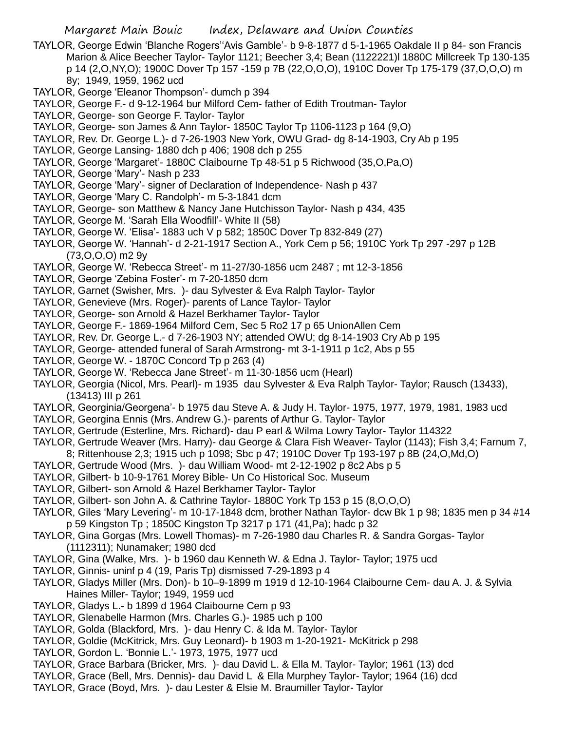TAYLOR, George Edwin 'Blanche Rogers''Avis Gamble'- b 9-8-1877 d 5-1-1965 Oakdale II p 84- son Francis Marion & Alice Beecher Taylor- Taylor 1121; Beecher 3,4; Bean (1122221)l 1880C Millcreek Tp 130-135 p 14 (2,O,NY,O); 1900C Dover Tp 157 -159 p 7B (22,O,O,O), 1910C Dover Tp 175-179 (37,O,O,O) m 8y; 1949, 1959, 1962 ucd

TAYLOR, George 'Eleanor Thompson'- dumch p 394

TAYLOR, George F.- d 9-12-1964 bur Milford Cem- father of Edith Troutman- Taylor

TAYLOR, George- son George F. Taylor- Taylor

TAYLOR, George- son James & Ann Taylor- 1850C Taylor Tp 1106-1123 p 164 (9,O)

TAYLOR, Rev. Dr. George L.)- d 7-26-1903 New York, OWU Grad- dg 8-14-1903, Cry Ab p 195

TAYLOR, George Lansing- 1880 dch p 406; 1908 dch p 255

TAYLOR, George 'Margaret'- 1880C Claibourne Tp 48-51 p 5 Richwood (35,O,Pa,O)

TAYLOR, George 'Mary'- Nash p 233

TAYLOR, George 'Mary'- signer of Declaration of Independence- Nash p 437

TAYLOR, George 'Mary C. Randolph'- m 5-3-1841 dcm

TAYLOR, George- son Matthew & Nancy Jane Hutchisson Taylor- Nash p 434, 435

TAYLOR, George M. 'Sarah Ella Woodfill'- White II (58)

TAYLOR, George W. 'Elisa'- 1883 uch V p 582; 1850C Dover Tp 832-849 (27)

TAYLOR, George W. 'Hannah'- d 2-21-1917 Section A., York Cem p 56; 1910C York Tp 297 -297 p 12B (73,O,O,O) m2 9y

TAYLOR, George W. 'Rebecca Street'- m 11-27/30-1856 ucm 2487 ; mt 12-3-1856

TAYLOR, George 'Zebina Foster'- m 7-20-1850 dcm

TAYLOR, Garnet (Swisher, Mrs. )- dau Sylvester & Eva Ralph Taylor- Taylor

TAYLOR, Genevieve (Mrs. Roger)- parents of Lance Taylor- Taylor

TAYLOR, George- son Arnold & Hazel Berkhamer Taylor- Taylor

TAYLOR, George F.- 1869-1964 Milford Cem, Sec 5 Ro2 17 p 65 UnionAllen Cem

TAYLOR, Rev. Dr. George L.- d 7-26-1903 NY; attended OWU; dg 8-14-1903 Cry Ab p 195

TAYLOR, George- attended funeral of Sarah Armstrong- mt 3-1-1911 p 1c2, Abs p 55

TAYLOR, George W. - 1870C Concord Tp p 263 (4)

TAYLOR, George W. 'Rebecca Jane Street'- m 11-30-1856 ucm (Hearl)

TAYLOR, Georgia (Nicol, Mrs. Pearl)- m 1935 dau Sylvester & Eva Ralph Taylor- Taylor; Rausch (13433), (13413) III p 261

TAYLOR, Georginia/Georgena'- b 1975 dau Steve A. & Judy H. Taylor- 1975, 1977, 1979, 1981, 1983 ucd

TAYLOR, Georgina Ennis (Mrs. Andrew G.)- parents of Arthur G. Taylor- Taylor

TAYLOR, Gertrude (Esterline, Mrs. Richard)- dau P earl & Wilma Lowry Taylor- Taylor 114322

TAYLOR, Gertrude Weaver (Mrs. Harry)- dau George & Clara Fish Weaver- Taylor (1143); Fish 3,4; Farnum 7, 8; Rittenhouse 2,3; 1915 uch p 1098; Sbc p 47; 1910C Dover Tp 193-197 p 8B (24,O,Md,O)

TAYLOR, Gertrude Wood (Mrs. )- dau William Wood- mt 2-12-1902 p 8c2 Abs p 5

TAYLOR, Gilbert- b 10-9-1761 Morey Bible- Un Co Historical Soc. Museum

TAYLOR, Gilbert- son Arnold & Hazel Berkhamer Taylor- Taylor

TAYLOR, Gilbert- son John A. & Cathrine Taylor- 1880C York Tp 153 p 15 (8,O,O,O)

TAYLOR, Giles 'Mary Levering'- m 10-17-1848 dcm, brother Nathan Taylor- dcw Bk 1 p 98; 1835 men p 34 #14 p 59 Kingston Tp ; 1850C Kingston Tp 3217 p 171 (41,Pa); hadc p 32

TAYLOR, Gina Gorgas (Mrs. Lowell Thomas)- m 7-26-1980 dau Charles R. & Sandra Gorgas- Taylor (1112311); Nunamaker; 1980 dcd

TAYLOR, Gina (Walke, Mrs. )- b 1960 dau Kenneth W. & Edna J. Taylor- Taylor; 1975 ucd

TAYLOR, Ginnis- uninf p 4 (19, Paris Tp) dismissed 7-29-1893 p 4

TAYLOR, Gladys Miller (Mrs. Don)- b 10–9-1899 m 1919 d 12-10-1964 Claibourne Cem- dau A. J. & Sylvia Haines Miller- Taylor; 1949, 1959 ucd

TAYLOR, Gladys L.- b 1899 d 1964 Claibourne Cem p 93

TAYLOR, Glenabelle Harmon (Mrs. Charles G.)- 1985 uch p 100

TAYLOR, Golda (Blackford, Mrs. )- dau Henry C. & Ida M. Taylor- Taylor

TAYLOR, Goldie (McKitrick, Mrs. Guy Leonard)- b 1903 m 1-20-1921- McKitrick p 298

TAYLOR, Gordon L. 'Bonnie L.'- 1973, 1975, 1977 ucd

TAYLOR, Grace Barbara (Bricker, Mrs. )- dau David L. & Ella M. Taylor- Taylor; 1961 (13) dcd

TAYLOR, Grace (Bell, Mrs. Dennis)- dau David L & Ella Murphey Taylor- Taylor; 1964 (16) dcd

TAYLOR, Grace (Boyd, Mrs. )- dau Lester & Elsie M. Braumiller Taylor- Taylor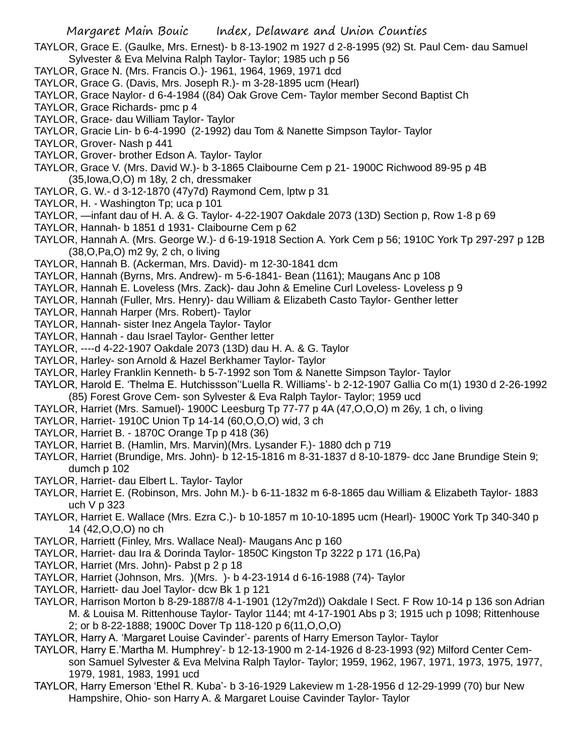TAYLOR, Grace E. (Gaulke, Mrs. Ernest)- b 8-13-1902 m 1927 d 2-8-1995 (92) St. Paul Cem- dau Samuel Sylvester & Eva Melvina Ralph Taylor- Taylor; 1985 uch p 56

TAYLOR, Grace N. (Mrs. Francis O.)- 1961, 1964, 1969, 1971 dcd

TAYLOR, Grace G. (Davis, Mrs. Joseph R.)- m 3-28-1895 ucm (Hearl)

TAYLOR, Grace Naylor- d 6-4-1984 ((84) Oak Grove Cem- Taylor member Second Baptist Ch

TAYLOR, Grace Richards- pmc p 4

TAYLOR, Grace- dau William Taylor- Taylor

TAYLOR, Gracie Lin- b 6-4-1990 (2-1992) dau Tom & Nanette Simpson Taylor- Taylor

TAYLOR, Grover- Nash p 441

TAYLOR, Grover- brother Edson A. Taylor- Taylor

TAYLOR, Grace V. (Mrs. David W.)- b 3-1865 Claibourne Cem p 21- 1900C Richwood 89-95 p 4B (35,Iowa,O,O) m 18y, 2 ch, dressmaker

TAYLOR, G. W.- d 3-12-1870 (47y7d) Raymond Cem, lptw p 31

TAYLOR, H. - Washington Tp; uca p 101

TAYLOR, —infant dau of H. A. & G. Taylor- 4-22-1907 Oakdale 2073 (13D) Section p, Row 1-8 p 69

TAYLOR, Hannah- b 1851 d 1931- Claibourne Cem p 62

TAYLOR, Hannah A. (Mrs. George W.)- d 6-19-1918 Section A. York Cem p 56; 1910C York Tp 297-297 p 12B (38,O,Pa,O) m2 9y, 2 ch, o living

TAYLOR, Hannah B. (Ackerman, Mrs. David)- m 12-30-1841 dcm

TAYLOR, Hannah (Byrns, Mrs. Andrew)- m 5-6-1841- Bean (1161); Maugans Anc p 108

TAYLOR, Hannah E. Loveless (Mrs. Zack)- dau John & Emeline Curl Loveless- Loveless p 9

TAYLOR, Hannah (Fuller, Mrs. Henry)- dau William & Elizabeth Casto Taylor- Genther letter

TAYLOR, Hannah Harper (Mrs. Robert)- Taylor

TAYLOR, Hannah- sister Inez Angela Taylor- Taylor

TAYLOR, Hannah - dau Israel Taylor- Genther letter

TAYLOR, ----d 4-22-1907 Oakdale 2073 (13D) dau H. A. & G. Taylor

TAYLOR, Harley- son Arnold & Hazel Berkhamer Taylor- Taylor

TAYLOR, Harley Franklin Kenneth- b 5-7-1992 son Tom & Nanette Simpson Taylor- Taylor

TAYLOR, Harold E. 'Thelma E. Hutchissson''Luella R. Williams'- b 2-12-1907 Gallia Co m(1) 1930 d 2-26-1992 (85) Forest Grove Cem- son Sylvester & Eva Ralph Taylor- Taylor; 1959 ucd

TAYLOR, Harriet (Mrs. Samuel)- 1900C Leesburg Tp 77-77 p 4A (47,O,O,O) m 26y, 1 ch, o living

TAYLOR, Harriet- 1910C Union Tp 14-14 (60,O,O,O) wid, 3 ch

TAYLOR, Harriet B. - 1870C Orange Tp p 418 (36)

TAYLOR, Harriet B. (Hamlin, Mrs. Marvin)(Mrs. Lysander F.)- 1880 dch p 719

TAYLOR, Harriet (Brundige, Mrs. John)- b 12-15-1816 m 8-31-1837 d 8-10-1879- dcc Jane Brundige Stein 9; dumch p 102

TAYLOR, Harriet- dau Elbert L. Taylor- Taylor

TAYLOR, Harriet E. (Robinson, Mrs. John M.)- b 6-11-1832 m 6-8-1865 dau William & Elizabeth Taylor- 1883 uch V p 323

TAYLOR, Harriet E. Wallace (Mrs. Ezra C.)- b 10-1857 m 10-10-1895 ucm (Hearl)- 1900C York Tp 340-340 p 14 (42,O,O,O) no ch

TAYLOR, Harriett (Finley, Mrs. Wallace Neal)- Maugans Anc p 160

TAYLOR, Harriet- dau Ira & Dorinda Taylor- 1850C Kingston Tp 3222 p 171 (16,Pa)

TAYLOR, Harriet (Mrs. John)- Pabst p 2 p 18

TAYLOR, Harriet (Johnson, Mrs. )(Mrs. )- b 4-23-1914 d 6-16-1988 (74)- Taylor

TAYLOR, Harriett- dau Joel Taylor- dcw Bk 1 p 121

TAYLOR, Harrison Morton b 8-29-1887/8 4-1-1901 (12y7m2d)) Oakdale I Sect. F Row 10-14 p 136 son Adrian M. & Louisa M. Rittenhouse Taylor- Taylor 1144; mt 4-17-1901 Abs p 3; 1915 uch p 1098; Rittenhouse 2; or b 8-22-1888; 1900C Dover Tp 118-120 p 6(11,O,O,O)

TAYLOR, Harry A. 'Margaret Louise Cavinder'- parents of Harry Emerson Taylor- Taylor

TAYLOR, Harry E.'Martha M. Humphrey'- b 12-13-1900 m 2-14-1926 d 8-23-1993 (92) Milford Center Cem- son Samuel Sylvester & Eva Melvina Ralph Taylor- Taylor; 1959, 1962, 1967, 1971, 1973, 1975, 1977, 1979, 1981, 1983, 1991 ucd

TAYLOR, Harry Emerson 'Ethel R. Kuba'- b 3-16-1929 Lakeview m 1-28-1956 d 12-29-1999 (70) bur New Hampshire, Ohio- son Harry A. & Margaret Louise Cavinder Taylor- Taylor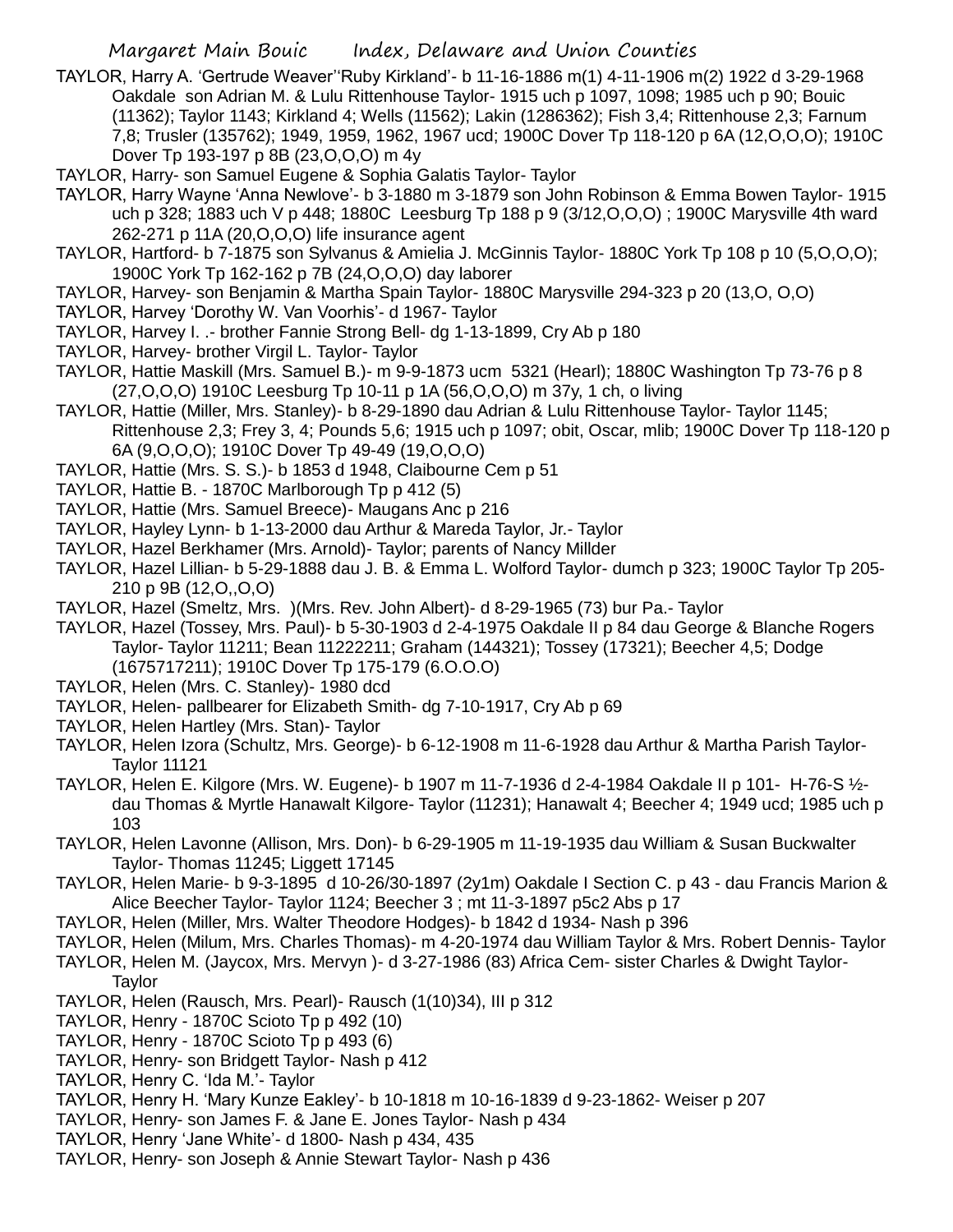TAYLOR, Harry A. 'Gertrude Weaver''Ruby Kirkland'- b 11-16-1886 m(1) 4-11-1906 m(2) 1922 d 3-29-1968 Oakdale son Adrian M. & Lulu Rittenhouse Taylor- 1915 uch p 1097, 1098; 1985 uch p 90; Bouic (11362); Taylor 1143; Kirkland 4; Wells (11562); Lakin (1286362); Fish 3,4; Rittenhouse 2,3; Farnum 7,8; Trusler (135762); 1949, 1959, 1962, 1967 ucd; 1900C Dover Tp 118-120 p 6A (12,O,O,O); 1910C Dover Tp 193-197 p 8B (23,O,O,O) m 4y

TAYLOR, Harry- son Samuel Eugene & Sophia Galatis Taylor- Taylor

TAYLOR, Harry Wayne 'Anna Newlove'- b 3-1880 m 3-1879 son John Robinson & Emma Bowen Taylor- 1915 uch p 328; 1883 uch V p 448; 1880C Leesburg Tp 188 p 9 (3/12,O,O,O) ; 1900C Marysville 4th ward 262-271 p 11A (20,O,O,O) life insurance agent

TAYLOR, Hartford- b 7-1875 son Sylvanus & Amielia J. McGinnis Taylor- 1880C York Tp 108 p 10 (5,O,O,O); 1900C York Tp 162-162 p 7B (24,O,O,O) day laborer

TAYLOR, Harvey- son Benjamin & Martha Spain Taylor- 1880C Marysville 294-323 p 20 (13,O, O,O)

TAYLOR, Harvey 'Dorothy W. Van Voorhis'- d 1967- Taylor

TAYLOR, Harvey I. .- brother Fannie Strong Bell- dg 1-13-1899, Cry Ab p 180

TAYLOR, Harvey- brother Virgil L. Taylor- Taylor

TAYLOR, Hattie Maskill (Mrs. Samuel B.)- m 9-9-1873 ucm 5321 (Hearl); 1880C Washington Tp 73-76 p 8 (27,O,O,O) 1910C Leesburg Tp 10-11 p 1A (56,O,O,O) m 37y, 1 ch, o living

TAYLOR, Hattie (Miller, Mrs. Stanley)- b 8-29-1890 dau Adrian & Lulu Rittenhouse Taylor- Taylor 1145; Rittenhouse 2,3; Frey 3, 4; Pounds 5,6; 1915 uch p 1097; obit, Oscar, mlib; 1900C Dover Tp 118-120 p 6A (9,O,O,O); 1910C Dover Tp 49-49 (19,O,O,O)

TAYLOR, Hattie (Mrs. S. S.)- b 1853 d 1948, Claibourne Cem p 51

TAYLOR, Hattie B. - 1870C Marlborough Tp p 412 (5)

TAYLOR, Hattie (Mrs. Samuel Breece)- Maugans Anc p 216

TAYLOR, Hayley Lynn- b 1-13-2000 dau Arthur & Mareda Taylor, Jr.- Taylor

TAYLOR, Hazel Berkhamer (Mrs. Arnold)- Taylor; parents of Nancy Millder

TAYLOR, Hazel Lillian- b 5-29-1888 dau J. B. & Emma L. Wolford Taylor- dumch p 323; 1900C Taylor Tp 205-210 p 9B (12,O,,O,O)

TAYLOR, Hazel (Smeltz, Mrs. )(Mrs. Rev. John Albert)- d 8-29-1965 (73) bur Pa.- Taylor

TAYLOR, Hazel (Tossey, Mrs. Paul)- b 5-30-1903 d 2-4-1975 Oakdale II p 84 dau George & Blanche Rogers Taylor- Taylor 11211; Bean 11222211; Graham (144321); Tossey (17321); Beecher 4,5; Dodge (1675717211); 1910C Dover Tp 175-179 (6.O.O.O)

TAYLOR, Helen (Mrs. C. Stanley)- 1980 dcd

TAYLOR, Helen- pallbearer for Elizabeth Smith- dg 7-10-1917, Cry Ab p 69

TAYLOR, Helen Hartley (Mrs. Stan)- Taylor

TAYLOR, Helen Izora (Schultz, Mrs. George)- b 6-12-1908 m 11-6-1928 dau Arthur & Martha Parish Taylor- Taylor 11121

TAYLOR, Helen E. Kilgore (Mrs. W. Eugene)- b 1907 m 11-7-1936 d 2-4-1984 Oakdale II p 101- H-76-S ½- dau Thomas & Myrtle Hanawalt Kilgore- Taylor (11231); Hanawalt 4; Beecher 4; 1949 ucd; 1985 uch p 103

TAYLOR, Helen Lavonne (Allison, Mrs. Don)- b 6-29-1905 m 11-19-1935 dau William & Susan Buckwalter Taylor- Thomas 11245; Liggett 17145

TAYLOR, Helen Marie- b 9-3-1895 d 10-26/30-1897 (2y1m) Oakdale I Section C. p 43 - dau Francis Marion & Alice Beecher Taylor- Taylor 1124; Beecher 3 ; mt 11-3-1897 p5c2 Abs p 17

TAYLOR, Helen (Miller, Mrs. Walter Theodore Hodges)- b 1842 d 1934- Nash p 396

TAYLOR, Helen (Milum, Mrs. Charles Thomas)- m 4-20-1974 dau William Taylor & Mrs. Robert Dennis- Taylor

TAYLOR, Helen M. (Jaycox, Mrs. Mervyn )- d 3-27-1986 (83) Africa Cem- sister Charles & Dwight Taylor- Taylor

TAYLOR, Helen (Rausch, Mrs. Pearl)- Rausch (1(10)34), III p 312

TAYLOR, Henry - 1870C Scioto Tp p 492 (10)

TAYLOR, Henry - 1870C Scioto Tp p 493 (6)

TAYLOR, Henry- son Bridgett Taylor- Nash p 412

TAYLOR, Henry C. 'Ida M.'- Taylor

TAYLOR, Henry H. 'Mary Kunze Eakley'- b 10-1818 m 10-16-1839 d 9-23-1862- Weiser p 207

TAYLOR, Henry- son James F. & Jane E. Jones Taylor- Nash p 434

TAYLOR, Henry 'Jane White'- d 1800- Nash p 434, 435

TAYLOR, Henry- son Joseph & Annie Stewart Taylor- Nash p 436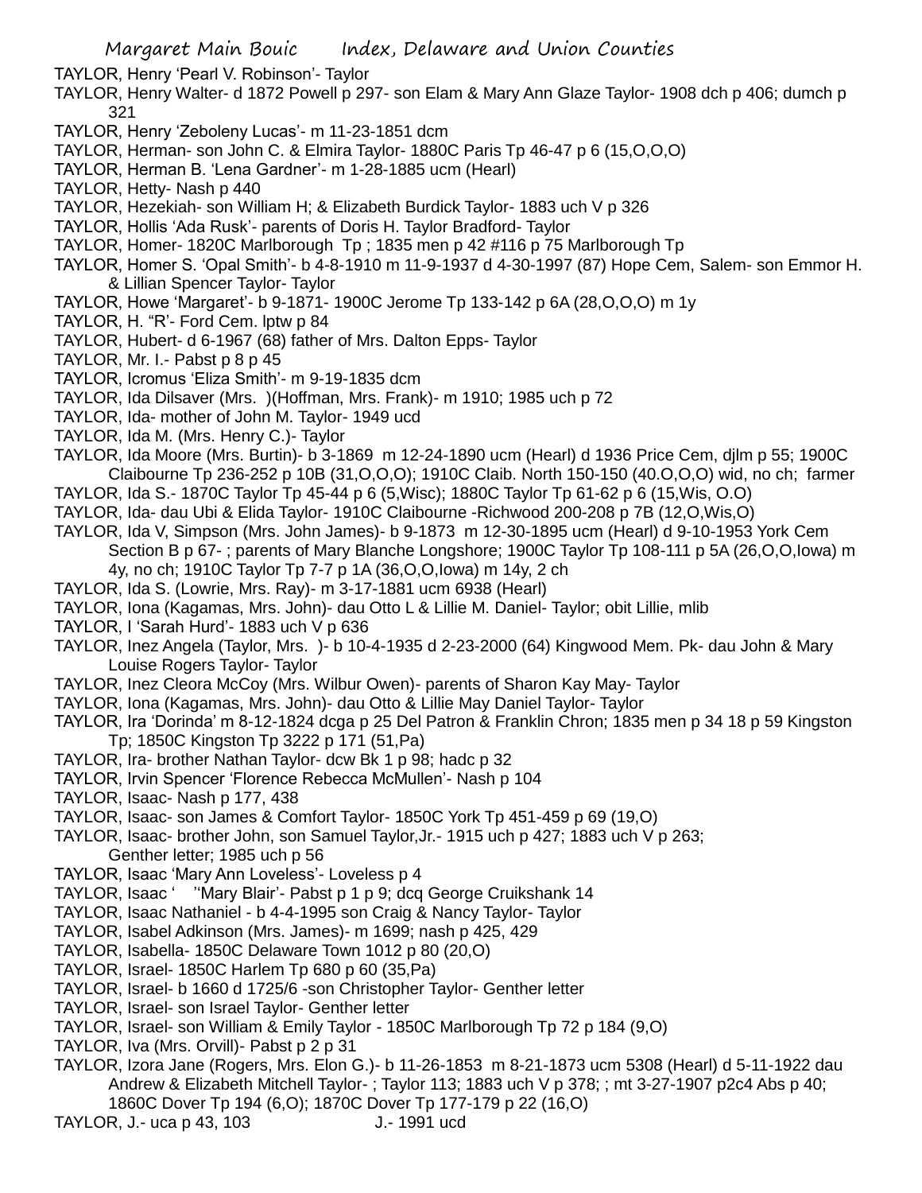TAYLOR, Henry 'Pearl V. Robinson'- Taylor

TAYLOR, Henry Walter- d 1872 Powell p 297- son Elam & Mary Ann Glaze Taylor- 1908 dch p 406; dumch p 321

TAYLOR, Henry 'Zeboleny Lucas'- m 11-23-1851 dcm

TAYLOR, Herman- son John C. & Elmira Taylor- 1880C Paris Tp 46-47 p 6 (15,O,O,O)

TAYLOR, Herman B. 'Lena Gardner'- m 1-28-1885 ucm (Hearl)

TAYLOR, Hetty- Nash p 440

TAYLOR, Hezekiah- son William H; & Elizabeth Burdick Taylor- 1883 uch V p 326

TAYLOR, Hollis 'Ada Rusk'- parents of Doris H. Taylor Bradford- Taylor

TAYLOR, Homer- 1820C Marlborough Tp ; 1835 men p 42 #116 p 75 Marlborough Tp

TAYLOR, Homer S. 'Opal Smith'- b 4-8-1910 m 11-9-1937 d 4-30-1997 (87) Hope Cem, Salem- son Emmor H. & Lillian Spencer Taylor- Taylor

TAYLOR, Howe 'Margaret'- b 9-1871- 1900C Jerome Tp 133-142 p 6A (28,O,O,O) m 1y

TAYLOR, H. "R"- Ford Cem. lptw p 84

TAYLOR, Hubert- d 6-1967 (68) father of Mrs. Dalton Epps- Taylor

TAYLOR, Mr. I.- Pabst p 8 p 45

TAYLOR, Icromus 'Eliza Smith'- m 9-19-1835 dcm

TAYLOR, Ida Dilsaver (Mrs. )(Hoffman, Mrs. Frank)- m 1910; 1985 uch p 72

TAYLOR, Ida- mother of John M. Taylor- 1949 ucd

TAYLOR, Ida M. (Mrs. Henry C.)- Taylor

TAYLOR, Ida Moore (Mrs. Burtin)- b 3-1869 m 12-24-1890 ucm (Hearl) d 1936 Price Cem, djlm p 55; 1900C Claibourne Tp 236-252 p 10B (31,O,O,O); 1910C Claib. North 150-150 (40.O,O,O) wid, no ch; farmer

TAYLOR, Ida S.- 1870C Taylor Tp 45-44 p 6 (5,Wisc); 1880C Taylor Tp 61-62 p 6 (15,Wis, O.O)

TAYLOR, Ida- dau Ubi & Elida Taylor- 1910C Claibourne -Richwood 200-208 p 7B (12,O,Wis,O)

TAYLOR, Ida V, Simpson (Mrs. John James)- b 9-1873 m 12-30-1895 ucm (Hearl) d 9-10-1953 York Cem Section B p 67- ; parents of Mary Blanche Longshore; 1900C Taylor Tp 108-111 p 5A (26,O,O,Iowa) m 4y, no ch; 1910C Taylor Tp 7-7 p 1A (36,O,O,Iowa) m 14y, 2 ch

TAYLOR, Ida S. (Lowrie, Mrs. Ray)- m 3-17-1881 ucm 6938 (Hearl)

TAYLOR, Iona (Kagamas, Mrs. John)- dau Otto L & Lillie M. Daniel- Taylor; obit Lillie, mlib

TAYLOR, I 'Sarah Hurd'- 1883 uch V p 636

TAYLOR, Inez Angela (Taylor, Mrs. )- b 10-4-1935 d 2-23-2000 (64) Kingwood Mem. Pk- dau John & Mary Louise Rogers Taylor- Taylor

TAYLOR, Inez Cleora McCoy (Mrs. Wilbur Owen)- parents of Sharon Kay May- Taylor

TAYLOR, Iona (Kagamas, Mrs. John)- dau Otto & Lillie May Daniel Taylor- Taylor

TAYLOR, Ira 'Dorinda' m 8-12-1824 dcga p 25 Del Patron & Franklin Chron; 1835 men p 34 18 p 59 Kingston Tp; 1850C Kingston Tp 3222 p 171 (51,Pa)

TAYLOR, Ira- brother Nathan Taylor- dcw Bk 1 p 98; hadc p 32

TAYLOR, Irvin Spencer 'Florence Rebecca McMullen'- Nash p 104

TAYLOR, Isaac- Nash p 177, 438

TAYLOR, Isaac- son James & Comfort Taylor- 1850C York Tp 451-459 p 69 (19,O)

TAYLOR, Isaac- brother John, son Samuel Taylor,Jr.- 1915 uch p 427; 1883 uch V p 263; Genther letter; 1985 uch p 56

TAYLOR, Isaac 'Mary Ann Loveless'- Loveless p 4

TAYLOR, Isaac ' "Mary Blair'- Pabst p 1 p 9; dcq George Cruikshank 14

TAYLOR, Isaac Nathaniel - b 4-4-1995 son Craig & Nancy Taylor- Taylor

TAYLOR, Isabel Adkinson (Mrs. James)- m 1699; nash p 425, 429

TAYLOR, Isabella- 1850C Delaware Town 1012 p 80 (20,O)

TAYLOR, Israel- 1850C Harlem Tp 680 p 60 (35,Pa)

TAYLOR, Israel- b 1660 d 1725/6 -son Christopher Taylor- Genther letter

TAYLOR, Israel- son Israel Taylor- Genther letter

TAYLOR, Israel- son William & Emily Taylor - 1850C Marlborough Tp 72 p 184 (9,O)

TAYLOR, Iva (Mrs. Orvill)- Pabst p 2 p 31

TAYLOR, Izora Jane (Rogers, Mrs. Elon G.)- b 11-26-1853 m 8-21-1873 ucm 5308 (Hearl) d 5-11-1922 dau Andrew & Elizabeth Mitchell Taylor- ; Taylor 113; 1883 uch V p 378; ; mt 3-27-1907 p2c4 Abs p 40; 1860C Dover Tp 194 (6,O); 1870C Dover Tp 177-179 p 22 (16,O)

TAYLOR, J.- uca p 43, 103 J.- 1991 ucd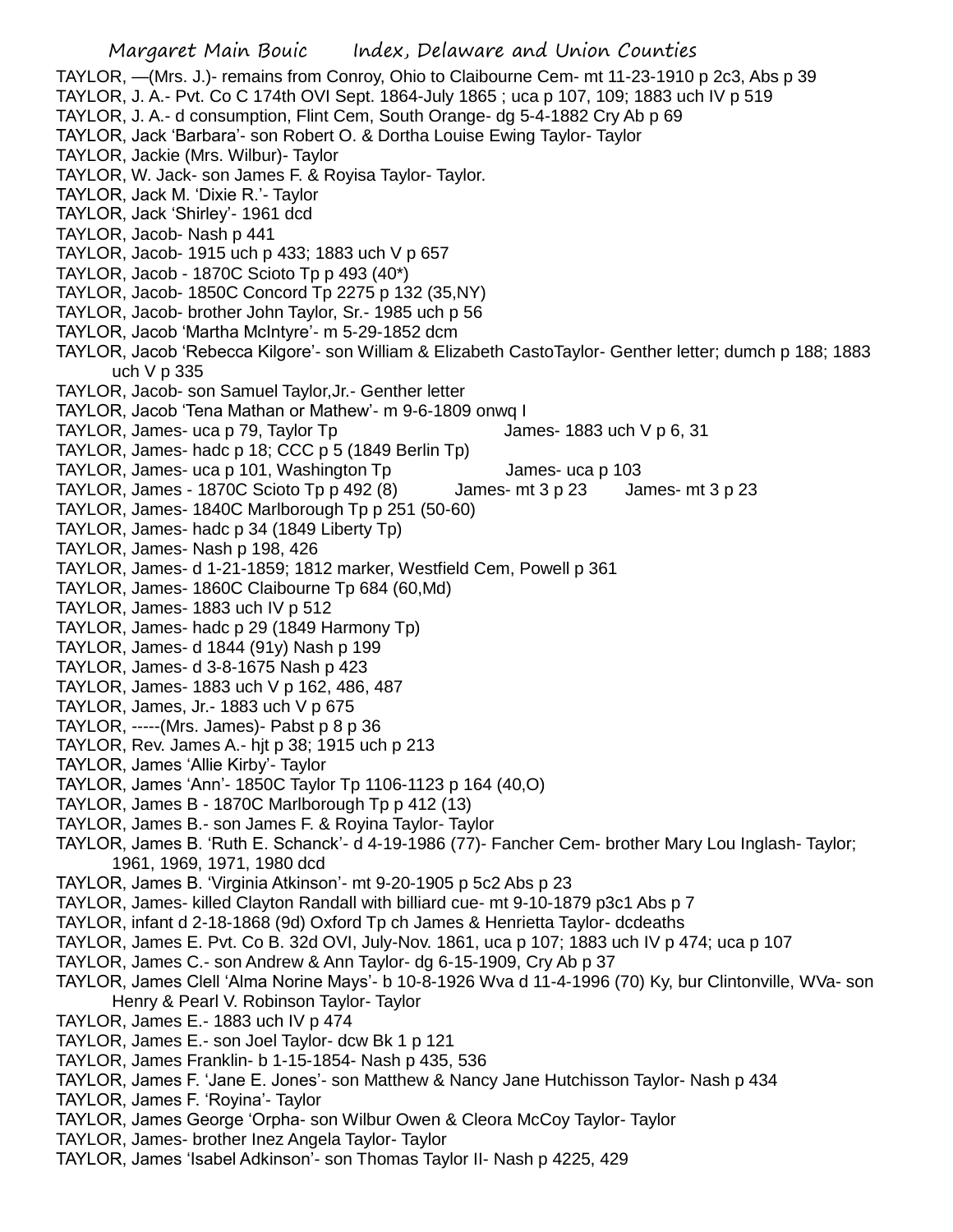TAYLOR, —(Mrs. J.)- remains from Conroy, Ohio to Claibourne Cem- mt 11-23-1910 p 2c3, Abs p 39
TAYLOR, J. A.- Pvt. Co C 174th OVI Sept. 1864-July 1865 ; uca p 107, 109; 1883 uch IV p 519
TAYLOR, J. A.- d consumption, Flint Cem, South Orange- dg 5-4-1882 Cry Ab p 69
TAYLOR, Jack 'Barbara'- son Robert O. & Dortha Louise Ewing Taylor- Taylor
TAYLOR, Jackie (Mrs. Wilbur)- Taylor
TAYLOR, W. Jack- son James F. & Royisa Taylor- Taylor.
TAYLOR, Jack M. 'Dixie R.'- Taylor
TAYLOR, Jack 'Shirley'- 1961 dcd
TAYLOR, Jacob- Nash p 441
TAYLOR, Jacob- 1915 uch p 433; 1883 uch V p 657
TAYLOR, Jacob - 1870C Scioto Tp p 493 (40*)
TAYLOR, Jacob- 1850C Concord Tp 2275 p 132 (35,NY)
TAYLOR, Jacob- brother John Taylor, Sr.- 1985 uch p 56
TAYLOR, Jacob 'Martha McIntyre'- m 5-29-1852 dcm
TAYLOR, Jacob 'Rebecca Kilgore'- son William & Elizabeth CastoTaylor- Genther letter; dumch p 188; 1883 uch V p 335
TAYLOR, Jacob- son Samuel Taylor,Jr.- Genther letter
TAYLOR, Jacob 'Tena Mathan or Mathew'- m 9-6-1809 onwq I
TAYLOR, James- uca p 79, Taylor Tp James- 1883 uch V p 6, 31
TAYLOR, James- hadc p 18; CCC p 5 (1849 Berlin Tp)
TAYLOR, James- uca p 101, Washington Tp James- uca p 103
TAYLOR, James - 1870C Scioto Tp p 492 (8) James- mt 3 p 23 James- mt 3 p 23
TAYLOR, James- 1840C Marlborough Tp p 251 (50-60)
TAYLOR, James- hadc p 34 (1849 Liberty Tp)
TAYLOR, James- Nash p 198, 426
TAYLOR, James- d 1-21-1859; 1812 marker, Westfield Cem, Powell p 361
TAYLOR, James- 1860C Claibourne Tp 684 (60,Md)
TAYLOR, James- 1883 uch IV p 512
TAYLOR, James- hadc p 29 (1849 Harmony Tp)
TAYLOR, James- d 1844 (91y) Nash p 199
TAYLOR, James- d 3-8-1675 Nash p 423
TAYLOR, James- 1883 uch V p 162, 486, 487
TAYLOR, James, Jr.- 1883 uch V p 675
TAYLOR, -----(Mrs. James)- Pabst p 8 p 36
TAYLOR, Rev. James A.- hjt p 38; 1915 uch p 213
TAYLOR, James 'Allie Kirby'- Taylor
TAYLOR, James 'Ann'- 1850C Taylor Tp 1106-1123 p 164 (40,O)
TAYLOR, James B - 1870C Marlborough Tp p 412 (13)
TAYLOR, James B.- son James F. & Royina Taylor- Taylor
TAYLOR, James B. 'Ruth E. Schanck'- d 4-19-1986 (77)- Fancher Cem- brother Mary Lou Inglash- Taylor; 1961, 1969, 1971, 1980 dcd
TAYLOR, James B. 'Virginia Atkinson'- mt 9-20-1905 p 5c2 Abs p 23
TAYLOR, James- killed Clayton Randall with billiard cue- mt 9-10-1879 p3c1 Abs p 7
TAYLOR, infant d 2-18-1868 (9d) Oxford Tp ch James & Henrietta Taylor- dcdeaths
TAYLOR, James E. Pvt. Co B. 32d OVI, July-Nov. 1861, uca p 107; 1883 uch IV p 474; uca p 107
TAYLOR, James C.- son Andrew & Ann Taylor- dg 6-15-1909, Cry Ab p 37
TAYLOR, James Clell 'Alma Norine Mays'- b 10-8-1926 Wva d 11-4-1996 (70) Ky, bur Clintonville, WVa- son Henry & Pearl V. Robinson Taylor- Taylor
TAYLOR, James E.- 1883 uch IV p 474
TAYLOR, James E.- son Joel Taylor- dcw Bk 1 p 121
TAYLOR, James Franklin- b 1-15-1854- Nash p 435, 536
TAYLOR, James F. 'Jane E. Jones'- son Matthew & Nancy Jane Hutchisson Taylor- Nash p 434
TAYLOR, James F. 'Royina'- Taylor
TAYLOR, James George 'Orpha- son Wilbur Owen & Cleora McCoy Taylor- Taylor
TAYLOR, James- brother Inez Angela Taylor- Taylor
TAYLOR, James 'Isabel Adkinson'- son Thomas Taylor II- Nash p 4225, 429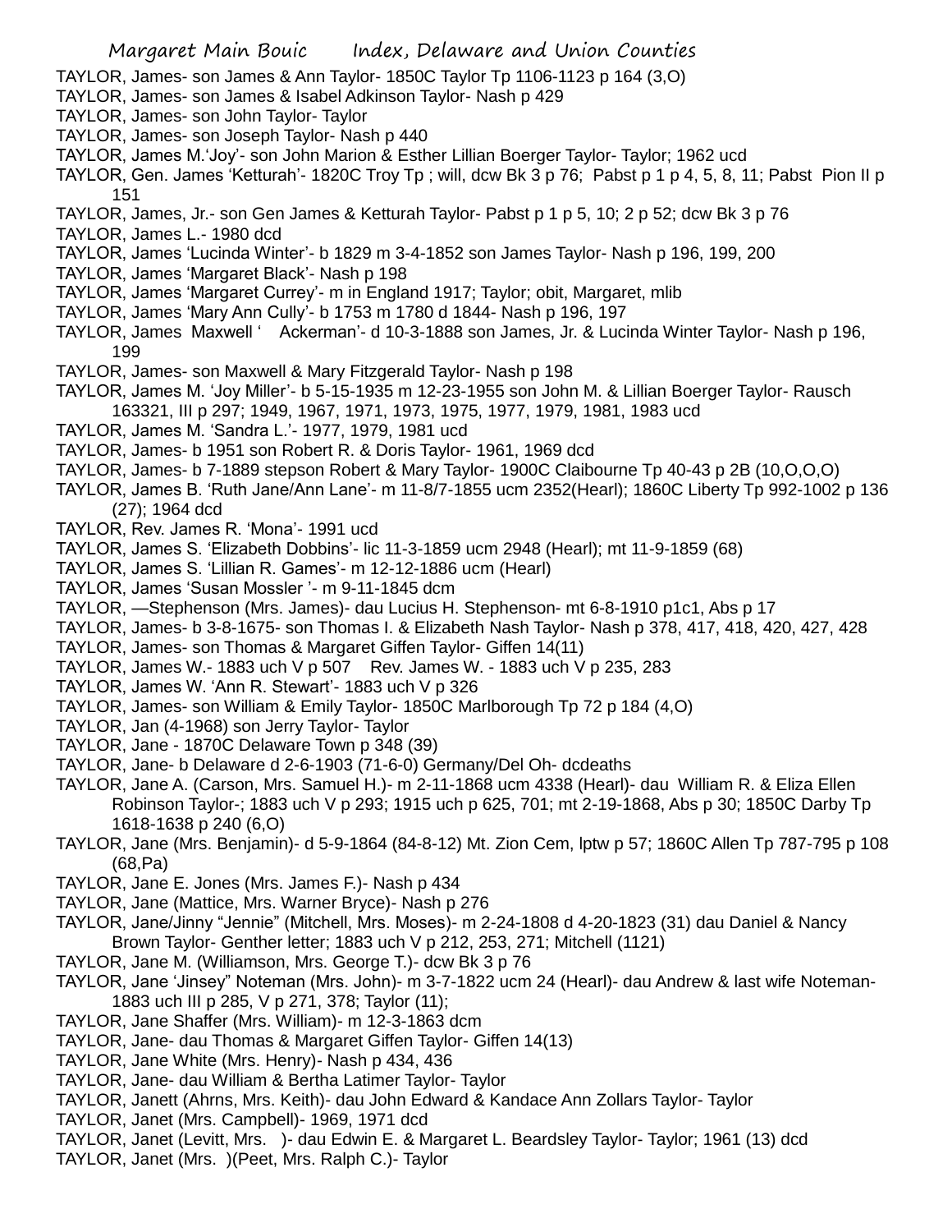TAYLOR, James- son James & Ann Taylor- 1850C Taylor Tp 1106-1123 p 164 (3,O)

TAYLOR, James- son James & Isabel Adkinson Taylor- Nash p 429

TAYLOR, James- son John Taylor- Taylor

TAYLOR, James- son Joseph Taylor- Nash p 440

TAYLOR, James M.'Joy'- son John Marion & Esther Lillian Boerger Taylor- Taylor; 1962 ucd

TAYLOR, Gen. James 'Ketturah'- 1820C Troy Tp ; will, dcw Bk 3 p 76; Pabst p 1 p 4, 5, 8, 11; Pabst Pion II p 151

TAYLOR, James, Jr.- son Gen James & Ketturah Taylor- Pabst p 1 p 5, 10; 2 p 52; dcw Bk 3 p 76

TAYLOR, James L.- 1980 dcd

TAYLOR, James 'Lucinda Winter'- b 1829 m 3-4-1852 son James Taylor- Nash p 196, 199, 200

TAYLOR, James 'Margaret Black'- Nash p 198

TAYLOR, James 'Margaret Currey'- m in England 1917; Taylor; obit, Margaret, mlib

TAYLOR, James 'Mary Ann Cully'- b 1753 m 1780 d 1844- Nash p 196, 197

TAYLOR, James Maxwell ' Ackerman'- d 10-3-1888 son James, Jr. & Lucinda Winter Taylor- Nash p 196, 199

TAYLOR, James- son Maxwell & Mary Fitzgerald Taylor- Nash p 198

TAYLOR, James M. 'Joy Miller'- b 5-15-1935 m 12-23-1955 son John M. & Lillian Boerger Taylor- Rausch 163321, III p 297; 1949, 1967, 1971, 1973, 1975, 1977, 1979, 1981, 1983 ucd

TAYLOR, James M. 'Sandra L.'- 1977, 1979, 1981 ucd

TAYLOR, James- b 1951 son Robert R. & Doris Taylor- 1961, 1969 dcd

TAYLOR, James- b 7-1889 stepson Robert & Mary Taylor- 1900C Claibourne Tp 40-43 p 2B (10,O,O,O)

TAYLOR, James B. 'Ruth Jane/Ann Lane'- m 11-8/7-1855 ucm 2352(Hearl); 1860C Liberty Tp 992-1002 p 136 (27); 1964 dcd

TAYLOR, Rev. James R. 'Mona'- 1991 ucd

TAYLOR, James S. 'Elizabeth Dobbins'- lic 11-3-1859 ucm 2948 (Hearl); mt 11-9-1859 (68)

TAYLOR, James S. 'Lillian R. Games'- m 12-12-1886 ucm (Hearl)

TAYLOR, James 'Susan Mossler '- m 9-11-1845 dcm

TAYLOR, —Stephenson (Mrs. James)- dau Lucius H. Stephenson- mt 6-8-1910 p1c1, Abs p 17

TAYLOR, James- b 3-8-1675- son Thomas I. & Elizabeth Nash Taylor- Nash p 378, 417, 418, 420, 427, 428

TAYLOR, James- son Thomas & Margaret Giffen Taylor- Giffen 14(11)

TAYLOR, James W.- 1883 uch V p 507 Rev. James W. - 1883 uch V p 235, 283

TAYLOR, James W. 'Ann R. Stewart'- 1883 uch V p 326

TAYLOR, James- son William & Emily Taylor- 1850C Marlborough Tp 72 p 184 (4,O)

TAYLOR, Jan (4-1968) son Jerry Taylor- Taylor

TAYLOR, Jane - 1870C Delaware Town p 348 (39)

TAYLOR, Jane- b Delaware d 2-6-1903 (71-6-0) Germany/Del Oh- dcdeaths

TAYLOR, Jane A. (Carson, Mrs. Samuel H.)- m 2-11-1868 ucm 4338 (Hearl)- dau William R. & Eliza Ellen Robinson Taylor-; 1883 uch V p 293; 1915 uch p 625, 701; mt 2-19-1868, Abs p 30; 1850C Darby Tp 1618-1638 p 240 (6,O)

TAYLOR, Jane (Mrs. Benjamin)- d 5-9-1864 (84-8-12) Mt. Zion Cem, lptw p 57; 1860C Allen Tp 787-795 p 108 (68,Pa)

TAYLOR, Jane E. Jones (Mrs. James F.)- Nash p 434

TAYLOR, Jane (Mattice, Mrs. Warner Bryce)- Nash p 276

TAYLOR, Jane/Jinny "Jennie" (Mitchell, Mrs. Moses)- m 2-24-1808 d 4-20-1823 (31) dau Daniel & Nancy Brown Taylor- Genther letter; 1883 uch V p 212, 253, 271; Mitchell (1121)

TAYLOR, Jane M. (Williamson, Mrs. George T.)- dcw Bk 3 p 76

TAYLOR, Jane 'Jinsey" Noteman (Mrs. John)- m 3-7-1822 ucm 24 (Hearl)- dau Andrew & last wife Noteman- 1883 uch III p 285, V p 271, 378; Taylor (11);

TAYLOR, Jane Shaffer (Mrs. William)- m 12-3-1863 dcm

TAYLOR, Jane- dau Thomas & Margaret Giffen Taylor- Giffen 14(13)

TAYLOR, Jane White (Mrs. Henry)- Nash p 434, 436

TAYLOR, Jane- dau William & Bertha Latimer Taylor- Taylor

TAYLOR, Janett (Ahrns, Mrs. Keith)- dau John Edward & Kandace Ann Zollars Taylor- Taylor

TAYLOR, Janet (Mrs. Campbell)- 1969, 1971 dcd

TAYLOR, Janet (Levitt, Mrs. )- dau Edwin E. & Margaret L. Beardsley Taylor- Taylor; 1961 (13) dcd

TAYLOR, Janet (Mrs. )(Peet, Mrs. Ralph C.)- Taylor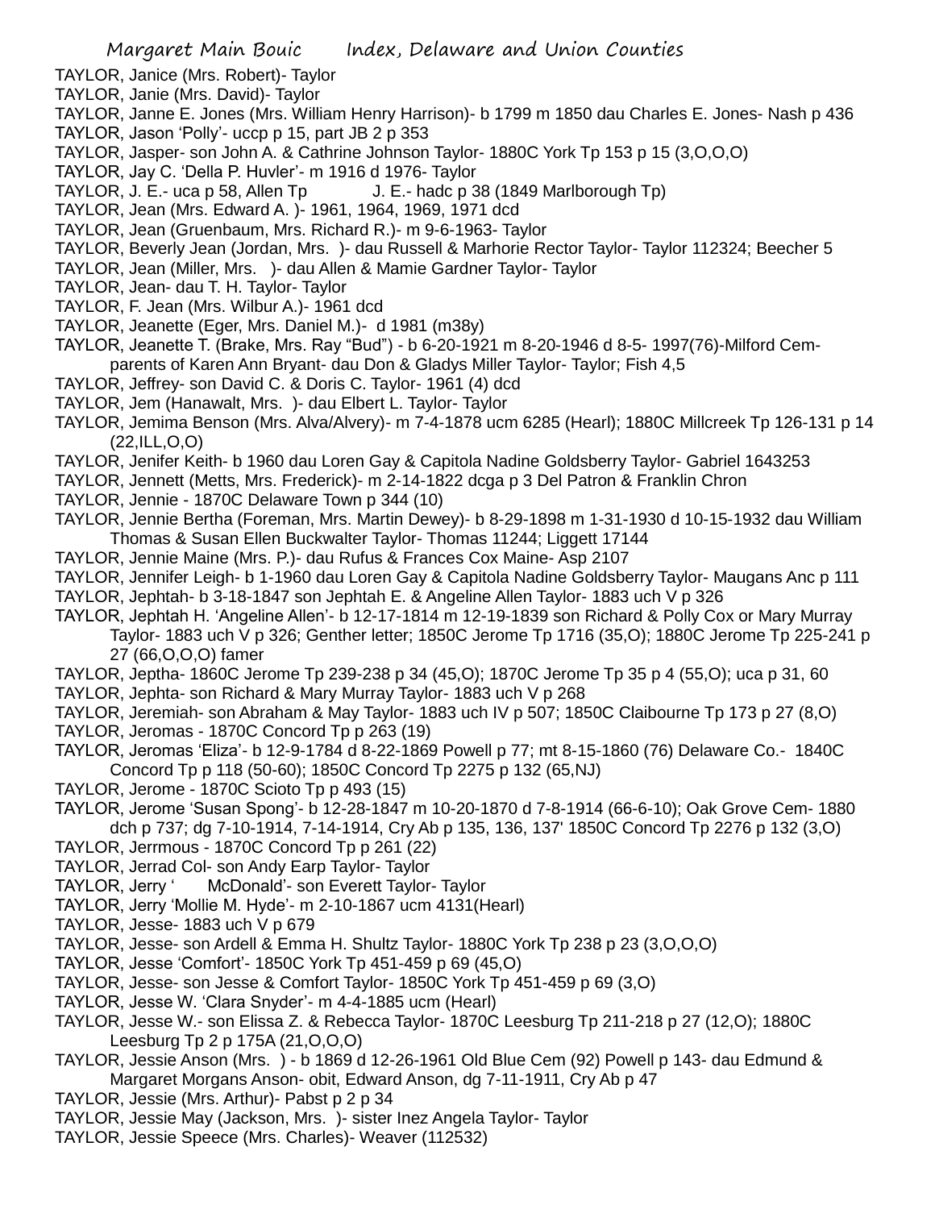TAYLOR, Janice (Mrs. Robert)- Taylor

TAYLOR, Janie (Mrs. David)- Taylor

TAYLOR, Janne E. Jones (Mrs. William Henry Harrison)- b 1799 m 1850 dau Charles E. Jones- Nash p 436

TAYLOR, Jason 'Polly'- uccp p 15, part JB 2 p 353

TAYLOR, Jasper- son John A. & Cathrine Johnson Taylor- 1880C York Tp 153 p 15 (3,O,O,O)

TAYLOR, Jay C. 'Della P. Huvler'- m 1916 d 1976- Taylor

TAYLOR, J. E.- uca p 58, Allen Tp J. E.- hadc p 38 (1849 Marlborough Tp)

TAYLOR, Jean (Mrs. Edward A. )- 1961, 1964, 1969, 1971 dcd

TAYLOR, Jean (Gruenbaum, Mrs. Richard R.)- m 9-6-1963- Taylor

TAYLOR, Beverly Jean (Jordan, Mrs. )- dau Russell & Marhorie Rector Taylor- Taylor 112324; Beecher 5

TAYLOR, Jean (Miller, Mrs. )- dau Allen & Mamie Gardner Taylor- Taylor

TAYLOR, Jean- dau T. H. Taylor- Taylor

TAYLOR, F. Jean (Mrs. Wilbur A.)- 1961 dcd

TAYLOR, Jeanette (Eger, Mrs. Daniel M.)- d 1981 (m38y)

TAYLOR, Jeanette T. (Brake, Mrs. Ray "Bud") - b 6-20-1921 m 8-20-1946 d 8-5- 1997(76)-Milford Cem- parents of Karen Ann Bryant- dau Don & Gladys Miller Taylor- Taylor; Fish 4,5

TAYLOR, Jeffrey- son David C. & Doris C. Taylor- 1961 (4) dcd

TAYLOR, Jem (Hanawalt, Mrs. )- dau Elbert L. Taylor- Taylor

TAYLOR, Jemima Benson (Mrs. Alva/Alvery)- m 7-4-1878 ucm 6285 (Hearl); 1880C Millcreek Tp 126-131 p 14 (22,ILL,O,O)

TAYLOR, Jenifer Keith- b 1960 dau Loren Gay & Capitola Nadine Goldsberry Taylor- Gabriel 1643253

TAYLOR, Jennett (Metts, Mrs. Frederick)- m 2-14-1822 dcga p 3 Del Patron & Franklin Chron

TAYLOR, Jennie - 1870C Delaware Town p 344 (10)

TAYLOR, Jennie Bertha (Foreman, Mrs. Martin Dewey)- b 8-29-1898 m 1-31-1930 d 10-15-1932 dau William Thomas & Susan Ellen Buckwalter Taylor- Thomas 11244; Liggett 17144

TAYLOR, Jennie Maine (Mrs. P.)- dau Rufus & Frances Cox Maine- Asp 2107

TAYLOR, Jennifer Leigh- b 1-1960 dau Loren Gay & Capitola Nadine Goldsberry Taylor- Maugans Anc p 111

TAYLOR, Jephtah- b 3-18-1847 son Jephtah E. & Angeline Allen Taylor- 1883 uch V p 326

TAYLOR, Jephtah H. 'Angeline Allen'- b 12-17-1814 m 12-19-1839 son Richard & Polly Cox or Mary Murray Taylor- 1883 uch V p 326; Genther letter; 1850C Jerome Tp 1716 (35,O); 1880C Jerome Tp 225-241 p 27 (66,O,O,O) famer

TAYLOR, Jeptha- 1860C Jerome Tp 239-238 p 34 (45,O); 1870C Jerome Tp 35 p 4 (55,O); uca p 31, 60

TAYLOR, Jephta- son Richard & Mary Murray Taylor- 1883 uch V p 268

TAYLOR, Jeremiah- son Abraham & May Taylor- 1883 uch IV p 507; 1850C Claibourne Tp 173 p 27 (8,O)

TAYLOR, Jeromas - 1870C Concord Tp p 263 (19)

TAYLOR, Jeromas 'Eliza'- b 12-9-1784 d 8-22-1869 Powell p 77; mt 8-15-1860 (76) Delaware Co.- 1840C Concord Tp p 118 (50-60); 1850C Concord Tp 2275 p 132 (65,NJ)

TAYLOR, Jerome - 1870C Scioto Tp p 493 (15)

TAYLOR, Jerome 'Susan Spong'- b 12-28-1847 m 10-20-1870 d 7-8-1914 (66-6-10); Oak Grove Cem- 1880 dch p 737; dg 7-10-1914, 7-14-1914, Cry Ab p 135, 136, 137' 1850C Concord Tp 2276 p 132 (3,O)

TAYLOR, Jerrmous - 1870C Concord Tp p 261 (22)

TAYLOR, Jerrad Col- son Andy Earp Taylor- Taylor

TAYLOR, Jerry ' McDonald'- son Everett Taylor- Taylor

TAYLOR, Jerry 'Mollie M. Hyde'- m 2-10-1867 ucm 4131(Hearl)

TAYLOR, Jesse- 1883 uch V p 679

TAYLOR, Jesse- son Ardell & Emma H. Shultz Taylor- 1880C York Tp 238 p 23 (3,O,O,O)

TAYLOR, Jesse 'Comfort'- 1850C York Tp 451-459 p 69 (45,O)

TAYLOR, Jesse- son Jesse & Comfort Taylor- 1850C York Tp 451-459 p 69 (3,O)

TAYLOR, Jesse W. 'Clara Snyder'- m 4-4-1885 ucm (Hearl)

TAYLOR, Jesse W.- son Elissa Z. & Rebecca Taylor- 1870C Leesburg Tp 211-218 p 27 (12,O); 1880C Leesburg Tp 2 p 175A (21,O,O,O)

TAYLOR, Jessie Anson (Mrs. ) - b 1869 d 12-26-1961 Old Blue Cem (92) Powell p 143- dau Edmund & Margaret Morgans Anson- obit, Edward Anson, dg 7-11-1911, Cry Ab p 47

TAYLOR, Jessie (Mrs. Arthur)- Pabst p 2 p 34

TAYLOR, Jessie May (Jackson, Mrs. )- sister Inez Angela Taylor- Taylor

TAYLOR, Jessie Speece (Mrs. Charles)- Weaver (112532)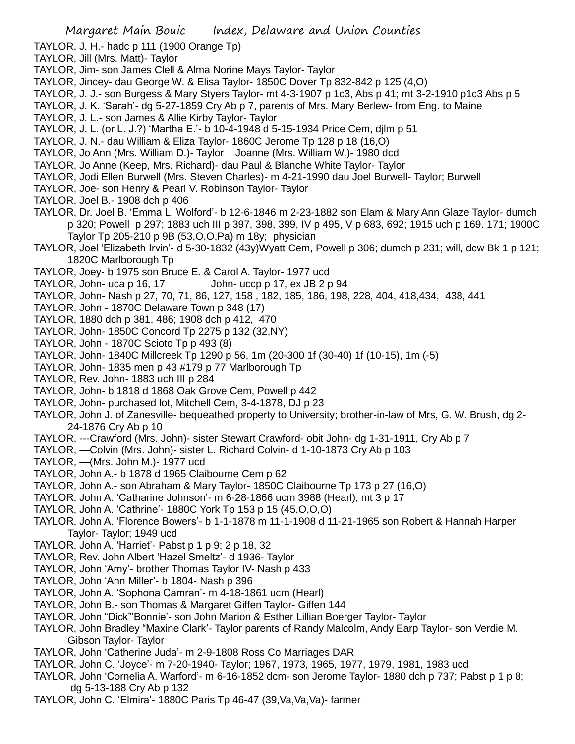TAYLOR, J. H.- hadc p 111 (1900 Orange Tp)
TAYLOR, Jill (Mrs. Matt)- Taylor
TAYLOR, Jim- son James Clell & Alma Norine Mays Taylor- Taylor
TAYLOR, Jincey- dau George W. & Elisa Taylor- 1850C Dover Tp 832-842 p 125 (4,O)
TAYLOR, J. J.- son Burgess & Mary Styers Taylor- mt 4-3-1907 p 1c3, Abs p 41; mt 3-2-1910 p1c3 Abs p 5
TAYLOR, J. K. 'Sarah'- dg 5-27-1859 Cry Ab p 7, parents of Mrs. Mary Berlew- from Eng. to Maine
TAYLOR, J. L.- son James & Allie Kirby Taylor- Taylor
TAYLOR, J. L. (or L. J.?) 'Martha E.'- b 10-4-1948 d 5-15-1934 Price Cem, djlm p 51
TAYLOR, J. N.- dau William & Eliza Taylor- 1860C Jerome Tp 128 p 18 (16,O)
TAYLOR, Jo Ann (Mrs. William D.)- Taylor Joanne (Mrs. William W.)- 1980 dcd
TAYLOR, Jo Anne (Keep, Mrs. Richard)- dau Paul & Blanche White Taylor- Taylor
TAYLOR, Jodi Ellen Burwell (Mrs. Steven Charles)- m 4-21-1990 dau Joel Burwell- Taylor; Burwell
TAYLOR, Joe- son Henry & Pearl V. Robinson Taylor- Taylor
TAYLOR, Joel B.- 1908 dch p 406
TAYLOR, Dr. Joel B. 'Emma L. Wolford'- b 12-6-1846 m 2-23-1882 son Elam & Mary Ann Glaze Taylor- dumch p 320; Powell p 297; 1883 uch III p 397, 398, 399, IV p 495, V p 683, 692; 1915 uch p 169. 171; 1900C Taylor Tp 205-210 p 9B (53,O,O,Pa) m 18y; physician
TAYLOR, Joel 'Elizabeth Irvin'- d 5-30-1832 (43y)Wyatt Cem, Powell p 306; dumch p 231; will, dcw Bk 1 p 121; 1820C Marlborough Tp
TAYLOR, Joey- b 1975 son Bruce E. & Carol A. Taylor- 1977 ucd
TAYLOR, John- uca p 16, 17 John- uccp p 17, ex JB 2 p 94
TAYLOR, John- Nash p 27, 70, 71, 86, 127, 158 , 182, 185, 186, 198, 228, 404, 418,434, 438, 441
TAYLOR, John - 1870C Delaware Town p 348 (17)
TAYLOR, 1880 dch p 381, 486; 1908 dch p 412, 470
TAYLOR, John- 1850C Concord Tp 2275 p 132 (32,NY)
TAYLOR, John - 1870C Scioto Tp p 493 (8)
TAYLOR, John- 1840C Millcreek Tp 1290 p 56, 1m (20-300 1f (30-40) 1f (10-15), 1m (-5)
TAYLOR, John- 1835 men p 43 #179 p 77 Marlborough Tp
TAYLOR, Rev. John- 1883 uch III p 284
TAYLOR, John- b 1818 d 1868 Oak Grove Cem, Powell p 442
TAYLOR, John- purchased lot, Mitchell Cem, 3-4-1878, DJ p 23
TAYLOR, John J. of Zanesville- bequeathed property to University; brother-in-law of Mrs, G. W. Brush, dg 2-24-1876 Cry Ab p 10
TAYLOR, ---Crawford (Mrs. John)- sister Stewart Crawford- obit John- dg 1-31-1911, Cry Ab p 7
TAYLOR, —Colvin (Mrs. John)- sister L. Richard Colvin- d 1-10-1873 Cry Ab p 103
TAYLOR, —(Mrs. John M.)- 1977 ucd
TAYLOR, John A.- b 1878 d 1965 Claibourne Cem p 62
TAYLOR, John A.- son Abraham & Mary Taylor- 1850C Claibourne Tp 173 p 27 (16,O)
TAYLOR, John A. 'Catharine Johnson'- m 6-28-1866 ucm 3988 (Hearl); mt 3 p 17
TAYLOR, John A. 'Cathrine'- 1880C York Tp 153 p 15 (45,O,O,O)
TAYLOR, John A. 'Florence Bowers'- b 1-1-1878 m 11-1-1908 d 11-21-1965 son Robert & Hannah Harper Taylor- Taylor; 1949 ucd
TAYLOR, John A. 'Harriet'- Pabst p 1 p 9; 2 p 18, 32
TAYLOR, Rev. John Albert 'Hazel Smeltz'- d 1936- Taylor
TAYLOR, John 'Amy'- brother Thomas Taylor IV- Nash p 433
TAYLOR, John 'Ann Miller'- b 1804- Nash p 396
TAYLOR, John A. 'Sophona Camran'- m 4-18-1861 ucm (Hearl)
TAYLOR, John B.- son Thomas & Margaret Giffen Taylor- Giffen 144
TAYLOR, John "Dick"'Bonnie'- son John Marion & Esther Lillian Boerger Taylor- Taylor
TAYLOR, John Bradley "Maxine Clark'- Taylor parents of Randy Malcolm, Andy Earp Taylor- son Verdie M. Gibson Taylor- Taylor
TAYLOR, John 'Catherine Juda'- m 2-9-1808 Ross Co Marriages DAR
TAYLOR, John C. 'Joyce'- m 7-20-1940- Taylor; 1967, 1973, 1965, 1977, 1979, 1981, 1983 ucd
TAYLOR, John 'Cornelia A. Warford'- m 6-16-1852 dcm- son Jerome Taylor- 1880 dch p 737; Pabst p 1 p 8; dg 5-13-188 Cry Ab p 132
TAYLOR, John C. 'Elmira'- 1880C Paris Tp 46-47 (39,Va,Va,Va)- farmer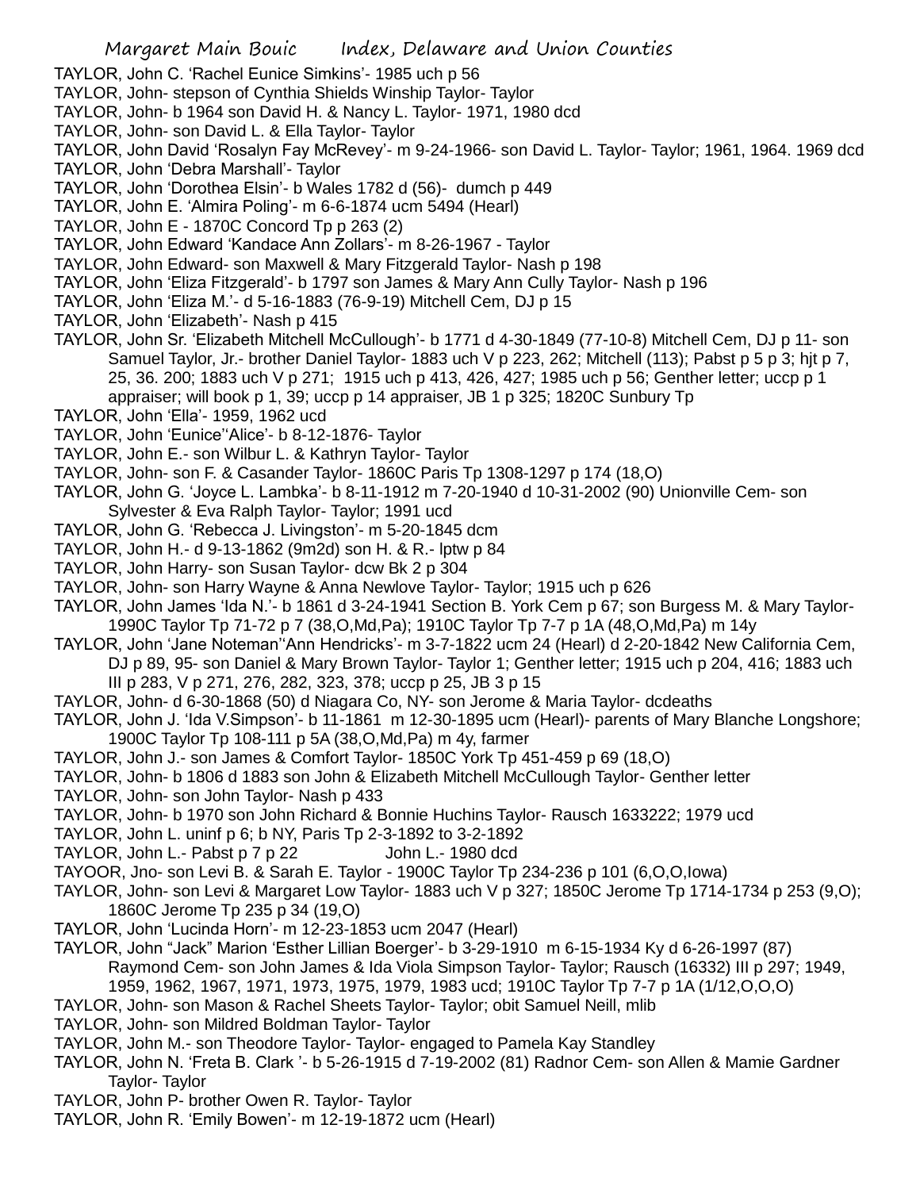TAYLOR, John C. 'Rachel Eunice Simkins'- 1985 uch p 56

TAYLOR, John- stepson of Cynthia Shields Winship Taylor- Taylor

TAYLOR, John- b 1964 son David H. & Nancy L. Taylor- 1971, 1980 dcd

TAYLOR, John- son David L. & Ella Taylor- Taylor

TAYLOR, John David 'Rosalyn Fay McRevey'- m 9-24-1966- son David L. Taylor- Taylor; 1961, 1964. 1969 dcd

TAYLOR, John 'Debra Marshall'- Taylor

TAYLOR, John 'Dorothea Elsin'- b Wales 1782 d (56)- dumch p 449

TAYLOR, John E. 'Almira Poling'- m 6-6-1874 ucm 5494 (Hearl)

TAYLOR, John E - 1870C Concord Tp p 263 (2)

TAYLOR, John Edward 'Kandace Ann Zollars'- m 8-26-1967 - Taylor

TAYLOR, John Edward- son Maxwell & Mary Fitzgerald Taylor- Nash p 198

TAYLOR, John 'Eliza Fitzgerald'- b 1797 son James & Mary Ann Cully Taylor- Nash p 196

TAYLOR, John 'Eliza M.'- d 5-16-1883 (76-9-19) Mitchell Cem, DJ p 15

TAYLOR, John 'Elizabeth'- Nash p 415

TAYLOR, John Sr. 'Elizabeth Mitchell McCullough'- b 1771 d 4-30-1849 (77-10-8) Mitchell Cem, DJ p 11- son Samuel Taylor, Jr.- brother Daniel Taylor- 1883 uch V p 223, 262; Mitchell (113); Pabst p 5 p 3; hjt p 7, 25, 36. 200; 1883 uch V p 271; 1915 uch p 413, 426, 427; 1985 uch p 56; Genther letter; uccp p 1 appraiser; will book p 1, 39; uccp p 14 appraiser, JB 1 p 325; 1820C Sunbury Tp

TAYLOR, John 'Ella'- 1959, 1962 ucd

TAYLOR, John 'Eunice''Alice'- b 8-12-1876- Taylor

TAYLOR, John E.- son Wilbur L. & Kathryn Taylor- Taylor

TAYLOR, John- son F. & Casander Taylor- 1860C Paris Tp 1308-1297 p 174 (18,O)

TAYLOR, John G. 'Joyce L. Lambka'- b 8-11-1912 m 7-20-1940 d 10-31-2002 (90) Unionville Cem- son Sylvester & Eva Ralph Taylor- Taylor; 1991 ucd

TAYLOR, John G. 'Rebecca J. Livingston'- m 5-20-1845 dcm

TAYLOR, John H.- d 9-13-1862 (9m2d) son H. & R.- lptw p 84

TAYLOR, John Harry- son Susan Taylor- dcw Bk 2 p 304

TAYLOR, John- son Harry Wayne & Anna Newlove Taylor- Taylor; 1915 uch p 626

TAYLOR, John James 'Ida N.'- b 1861 d 3-24-1941 Section B. York Cem p 67; son Burgess M. & Mary Taylor- 1990C Taylor Tp 71-72 p 7 (38,O,Md,Pa); 1910C Taylor Tp 7-7 p 1A (48,O,Md,Pa) m 14y

TAYLOR, John 'Jane Noteman''Ann Hendricks'- m 3-7-1822 ucm 24 (Hearl) d 2-20-1842 New California Cem, DJ p 89, 95- son Daniel & Mary Brown Taylor- Taylor 1; Genther letter; 1915 uch p 204, 416; 1883 uch III p 283, V p 271, 276, 282, 323, 378; uccp p 25, JB 3 p 15

TAYLOR, John- d 6-30-1868 (50) d Niagara Co, NY- son Jerome & Maria Taylor- dcdeaths

TAYLOR, John J. 'Ida V.Simpson'- b 11-1861 m 12-30-1895 ucm (Hearl)- parents of Mary Blanche Longshore; 1900C Taylor Tp 108-111 p 5A (38,O,Md,Pa) m 4y, farmer

TAYLOR, John J.- son James & Comfort Taylor- 1850C York Tp 451-459 p 69 (18,O)

TAYLOR, John- b 1806 d 1883 son John & Elizabeth Mitchell McCullough Taylor- Genther letter

TAYLOR, John- son John Taylor- Nash p 433

TAYLOR, John- b 1970 son John Richard & Bonnie Huchins Taylor- Rausch 1633222; 1979 ucd

TAYLOR, John L. uninf p 6; b NY, Paris Tp 2-3-1892 to 3-2-1892

TAYLOR, John L.- Pabst p 7 p 22 John L.- 1980 dcd

TAYOOR, Jno- son Levi B. & Sarah E. Taylor - 1900C Taylor Tp 234-236 p 101 (6,O,O,Iowa)

TAYLOR, John- son Levi & Margaret Low Taylor- 1883 uch V p 327; 1850C Jerome Tp 1714-1734 p 253 (9,O); 1860C Jerome Tp 235 p 34 (19,O)

TAYLOR, John 'Lucinda Horn'- m 12-23-1853 ucm 2047 (Hearl)

TAYLOR, John "Jack" Marion 'Esther Lillian Boerger'- b 3-29-1910 m 6-15-1934 Ky d 6-26-1997 (87) Raymond Cem- son John James & Ida Viola Simpson Taylor- Taylor; Rausch (16332) III p 297; 1949, 1959, 1962, 1967, 1971, 1973, 1975, 1979, 1983 ucd; 1910C Taylor Tp 7-7 p 1A (1/12,O,O,O)

TAYLOR, John- son Mason & Rachel Sheets Taylor- Taylor; obit Samuel Neill, mlib

TAYLOR, John- son Mildred Boldman Taylor- Taylor

TAYLOR, John M.- son Theodore Taylor- Taylor- engaged to Pamela Kay Standley

TAYLOR, John N. 'Freta B. Clark '- b 5-26-1915 d 7-19-2002 (81) Radnor Cem- son Allen & Mamie Gardner Taylor- Taylor

TAYLOR, John P- brother Owen R. Taylor- Taylor

TAYLOR, John R. 'Emily Bowen'- m 12-19-1872 ucm (Hearl)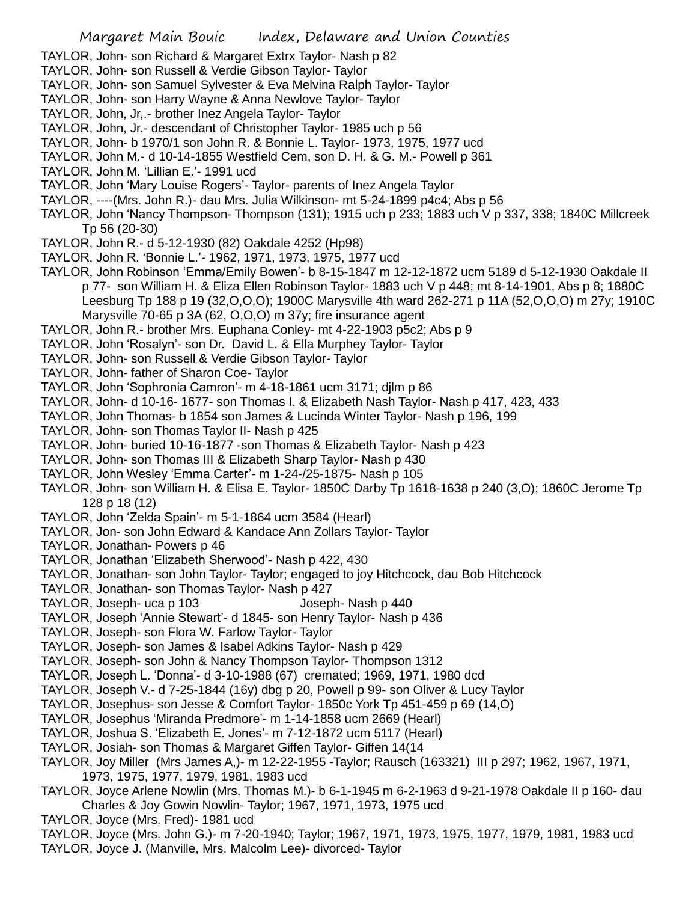TAYLOR, John- son Richard & Margaret Extrx Taylor- Nash p 82
TAYLOR, John- son Russell & Verdie Gibson Taylor- Taylor
TAYLOR, John- son Samuel Sylvester & Eva Melvina Ralph Taylor- Taylor
TAYLOR, John- son Harry Wayne & Anna Newlove Taylor- Taylor
TAYLOR, John, Jr,.- brother Inez Angela Taylor- Taylor
TAYLOR, John, Jr.- descendant of Christopher Taylor- 1985 uch p 56
TAYLOR, John- b 1970/1 son John R. & Bonnie L. Taylor- 1973, 1975, 1977 ucd
TAYLOR, John M.- d 10-14-1855 Westfield Cem, son D. H. & G. M.- Powell p 361
TAYLOR, John M. 'Lillian E.'- 1991 ucd
TAYLOR, John 'Mary Louise Rogers'- Taylor- parents of Inez Angela Taylor
TAYLOR, ----(Mrs. John R.)- dau Mrs. Julia Wilkinson- mt 5-24-1899 p4c4; Abs p 56
TAYLOR, John 'Nancy Thompson- Thompson (131); 1915 uch p 233; 1883 uch V p 337, 338; 1840C Millcreek Tp 56 (20-30)
TAYLOR, John R.- d 5-12-1930 (82) Oakdale 4252 (Hp98)
TAYLOR, John R. 'Bonnie L.'- 1962, 1971, 1973, 1975, 1977 ucd
TAYLOR, John Robinson 'Emma/Emily Bowen'- b 8-15-1847 m 12-12-1872 ucm 5189 d 5-12-1930 Oakdale II p 77- son William H. & Eliza Ellen Robinson Taylor- 1883 uch V p 448; mt 8-14-1901, Abs p 8; 1880C Leesburg Tp 188 p 19 (32,O,O,O); 1900C Marysville 4th ward 262-271 p 11A (52,O,O,O) m 27y; 1910C Marysville 70-65 p 3A (62, O,O,O) m 37y; fire insurance agent
TAYLOR, John R.- brother Mrs. Euphana Conley- mt 4-22-1903 p5c2; Abs p 9
TAYLOR, John 'Rosalyn'- son Dr. David L. & Ella Murphey Taylor- Taylor
TAYLOR, John- son Russell & Verdie Gibson Taylor- Taylor
TAYLOR, John- father of Sharon Coe- Taylor
TAYLOR, John 'Sophronia Camron'- m 4-18-1861 ucm 3171; djlm p 86
TAYLOR, John- d 10-16- 1677- son Thomas I. & Elizabeth Nash Taylor- Nash p 417, 423, 433
TAYLOR, John Thomas- b 1854 son James & Lucinda Winter Taylor- Nash p 196, 199
TAYLOR, John- son Thomas Taylor II- Nash p 425
TAYLOR, John- buried 10-16-1877 -son Thomas & Elizabeth Taylor- Nash p 423
TAYLOR, John- son Thomas III & Elizabeth Sharp Taylor- Nash p 430
TAYLOR, John Wesley 'Emma Carter'- m 1-24-/25-1875- Nash p 105
TAYLOR, John- son William H. & Elisa E. Taylor- 1850C Darby Tp 1618-1638 p 240 (3,O); 1860C Jerome Tp 128 p 18 (12)
TAYLOR, John 'Zelda Spain'- m 5-1-1864 ucm 3584 (Hearl)
TAYLOR, Jon- son John Edward & Kandace Ann Zollars Taylor- Taylor
TAYLOR, Jonathan- Powers p 46
TAYLOR, Jonathan 'Elizabeth Sherwood'- Nash p 422, 430
TAYLOR, Jonathan- son John Taylor- Taylor; engaged to joy Hitchcock, dau Bob Hitchcock
TAYLOR, Jonathan- son Thomas Taylor- Nash p 427
TAYLOR, Joseph- uca p 103 Joseph- Nash p 440
TAYLOR, Joseph 'Annie Stewart'- d 1845- son Henry Taylor- Nash p 436
TAYLOR, Joseph- son Flora W. Farlow Taylor- Taylor
TAYLOR, Joseph- son James & Isabel Adkins Taylor- Nash p 429
TAYLOR, Joseph- son John & Nancy Thompson Taylor- Thompson 1312
TAYLOR, Joseph L. 'Donna'- d 3-10-1988 (67) cremated; 1969, 1971, 1980 dcd
TAYLOR, Joseph V.- d 7-25-1844 (16y) dbg p 20, Powell p 99- son Oliver & Lucy Taylor
TAYLOR, Josephus- son Jesse & Comfort Taylor- 1850c York Tp 451-459 p 69 (14,O)
TAYLOR, Josephus 'Miranda Predmore'- m 1-14-1858 ucm 2669 (Hearl)
TAYLOR, Joshua S. 'Elizabeth E. Jones'- m 7-12-1872 ucm 5117 (Hearl)
TAYLOR, Josiah- son Thomas & Margaret Giffen Taylor- Giffen 14(14
TAYLOR, Joy Miller (Mrs James A,)- m 12-22-1955 -Taylor; Rausch (163321) III p 297; 1962, 1967, 1971, 1973, 1975, 1977, 1979, 1981, 1983 ucd
TAYLOR, Joyce Arlene Nowlin (Mrs. Thomas M.)- b 6-1-1945 m 6-2-1963 d 9-21-1978 Oakdale II p 160- dau Charles & Joy Gowin Nowlin- Taylor; 1967, 1971, 1973, 1975 ucd
TAYLOR, Joyce (Mrs. Fred)- 1981 ucd
TAYLOR, Joyce (Mrs. John G.)- m 7-20-1940; Taylor; 1967, 1971, 1973, 1975, 1977, 1979, 1981, 1983 ucd
TAYLOR, Joyce J. (Manville, Mrs. Malcolm Lee)- divorced- Taylor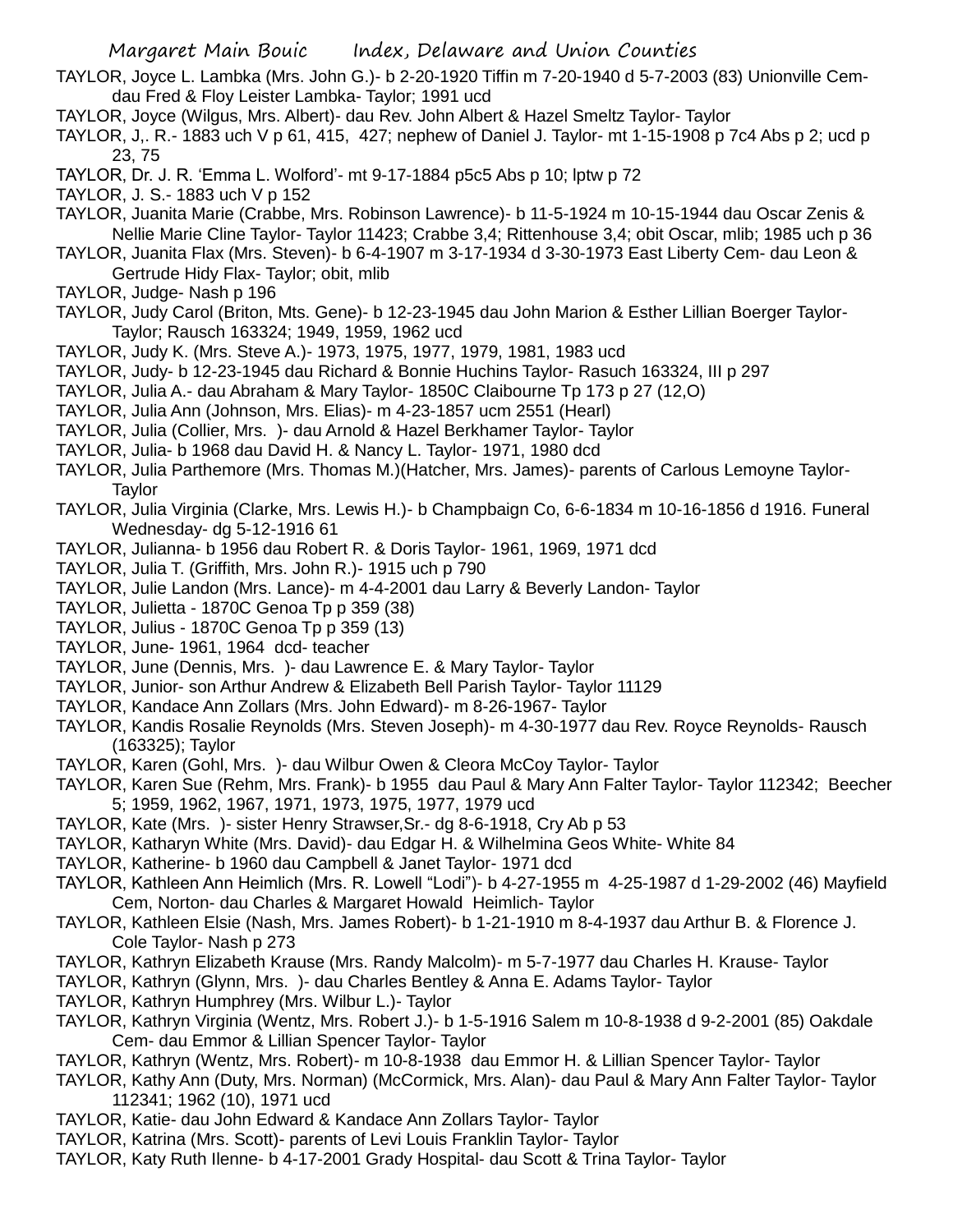TAYLOR, Joyce L. Lambka (Mrs. John G.)- b 2-20-1920 Tiffin m 7-20-1940 d 5-7-2003 (83) Unionville Cem- dau Fred & Floy Leister Lambka- Taylor; 1991 ucd

TAYLOR, Joyce (Wilgus, Mrs. Albert)- dau Rev. John Albert & Hazel Smeltz Taylor- Taylor

TAYLOR, J,. R.- 1883 uch V p 61, 415, 427; nephew of Daniel J. Taylor- mt 1-15-1908 p 7c4 Abs p 2; ucd p 23, 75

TAYLOR, Dr. J. R. 'Emma L. Wolford'- mt 9-17-1884 p5c5 Abs p 10; lptw p 72

TAYLOR, J. S.- 1883 uch V p 152

TAYLOR, Juanita Marie (Crabbe, Mrs. Robinson Lawrence)- b 11-5-1924 m 10-15-1944 dau Oscar Zenis & Nellie Marie Cline Taylor- Taylor 11423; Crabbe 3,4; Rittenhouse 3,4; obit Oscar, mlib; 1985 uch p 36

TAYLOR, Juanita Flax (Mrs. Steven)- b 6-4-1907 m 3-17-1934 d 3-30-1973 East Liberty Cem- dau Leon & Gertrude Hidy Flax- Taylor; obit, mlib

TAYLOR, Judge- Nash p 196

TAYLOR, Judy Carol (Briton, Mts. Gene)- b 12-23-1945 dau John Marion & Esther Lillian Boerger Taylor- Taylor; Rausch 163324; 1949, 1959, 1962 ucd

TAYLOR, Judy K. (Mrs. Steve A.)- 1973, 1975, 1977, 1979, 1981, 1983 ucd

TAYLOR, Judy- b 12-23-1945 dau Richard & Bonnie Huchins Taylor- Rasuch 163324, III p 297

TAYLOR, Julia A.- dau Abraham & Mary Taylor- 1850C Claibourne Tp 173 p 27 (12,O)

TAYLOR, Julia Ann (Johnson, Mrs. Elias)- m 4-23-1857 ucm 2551 (Hearl)

TAYLOR, Julia (Collier, Mrs. )- dau Arnold & Hazel Berkhamer Taylor- Taylor

TAYLOR, Julia- b 1968 dau David H. & Nancy L. Taylor- 1971, 1980 dcd

TAYLOR, Julia Parthemore (Mrs. Thomas M.)(Hatcher, Mrs. James)- parents of Carlous Lemoyne Taylor- Taylor

TAYLOR, Julia Virginia (Clarke, Mrs. Lewis H.)- b Champbaign Co, 6-6-1834 m 10-16-1856 d 1916. Funeral Wednesday- dg 5-12-1916 61

TAYLOR, Julianna- b 1956 dau Robert R. & Doris Taylor- 1961, 1969, 1971 dcd

TAYLOR, Julia T. (Griffith, Mrs. John R.)- 1915 uch p 790

TAYLOR, Julie Landon (Mrs. Lance)- m 4-4-2001 dau Larry & Beverly Landon- Taylor

TAYLOR, Julietta - 1870C Genoa Tp p 359 (38)

TAYLOR, Julius - 1870C Genoa Tp p 359 (13)

TAYLOR, June- 1961, 1964 dcd- teacher

TAYLOR, June (Dennis, Mrs. )- dau Lawrence E. & Mary Taylor- Taylor

TAYLOR, Junior- son Arthur Andrew & Elizabeth Bell Parish Taylor- Taylor 11129

TAYLOR, Kandace Ann Zollars (Mrs. John Edward)- m 8-26-1967- Taylor

TAYLOR, Kandis Rosalie Reynolds (Mrs. Steven Joseph)- m 4-30-1977 dau Rev. Royce Reynolds- Rausch (163325); Taylor

TAYLOR, Karen (Gohl, Mrs. )- dau Wilbur Owen & Cleora McCoy Taylor- Taylor

TAYLOR, Karen Sue (Rehm, Mrs. Frank)- b 1955 dau Paul & Mary Ann Falter Taylor- Taylor 112342; Beecher 5; 1959, 1962, 1967, 1971, 1973, 1975, 1977, 1979 ucd

TAYLOR, Kate (Mrs. )- sister Henry Strawser,Sr.- dg 8-6-1918, Cry Ab p 53

TAYLOR, Katharyn White (Mrs. David)- dau Edgar H. & Wilhelmina Geos White- White 84

TAYLOR, Katherine- b 1960 dau Campbell & Janet Taylor- 1971 dcd

TAYLOR, Kathleen Ann Heimlich (Mrs. R. Lowell "Lodi")- b 4-27-1955 m 4-25-1987 d 1-29-2002 (46) Mayfield Cem, Norton- dau Charles & Margaret Howald Heimlich- Taylor

TAYLOR, Kathleen Elsie (Nash, Mrs. James Robert)- b 1-21-1910 m 8-4-1937 dau Arthur B. & Florence J. Cole Taylor- Nash p 273

TAYLOR, Kathryn Elizabeth Krause (Mrs. Randy Malcolm)- m 5-7-1977 dau Charles H. Krause- Taylor

TAYLOR, Kathryn (Glynn, Mrs. )- dau Charles Bentley & Anna E. Adams Taylor- Taylor

TAYLOR, Kathryn Humphrey (Mrs. Wilbur L.)- Taylor

TAYLOR, Kathryn Virginia (Wentz, Mrs. Robert J.)- b 1-5-1916 Salem m 10-8-1938 d 9-2-2001 (85) Oakdale Cem- dau Emmor & Lillian Spencer Taylor- Taylor

TAYLOR, Kathryn (Wentz, Mrs. Robert)- m 10-8-1938 dau Emmor H. & Lillian Spencer Taylor- Taylor

TAYLOR, Kathy Ann (Duty, Mrs. Norman) (McCormick, Mrs. Alan)- dau Paul & Mary Ann Falter Taylor- Taylor 112341; 1962 (10), 1971 ucd

TAYLOR, Katie- dau John Edward & Kandace Ann Zollars Taylor- Taylor

TAYLOR, Katrina (Mrs. Scott)- parents of Levi Louis Franklin Taylor- Taylor

TAYLOR, Katy Ruth Ilenne- b 4-17-2001 Grady Hospital- dau Scott & Trina Taylor- Taylor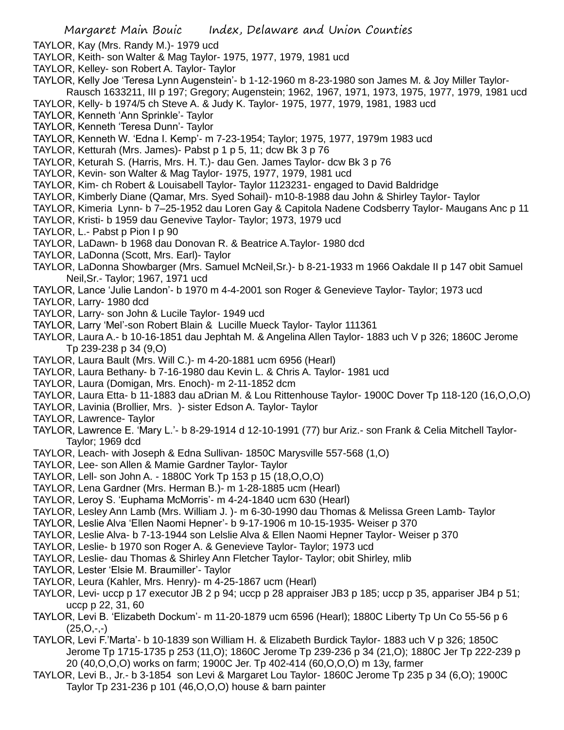TAYLOR, Kay (Mrs. Randy M.)- 1979 ucd

TAYLOR, Keith- son Walter & Mag Taylor- 1975, 1977, 1979, 1981 ucd

TAYLOR, Kelley- son Robert A. Taylor- Taylor

TAYLOR, Kelly Joe 'Teresa Lynn Augenstein'- b 1-12-1960 m 8-23-1980 son James M. & Joy Miller Taylor- Rausch 1633211, III p 197; Gregory; Augenstein; 1962, 1967, 1971, 1973, 1975, 1977, 1979, 1981 ucd

TAYLOR, Kelly- b 1974/5 ch Steve A. & Judy K. Taylor- 1975, 1977, 1979, 1981, 1983 ucd

TAYLOR, Kenneth 'Ann Sprinkle'- Taylor

TAYLOR, Kenneth 'Teresa Dunn'- Taylor

TAYLOR, Kenneth W. 'Edna I. Kemp'- m 7-23-1954; Taylor; 1975, 1977, 1979m 1983 ucd

TAYLOR, Ketturah (Mrs. James)- Pabst p 1 p 5, 11; dcw Bk 3 p 76

TAYLOR, Keturah S. (Harris, Mrs. H. T.)- dau Gen. James Taylor- dcw Bk 3 p 76

TAYLOR, Kevin- son Walter & Mag Taylor- 1975, 1977, 1979, 1981 ucd

TAYLOR, Kim- ch Robert & Louisabell Taylor- Taylor 1123231- engaged to David Baldridge

TAYLOR, Kimberly Diane (Qamar, Mrs. Syed Sohail)- m10-8-1988 dau John & Shirley Taylor- Taylor

TAYLOR, Kimeria Lynn- b 7–25-1952 dau Loren Gay & Capitola Nadene Codsberry Taylor- Maugans Anc p 11

TAYLOR, Kristi- b 1959 dau Genevive Taylor- Taylor; 1973, 1979 ucd

TAYLOR, L.- Pabst p Pion I p 90

TAYLOR, LaDawn- b 1968 dau Donovan R. & Beatrice A.Taylor- 1980 dcd

TAYLOR, LaDonna (Scott, Mrs. Earl)- Taylor

TAYLOR, LaDonna Showbarger (Mrs. Samuel McNeil,Sr.)- b 8-21-1933 m 1966 Oakdale II p 147 obit Samuel Neil,Sr.- Taylor; 1967, 1971 ucd

TAYLOR, Lance 'Julie Landon'- b 1970 m 4-4-2001 son Roger & Genevieve Taylor- Taylor; 1973 ucd

TAYLOR, Larry- 1980 dcd

TAYLOR, Larry- son John & Lucile Taylor- 1949 ucd

TAYLOR, Larry 'Mel'-son Robert Blain & Lucille Mueck Taylor- Taylor 111361

TAYLOR, Laura A.- b 10-16-1851 dau Jephtah M. & Angelina Allen Taylor- 1883 uch V p 326; 1860C Jerome Tp 239-238 p 34 (9,O)

TAYLOR, Laura Bault (Mrs. Will C.)- m 4-20-1881 ucm 6956 (Hearl)

TAYLOR, Laura Bethany- b 7-16-1980 dau Kevin L. & Chris A. Taylor- 1981 ucd

TAYLOR, Laura (Domigan, Mrs. Enoch)- m 2-11-1852 dcm

TAYLOR, Laura Etta- b 11-1883 dau aDrian M. & Lou Rittenhouse Taylor- 1900C Dover Tp 118-120 (16,O,O,O)

TAYLOR, Lavinia (Brollier, Mrs. )- sister Edson A. Taylor- Taylor

TAYLOR, Lawrence- Taylor

TAYLOR, Lawrence E. 'Mary L.'- b 8-29-1914 d 12-10-1991 (77) bur Ariz.- son Frank & Celia Mitchell Taylor- Taylor; 1969 dcd

TAYLOR, Leach- with Joseph & Edna Sullivan- 1850C Marysville 557-568 (1,O)

TAYLOR, Lee- son Allen & Mamie Gardner Taylor- Taylor

TAYLOR, Lell- son John A. - 1880C York Tp 153 p 15 (18,O,O,O)

TAYLOR, Lena Gardner (Mrs. Herman B.)- m 1-28-1885 ucm (Hearl)

TAYLOR, Leroy S. 'Euphama McMorris'- m 4-24-1840 ucm 630 (Hearl)

TAYLOR, Lesley Ann Lamb (Mrs. William J. )- m 6-30-1990 dau Thomas & Melissa Green Lamb- Taylor

TAYLOR, Leslie Alva 'Ellen Naomi Hepner'- b 9-17-1906 m 10-15-1935- Weiser p 370

TAYLOR, Leslie Alva- b 7-13-1944 son Lelslie Alva & Ellen Naomi Hepner Taylor- Weiser p 370

TAYLOR, Leslie- b 1970 son Roger A. & Genevieve Taylor- Taylor; 1973 ucd

TAYLOR, Leslie- dau Thomas & Shirley Ann Fletcher Taylor- Taylor; obit Shirley, mlib

TAYLOR, Lester 'Elsie M. Braumiller'- Taylor

TAYLOR, Leura (Kahler, Mrs. Henry)- m 4-25-1867 ucm (Hearl)

TAYLOR, Levi- uccp p 17 executor JB 2 p 94; uccp p 28 appraiser JB3 p 185; uccp p 35, appariser JB4 p 51; uccp p 22, 31, 60

TAYLOR, Levi B. 'Elizabeth Dockum'- m 11-20-1879 ucm 6596 (Hearl); 1880C Liberty Tp Un Co 55-56 p 6 (25,O,-,-)

TAYLOR, Levi F.'Marta'- b 10-1839 son William H. & Elizabeth Burdick Taylor- 1883 uch V p 326; 1850C Jerome Tp 1715-1735 p 253 (11,O); 1860C Jerome Tp 239-236 p 34 (21,O); 1880C Jer Tp 222-239 p 20 (40,O,O,O) works on farm; 1900C Jer. Tp 402-414 (60,O,O,O) m 13y, farmer

TAYLOR, Levi B., Jr.- b 3-1854 son Levi & Margaret Lou Taylor- 1860C Jerome Tp 235 p 34 (6,O); 1900C Taylor Tp 231-236 p 101 (46,O,O,O) house & barn painter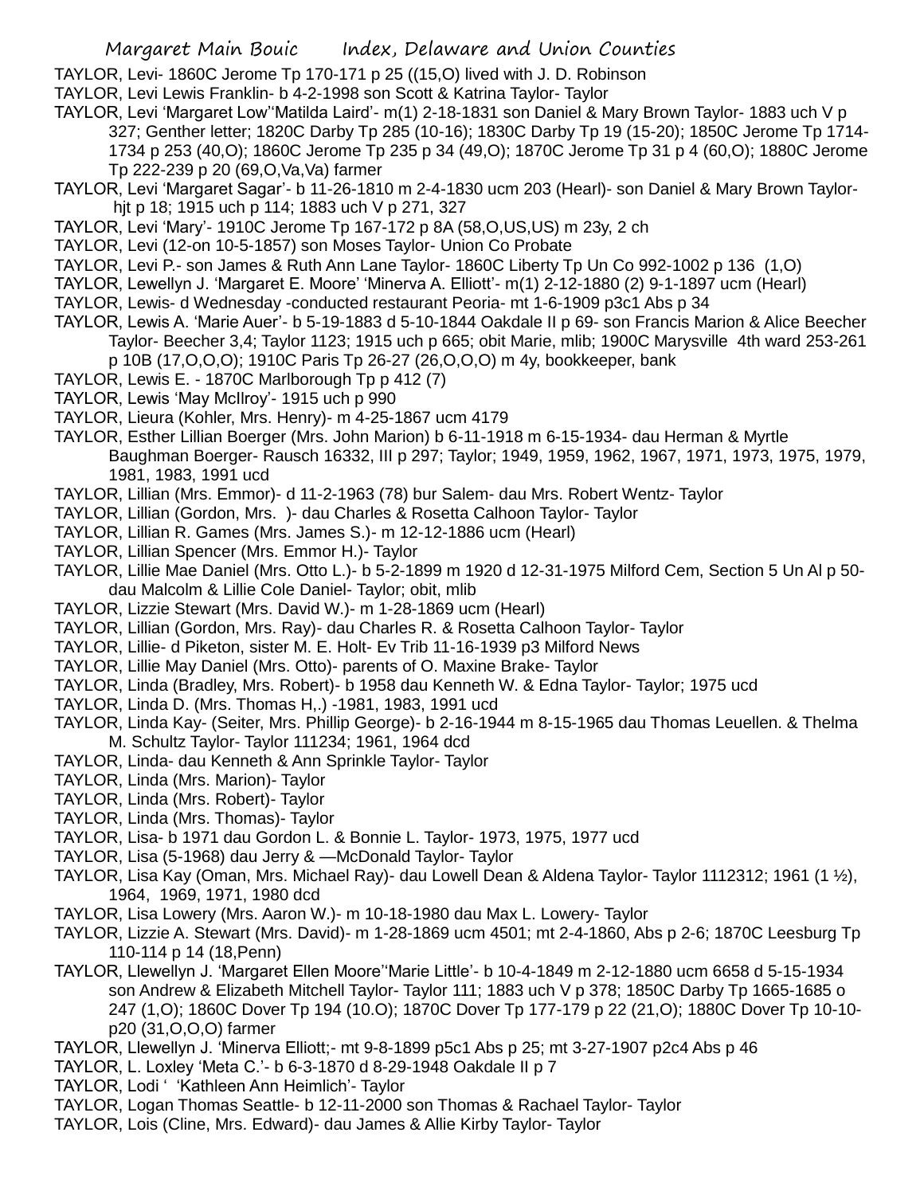TAYLOR, Levi- 1860C Jerome Tp 170-171 p 25 ((15,O) lived with J. D. Robinson

TAYLOR, Levi Lewis Franklin- b 4-2-1998 son Scott & Katrina Taylor- Taylor

TAYLOR, Levi 'Margaret Low''Matilda Laird'- m(1) 2-18-1831 son Daniel & Mary Brown Taylor- 1883 uch V p 327; Genther letter; 1820C Darby Tp 285 (10-16); 1830C Darby Tp 19 (15-20); 1850C Jerome Tp 1714-1734 p 253 (40,O); 1860C Jerome Tp 235 p 34 (49,O); 1870C Jerome Tp 31 p 4 (60,O); 1880C Jerome Tp 222-239 p 20 (69,O,Va,Va) farmer

TAYLOR, Levi 'Margaret Sagar'- b 11-26-1810 m 2-4-1830 ucm 203 (Hearl)- son Daniel & Mary Brown Taylor- hjt p 18; 1915 uch p 114; 1883 uch V p 271, 327

TAYLOR, Levi 'Mary'- 1910C Jerome Tp 167-172 p 8A (58,O,US,US) m 23y, 2 ch

TAYLOR, Levi (12-on 10-5-1857) son Moses Taylor- Union Co Probate

TAYLOR, Levi P.- son James & Ruth Ann Lane Taylor- 1860C Liberty Tp Un Co 992-1002 p 136 (1,O)

TAYLOR, Lewellyn J. 'Margaret E. Moore' 'Minerva A. Elliott'- m(1) 2-12-1880 (2) 9-1-1897 ucm (Hearl)

TAYLOR, Lewis- d Wednesday -conducted restaurant Peoria- mt 1-6-1909 p3c1 Abs p 34

TAYLOR, Lewis A. 'Marie Auer'- b 5-19-1883 d 5-10-1844 Oakdale II p 69- son Francis Marion & Alice Beecher Taylor- Beecher 3,4; Taylor 1123; 1915 uch p 665; obit Marie, mlib; 1900C Marysville 4th ward 253-261 p 10B (17,O,O,O); 1910C Paris Tp 26-27 (26,O,O,O) m 4y, bookkeeper, bank

TAYLOR, Lewis E. - 1870C Marlborough Tp p 412 (7)

TAYLOR, Lewis 'May McIlroy'- 1915 uch p 990

TAYLOR, Lieura (Kohler, Mrs. Henry)- m 4-25-1867 ucm 4179

TAYLOR, Esther Lillian Boerger (Mrs. John Marion) b 6-11-1918 m 6-15-1934- dau Herman & Myrtle Baughman Boerger- Rausch 16332, III p 297; Taylor; 1949, 1959, 1962, 1967, 1971, 1973, 1975, 1979, 1981, 1983, 1991 ucd

TAYLOR, Lillian (Mrs. Emmor)- d 11-2-1963 (78) bur Salem- dau Mrs. Robert Wentz- Taylor

TAYLOR, Lillian (Gordon, Mrs. )- dau Charles & Rosetta Calhoon Taylor- Taylor

TAYLOR, Lillian R. Games (Mrs. James S.)- m 12-12-1886 ucm (Hearl)

TAYLOR, Lillian Spencer (Mrs. Emmor H.)- Taylor

TAYLOR, Lillie Mae Daniel (Mrs. Otto L.)- b 5-2-1899 m 1920 d 12-31-1975 Milford Cem, Section 5 Un Al p 50- dau Malcolm & Lillie Cole Daniel- Taylor; obit, mlib

TAYLOR, Lizzie Stewart (Mrs. David W.)- m 1-28-1869 ucm (Hearl)

TAYLOR, Lillian (Gordon, Mrs. Ray)- dau Charles R. & Rosetta Calhoon Taylor- Taylor

TAYLOR, Lillie- d Piketon, sister M. E. Holt- Ev Trib 11-16-1939 p3 Milford News

TAYLOR, Lillie May Daniel (Mrs. Otto)- parents of O. Maxine Brake- Taylor

TAYLOR, Linda (Bradley, Mrs. Robert)- b 1958 dau Kenneth W. & Edna Taylor- Taylor; 1975 ucd

TAYLOR, Linda D. (Mrs. Thomas H,.) -1981, 1983, 1991 ucd

TAYLOR, Linda Kay- (Seiter, Mrs. Phillip George)- b 2-16-1944 m 8-15-1965 dau Thomas Leuellen. & Thelma M. Schultz Taylor- Taylor 111234; 1961, 1964 dcd

TAYLOR, Linda- dau Kenneth & Ann Sprinkle Taylor- Taylor

TAYLOR, Linda (Mrs. Marion)- Taylor

TAYLOR, Linda (Mrs. Robert)- Taylor

TAYLOR, Linda (Mrs. Thomas)- Taylor

TAYLOR, Lisa- b 1971 dau Gordon L. & Bonnie L. Taylor- 1973, 1975, 1977 ucd

TAYLOR, Lisa (5-1968) dau Jerry & —McDonald Taylor- Taylor

TAYLOR, Lisa Kay (Oman, Mrs. Michael Ray)- dau Lowell Dean & Aldena Taylor- Taylor 1112312; 1961 (1 ½), 1964, 1969, 1971, 1980 dcd

TAYLOR, Lisa Lowery (Mrs. Aaron W.)- m 10-18-1980 dau Max L. Lowery- Taylor

TAYLOR, Lizzie A. Stewart (Mrs. David)- m 1-28-1869 ucm 4501; mt 2-4-1860, Abs p 2-6; 1870C Leesburg Tp 110-114 p 14 (18,Penn)

TAYLOR, Llewellyn J. 'Margaret Ellen Moore''Marie Little'- b 10-4-1849 m 2-12-1880 ucm 6658 d 5-15-1934 son Andrew & Elizabeth Mitchell Taylor- Taylor 111; 1883 uch V p 378; 1850C Darby Tp 1665-1685 o 247 (1,O); 1860C Dover Tp 194 (10.O); 1870C Dover Tp 177-179 p 22 (21,O); 1880C Dover Tp 10-10-p20 (31,O,O,O) farmer

TAYLOR, Llewellyn J. 'Minerva Elliott;- mt 9-8-1899 p5c1 Abs p 25; mt 3-27-1907 p2c4 Abs p 46

TAYLOR, L. Loxley 'Meta C.'- b 6-3-1870 d 8-29-1948 Oakdale II p 7

TAYLOR, Lodi ' 'Kathleen Ann Heimlich'- Taylor

TAYLOR, Logan Thomas Seattle- b 12-11-2000 son Thomas & Rachael Taylor- Taylor

TAYLOR, Lois (Cline, Mrs. Edward)- dau James & Allie Kirby Taylor- Taylor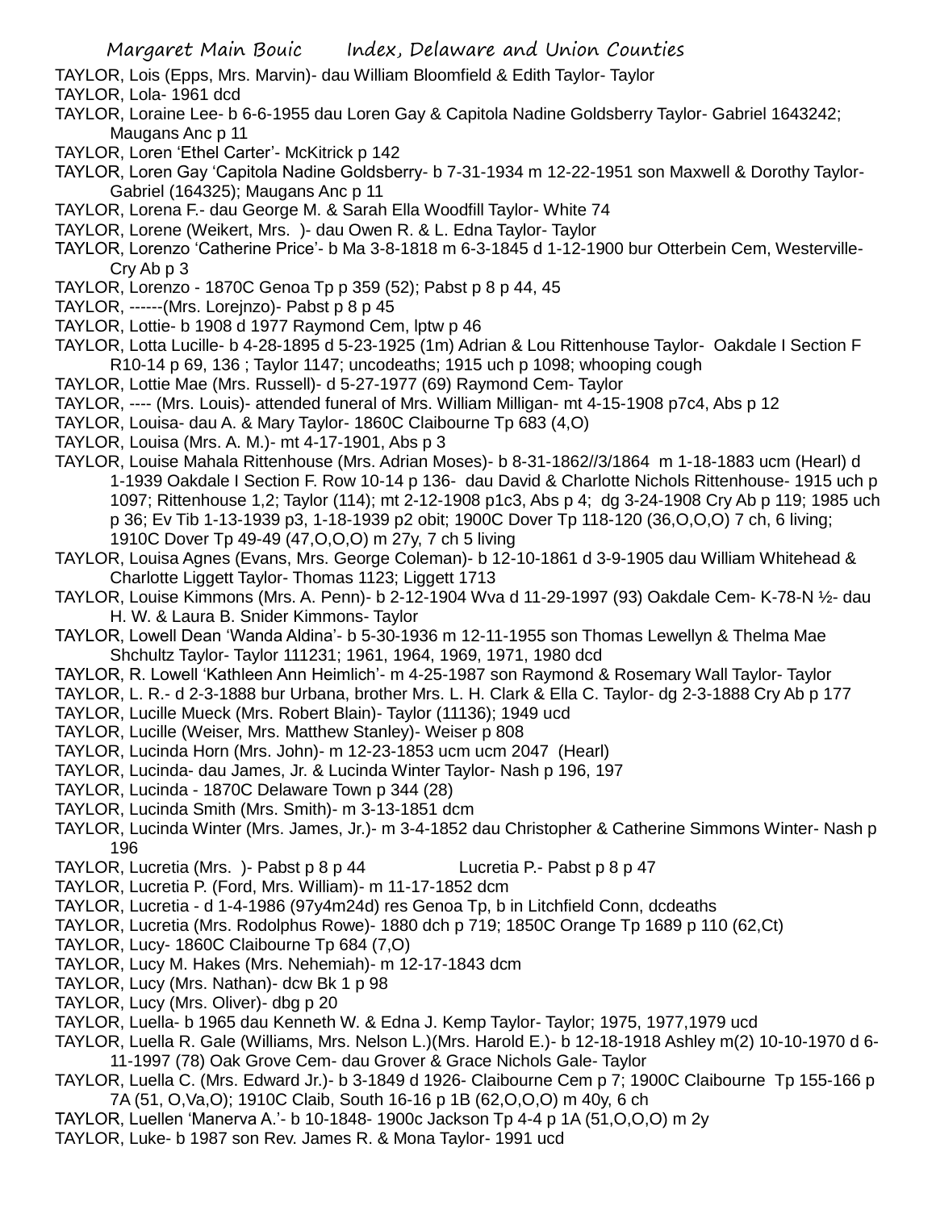TAYLOR, Lois (Epps, Mrs. Marvin)- dau William Bloomfield & Edith Taylor- Taylor

TAYLOR, Lola- 1961 dcd

TAYLOR, Loraine Lee- b 6-6-1955 dau Loren Gay & Capitola Nadine Goldsberry Taylor- Gabriel 1643242; Maugans Anc p 11

TAYLOR, Loren 'Ethel Carter'- McKitrick p 142

TAYLOR, Loren Gay 'Capitola Nadine Goldsberry- b 7-31-1934 m 12-22-1951 son Maxwell & Dorothy Taylor- Gabriel (164325); Maugans Anc p 11

TAYLOR, Lorena F.- dau George M. & Sarah Ella Woodfill Taylor- White 74

TAYLOR, Lorene (Weikert, Mrs. )- dau Owen R. & L. Edna Taylor- Taylor

TAYLOR, Lorenzo 'Catherine Price'- b Ma 3-8-1818 m 6-3-1845 d 1-12-1900 bur Otterbein Cem, Westerville- Cry Ab p 3

TAYLOR, Lorenzo - 1870C Genoa Tp p 359 (52); Pabst p 8 p 44, 45

TAYLOR, ------(Mrs. Lorejnzo)- Pabst p 8 p 45

TAYLOR, Lottie- b 1908 d 1977 Raymond Cem, lptw p 46

TAYLOR, Lotta Lucille- b 4-28-1895 d 5-23-1925 (1m) Adrian & Lou Rittenhouse Taylor- Oakdale I Section F R10-14 p 69, 136 ; Taylor 1147; uncodeaths; 1915 uch p 1098; whooping cough

TAYLOR, Lottie Mae (Mrs. Russell)- d 5-27-1977 (69) Raymond Cem- Taylor

TAYLOR, ---- (Mrs. Louis)- attended funeral of Mrs. William Milligan- mt 4-15-1908 p7c4, Abs p 12

TAYLOR, Louisa- dau A. & Mary Taylor- 1860C Claibourne Tp 683 (4,O)

TAYLOR, Louisa (Mrs. A. M.)- mt 4-17-1901, Abs p 3

TAYLOR, Louise Mahala Rittenhouse (Mrs. Adrian Moses)- b 8-31-1862//3/1864 m 1-18-1883 ucm (Hearl) d 1-1939 Oakdale I Section F. Row 10-14 p 136- dau David & Charlotte Nichols Rittenhouse- 1915 uch p 1097; Rittenhouse 1,2; Taylor (114); mt 2-12-1908 p1c3, Abs p 4; dg 3-24-1908 Cry Ab p 119; 1985 uch p 36; Ev Tib 1-13-1939 p3, 1-18-1939 p2 obit; 1900C Dover Tp 118-120 (36,O,O,O) 7 ch, 6 living; 1910C Dover Tp 49-49 (47,O,O,O) m 27y, 7 ch 5 living

TAYLOR, Louisa Agnes (Evans, Mrs. George Coleman)- b 12-10-1861 d 3-9-1905 dau William Whitehead & Charlotte Liggett Taylor- Thomas 1123; Liggett 1713

TAYLOR, Louise Kimmons (Mrs. A. Penn)- b 2-12-1904 Wva d 11-29-1997 (93) Oakdale Cem- K-78-N ½- dau H. W. & Laura B. Snider Kimmons- Taylor

TAYLOR, Lowell Dean 'Wanda Aldina'- b 5-30-1936 m 12-11-1955 son Thomas Lewellyn & Thelma Mae Shchultz Taylor- Taylor 111231; 1961, 1964, 1969, 1971, 1980 dcd

TAYLOR, R. Lowell 'Kathleen Ann Heimlich'- m 4-25-1987 son Raymond & Rosemary Wall Taylor- Taylor

TAYLOR, L. R.- d 2-3-1888 bur Urbana, brother Mrs. L. H. Clark & Ella C. Taylor- dg 2-3-1888 Cry Ab p 177

TAYLOR, Lucille Mueck (Mrs. Robert Blain)- Taylor (11136); 1949 ucd

TAYLOR, Lucille (Weiser, Mrs. Matthew Stanley)- Weiser p 808

TAYLOR, Lucinda Horn (Mrs. John)- m 12-23-1853 ucm ucm 2047 (Hearl)

TAYLOR, Lucinda- dau James, Jr. & Lucinda Winter Taylor- Nash p 196, 197

TAYLOR, Lucinda - 1870C Delaware Town p 344 (28)

TAYLOR, Lucinda Smith (Mrs. Smith)- m 3-13-1851 dcm

TAYLOR, Lucinda Winter (Mrs. James, Jr.)- m 3-4-1852 dau Christopher & Catherine Simmons Winter- Nash p 196

TAYLOR, Lucretia (Mrs. )- Pabst p 8 p 44 Lucretia P.- Pabst p 8 p 47

TAYLOR, Lucretia P. (Ford, Mrs. William)- m 11-17-1852 dcm

TAYLOR, Lucretia - d 1-4-1986 (97y4m24d) res Genoa Tp, b in Litchfield Conn, dcdeaths

TAYLOR, Lucretia (Mrs. Rodolphus Rowe)- 1880 dch p 719; 1850C Orange Tp 1689 p 110 (62,Ct)

TAYLOR, Lucy- 1860C Claibourne Tp 684 (7,O)

TAYLOR, Lucy M. Hakes (Mrs. Nehemiah)- m 12-17-1843 dcm

TAYLOR, Lucy (Mrs. Nathan)- dcw Bk 1 p 98

TAYLOR, Lucy (Mrs. Oliver)- dbg p 20

TAYLOR, Luella- b 1965 dau Kenneth W. & Edna J. Kemp Taylor- Taylor; 1975, 1977,1979 ucd

TAYLOR, Luella R. Gale (Williams, Mrs. Nelson L.)(Mrs. Harold E.)- b 12-18-1918 Ashley m(2) 10-10-1970 d 6-11-1997 (78) Oak Grove Cem- dau Grover & Grace Nichols Gale- Taylor

TAYLOR, Luella C. (Mrs. Edward Jr.)- b 3-1849 d 1926- Claibourne Cem p 7; 1900C Claibourne Tp 155-166 p 7A (51, O,Va,O); 1910C Claib, South 16-16 p 1B (62,O,O,O) m 40y, 6 ch

TAYLOR, Luellen 'Manerva A.'- b 10-1848- 1900c Jackson Tp 4-4 p 1A (51,O,O,O) m 2y

TAYLOR, Luke- b 1987 son Rev. James R. & Mona Taylor- 1991 ucd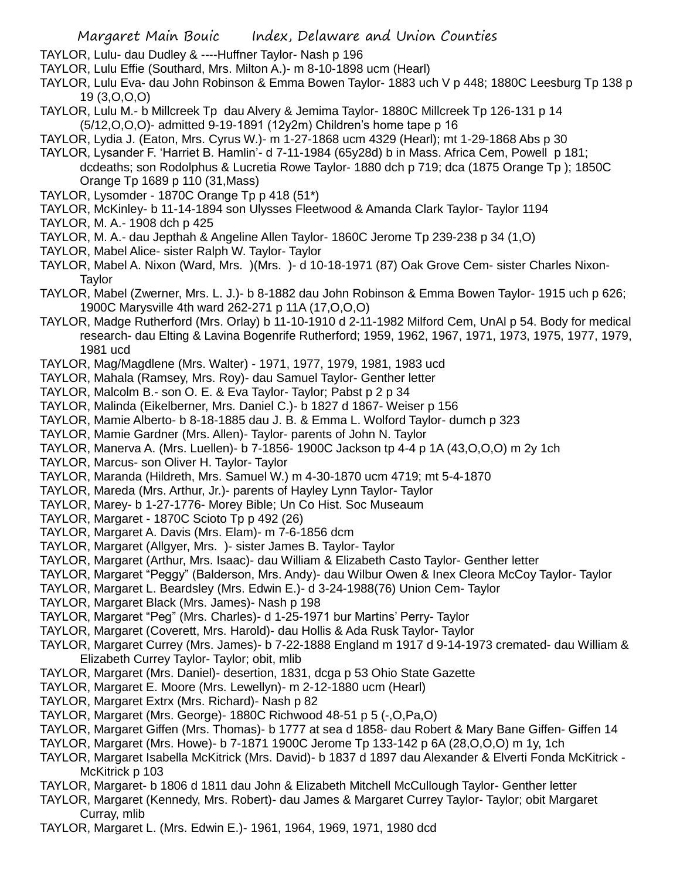TAYLOR, Lulu- dau Dudley & ----Huffner Taylor- Nash p 196

TAYLOR, Lulu Effie (Southard, Mrs. Milton A.)- m 8-10-1898 ucm (Hearl)

TAYLOR, Lulu Eva- dau John Robinson & Emma Bowen Taylor- 1883 uch V p 448; 1880C Leesburg Tp 138 p 19 (3,O,O,O)

TAYLOR, Lulu M.- b Millcreek Tp dau Alvery & Jemima Taylor- 1880C Millcreek Tp 126-131 p 14 (5/12,O,O,O)- admitted 9-19-1891 (12y2m) Children's home tape p 16

TAYLOR, Lydia J. (Eaton, Mrs. Cyrus W.)- m 1-27-1868 ucm 4329 (Hearl); mt 1-29-1868 Abs p 30

TAYLOR, Lysander F. 'Harriet B. Hamlin'- d 7-11-1984 (65y28d) b in Mass. Africa Cem, Powell p 181; dcdeaths; son Rodolphus & Lucretia Rowe Taylor- 1880 dch p 719; dca (1875 Orange Tp ); 1850C Orange Tp 1689 p 110 (31,Mass)

TAYLOR, Lysomder - 1870C Orange Tp p 418 (51*)

TAYLOR, McKinley- b 11-14-1894 son Ulysses Fleetwood & Amanda Clark Taylor- Taylor 1194

TAYLOR, M. A.- 1908 dch p 425

TAYLOR, M. A.- dau Jepthah & Angeline Allen Taylor- 1860C Jerome Tp 239-238 p 34 (1,O)

TAYLOR, Mabel Alice- sister Ralph W. Taylor- Taylor

TAYLOR, Mabel A. Nixon (Ward, Mrs. )(Mrs. )- d 10-18-1971 (87) Oak Grove Cem- sister Charles Nixon- Taylor

TAYLOR, Mabel (Zwerner, Mrs. L. J.)- b 8-1882 dau John Robinson & Emma Bowen Taylor- 1915 uch p 626; 1900C Marysville 4th ward 262-271 p 11A (17,O,O,O)

TAYLOR, Madge Rutherford (Mrs. Orlay) b 11-10-1910 d 2-11-1982 Milford Cem, UnAl p 54. Body for medical research- dau Elting & Lavina Bogenrife Rutherford; 1959, 1962, 1967, 1971, 1973, 1975, 1977, 1979, 1981 ucd

TAYLOR, Mag/Magdlene (Mrs. Walter) - 1971, 1977, 1979, 1981, 1983 ucd

TAYLOR, Mahala (Ramsey, Mrs. Roy)- dau Samuel Taylor- Genther letter

TAYLOR, Malcolm B.- son O. E. & Eva Taylor- Taylor; Pabst p 2 p 34

TAYLOR, Malinda (Eikelberner, Mrs. Daniel C.)- b 1827 d 1867- Weiser p 156

TAYLOR, Mamie Alberto- b 8-18-1885 dau J. B. & Emma L. Wolford Taylor- dumch p 323

TAYLOR, Mamie Gardner (Mrs. Allen)- Taylor- parents of John N. Taylor

TAYLOR, Manerva A. (Mrs. Luellen)- b 7-1856- 1900C Jackson tp 4-4 p 1A (43,O,O,O) m 2y 1ch

TAYLOR, Marcus- son Oliver H. Taylor- Taylor

TAYLOR, Maranda (Hildreth, Mrs. Samuel W.) m 4-30-1870 ucm 4719; mt 5-4-1870

TAYLOR, Mareda (Mrs. Arthur, Jr.)- parents of Hayley Lynn Taylor- Taylor

TAYLOR, Marey- b 1-27-1776- Morey Bible; Un Co Hist. Soc Museaum

TAYLOR, Margaret - 1870C Scioto Tp p 492 (26)

TAYLOR, Margaret A. Davis (Mrs. Elam)- m 7-6-1856 dcm

TAYLOR, Margaret (Allgyer, Mrs. )- sister James B. Taylor- Taylor

TAYLOR, Margaret (Arthur, Mrs. Isaac)- dau William & Elizabeth Casto Taylor- Genther letter

TAYLOR, Margaret "Peggy" (Balderson, Mrs. Andy)- dau Wilbur Owen & Inex Cleora McCoy Taylor- Taylor

TAYLOR, Margaret L. Beardsley (Mrs. Edwin E.)- d 3-24-1988(76) Union Cem- Taylor

TAYLOR, Margaret Black (Mrs. James)- Nash p 198

TAYLOR, Margaret "Peg" (Mrs. Charles)- d 1-25-1971 bur Martins' Perry- Taylor

TAYLOR, Margaret (Coverett, Mrs. Harold)- dau Hollis & Ada Rusk Taylor- Taylor

TAYLOR, Margaret Currey (Mrs. James)- b 7-22-1888 England m 1917 d 9-14-1973 cremated- dau William & Elizabeth Currey Taylor- Taylor; obit, mlib

TAYLOR, Margaret (Mrs. Daniel)- desertion, 1831, dcga p 53 Ohio State Gazette

TAYLOR, Margaret E. Moore (Mrs. Lewellyn)- m 2-12-1880 ucm (Hearl)

TAYLOR, Margaret Extrx (Mrs. Richard)- Nash p 82

TAYLOR, Margaret (Mrs. George)- 1880C Richwood 48-51 p 5 (-,O,Pa,O)

TAYLOR, Margaret Giffen (Mrs. Thomas)- b 1777 at sea d 1858- dau Robert & Mary Bane Giffen- Giffen 14

TAYLOR, Margaret (Mrs. Howe)- b 7-1871 1900C Jerome Tp 133-142 p 6A (28,O,O,O) m 1y, 1ch

TAYLOR, Margaret Isabella McKitrick (Mrs. David)- b 1837 d 1897 dau Alexander & Elverti Fonda McKitrick - McKitrick p 103

TAYLOR, Margaret- b 1806 d 1811 dau John & Elizabeth Mitchell McCullough Taylor- Genther letter

TAYLOR, Margaret (Kennedy, Mrs. Robert)- dau James & Margaret Currey Taylor- Taylor; obit Margaret Curray, mlib

TAYLOR, Margaret L. (Mrs. Edwin E.)- 1961, 1964, 1969, 1971, 1980 dcd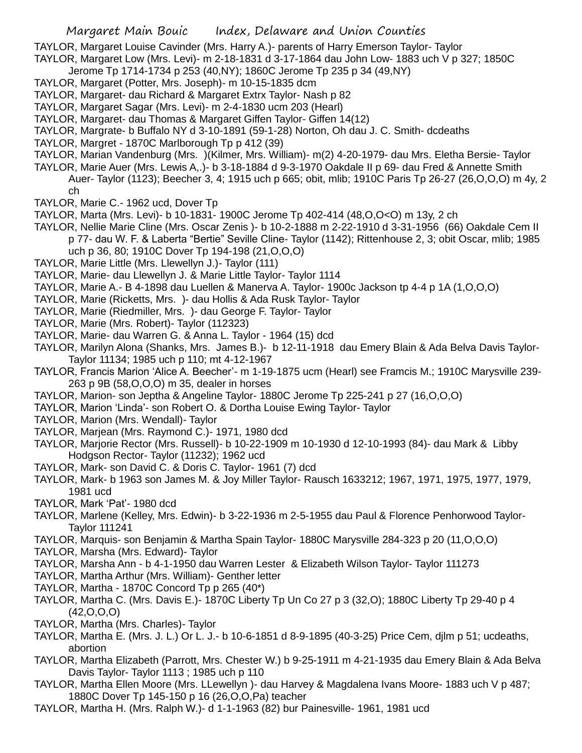TAYLOR, Margaret Louise Cavinder (Mrs. Harry A.)- parents of Harry Emerson Taylor- Taylor

TAYLOR, Margaret Low (Mrs. Levi)- m 2-18-1831 d 3-17-1864 dau John Low- 1883 uch V p 327; 1850C Jerome Tp 1714-1734 p 253 (40,NY); 1860C Jerome Tp 235 p 34 (49,NY)

TAYLOR, Margaret (Potter, Mrs. Joseph)- m 10-15-1835 dcm

TAYLOR, Margaret- dau Richard & Margaret Extrx Taylor- Nash p 82

TAYLOR, Margaret Sagar (Mrs. Levi)- m 2-4-1830 ucm 203 (Hearl)

TAYLOR, Margaret- dau Thomas & Margaret Giffen Taylor- Giffen 14(12)

TAYLOR, Margrate- b Buffalo NY d 3-10-1891 (59-1-28) Norton, Oh dau J. C. Smith- dcdeaths

TAYLOR, Margret - 1870C Marlborough Tp p 412 (39)

TAYLOR, Marian Vandenburg (Mrs. )(Kilmer, Mrs. William)- m(2) 4-20-1979- dau Mrs. Eletha Bersie- Taylor

TAYLOR, Marie Auer (Mrs. Lewis A,.)- b 3-18-1884 d 9-3-1970 Oakdale II p 69- dau Fred & Annette Smith Auer- Taylor (1123); Beecher 3, 4; 1915 uch p 665; obit, mlib; 1910C Paris Tp 26-27 (26,O,O,O) m 4y, 2 ch

TAYLOR, Marie C.- 1962 ucd, Dover Tp

TAYLOR, Marta (Mrs. Levi)- b 10-1831- 1900C Jerome Tp 402-414 (48,O,O<O) m 13y, 2 ch

TAYLOR, Nellie Marie Cline (Mrs. Oscar Zenis )- b 10-2-1888 m 2-22-1910 d 3-31-1956 (66) Oakdale Cem II p 77- dau W. F. & Laberta "Bertie" Seville Cline- Taylor (1142); Rittenhouse 2, 3; obit Oscar, mlib; 1985 uch p 36, 80; 1910C Dover Tp 194-198 (21,O,O,O)

TAYLOR, Marie Little (Mrs. Llewellyn J.)- Taylor (111)

TAYLOR, Marie- dau Llewellyn J. & Marie Little Taylor- Taylor 1114

TAYLOR, Marie A.- B 4-1898 dau Luellen & Manerva A. Taylor- 1900c Jackson tp 4-4 p 1A (1,O,O,O)

TAYLOR, Marie (Ricketts, Mrs. )- dau Hollis & Ada Rusk Taylor- Taylor

TAYLOR, Marie (Riedmiller, Mrs. )- dau George F. Taylor- Taylor

TAYLOR, Marie (Mrs. Robert)- Taylor (112323)

TAYLOR, Marie- dau Warren G. & Anna L. Taylor - 1964 (15) dcd

TAYLOR, Marilyn Alona (Shanks, Mrs. James B.)- b 12-11-1918 dau Emery Blain & Ada Belva Davis Taylor- Taylor 11134; 1985 uch p 110; mt 4-12-1967

TAYLOR, Francis Marion 'Alice A. Beecher'- m 1-19-1875 ucm (Hearl) see Framcis M.; 1910C Marysville 239-263 p 9B (58,O,O,O) m 35, dealer in horses

TAYLOR, Marion- son Jeptha & Angeline Taylor- 1880C Jerome Tp 225-241 p 27 (16,O,O,O)

TAYLOR, Marion 'Linda'- son Robert O. & Dortha Louise Ewing Taylor- Taylor

TAYLOR, Marion (Mrs. Wendall)- Taylor

TAYLOR, Marjean (Mrs. Raymond C.)- 1971, 1980 dcd

TAYLOR, Marjorie Rector (Mrs. Russell)- b 10-22-1909 m 10-1930 d 12-10-1993 (84)- dau Mark & Libby Hodgson Rector- Taylor (11232); 1962 ucd

TAYLOR, Mark- son David C. & Doris C. Taylor- 1961 (7) dcd

TAYLOR, Mark- b 1963 son James M. & Joy Miller Taylor- Rausch 1633212; 1967, 1971, 1975, 1977, 1979, 1981 ucd

TAYLOR, Mark 'Pat'- 1980 dcd

TAYLOR, Marlene (Kelley, Mrs. Edwin)- b 3-22-1936 m 2-5-1955 dau Paul & Florence Penhorwood Taylor- Taylor 111241

TAYLOR, Marquis- son Benjamin & Martha Spain Taylor- 1880C Marysville 284-323 p 20 (11,O,O,O)

TAYLOR, Marsha (Mrs. Edward)- Taylor

TAYLOR, Marsha Ann - b 4-1-1950 dau Warren Lester & Elizabeth Wilson Taylor- Taylor 111273

TAYLOR, Martha Arthur (Mrs. William)- Genther letter

TAYLOR, Martha - 1870C Concord Tp p 265 (40*)

TAYLOR, Martha C. (Mrs. Davis E.)- 1870C Liberty Tp Un Co 27 p 3 (32,O); 1880C Liberty Tp 29-40 p 4 (42,O,O,O)

TAYLOR, Martha (Mrs. Charles)- Taylor

TAYLOR, Martha E. (Mrs. J. L.) Or L. J.- b 10-6-1851 d 8-9-1895 (40-3-25) Price Cem, djlm p 51; ucdeaths, abortion

TAYLOR, Martha Elizabeth (Parrott, Mrs. Chester W.) b 9-25-1911 m 4-21-1935 dau Emery Blain & Ada Belva Davis Taylor- Taylor 1113 ; 1985 uch p 110

TAYLOR, Martha Ellen Moore (Mrs. LLewellyn )- dau Harvey & Magdalena Ivans Moore- 1883 uch V p 487; 1880C Dover Tp 145-150 p 16 (26,O,O,Pa) teacher

TAYLOR, Martha H. (Mrs. Ralph W.)- d 1-1-1963 (82) bur Painesville- 1961, 1981 ucd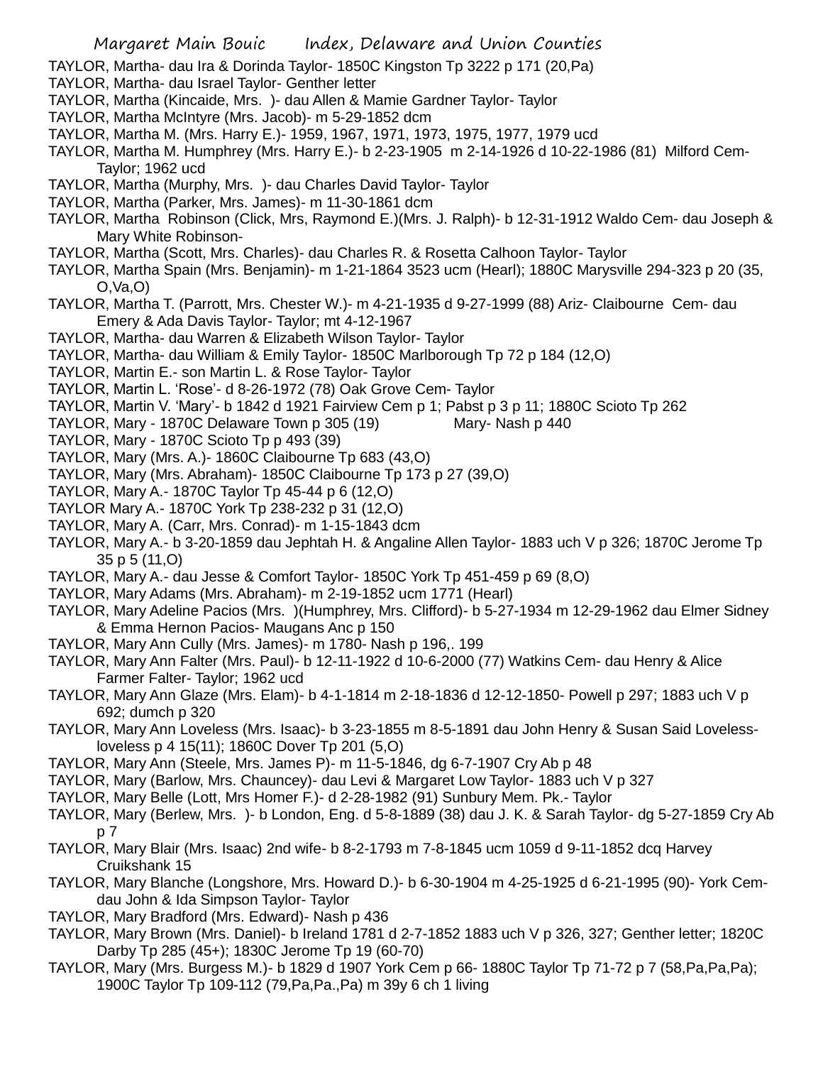TAYLOR, Martha- dau Ira & Dorinda Taylor- 1850C Kingston Tp 3222 p 171 (20,Pa)

TAYLOR, Martha- dau Israel Taylor- Genther letter

TAYLOR, Martha (Kincaide, Mrs. )- dau Allen & Mamie Gardner Taylor- Taylor

TAYLOR, Martha McIntyre (Mrs. Jacob)- m 5-29-1852 dcm

TAYLOR, Martha M. (Mrs. Harry E.)- 1959, 1967, 1971, 1973, 1975, 1977, 1979 ucd

TAYLOR, Martha M. Humphrey (Mrs. Harry E.)- b 2-23-1905 m 2-14-1926 d 10-22-1986 (81) Milford Cem- Taylor; 1962 ucd

TAYLOR, Martha (Murphy, Mrs. )- dau Charles David Taylor- Taylor

TAYLOR, Martha (Parker, Mrs. James)- m 11-30-1861 dcm

TAYLOR, Martha Robinson (Click, Mrs, Raymond E.)(Mrs. J. Ralph)- b 12-31-1912 Waldo Cem- dau Joseph & Mary White Robinson-

TAYLOR, Martha (Scott, Mrs. Charles)- dau Charles R. & Rosetta Calhoon Taylor- Taylor

TAYLOR, Martha Spain (Mrs. Benjamin)- m 1-21-1864 3523 ucm (Hearl); 1880C Marysville 294-323 p 20 (35, O,Va,O)

TAYLOR, Martha T. (Parrott, Mrs. Chester W.)- m 4-21-1935 d 9-27-1999 (88) Ariz- Claibourne Cem- dau Emery & Ada Davis Taylor- Taylor; mt 4-12-1967

TAYLOR, Martha- dau Warren & Elizabeth Wilson Taylor- Taylor

TAYLOR, Martha- dau William & Emily Taylor- 1850C Marlborough Tp 72 p 184 (12,O)

TAYLOR, Martin E.- son Martin L. & Rose Taylor- Taylor

TAYLOR, Martin L. 'Rose'- d 8-26-1972 (78) Oak Grove Cem- Taylor

TAYLOR, Martin V. 'Mary'- b 1842 d 1921 Fairview Cem p 1; Pabst p 3 p 11; 1880C Scioto Tp 262

TAYLOR, Mary - 1870C Delaware Town p 305 (19) Mary- Nash p 440

TAYLOR, Mary - 1870C Scioto Tp p 493 (39)

TAYLOR, Mary (Mrs. A.)- 1860C Claibourne Tp 683 (43,O)

TAYLOR, Mary (Mrs. Abraham)- 1850C Claibourne Tp 173 p 27 (39,O)

TAYLOR, Mary A.- 1870C Taylor Tp 45-44 p 6 (12,O)

TAYLOR Mary A.- 1870C York Tp 238-232 p 31 (12,O)

TAYLOR, Mary A. (Carr, Mrs. Conrad)- m 1-15-1843 dcm

TAYLOR, Mary A.- b 3-20-1859 dau Jephtah H. & Angaline Allen Taylor- 1883 uch V p 326; 1870C Jerome Tp 35 p 5 (11,O)

TAYLOR, Mary A.- dau Jesse & Comfort Taylor- 1850C York Tp 451-459 p 69 (8,O)

TAYLOR, Mary Adams (Mrs. Abraham)- m 2-19-1852 ucm 1771 (Hearl)

TAYLOR, Mary Adeline Pacios (Mrs. )(Humphrey, Mrs. Clifford)- b 5-27-1934 m 12-29-1962 dau Elmer Sidney & Emma Hernon Pacios- Maugans Anc p 150

TAYLOR, Mary Ann Cully (Mrs. James)- m 1780- Nash p 196,. 199

TAYLOR, Mary Ann Falter (Mrs. Paul)- b 12-11-1922 d 10-6-2000 (77) Watkins Cem- dau Henry & Alice Farmer Falter- Taylor; 1962 ucd

TAYLOR, Mary Ann Glaze (Mrs. Elam)- b 4-1-1814 m 2-18-1836 d 12-12-1850- Powell p 297; 1883 uch V p 692; dumch p 320

TAYLOR, Mary Ann Loveless (Mrs. Isaac)- b 3-23-1855 m 8-5-1891 dau John Henry & Susan Said Loveless- loveless p 4 15(11); 1860C Dover Tp 201 (5,O)

TAYLOR, Mary Ann (Steele, Mrs. James P)- m 11-5-1846, dg 6-7-1907 Cry Ab p 48

TAYLOR, Mary (Barlow, Mrs. Chauncey)- dau Levi & Margaret Low Taylor- 1883 uch V p 327

TAYLOR, Mary Belle (Lott, Mrs Homer F.)- d 2-28-1982 (91) Sunbury Mem. Pk.- Taylor

TAYLOR, Mary (Berlew, Mrs. )- b London, Eng. d 5-8-1889 (38) dau J. K. & Sarah Taylor- dg 5-27-1859 Cry Ab p 7

TAYLOR, Mary Blair (Mrs. Isaac) 2nd wife- b 8-2-1793 m 7-8-1845 ucm 1059 d 9-11-1852 dcq Harvey Cruikshank 15

TAYLOR, Mary Blanche (Longshore, Mrs. Howard D.)- b 6-30-1904 m 4-25-1925 d 6-21-1995 (90)- York Cem- dau John & Ida Simpson Taylor- Taylor

TAYLOR, Mary Bradford (Mrs. Edward)- Nash p 436

TAYLOR, Mary Brown (Mrs. Daniel)- b Ireland 1781 d 2-7-1852 1883 uch V p 326, 327; Genther letter; 1820C Darby Tp 285 (45+); 1830C Jerome Tp 19 (60-70)

TAYLOR, Mary (Mrs. Burgess M.)- b 1829 d 1907 York Cem p 66- 1880C Taylor Tp 71-72 p 7 (58,Pa,Pa,Pa); 1900C Taylor Tp 109-112 (79,Pa,Pa.,Pa) m 39y 6 ch 1 living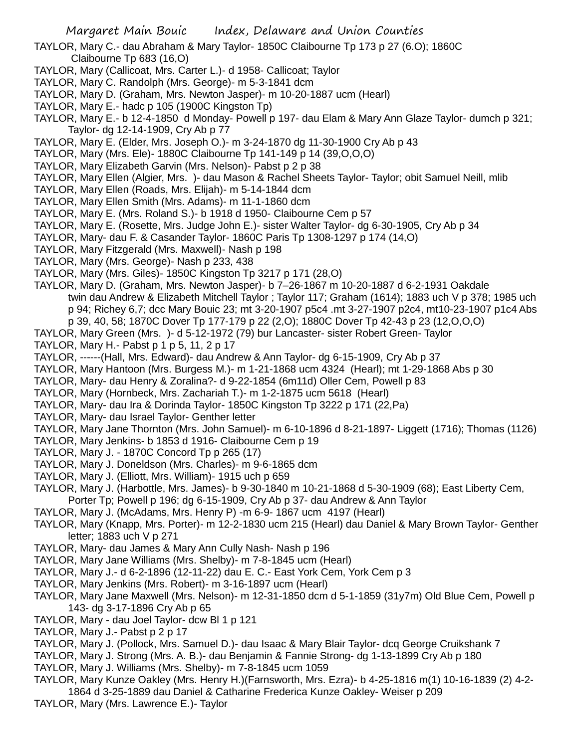TAYLOR, Mary C.- dau Abraham & Mary Taylor- 1850C Claibourne Tp 173 p 27 (6.O); 1860C Claibourne Tp 683 (16,O)

TAYLOR, Mary (Callicoat, Mrs. Carter L.)- d 1958- Callicoat; Taylor

TAYLOR, Mary C. Randolph (Mrs. George)- m 5-3-1841 dcm

TAYLOR, Mary D. (Graham, Mrs. Newton Jasper)- m 10-20-1887 ucm (Hearl)

TAYLOR, Mary E.- hadc p 105 (1900C Kingston Tp)

TAYLOR, Mary E.- b 12-4-1850 d Monday- Powell p 197- dau Elam & Mary Ann Glaze Taylor- dumch p 321; Taylor- dg 12-14-1909, Cry Ab p 77

TAYLOR, Mary E. (Elder, Mrs. Joseph O.)- m 3-24-1870 dg 11-30-1900 Cry Ab p 43

TAYLOR, Mary (Mrs. Ele)- 1880C Claibourne Tp 141-149 p 14 (39,O,O,O)

TAYLOR, Mary Elizabeth Garvin (Mrs. Nelson)- Pabst p 2 p 38

TAYLOR, Mary Ellen (Algier, Mrs. )- dau Mason & Rachel Sheets Taylor- Taylor; obit Samuel Neill, mlib

TAYLOR, Mary Ellen (Roads, Mrs. Elijah)- m 5-14-1844 dcm

TAYLOR, Mary Ellen Smith (Mrs. Adams)- m 11-1-1860 dcm

TAYLOR, Mary E. (Mrs. Roland S.)- b 1918 d 1950- Claibourne Cem p 57

TAYLOR, Mary E. (Rosette, Mrs. Judge John E.)- sister Walter Taylor- dg 6-30-1905, Cry Ab p 34

TAYLOR, Mary- dau F. & Casander Taylor- 1860C Paris Tp 1308-1297 p 174 (14,O)

TAYLOR, Mary Fitzgerald (Mrs. Maxwell)- Nash p 198

TAYLOR, Mary (Mrs. George)- Nash p 233, 438

TAYLOR, Mary (Mrs. Giles)- 1850C Kingston Tp 3217 p 171 (28,O)

TAYLOR, Mary D. (Graham, Mrs. Newton Jasper)- b 7–26-1867 m 10-20-1887 d 6-2-1931 Oakdale twin dau Andrew & Elizabeth Mitchell Taylor ; Taylor 117; Graham (1614); 1883 uch V p 378; 1985 uch p 94; Richey 6,7; dcc Mary Bouic 23; mt 3-20-1907 p5c4 .mt 3-27-1907 p2c4, mt10-23-1907 p1c4 Abs p 39, 40, 58; 1870C Dover Tp 177-179 p 22 (2,O); 1880C Dover Tp 42-43 p 23 (12,O,O,O)

TAYLOR, Mary Green (Mrs. )- d 5-12-1972 (79) bur Lancaster- sister Robert Green- Taylor

TAYLOR, Mary H.- Pabst p 1 p 5, 11, 2 p 17

TAYLOR, ------(Hall, Mrs. Edward)- dau Andrew & Ann Taylor- dg 6-15-1909, Cry Ab p 37

TAYLOR, Mary Hantoon (Mrs. Burgess M.)- m 1-21-1868 ucm 4324 (Hearl); mt 1-29-1868 Abs p 30

TAYLOR, Mary- dau Henry & Zoralina?- d 9-22-1854 (6m11d) Oller Cem, Powell p 83

TAYLOR, Mary (Hornbeck, Mrs. Zachariah T.)- m 1-2-1875 ucm 5618 (Hearl)

TAYLOR, Mary- dau Ira & Dorinda Taylor- 1850C Kingston Tp 3222 p 171 (22,Pa)

TAYLOR, Mary- dau Israel Taylor- Genther letter

TAYLOR, Mary Jane Thornton (Mrs. John Samuel)- m 6-10-1896 d 8-21-1897- Liggett (1716); Thomas (1126)

TAYLOR, Mary Jenkins- b 1853 d 1916- Claibourne Cem p 19

TAYLOR, Mary J. - 1870C Concord Tp p 265 (17)

TAYLOR, Mary J. Doneldson (Mrs. Charles)- m 9-6-1865 dcm

TAYLOR, Mary J. (Elliott, Mrs. William)- 1915 uch p 659

TAYLOR, Mary J. (Harbottle, Mrs. James)- b 9-30-1840 m 10-21-1868 d 5-30-1909 (68); East Liberty Cem, Porter Tp; Powell p 196; dg 6-15-1909, Cry Ab p 37- dau Andrew & Ann Taylor

TAYLOR, Mary J. (McAdams, Mrs. Henry P) -m 6-9- 1867 ucm 4197 (Hearl)

TAYLOR, Mary (Knapp, Mrs. Porter)- m 12-2-1830 ucm 215 (Hearl) dau Daniel & Mary Brown Taylor- Genther letter; 1883 uch V p 271

TAYLOR, Mary- dau James & Mary Ann Cully Nash- Nash p 196

TAYLOR, Mary Jane Williams (Mrs. Shelby)- m 7-8-1845 ucm (Hearl)

TAYLOR, Mary J.- d 6-2-1896 (12-11-22) dau E. C.- East York Cem, York Cem p 3

TAYLOR, Mary Jenkins (Mrs. Robert)- m 3-16-1897 ucm (Hearl)

TAYLOR, Mary Jane Maxwell (Mrs. Nelson)- m 12-31-1850 dcm d 5-1-1859 (31y7m) Old Blue Cem, Powell p 143- dg 3-17-1896 Cry Ab p 65

TAYLOR, Mary - dau Joel Taylor- dcw Bl 1 p 121

TAYLOR, Mary J.- Pabst p 2 p 17

TAYLOR, Mary J. (Pollock, Mrs. Samuel D.)- dau Isaac & Mary Blair Taylor- dcq George Cruikshank 7

TAYLOR, Mary J. Strong (Mrs. A. B.)- dau Benjamin & Fannie Strong- dg 1-13-1899 Cry Ab p 180

TAYLOR, Mary J. Williams (Mrs. Shelby)- m 7-8-1845 ucm 1059

TAYLOR, Mary Kunze Oakley (Mrs. Henry H.)(Farnsworth, Mrs. Ezra)- b 4-25-1816 m(1) 10-16-1839 (2) 4-2-1864 d 3-25-1889 dau Daniel & Catharine Frederica Kunze Oakley- Weiser p 209

TAYLOR, Mary (Mrs. Lawrence E.)- Taylor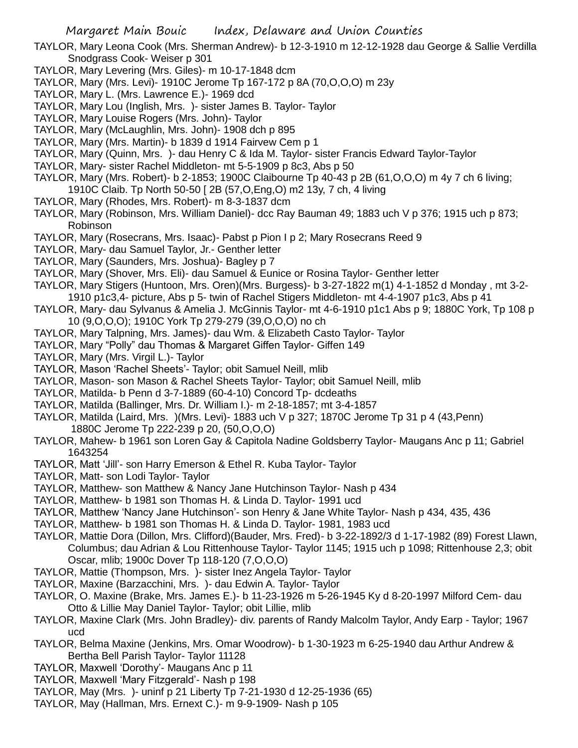TAYLOR, Mary Leona Cook (Mrs. Sherman Andrew)- b 12-3-1910 m 12-12-1928 dau George & Sallie Verdilla Snodgrass Cook- Weiser p 301

TAYLOR, Mary Levering (Mrs. Giles)- m 10-17-1848 dcm

TAYLOR, Mary (Mrs. Levi)- 1910C Jerome Tp 167-172 p 8A (70,O,O,O) m 23y

TAYLOR, Mary L. (Mrs. Lawrence E.)- 1969 dcd

TAYLOR, Mary Lou (Inglish, Mrs. )- sister James B. Taylor- Taylor

TAYLOR, Mary Louise Rogers (Mrs. John)- Taylor

TAYLOR, Mary (McLaughlin, Mrs. John)- 1908 dch p 895

TAYLOR, Mary (Mrs. Martin)- b 1839 d 1914 Fairvew Cem p 1

TAYLOR, Mary (Quinn, Mrs. )- dau Henry C & Ida M. Taylor- sister Francis Edward Taylor-Taylor

TAYLOR, Mary- sister Rachel Middleton- mt 5-5-1909 p 8c3, Abs p 50

TAYLOR, Mary (Mrs. Robert)- b 2-1853; 1900C Claibourne Tp 40-43 p 2B (61,O,O,O) m 4y 7 ch 6 living; 1910C Claib. Tp North 50-50 [ 2B (57,O,Eng,O) m2 13y, 7 ch, 4 living

TAYLOR, Mary (Rhodes, Mrs. Robert)- m 8-3-1837 dcm

TAYLOR, Mary (Robinson, Mrs. William Daniel)- dcc Ray Bauman 49; 1883 uch V p 376; 1915 uch p 873; Robinson

TAYLOR, Mary (Rosecrans, Mrs. Isaac)- Pabst p Pion I p 2; Mary Rosecrans Reed 9

TAYLOR, Mary- dau Samuel Taylor, Jr.- Genther letter

TAYLOR, Mary (Saunders, Mrs. Joshua)- Bagley p 7

TAYLOR, Mary (Shover, Mrs. Eli)- dau Samuel & Eunice or Rosina Taylor- Genther letter

TAYLOR, Mary Stigers (Huntoon, Mrs. Oren)(Mrs. Burgess)- b 3-27-1822 m(1) 4-1-1852 d Monday , mt 3-2-1910 p1c3,4- picture, Abs p 5- twin of Rachel Stigers Middleton- mt 4-4-1907 p1c3, Abs p 41

TAYLOR, Mary- dau Sylvanus & Amelia J. McGinnis Taylor- mt 4-6-1910 p1c1 Abs p 9; 1880C York, Tp 108 p 10 (9,O,O,O); 1910C York Tp 279-279 (39,O,O,O) no ch

TAYLOR, Mary Talpning, Mrs. James)- dau Wm. & Elizabeth Casto Taylor- Taylor

TAYLOR, Mary "Polly" dau Thomas & Margaret Giffen Taylor- Giffen 149

TAYLOR, Mary (Mrs. Virgil L.)- Taylor

TAYLOR, Mason 'Rachel Sheets'- Taylor; obit Samuel Neill, mlib

TAYLOR, Mason- son Mason & Rachel Sheets Taylor- Taylor; obit Samuel Neill, mlib

TAYLOR, Matilda- b Penn d 3-7-1889 (60-4-10) Concord Tp- dcdeaths

TAYLOR, Matilda (Ballinger, Mrs. Dr. William I.)- m 2-18-1857; mt 3-4-1857

TAYLOR, Matilda (Laird, Mrs. )(Mrs. Levi)- 1883 uch V p 327; 1870C Jerome Tp 31 p 4 (43,Penn) 1880C Jerome Tp 222-239 p 20, (50,O,O,O)

TAYLOR, Mahew- b 1961 son Loren Gay & Capitola Nadine Goldsberry Taylor- Maugans Anc p 11; Gabriel 1643254

TAYLOR, Matt 'Jill'- son Harry Emerson & Ethel R. Kuba Taylor- Taylor

TAYLOR, Matt- son Lodi Taylor- Taylor

TAYLOR, Matthew- son Matthew & Nancy Jane Hutchinson Taylor- Nash p 434

TAYLOR, Matthew- b 1981 son Thomas H. & Linda D. Taylor- 1991 ucd

TAYLOR, Matthew 'Nancy Jane Hutchinson'- son Henry & Jane White Taylor- Nash p 434, 435, 436

TAYLOR, Matthew- b 1981 son Thomas H. & Linda D. Taylor- 1981, 1983 ucd

TAYLOR, Mattie Dora (Dillon, Mrs. Clifford)(Bauder, Mrs. Fred)- b 3-22-1892/3 d 1-17-1982 (89) Forest Llawn, Columbus; dau Adrian & Lou Rittenhouse Taylor- Taylor 1145; 1915 uch p 1098; Rittenhouse 2,3; obit Oscar, mlib; 1900c Dover Tp 118-120 (7,O,O,O)

TAYLOR, Mattie (Thompson, Mrs. )- sister Inez Angela Taylor- Taylor

TAYLOR, Maxine (Barzacchini, Mrs. )- dau Edwin A. Taylor- Taylor

TAYLOR, O. Maxine (Brake, Mrs. James E.)- b 11-23-1926 m 5-26-1945 Ky d 8-20-1997 Milford Cem- dau Otto & Lillie May Daniel Taylor- Taylor; obit Lillie, mlib

TAYLOR, Maxine Clark (Mrs. John Bradley)- div. parents of Randy Malcolm Taylor, Andy Earp - Taylor; 1967 ucd

TAYLOR, Belma Maxine (Jenkins, Mrs. Omar Woodrow)- b 1-30-1923 m 6-25-1940 dau Arthur Andrew & Bertha Bell Parish Taylor- Taylor 11128

TAYLOR, Maxwell 'Dorothy'- Maugans Anc p 11

TAYLOR, Maxwell 'Mary Fitzgerald'- Nash p 198

TAYLOR, May (Mrs. )- uninf p 21 Liberty Tp 7-21-1930 d 12-25-1936 (65)

TAYLOR, May (Hallman, Mrs. Ernext C.)- m 9-9-1909- Nash p 105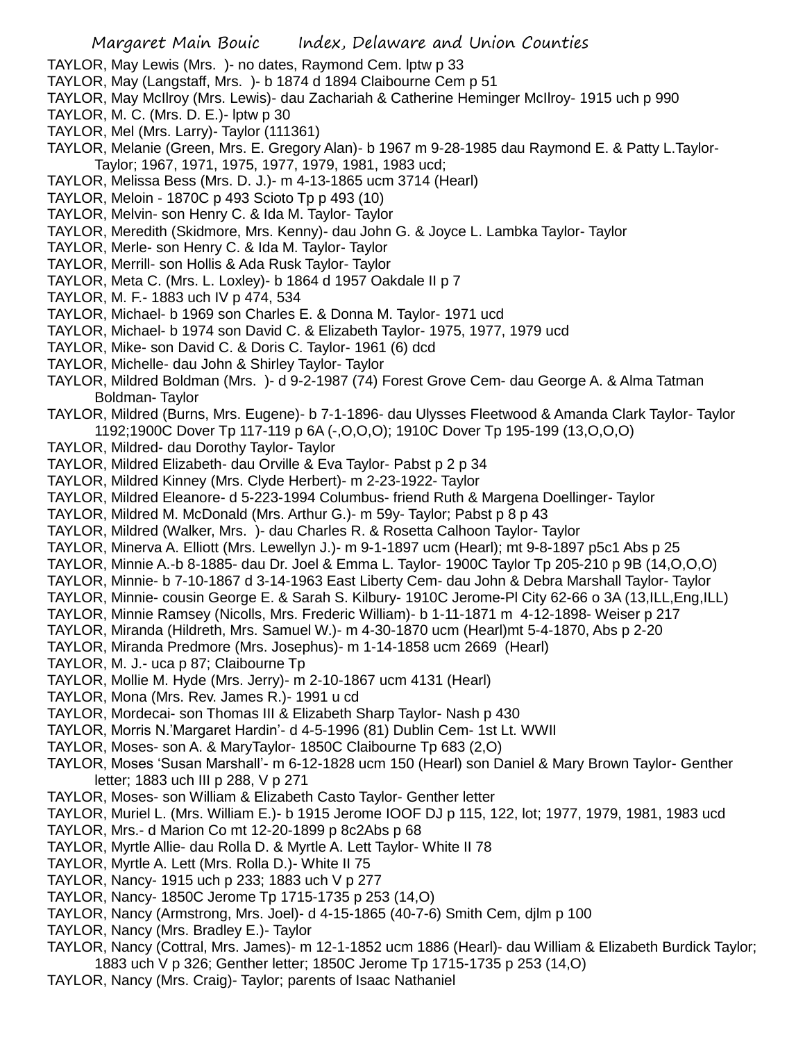TAYLOR, May Lewis (Mrs.  )- no dates, Raymond Cem. lptw p 33
TAYLOR, May (Langstaff, Mrs.  )- b 1874 d 1894 Claibourne Cem p 51
TAYLOR, May McIlroy (Mrs. Lewis)- dau Zachariah & Catherine Heminger McIlroy- 1915 uch p 990
TAYLOR, M. C. (Mrs. D. E.)- lptw p 30
TAYLOR, Mel (Mrs. Larry)- Taylor (111361)
TAYLOR, Melanie (Green, Mrs. E. Gregory Alan)- b 1967 m 9-28-1985 dau Raymond E. & Patty L.Taylor- Taylor; 1967, 1971, 1975, 1977, 1979, 1981, 1983 ucd;
TAYLOR, Melissa Bess (Mrs. D. J.)- m 4-13-1865 ucm 3714 (Hearl)
TAYLOR, Meloin - 1870C p 493 Scioto Tp p 493 (10)
TAYLOR, Melvin- son Henry C. & Ida M. Taylor- Taylor
TAYLOR, Meredith (Skidmore, Mrs. Kenny)- dau John G. & Joyce L. Lambka Taylor- Taylor
TAYLOR, Merle- son Henry C. & Ida M. Taylor- Taylor
TAYLOR, Merrill- son Hollis & Ada Rusk Taylor- Taylor
TAYLOR, Meta C. (Mrs. L. Loxley)- b 1864 d 1957 Oakdale II p 7
TAYLOR, M. F.- 1883 uch IV p 474, 534
TAYLOR, Michael- b 1969 son Charles E. & Donna M. Taylor- 1971 ucd
TAYLOR, Michael- b 1974 son David C. & Elizabeth Taylor- 1975, 1977, 1979 ucd
TAYLOR, Mike- son David C. & Doris C. Taylor- 1961 (6) dcd
TAYLOR, Michelle- dau John & Shirley Taylor- Taylor
TAYLOR, Mildred Boldman (Mrs.  )- d 9-2-1987 (74) Forest Grove Cem- dau George A. & Alma Tatman Boldman- Taylor
TAYLOR, Mildred (Burns, Mrs. Eugene)- b 7-1-1896- dau Ulysses Fleetwood & Amanda Clark Taylor- Taylor 1192;1900C Dover Tp 117-119 p 6A (-,O,O,O); 1910C Dover Tp 195-199 (13,O,O,O)
TAYLOR, Mildred- dau Dorothy Taylor- Taylor
TAYLOR, Mildred Elizabeth- dau Orville & Eva Taylor- Pabst p 2 p 34
TAYLOR, Mildred Kinney (Mrs. Clyde Herbert)- m 2-23-1922- Taylor
TAYLOR, Mildred Eleanore- d 5-223-1994 Columbus- friend Ruth & Margena Doellinger- Taylor
TAYLOR, Mildred M. McDonald (Mrs. Arthur G.)- m 59y- Taylor; Pabst p 8 p 43
TAYLOR, Mildred (Walker, Mrs.  )- dau Charles R. & Rosetta Calhoon Taylor- Taylor
TAYLOR, Minerva A. Elliott (Mrs. Lewellyn J.)- m 9-1-1897 ucm (Hearl); mt 9-8-1897 p5c1 Abs p 25
TAYLOR, Minnie A.-b 8-1885- dau Dr. Joel & Emma L. Taylor- 1900C Taylor Tp 205-210 p 9B (14,O,O,O)
TAYLOR, Minnie- b 7-10-1867 d 3-14-1963 East Liberty Cem- dau John & Debra Marshall Taylor- Taylor
TAYLOR, Minnie- cousin George E. & Sarah S. Kilbury- 1910C Jerome-Pl City 62-66 o 3A (13,ILL,Eng,ILL)
TAYLOR, Minnie Ramsey (Nicolls, Mrs. Frederic William)- b 1-11-1871 m  4-12-1898- Weiser p 217
TAYLOR, Miranda (Hildreth, Mrs. Samuel W.)- m 4-30-1870 ucm (Hearl)mt 5-4-1870, Abs p 2-20
TAYLOR, Miranda Predmore (Mrs. Josephus)- m 1-14-1858 ucm 2669  (Hearl)
TAYLOR, M. J.- uca p 87; Claibourne Tp
TAYLOR, Mollie M. Hyde (Mrs. Jerry)- m 2-10-1867 ucm 4131 (Hearl)
TAYLOR, Mona (Mrs. Rev. James R.)- 1991 u cd
TAYLOR, Mordecai- son Thomas III & Elizabeth Sharp Taylor- Nash p 430
TAYLOR, Morris N.'Margaret Hardin'- d 4-5-1996 (81) Dublin Cem- 1st Lt. WWII
TAYLOR, Moses- son A. & MaryTaylor- 1850C Claibourne Tp 683 (2,O)
TAYLOR, Moses 'Susan Marshall'- m 6-12-1828 ucm 150 (Hearl) son Daniel & Mary Brown Taylor- Genther letter; 1883 uch III p 288, V p 271
TAYLOR, Moses- son William & Elizabeth Casto Taylor- Genther letter
TAYLOR, Muriel L. (Mrs. William E.)- b 1915 Jerome IOOF DJ p 115, 122, lot; 1977, 1979, 1981, 1983 ucd
TAYLOR, Mrs.- d Marion Co mt 12-20-1899 p 8c2Abs p 68
TAYLOR, Myrtle Allie- dau Rolla D. & Myrtle A. Lett Taylor- White II 78
TAYLOR, Myrtle A. Lett (Mrs. Rolla D.)- White II 75
TAYLOR, Nancy- 1915 uch p 233; 1883 uch V p 277
TAYLOR, Nancy- 1850C Jerome Tp 1715-1735 p 253 (14,O)
TAYLOR, Nancy (Armstrong, Mrs. Joel)- d 4-15-1865 (40-7-6) Smith Cem, djlm p 100
TAYLOR, Nancy (Mrs. Bradley E.)- Taylor
TAYLOR, Nancy (Cottral, Mrs. James)- m 12-1-1852 ucm 1886 (Hearl)- dau William & Elizabeth Burdick Taylor; 1883 uch V p 326; Genther letter; 1850C Jerome Tp 1715-1735 p 253 (14,O)
TAYLOR, Nancy (Mrs. Craig)- Taylor; parents of Isaac Nathaniel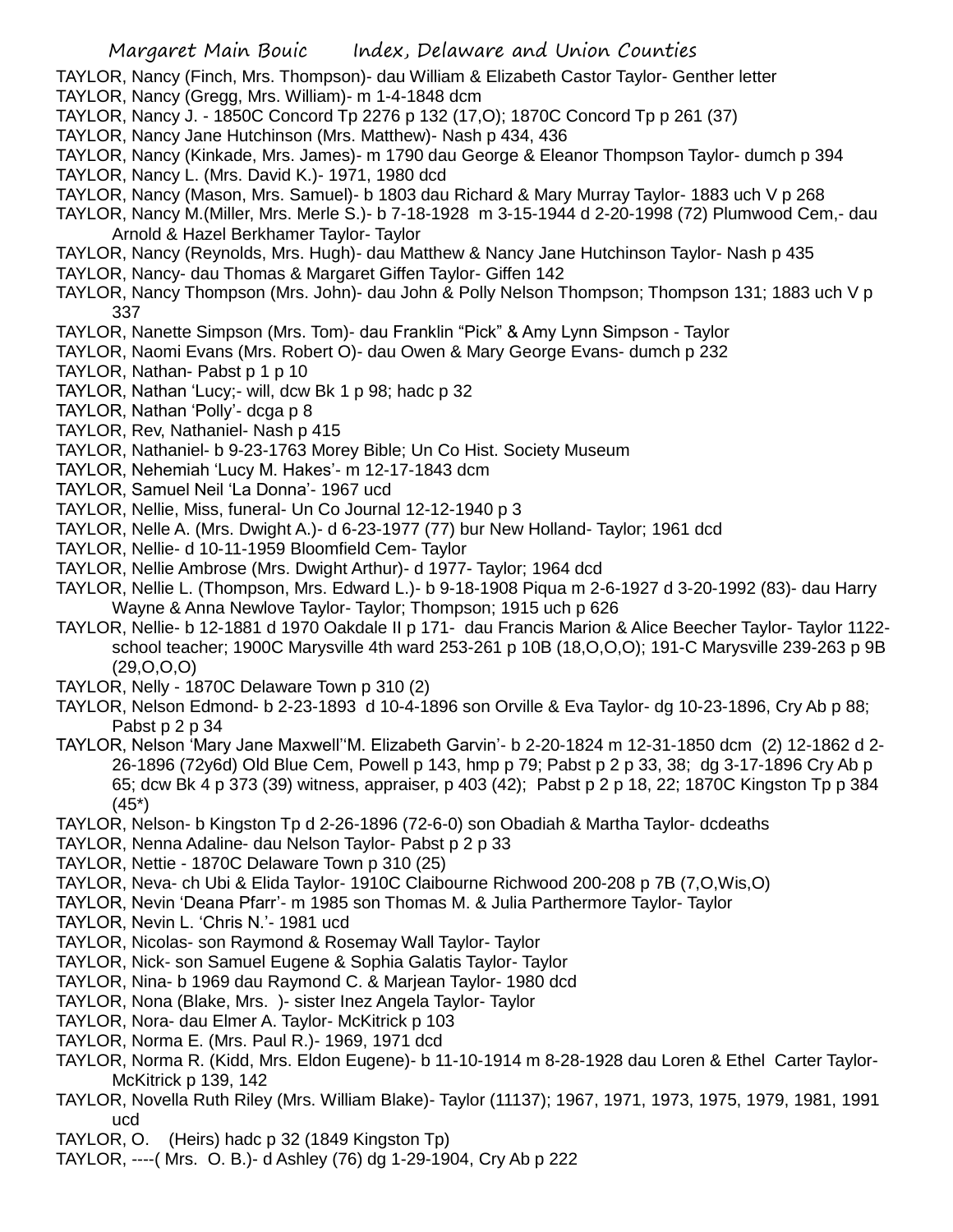TAYLOR, Nancy (Finch, Mrs. Thompson)- dau William & Elizabeth Castor Taylor- Genther letter
TAYLOR, Nancy (Gregg, Mrs. William)- m 1-4-1848 dcm
TAYLOR, Nancy J. - 1850C Concord Tp 2276 p 132 (17,O); 1870C Concord Tp p 261 (37)
TAYLOR, Nancy Jane Hutchinson (Mrs. Matthew)- Nash p 434, 436
TAYLOR, Nancy (Kinkade, Mrs. James)- m 1790 dau George & Eleanor Thompson Taylor- dumch p 394
TAYLOR, Nancy L. (Mrs. David K.)- 1971, 1980 dcd
TAYLOR, Nancy (Mason, Mrs. Samuel)- b 1803 dau Richard & Mary Murray Taylor- 1883 uch V p 268
TAYLOR, Nancy M.(Miller, Mrs. Merle S.)- b 7-18-1928 m 3-15-1944 d 2-20-1998 (72) Plumwood Cem,- dau Arnold & Hazel Berkhamer Taylor- Taylor
TAYLOR, Nancy (Reynolds, Mrs. Hugh)- dau Matthew & Nancy Jane Hutchinson Taylor- Nash p 435
TAYLOR, Nancy- dau Thomas & Margaret Giffen Taylor- Giffen 142
TAYLOR, Nancy Thompson (Mrs. John)- dau John & Polly Nelson Thompson; Thompson 131; 1883 uch V p 337
TAYLOR, Nanette Simpson (Mrs. Tom)- dau Franklin "Pick" & Amy Lynn Simpson - Taylor
TAYLOR, Naomi Evans (Mrs. Robert O)- dau Owen & Mary George Evans- dumch p 232
TAYLOR, Nathan- Pabst p 1 p 10
TAYLOR, Nathan 'Lucy;- will, dcw Bk 1 p 98; hadc p 32
TAYLOR, Nathan 'Polly'- dcga p 8
TAYLOR, Rev, Nathaniel- Nash p 415
TAYLOR, Nathaniel- b 9-23-1763 Morey Bible; Un Co Hist. Society Museum
TAYLOR, Nehemiah 'Lucy M. Hakes'- m 12-17-1843 dcm
TAYLOR, Samuel Neil 'La Donna'- 1967 ucd
TAYLOR, Nellie, Miss, funeral- Un Co Journal 12-12-1940 p 3
TAYLOR, Nelle A. (Mrs. Dwight A.)- d 6-23-1977 (77) bur New Holland- Taylor; 1961 dcd
TAYLOR, Nellie- d 10-11-1959 Bloomfield Cem- Taylor
TAYLOR, Nellie Ambrose (Mrs. Dwight Arthur)- d 1977- Taylor; 1964 dcd
TAYLOR, Nellie L. (Thompson, Mrs. Edward L.)- b 9-18-1908 Piqua m 2-6-1927 d 3-20-1992 (83)- dau Harry Wayne & Anna Newlove Taylor- Taylor; Thompson; 1915 uch p 626
TAYLOR, Nellie- b 12-1881 d 1970 Oakdale II p 171- dau Francis Marion & Alice Beecher Taylor- Taylor 1122- school teacher; 1900C Marysville 4th ward 253-261 p 10B (18,O,O,O); 191-C Marysville 239-263 p 9B (29,O,O,O)
TAYLOR, Nelly - 1870C Delaware Town p 310 (2)
TAYLOR, Nelson Edmond- b 2-23-1893 d 10-4-1896 son Orville & Eva Taylor- dg 10-23-1896, Cry Ab p 88; Pabst p 2 p 34
TAYLOR, Nelson 'Mary Jane Maxwell''M. Elizabeth Garvin'- b 2-20-1824 m 12-31-1850 dcm (2) 12-1862 d 2-26-1896 (72y6d) Old Blue Cem, Powell p 143, hmp p 79; Pabst p 2 p 33, 38; dg 3-17-1896 Cry Ab p 65; dcw Bk 4 p 373 (39) witness, appraiser, p 403 (42); Pabst p 2 p 18, 22; 1870C Kingston Tp p 384 (45*)
TAYLOR, Nelson- b Kingston Tp d 2-26-1896 (72-6-0) son Obadiah & Martha Taylor- dcdeaths
TAYLOR, Nenna Adaline- dau Nelson Taylor- Pabst p 2 p 33
TAYLOR, Nettie - 1870C Delaware Town p 310 (25)
TAYLOR, Neva- ch Ubi & Elida Taylor- 1910C Claibourne Richwood 200-208 p 7B (7,O,Wis,O)
TAYLOR, Nevin 'Deana Pfarr'- m 1985 son Thomas M. & Julia Parthermore Taylor- Taylor
TAYLOR, Nevin L. 'Chris N.'- 1981 ucd
TAYLOR, Nicolas- son Raymond & Rosemay Wall Taylor- Taylor
TAYLOR, Nick- son Samuel Eugene & Sophia Galatis Taylor- Taylor
TAYLOR, Nina- b 1969 dau Raymond C. & Marjean Taylor- 1980 dcd
TAYLOR, Nona (Blake, Mrs. )- sister Inez Angela Taylor- Taylor
TAYLOR, Nora- dau Elmer A. Taylor- McKitrick p 103
TAYLOR, Norma E. (Mrs. Paul R.)- 1969, 1971 dcd
TAYLOR, Norma R. (Kidd, Mrs. Eldon Eugene)- b 11-10-1914 m 8-28-1928 dau Loren & Ethel Carter Taylor- McKitrick p 139, 142
TAYLOR, Novella Ruth Riley (Mrs. William Blake)- Taylor (11137); 1967, 1971, 1973, 1975, 1979, 1981, 1991 ucd
TAYLOR, O. (Heirs) hadc p 32 (1849 Kingston Tp)
TAYLOR, ----( Mrs. O. B.)- d Ashley (76) dg 1-29-1904, Cry Ab p 222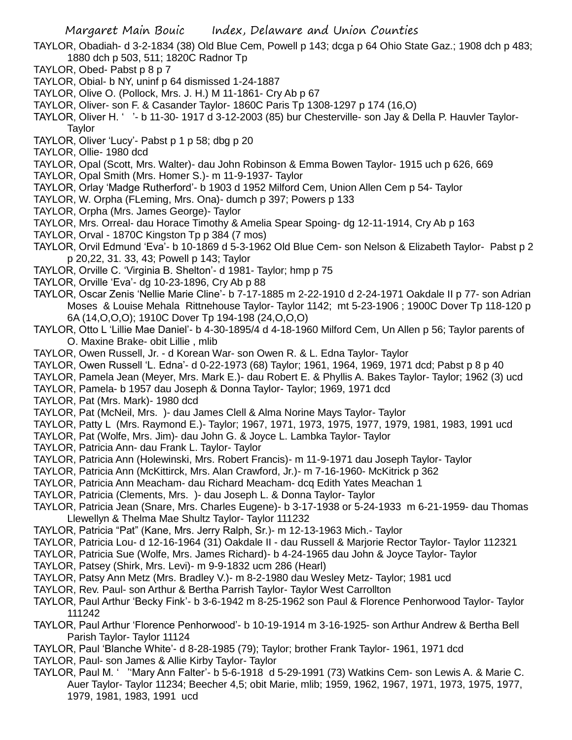TAYLOR, Obadiah- d 3-2-1834 (38) Old Blue Cem, Powell p 143; dcga p 64 Ohio State Gaz.; 1908 dch p 483; 1880 dch p 503, 511; 1820C Radnor Tp

TAYLOR, Obed- Pabst p 8 p 7

TAYLOR, Obial- b NY, uninf p 64 dismissed 1-24-1887

TAYLOR, Olive O. (Pollock, Mrs. J. H.) M 11-1861- Cry Ab p 67

TAYLOR, Oliver- son F. & Casander Taylor- 1860C Paris Tp 1308-1297 p 174 (16,O)

TAYLOR, Oliver H. ' '- b 11-30- 1917 d 3-12-2003 (85) bur Chesterville- son Jay & Della P. Hauvler Taylor- Taylor

TAYLOR, Oliver 'Lucy'- Pabst p 1 p 58; dbg p 20

TAYLOR, Ollie- 1980 dcd

TAYLOR, Opal (Scott, Mrs. Walter)- dau John Robinson & Emma Bowen Taylor- 1915 uch p 626, 669

TAYLOR, Opal Smith (Mrs. Homer S.)- m 11-9-1937- Taylor

TAYLOR, Orlay 'Madge Rutherford'- b 1903 d 1952 Milford Cem, Union Allen Cem p 54- Taylor

TAYLOR, W. Orpha (FLeming, Mrs. Ona)- dumch p 397; Powers p 133

TAYLOR, Orpha (Mrs. James George)- Taylor

TAYLOR, Mrs. Orreal- dau Horace Timothy & Amelia Spear Spoing- dg 12-11-1914, Cry Ab p 163

TAYLOR, Orval - 1870C Kingston Tp p 384 (7 mos)

TAYLOR, Orvil Edmund 'Eva'- b 10-1869 d 5-3-1962 Old Blue Cem- son Nelson & Elizabeth Taylor- Pabst p 2 p 20,22, 31. 33, 43; Powell p 143; Taylor

TAYLOR, Orville C. 'Virginia B. Shelton'- d 1981- Taylor; hmp p 75

TAYLOR, Orville 'Eva'- dg 10-23-1896, Cry Ab p 88

TAYLOR, Oscar Zenis 'Nellie Marie Cline'- b 7-17-1885 m 2-22-1910 d 2-24-1971 Oakdale II p 77- son Adrian Moses & Louise Mehala Rittnehouse Taylor- Taylor 1142; mt 5-23-1906 ; 1900C Dover Tp 118-120 p 6A (14,O,O,O); 1910C Dover Tp 194-198 (24,O,O,O)

TAYLOR, Otto L 'Lillie Mae Daniel'- b 4-30-1895/4 d 4-18-1960 Milford Cem, Un Allen p 56; Taylor parents of O. Maxine Brake- obit Lillie , mlib

TAYLOR, Owen Russell, Jr. - d Korean War- son Owen R. & L. Edna Taylor- Taylor

TAYLOR, Owen Russell 'L. Edna'- d 0-22-1973 (68) Taylor; 1961, 1964, 1969, 1971 dcd; Pabst p 8 p 40

TAYLOR, Pamela Jean (Meyer, Mrs. Mark E.)- dau Robert E. & Phyllis A. Bakes Taylor- Taylor; 1962 (3) ucd

TAYLOR, Pamela- b 1957 dau Joseph & Donna Taylor- Taylor; 1969, 1971 dcd

TAYLOR, Pat (Mrs. Mark)- 1980 dcd

TAYLOR, Pat (McNeil, Mrs. )- dau James Clell & Alma Norine Mays Taylor- Taylor

TAYLOR, Patty L (Mrs. Raymond E.)- Taylor; 1967, 1971, 1973, 1975, 1977, 1979, 1981, 1983, 1991 ucd

TAYLOR, Pat (Wolfe, Mrs. Jim)- dau John G. & Joyce L. Lambka Taylor- Taylor

TAYLOR, Patricia Ann- dau Frank L. Taylor- Taylor

TAYLOR, Patricia Ann (Holewinski, Mrs. Robert Francis)- m 11-9-1971 dau Joseph Taylor- Taylor

TAYLOR, Patricia Ann (McKittirck, Mrs. Alan Crawford, Jr.)- m 7-16-1960- McKitrick p 362

TAYLOR, Patricia Ann Meacham- dau Richard Meacham- dcq Edith Yates Meachan 1

TAYLOR, Patricia (Clements, Mrs. )- dau Joseph L. & Donna Taylor- Taylor

TAYLOR, Patricia Jean (Snare, Mrs. Charles Eugene)- b 3-17-1938 or 5-24-1933 m 6-21-1959- dau Thomas Llewellyn & Thelma Mae Shultz Taylor- Taylor 111232

TAYLOR, Patricia "Pat" (Kane, Mrs. Jerry Ralph, Sr.)- m 12-13-1963 Mich.- Taylor

TAYLOR, Patricia Lou- d 12-16-1964 (31) Oakdale II - dau Russell & Marjorie Rector Taylor- Taylor 112321

TAYLOR, Patricia Sue (Wolfe, Mrs. James Richard)- b 4-24-1965 dau John & Joyce Taylor- Taylor

TAYLOR, Patsey (Shirk, Mrs. Levi)- m 9-9-1832 ucm 286 (Hearl)

TAYLOR, Patsy Ann Metz (Mrs. Bradley V.)- m 8-2-1980 dau Wesley Metz- Taylor; 1981 ucd

TAYLOR, Rev. Paul- son Arthur & Bertha Parrish Taylor- Taylor West Carrollton

TAYLOR, Paul Arthur 'Becky Fink'- b 3-6-1942 m 8-25-1962 son Paul & Florence Penhorwood Taylor- Taylor 111242

TAYLOR, Paul Arthur 'Florence Penhorwood'- b 10-19-1914 m 3-16-1925- son Arthur Andrew & Bertha Bell Parish Taylor- Taylor 11124

TAYLOR, Paul 'Blanche White'- d 8-28-1985 (79); Taylor; brother Frank Taylor- 1961, 1971 dcd

TAYLOR, Paul- son James & Allie Kirby Taylor- Taylor

TAYLOR, Paul M. ' ''Mary Ann Falter'- b 5-6-1918 d 5-29-1991 (73) Watkins Cem- son Lewis A. & Marie C. Auer Taylor- Taylor 11234; Beecher 4,5; obit Marie, mlib; 1959, 1962, 1967, 1971, 1973, 1975, 1977, 1979, 1981, 1983, 1991 ucd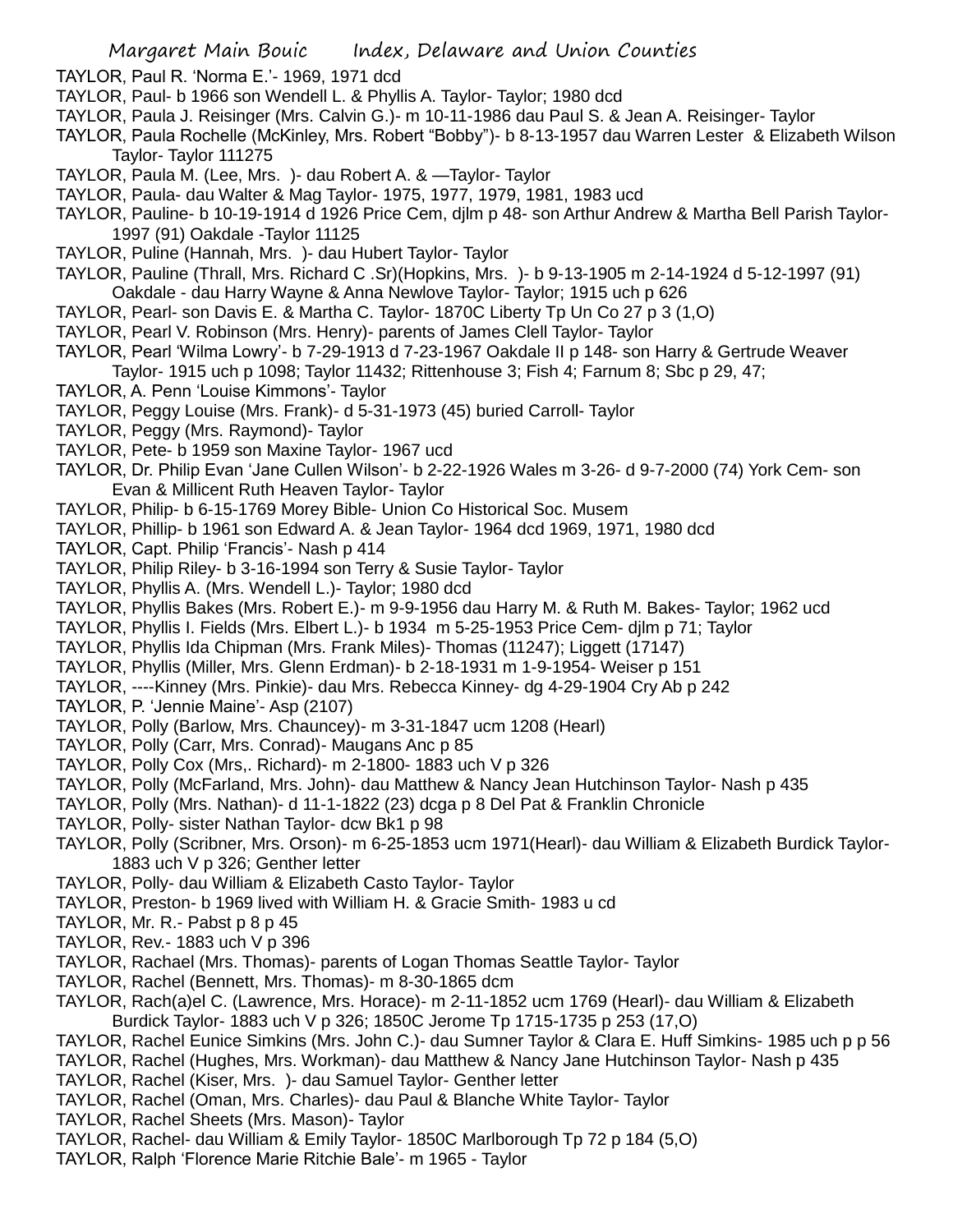TAYLOR, Paul R. 'Norma E.'- 1969, 1971 dcd

TAYLOR, Paul- b 1966 son Wendell L. & Phyllis A. Taylor- Taylor; 1980 dcd

TAYLOR, Paula J. Reisinger (Mrs. Calvin G.)- m 10-11-1986 dau Paul S. & Jean A. Reisinger- Taylor

TAYLOR, Paula Rochelle (McKinley, Mrs. Robert "Bobby")- b 8-13-1957 dau Warren Lester & Elizabeth Wilson Taylor- Taylor 111275

TAYLOR, Paula M. (Lee, Mrs. )- dau Robert A. & —Taylor- Taylor

TAYLOR, Paula- dau Walter & Mag Taylor- 1975, 1977, 1979, 1981, 1983 ucd

TAYLOR, Pauline- b 10-19-1914 d 1926 Price Cem, djlm p 48- son Arthur Andrew & Martha Bell Parish Taylor- 1997 (91) Oakdale -Taylor 11125

TAYLOR, Puline (Hannah, Mrs. )- dau Hubert Taylor- Taylor

TAYLOR, Pauline (Thrall, Mrs. Richard C .Sr)(Hopkins, Mrs. )- b 9-13-1905 m 2-14-1924 d 5-12-1997 (91) Oakdale - dau Harry Wayne & Anna Newlove Taylor- Taylor; 1915 uch p 626

TAYLOR, Pearl- son Davis E. & Martha C. Taylor- 1870C Liberty Tp Un Co 27 p 3 (1,O)

TAYLOR, Pearl V. Robinson (Mrs. Henry)- parents of James Clell Taylor- Taylor

TAYLOR, Pearl 'Wilma Lowry'- b 7-29-1913 d 7-23-1967 Oakdale II p 148- son Harry & Gertrude Weaver Taylor- 1915 uch p 1098; Taylor 11432; Rittenhouse 3; Fish 4; Farnum 8; Sbc p 29, 47;

TAYLOR, A. Penn 'Louise Kimmons'- Taylor

TAYLOR, Peggy Louise (Mrs. Frank)- d 5-31-1973 (45) buried Carroll- Taylor

TAYLOR, Peggy (Mrs. Raymond)- Taylor

TAYLOR, Pete- b 1959 son Maxine Taylor- 1967 ucd

TAYLOR, Dr. Philip Evan 'Jane Cullen Wilson'- b 2-22-1926 Wales m 3-26- d 9-7-2000 (74) York Cem- son Evan & Millicent Ruth Heaven Taylor- Taylor

TAYLOR, Philip- b 6-15-1769 Morey Bible- Union Co Historical Soc. Musem

TAYLOR, Phillip- b 1961 son Edward A. & Jean Taylor- 1964 dcd 1969, 1971, 1980 dcd

TAYLOR, Capt. Philip 'Francis'- Nash p 414

TAYLOR, Philip Riley- b 3-16-1994 son Terry & Susie Taylor- Taylor

TAYLOR, Phyllis A. (Mrs. Wendell L.)- Taylor; 1980 dcd

TAYLOR, Phyllis Bakes (Mrs. Robert E.)- m 9-9-1956 dau Harry M. & Ruth M. Bakes- Taylor; 1962 ucd

TAYLOR, Phyllis I. Fields (Mrs. Elbert L.)- b 1934 m 5-25-1953 Price Cem- djlm p 71; Taylor

TAYLOR, Phyllis Ida Chipman (Mrs. Frank Miles)- Thomas (11247); Liggett (17147)

TAYLOR, Phyllis (Miller, Mrs. Glenn Erdman)- b 2-18-1931 m 1-9-1954- Weiser p 151

TAYLOR, ----Kinney (Mrs. Pinkie)- dau Mrs. Rebecca Kinney- dg 4-29-1904 Cry Ab p 242

TAYLOR, P. 'Jennie Maine'- Asp (2107)

TAYLOR, Polly (Barlow, Mrs. Chauncey)- m 3-31-1847 ucm 1208 (Hearl)

TAYLOR, Polly (Carr, Mrs. Conrad)- Maugans Anc p 85

TAYLOR, Polly Cox (Mrs,. Richard)- m 2-1800- 1883 uch V p 326

TAYLOR, Polly (McFarland, Mrs. John)- dau Matthew & Nancy Jean Hutchinson Taylor- Nash p 435

TAYLOR, Polly (Mrs. Nathan)- d 11-1-1822 (23) dcga p 8 Del Pat & Franklin Chronicle

TAYLOR, Polly- sister Nathan Taylor- dcw Bk1 p 98

TAYLOR, Polly (Scribner, Mrs. Orson)- m 6-25-1853 ucm 1971(Hearl)- dau William & Elizabeth Burdick Taylor- 1883 uch V p 326; Genther letter

TAYLOR, Polly- dau William & Elizabeth Casto Taylor- Taylor

TAYLOR, Preston- b 1969 lived with William H. & Gracie Smith- 1983 u cd

TAYLOR, Mr. R.- Pabst p 8 p 45

TAYLOR, Rev.- 1883 uch V p 396

TAYLOR, Rachael (Mrs. Thomas)- parents of Logan Thomas Seattle Taylor- Taylor

TAYLOR, Rachel (Bennett, Mrs. Thomas)- m 8-30-1865 dcm

TAYLOR, Rach(a)el C. (Lawrence, Mrs. Horace)- m 2-11-1852 ucm 1769 (Hearl)- dau William & Elizabeth Burdick Taylor- 1883 uch V p 326; 1850C Jerome Tp 1715-1735 p 253 (17,O)

TAYLOR, Rachel Eunice Simkins (Mrs. John C.)- dau Sumner Taylor & Clara E. Huff Simkins- 1985 uch p p 56

TAYLOR, Rachel (Hughes, Mrs. Workman)- dau Matthew & Nancy Jane Hutchinson Taylor- Nash p 435

TAYLOR, Rachel (Kiser, Mrs. )- dau Samuel Taylor- Genther letter

TAYLOR, Rachel (Oman, Mrs. Charles)- dau Paul & Blanche White Taylor- Taylor

TAYLOR, Rachel Sheets (Mrs. Mason)- Taylor

TAYLOR, Rachel- dau William & Emily Taylor- 1850C Marlborough Tp 72 p 184 (5,O)

TAYLOR, Ralph 'Florence Marie Ritchie Bale'- m 1965 - Taylor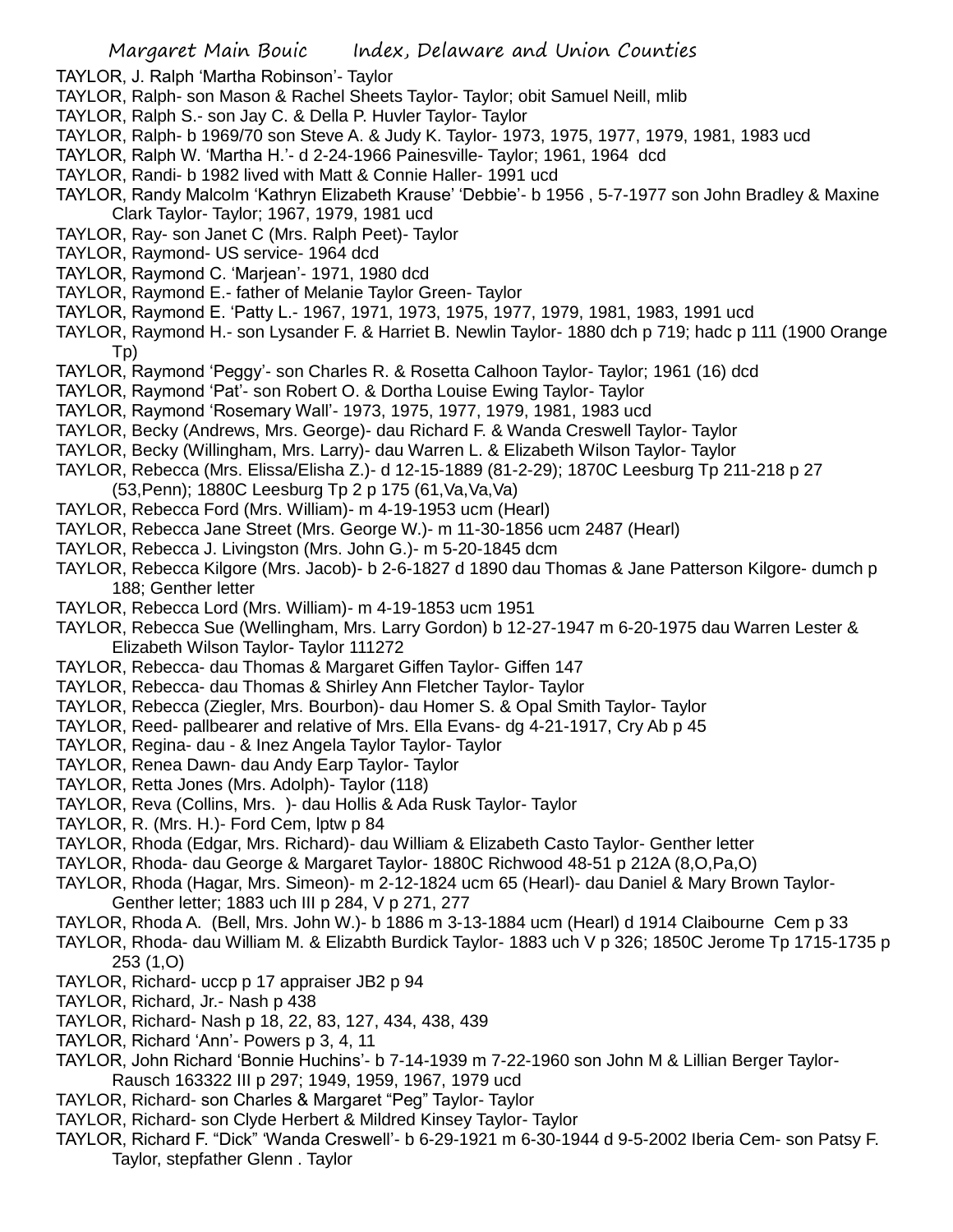TAYLOR, J. Ralph 'Martha Robinson'- Taylor

TAYLOR, Ralph- son Mason & Rachel Sheets Taylor- Taylor; obit Samuel Neill, mlib

TAYLOR, Ralph S.- son Jay C. & Della P. Huvler Taylor- Taylor

TAYLOR, Ralph- b 1969/70 son Steve A. & Judy K. Taylor- 1973, 1975, 1977, 1979, 1981, 1983 ucd

TAYLOR, Ralph W. 'Martha H.'- d 2-24-1966 Painesville- Taylor; 1961, 1964 dcd

TAYLOR, Randi- b 1982 lived with Matt & Connie Haller- 1991 ucd

TAYLOR, Randy Malcolm 'Kathryn Elizabeth Krause' 'Debbie'- b 1956 , 5-7-1977 son John Bradley & Maxine Clark Taylor- Taylor; 1967, 1979, 1981 ucd

TAYLOR, Ray- son Janet C (Mrs. Ralph Peet)- Taylor

TAYLOR, Raymond- US service- 1964 dcd

TAYLOR, Raymond C. 'Marjean'- 1971, 1980 dcd

TAYLOR, Raymond E.- father of Melanie Taylor Green- Taylor

TAYLOR, Raymond E. 'Patty L.- 1967, 1971, 1973, 1975, 1977, 1979, 1981, 1983, 1991 ucd

TAYLOR, Raymond H.- son Lysander F. & Harriet B. Newlin Taylor- 1880 dch p 719; hadc p 111 (1900 Orange Tp)

TAYLOR, Raymond 'Peggy'- son Charles R. & Rosetta Calhoon Taylor- Taylor; 1961 (16) dcd

TAYLOR, Raymond 'Pat'- son Robert O. & Dortha Louise Ewing Taylor- Taylor

TAYLOR, Raymond 'Rosemary Wall'- 1973, 1975, 1977, 1979, 1981, 1983 ucd

TAYLOR, Becky (Andrews, Mrs. George)- dau Richard F. & Wanda Creswell Taylor- Taylor

TAYLOR, Becky (Willingham, Mrs. Larry)- dau Warren L. & Elizabeth Wilson Taylor- Taylor

TAYLOR, Rebecca (Mrs. Elissa/Elisha Z.)- d 12-15-1889 (81-2-29); 1870C Leesburg Tp 211-218 p 27 (53,Penn); 1880C Leesburg Tp 2 p 175 (61,Va,Va,Va)

TAYLOR, Rebecca Ford (Mrs. William)- m 4-19-1953 ucm (Hearl)

TAYLOR, Rebecca Jane Street (Mrs. George W.)- m 11-30-1856 ucm 2487 (Hearl)

TAYLOR, Rebecca J. Livingston (Mrs. John G.)- m 5-20-1845 dcm

TAYLOR, Rebecca Kilgore (Mrs. Jacob)- b 2-6-1827 d 1890 dau Thomas & Jane Patterson Kilgore- dumch p 188; Genther letter

TAYLOR, Rebecca Lord (Mrs. William)- m 4-19-1853 ucm 1951

TAYLOR, Rebecca Sue (Wellingham, Mrs. Larry Gordon) b 12-27-1947 m 6-20-1975 dau Warren Lester & Elizabeth Wilson Taylor- Taylor 111272

TAYLOR, Rebecca- dau Thomas & Margaret Giffen Taylor- Giffen 147

TAYLOR, Rebecca- dau Thomas & Shirley Ann Fletcher Taylor- Taylor

TAYLOR, Rebecca (Ziegler, Mrs. Bourbon)- dau Homer S. & Opal Smith Taylor- Taylor

TAYLOR, Reed- pallbearer and relative of Mrs. Ella Evans- dg 4-21-1917, Cry Ab p 45

TAYLOR, Regina- dau - & Inez Angela Taylor Taylor- Taylor

TAYLOR, Renea Dawn- dau Andy Earp Taylor- Taylor

TAYLOR, Retta Jones (Mrs. Adolph)- Taylor (118)

TAYLOR, Reva (Collins, Mrs. )- dau Hollis & Ada Rusk Taylor- Taylor

TAYLOR, R. (Mrs. H.)- Ford Cem, lptw p 84

TAYLOR, Rhoda (Edgar, Mrs. Richard)- dau William & Elizabeth Casto Taylor- Genther letter

TAYLOR, Rhoda- dau George & Margaret Taylor- 1880C Richwood 48-51 p 212A (8,O,Pa,O)

TAYLOR, Rhoda (Hagar, Mrs. Simeon)- m 2-12-1824 ucm 65 (Hearl)- dau Daniel & Mary Brown Taylor- Genther letter; 1883 uch III p 284, V p 271, 277

TAYLOR, Rhoda A. (Bell, Mrs. John W.)- b 1886 m 3-13-1884 ucm (Hearl) d 1914 Claibourne Cem p 33

TAYLOR, Rhoda- dau William M. & Elizabth Burdick Taylor- 1883 uch V p 326; 1850C Jerome Tp 1715-1735 p 253 (1,O)

TAYLOR, Richard- uccp p 17 appraiser JB2 p 94

TAYLOR, Richard, Jr.- Nash p 438

TAYLOR, Richard- Nash p 18, 22, 83, 127, 434, 438, 439

TAYLOR, Richard 'Ann'- Powers p 3, 4, 11

TAYLOR, John Richard 'Bonnie Huchins'- b 7-14-1939 m 7-22-1960 son John M & Lillian Berger Taylor- Rausch 163322 III p 297; 1949, 1959, 1967, 1979 ucd

TAYLOR, Richard- son Charles & Margaret "Peg" Taylor- Taylor

TAYLOR, Richard- son Clyde Herbert & Mildred Kinsey Taylor- Taylor

TAYLOR, Richard F. "Dick" 'Wanda Creswell'- b 6-29-1921 m 6-30-1944 d 9-5-2002 Iberia Cem- son Patsy F. Taylor, stepfather Glenn . Taylor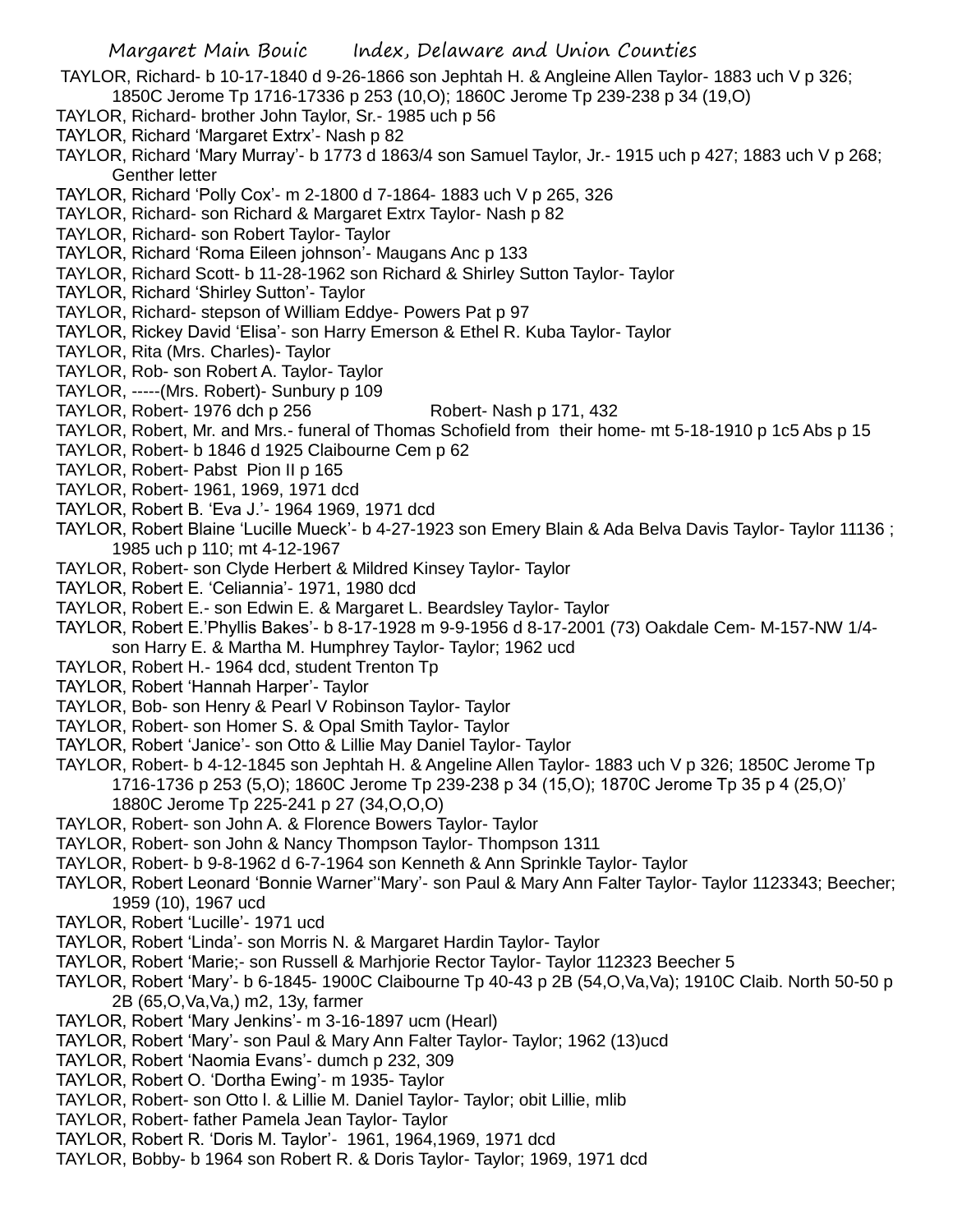TAYLOR, Richard- b 10-17-1840 d 9-26-1866 son Jephtah H. & Angleine Allen Taylor- 1883 uch V p 326; 1850C Jerome Tp 1716-17336 p 253 (10,O); 1860C Jerome Tp 239-238 p 34 (19,O)

TAYLOR, Richard- brother John Taylor, Sr.- 1985 uch p 56

TAYLOR, Richard 'Margaret Extrx'- Nash p 82

TAYLOR, Richard 'Mary Murray'- b 1773 d 1863/4 son Samuel Taylor, Jr.- 1915 uch p 427; 1883 uch V p 268; Genther letter

TAYLOR, Richard 'Polly Cox'- m 2-1800 d 7-1864- 1883 uch V p 265, 326

TAYLOR, Richard- son Richard & Margaret Extrx Taylor- Nash p 82

TAYLOR, Richard- son Robert Taylor- Taylor

TAYLOR, Richard 'Roma Eileen johnson'- Maugans Anc p 133

TAYLOR, Richard Scott- b 11-28-1962 son Richard & Shirley Sutton Taylor- Taylor

TAYLOR, Richard 'Shirley Sutton'- Taylor

TAYLOR, Richard- stepson of William Eddye- Powers Pat p 97

TAYLOR, Rickey David 'Elisa'- son Harry Emerson & Ethel R. Kuba Taylor- Taylor

TAYLOR, Rita (Mrs. Charles)- Taylor

TAYLOR, Rob- son Robert A. Taylor- Taylor

TAYLOR, -----(Mrs. Robert)- Sunbury p 109

TAYLOR, Robert- 1976 dch p 256 Robert- Nash p 171, 432

TAYLOR, Robert, Mr. and Mrs.- funeral of Thomas Schofield from their home- mt 5-18-1910 p 1c5 Abs p 15

TAYLOR, Robert- b 1846 d 1925 Claibourne Cem p 62

TAYLOR, Robert- Pabst Pion II p 165

TAYLOR, Robert- 1961, 1969, 1971 dcd

TAYLOR, Robert B. 'Eva J.'- 1964 1969, 1971 dcd

TAYLOR, Robert Blaine 'Lucille Mueck'- b 4-27-1923 son Emery Blain & Ada Belva Davis Taylor- Taylor 11136 ; 1985 uch p 110; mt 4-12-1967

TAYLOR, Robert- son Clyde Herbert & Mildred Kinsey Taylor- Taylor

TAYLOR, Robert E. 'Celiannia'- 1971, 1980 dcd

TAYLOR, Robert E.- son Edwin E. & Margaret L. Beardsley Taylor- Taylor

TAYLOR, Robert E.'Phyllis Bakes'- b 8-17-1928 m 9-9-1956 d 8-17-2001 (73) Oakdale Cem- M-157-NW 1/4- son Harry E. & Martha M. Humphrey Taylor- Taylor; 1962 ucd

TAYLOR, Robert H.- 1964 dcd, student Trenton Tp

TAYLOR, Robert 'Hannah Harper'- Taylor

TAYLOR, Bob- son Henry & Pearl V Robinson Taylor- Taylor

TAYLOR, Robert- son Homer S. & Opal Smith Taylor- Taylor

TAYLOR, Robert 'Janice'- son Otto & Lillie May Daniel Taylor- Taylor

TAYLOR, Robert- b 4-12-1845 son Jephtah H. & Angeline Allen Taylor- 1883 uch V p 326; 1850C Jerome Tp 1716-1736 p 253 (5,O); 1860C Jerome Tp 239-238 p 34 (15,O); 1870C Jerome Tp 35 p 4 (25,O)' 1880C Jerome Tp 225-241 p 27 (34,O,O,O)

TAYLOR, Robert- son John A. & Florence Bowers Taylor- Taylor

TAYLOR, Robert- son John & Nancy Thompson Taylor- Thompson 1311

TAYLOR, Robert- b 9-8-1962 d 6-7-1964 son Kenneth & Ann Sprinkle Taylor- Taylor

TAYLOR, Robert Leonard 'Bonnie Warner''Mary'- son Paul & Mary Ann Falter Taylor- Taylor 1123343; Beecher; 1959 (10), 1967 ucd

TAYLOR, Robert 'Lucille'- 1971 ucd

TAYLOR, Robert 'Linda'- son Morris N. & Margaret Hardin Taylor- Taylor

TAYLOR, Robert 'Marie;- son Russell & Marhjorie Rector Taylor- Taylor 112323 Beecher 5

TAYLOR, Robert 'Mary'- b 6-1845- 1900C Claibourne Tp 40-43 p 2B (54,O,Va,Va); 1910C Claib. North 50-50 p 2B (65,O,Va,Va,) m2, 13y, farmer

TAYLOR, Robert 'Mary Jenkins'- m 3-16-1897 ucm (Hearl)

TAYLOR, Robert 'Mary'- son Paul & Mary Ann Falter Taylor- Taylor; 1962 (13)ucd

TAYLOR, Robert 'Naomia Evans'- dumch p 232, 309

TAYLOR, Robert O. 'Dortha Ewing'- m 1935- Taylor

TAYLOR, Robert- son Otto l. & Lillie M. Daniel Taylor- Taylor; obit Lillie, mlib

TAYLOR, Robert- father Pamela Jean Taylor- Taylor

TAYLOR, Robert R. 'Doris M. Taylor'- 1961, 1964,1969, 1971 dcd

TAYLOR, Bobby- b 1964 son Robert R. & Doris Taylor- Taylor; 1969, 1971 dcd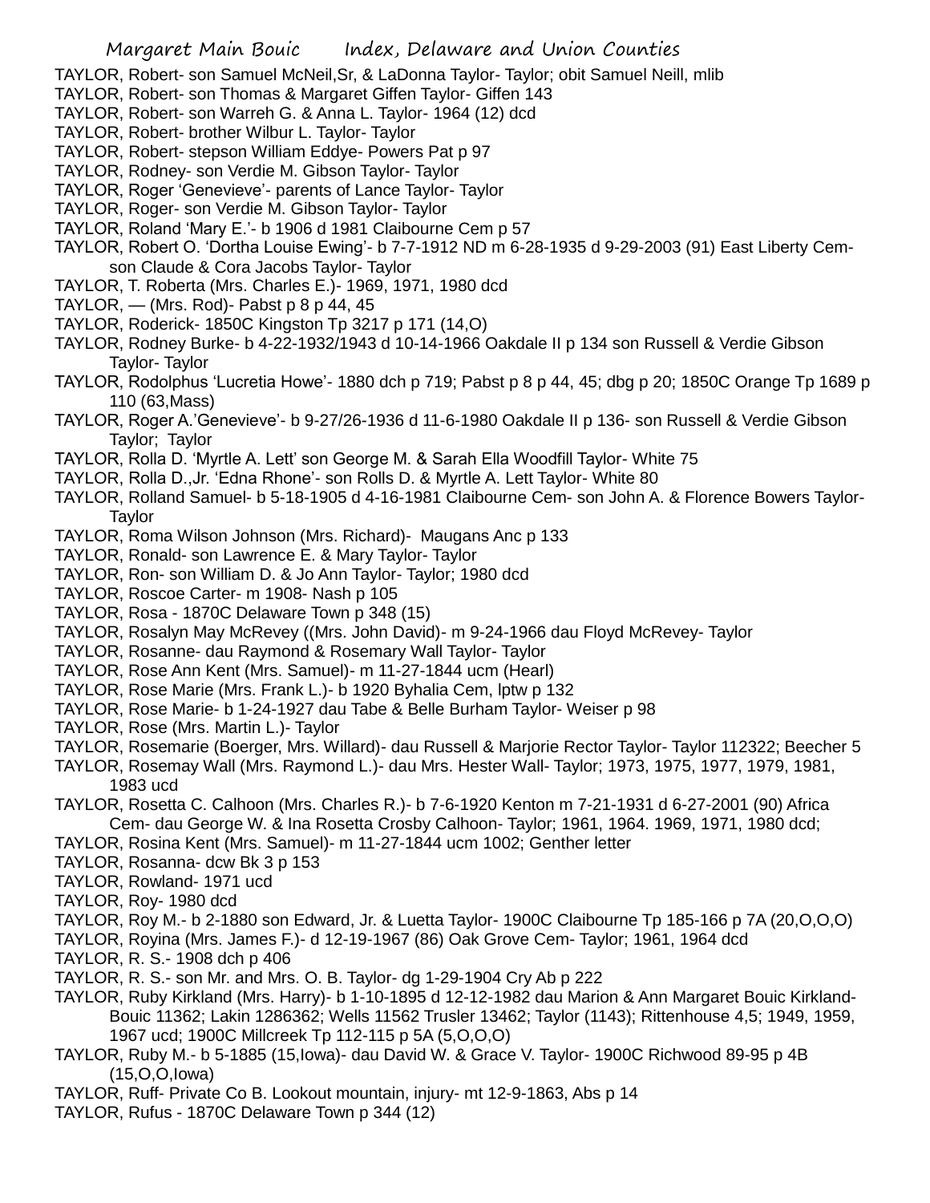TAYLOR, Robert- son Samuel McNeil,Sr, & LaDonna Taylor- Taylor; obit Samuel Neill, mlib
TAYLOR, Robert- son Thomas & Margaret Giffen Taylor- Giffen 143
TAYLOR, Robert- son Warreh G. & Anna L. Taylor- 1964 (12) dcd
TAYLOR, Robert- brother Wilbur L. Taylor- Taylor
TAYLOR, Robert- stepson William Eddye- Powers Pat p 97
TAYLOR, Rodney- son Verdie M. Gibson Taylor- Taylor
TAYLOR, Roger 'Genevieve'- parents of Lance Taylor- Taylor
TAYLOR, Roger- son Verdie M. Gibson Taylor- Taylor
TAYLOR, Roland 'Mary E.'- b 1906 d 1981 Claibourne Cem p 57
TAYLOR, Robert O. 'Dortha Louise Ewing'- b 7-7-1912 ND m 6-28-1935 d 9-29-2003 (91) East Liberty Cem- son Claude & Cora Jacobs Taylor- Taylor
TAYLOR, T. Roberta (Mrs. Charles E.)- 1969, 1971, 1980 dcd
TAYLOR, — (Mrs. Rod)- Pabst p 8 p 44, 45
TAYLOR, Roderick- 1850C Kingston Tp 3217 p 171 (14,O)
TAYLOR, Rodney Burke- b 4-22-1932/1943 d 10-14-1966 Oakdale II p 134 son Russell & Verdie Gibson Taylor- Taylor
TAYLOR, Rodolphus 'Lucretia Howe'- 1880 dch p 719; Pabst p 8 p 44, 45; dbg p 20; 1850C Orange Tp 1689 p 110 (63,Mass)
TAYLOR, Roger A.'Genevieve'- b 9-27/26-1936 d 11-6-1980 Oakdale II p 136- son Russell & Verdie Gibson Taylor; Taylor
TAYLOR, Rolla D. 'Myrtle A. Lett' son George M. & Sarah Ella Woodfill Taylor- White 75
TAYLOR, Rolla D.,Jr. 'Edna Rhone'- son Rolls D. & Myrtle A. Lett Taylor- White 80
TAYLOR, Rolland Samuel- b 5-18-1905 d 4-16-1981 Claibourne Cem- son John A. & Florence Bowers Taylor- Taylor
TAYLOR, Roma Wilson Johnson (Mrs. Richard)- Maugans Anc p 133
TAYLOR, Ronald- son Lawrence E. & Mary Taylor- Taylor
TAYLOR, Ron- son William D. & Jo Ann Taylor- Taylor; 1980 dcd
TAYLOR, Roscoe Carter- m 1908- Nash p 105
TAYLOR, Rosa - 1870C Delaware Town p 348 (15)
TAYLOR, Rosalyn May McRevey ((Mrs. John David)- m 9-24-1966 dau Floyd McRevey- Taylor
TAYLOR, Rosanne- dau Raymond & Rosemary Wall Taylor- Taylor
TAYLOR, Rose Ann Kent (Mrs. Samuel)- m 11-27-1844 ucm (Hearl)
TAYLOR, Rose Marie (Mrs. Frank L.)- b 1920 Byhalia Cem, lptw p 132
TAYLOR, Rose Marie- b 1-24-1927 dau Tabe & Belle Burham Taylor- Weiser p 98
TAYLOR, Rose (Mrs. Martin L.)- Taylor
TAYLOR, Rosemarie (Boerger, Mrs. Willard)- dau Russell & Marjorie Rector Taylor- Taylor 112322; Beecher 5
TAYLOR, Rosemay Wall (Mrs. Raymond L.)- dau Mrs. Hester Wall- Taylor; 1973, 1975, 1977, 1979, 1981, 1983 ucd
TAYLOR, Rosetta C. Calhoon (Mrs. Charles R.)- b 7-6-1920 Kenton m 7-21-1931 d 6-27-2001 (90) Africa Cem- dau George W. & Ina Rosetta Crosby Calhoon- Taylor; 1961, 1964. 1969, 1971, 1980 dcd;
TAYLOR, Rosina Kent (Mrs. Samuel)- m 11-27-1844 ucm 1002; Genther letter
TAYLOR, Rosanna- dcw Bk 3 p 153
TAYLOR, Rowland- 1971 ucd
TAYLOR, Roy- 1980 dcd
TAYLOR, Roy M.- b 2-1880 son Edward, Jr. & Luetta Taylor- 1900C Claibourne Tp 185-166 p 7A (20,O,O,O)
TAYLOR, Royina (Mrs. James F.)- d 12-19-1967 (86) Oak Grove Cem- Taylor; 1961, 1964 dcd
TAYLOR, R. S.- 1908 dch p 406
TAYLOR, R. S.- son Mr. and Mrs. O. B. Taylor- dg 1-29-1904 Cry Ab p 222
TAYLOR, Ruby Kirkland (Mrs. Harry)- b 1-10-1895 d 12-12-1982 dau Marion & Ann Margaret Bouic Kirkland- Bouic 11362; Lakin 1286362; Wells 11562 Trusler 13462; Taylor (1143); Rittenhouse 4,5; 1949, 1959, 1967 ucd; 1900C Millcreek Tp 112-115 p 5A (5,O,O,O)
TAYLOR, Ruby M.- b 5-1885 (15,Iowa)- dau David W. & Grace V. Taylor- 1900C Richwood 89-95 p 4B (15,O,O,Iowa)
TAYLOR, Ruff- Private Co B. Lookout mountain, injury- mt 12-9-1863, Abs p 14
TAYLOR, Rufus - 1870C Delaware Town p 344 (12)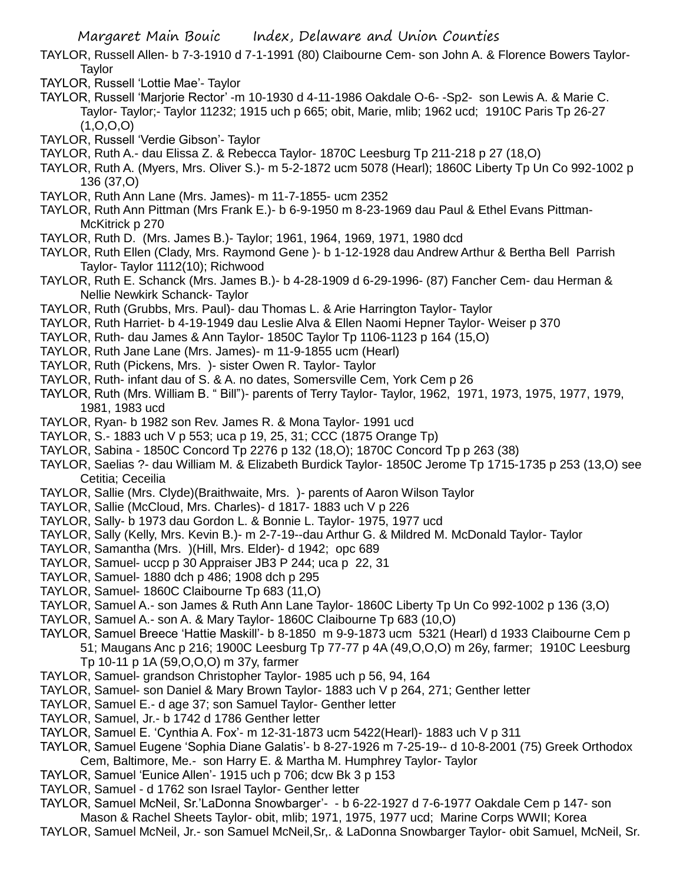TAYLOR, Russell Allen- b 7-3-1910 d 7-1-1991 (80) Claibourne Cem- son John A. & Florence Bowers Taylor- Taylor

TAYLOR, Russell 'Lottie Mae'- Taylor

TAYLOR, Russell 'Marjorie Rector' -m 10-1930 d 4-11-1986 Oakdale O-6- -Sp2- son Lewis A. & Marie C. Taylor- Taylor;- Taylor 11232; 1915 uch p 665; obit, Marie, mlib; 1962 ucd; 1910C Paris Tp 26-27 (1,O,O,O)

TAYLOR, Russell 'Verdie Gibson'- Taylor

TAYLOR, Ruth A.- dau Elissa Z. & Rebecca Taylor- 1870C Leesburg Tp 211-218 p 27 (18,O)

TAYLOR, Ruth A. (Myers, Mrs. Oliver S.)- m 5-2-1872 ucm 5078 (Hearl); 1860C Liberty Tp Un Co 992-1002 p 136 (37,O)

TAYLOR, Ruth Ann Lane (Mrs. James)- m 11-7-1855- ucm 2352

TAYLOR, Ruth Ann Pittman (Mrs Frank E.)- b 6-9-1950 m 8-23-1969 dau Paul & Ethel Evans Pittman- McKitrick p 270

TAYLOR, Ruth D. (Mrs. James B.)- Taylor; 1961, 1964, 1969, 1971, 1980 dcd

TAYLOR, Ruth Ellen (Clady, Mrs. Raymond Gene )- b 1-12-1928 dau Andrew Arthur & Bertha Bell Parrish Taylor- Taylor 1112(10); Richwood

TAYLOR, Ruth E. Schanck (Mrs. James B.)- b 4-28-1909 d 6-29-1996- (87) Fancher Cem- dau Herman & Nellie Newkirk Schanck- Taylor

TAYLOR, Ruth (Grubbs, Mrs. Paul)- dau Thomas L. & Arie Harrington Taylor- Taylor

TAYLOR, Ruth Harriet- b 4-19-1949 dau Leslie Alva & Ellen Naomi Hepner Taylor- Weiser p 370

TAYLOR, Ruth- dau James & Ann Taylor- 1850C Taylor Tp 1106-1123 p 164 (15,O)

TAYLOR, Ruth Jane Lane (Mrs. James)- m 11-9-1855 ucm (Hearl)

TAYLOR, Ruth (Pickens, Mrs. )- sister Owen R. Taylor- Taylor

TAYLOR, Ruth- infant dau of S. & A. no dates, Somersville Cem, York Cem p 26

TAYLOR, Ruth (Mrs. William B. " Bill")- parents of Terry Taylor- Taylor, 1962, 1971, 1973, 1975, 1977, 1979, 1981, 1983 ucd

TAYLOR, Ryan- b 1982 son Rev. James R. & Mona Taylor- 1991 ucd

TAYLOR, S.- 1883 uch V p 553; uca p 19, 25, 31; CCC (1875 Orange Tp)

TAYLOR, Sabina - 1850C Concord Tp 2276 p 132 (18,O); 1870C Concord Tp p 263 (38)

TAYLOR, Saelias ?- dau William M. & Elizabeth Burdick Taylor- 1850C Jerome Tp 1715-1735 p 253 (13,O) see Cetitia; Ceceilia

TAYLOR, Sallie (Mrs. Clyde)(Braithwaite, Mrs. )- parents of Aaron Wilson Taylor

TAYLOR, Sallie (McCloud, Mrs. Charles)- d 1817- 1883 uch V p 226

TAYLOR, Sally- b 1973 dau Gordon L. & Bonnie L. Taylor- 1975, 1977 ucd

TAYLOR, Sally (Kelly, Mrs. Kevin B.)- m 2-7-19--dau Arthur G. & Mildred M. McDonald Taylor- Taylor

TAYLOR, Samantha (Mrs. )(Hill, Mrs. Elder)- d 1942; opc 689

TAYLOR, Samuel- uccp p 30 Appraiser JB3 P 244; uca p 22, 31

TAYLOR, Samuel- 1880 dch p 486; 1908 dch p 295

TAYLOR, Samuel- 1860C Claibourne Tp 683 (11,O)

TAYLOR, Samuel A.- son James & Ruth Ann Lane Taylor- 1860C Liberty Tp Un Co 992-1002 p 136 (3,O)

TAYLOR, Samuel A.- son A. & Mary Taylor- 1860C Claibourne Tp 683 (10,O)

TAYLOR, Samuel Breece 'Hattie Maskill'- b 8-1850 m 9-9-1873 ucm 5321 (Hearl) d 1933 Claibourne Cem p 51; Maugans Anc p 216; 1900C Leesburg Tp 77-77 p 4A (49,O,O,O) m 26y, farmer; 1910C Leesburg Tp 10-11 p 1A (59,O,O,O) m 37y, farmer

TAYLOR, Samuel- grandson Christopher Taylor- 1985 uch p 56, 94, 164

TAYLOR, Samuel- son Daniel & Mary Brown Taylor- 1883 uch V p 264, 271; Genther letter

TAYLOR, Samuel E.- d age 37; son Samuel Taylor- Genther letter

TAYLOR, Samuel, Jr.- b 1742 d 1786 Genther letter

TAYLOR, Samuel E. 'Cynthia A. Fox'- m 12-31-1873 ucm 5422(Hearl)- 1883 uch V p 311

TAYLOR, Samuel Eugene 'Sophia Diane Galatis'- b 8-27-1926 m 7-25-19-- d 10-8-2001 (75) Greek Orthodox Cem, Baltimore, Me.- son Harry E. & Martha M. Humphrey Taylor- Taylor

TAYLOR, Samuel 'Eunice Allen'- 1915 uch p 706; dcw Bk 3 p 153

TAYLOR, Samuel - d 1762 son Israel Taylor- Genther letter

TAYLOR, Samuel McNeil, Sr.'LaDonna Snowbarger'- - b 6-22-1927 d 7-6-1977 Oakdale Cem p 147- son Mason & Rachel Sheets Taylor- obit, mlib; 1971, 1975, 1977 ucd; Marine Corps WWII; Korea

TAYLOR, Samuel McNeil, Jr.- son Samuel McNeil,Sr,. & LaDonna Snowbarger Taylor- obit Samuel, McNeil, Sr.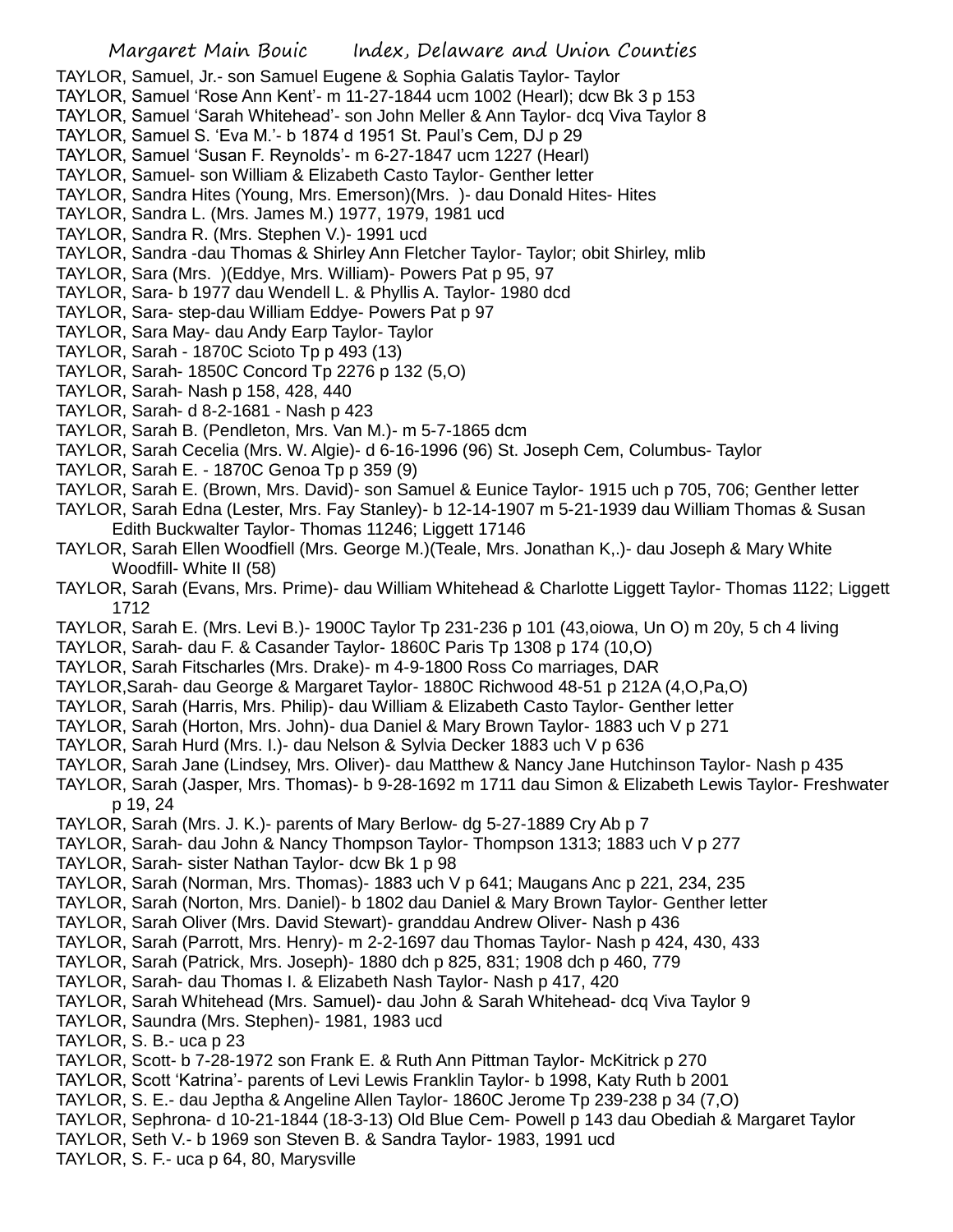TAYLOR, Samuel, Jr.- son Samuel Eugene & Sophia Galatis Taylor- Taylor
TAYLOR, Samuel 'Rose Ann Kent'- m 11-27-1844 ucm 1002 (Hearl); dcw Bk 3 p 153
TAYLOR, Samuel 'Sarah Whitehead'- son John Meller & Ann Taylor- dcq Viva Taylor 8
TAYLOR, Samuel S. 'Eva M.'- b 1874 d 1951 St. Paul's Cem, DJ p 29
TAYLOR, Samuel 'Susan F. Reynolds'- m 6-27-1847 ucm 1227 (Hearl)
TAYLOR, Samuel- son William & Elizabeth Casto Taylor- Genther letter
TAYLOR, Sandra Hites (Young, Mrs. Emerson)(Mrs. )- dau Donald Hites- Hites
TAYLOR, Sandra L. (Mrs. James M.) 1977, 1979, 1981 ucd
TAYLOR, Sandra R. (Mrs. Stephen V.)- 1991 ucd
TAYLOR, Sandra -dau Thomas & Shirley Ann Fletcher Taylor- Taylor; obit Shirley, mlib
TAYLOR, Sara (Mrs. )(Eddye, Mrs. William)- Powers Pat p 95, 97
TAYLOR, Sara- b 1977 dau Wendell L. & Phyllis A. Taylor- 1980 dcd
TAYLOR, Sara- step-dau William Eddye- Powers Pat p 97
TAYLOR, Sara May- dau Andy Earp Taylor- Taylor
TAYLOR, Sarah - 1870C Scioto Tp p 493 (13)
TAYLOR, Sarah- 1850C Concord Tp 2276 p 132 (5,O)
TAYLOR, Sarah- Nash p 158, 428, 440
TAYLOR, Sarah- d 8-2-1681 - Nash p 423
TAYLOR, Sarah B. (Pendleton, Mrs. Van M.)- m 5-7-1865 dcm
TAYLOR, Sarah Cecelia (Mrs. W. Algie)- d 6-16-1996 (96) St. Joseph Cem, Columbus- Taylor
TAYLOR, Sarah E. - 1870C Genoa Tp p 359 (9)
TAYLOR, Sarah E. (Brown, Mrs. David)- son Samuel & Eunice Taylor- 1915 uch p 705, 706; Genther letter
TAYLOR, Sarah Edna (Lester, Mrs. Fay Stanley)- b 12-14-1907 m 5-21-1939 dau William Thomas & Susan Edith Buckwalter Taylor- Thomas 11246; Liggett 17146
TAYLOR, Sarah Ellen Woodfiell (Mrs. George M.)(Teale, Mrs. Jonathan K,.)- dau Joseph & Mary White Woodfill- White II (58)
TAYLOR, Sarah (Evans, Mrs. Prime)- dau William Whitehead & Charlotte Liggett Taylor- Thomas 1122; Liggett 1712
TAYLOR, Sarah E. (Mrs. Levi B.)- 1900C Taylor Tp 231-236 p 101 (43,oiowa, Un O) m 20y, 5 ch 4 living
TAYLOR, Sarah- dau F. & Casander Taylor- 1860C Paris Tp 1308 p 174 (10,O)
TAYLOR, Sarah Fitscharles (Mrs. Drake)- m 4-9-1800 Ross Co marriages, DAR
TAYLOR,Sarah- dau George & Margaret Taylor- 1880C Richwood 48-51 p 212A (4,O,Pa,O)
TAYLOR, Sarah (Harris, Mrs. Philip)- dau William & Elizabeth Casto Taylor- Genther letter
TAYLOR, Sarah (Horton, Mrs. John)- dua Daniel & Mary Brown Taylor- 1883 uch V p 271
TAYLOR, Sarah Hurd (Mrs. I.)- dau Nelson & Sylvia Decker 1883 uch V p 636
TAYLOR, Sarah Jane (Lindsey, Mrs. Oliver)- dau Matthew & Nancy Jane Hutchinson Taylor- Nash p 435
TAYLOR, Sarah (Jasper, Mrs. Thomas)- b 9-28-1692 m 1711 dau Simon & Elizabeth Lewis Taylor- Freshwater p 19, 24
TAYLOR, Sarah (Mrs. J. K.)- parents of Mary Berlow- dg 5-27-1889 Cry Ab p 7
TAYLOR, Sarah- dau John & Nancy Thompson Taylor- Thompson 1313; 1883 uch V p 277
TAYLOR, Sarah- sister Nathan Taylor- dcw Bk 1 p 98
TAYLOR, Sarah (Norman, Mrs. Thomas)- 1883 uch V p 641; Maugans Anc p 221, 234, 235
TAYLOR, Sarah (Norton, Mrs. Daniel)- b 1802 dau Daniel & Mary Brown Taylor- Genther letter
TAYLOR, Sarah Oliver (Mrs. David Stewart)- granddau Andrew Oliver- Nash p 436
TAYLOR, Sarah (Parrott, Mrs. Henry)- m 2-2-1697 dau Thomas Taylor- Nash p 424, 430, 433
TAYLOR, Sarah (Patrick, Mrs. Joseph)- 1880 dch p 825, 831; 1908 dch p 460, 779
TAYLOR, Sarah- dau Thomas I. & Elizabeth Nash Taylor- Nash p 417, 420
TAYLOR, Sarah Whitehead (Mrs. Samuel)- dau John & Sarah Whitehead- dcq Viva Taylor 9
TAYLOR, Saundra (Mrs. Stephen)- 1981, 1983 ucd
TAYLOR, S. B.- uca p 23
TAYLOR, Scott- b 7-28-1972 son Frank E. & Ruth Ann Pittman Taylor- McKitrick p 270
TAYLOR, Scott 'Katrina'- parents of Levi Lewis Franklin Taylor- b 1998, Katy Ruth b 2001
TAYLOR, S. E.- dau Jeptha & Angeline Allen Taylor- 1860C Jerome Tp 239-238 p 34 (7,O)
TAYLOR, Sephrona- d 10-21-1844 (18-3-13) Old Blue Cem- Powell p 143 dau Obediah & Margaret Taylor
TAYLOR, Seth V.- b 1969 son Steven B. & Sandra Taylor- 1983, 1991 ucd
TAYLOR, S. F.- uca p 64, 80, Marysville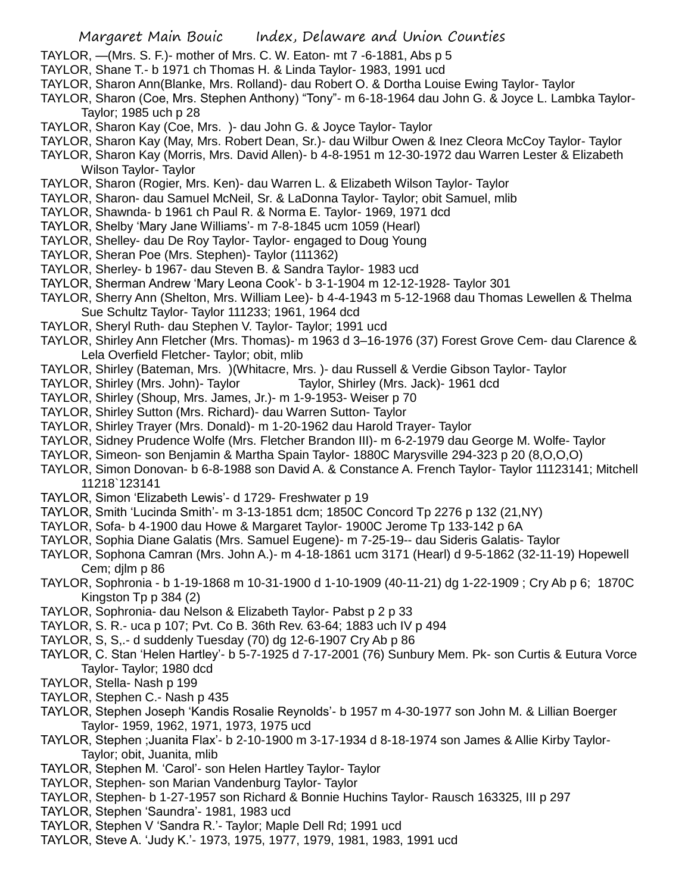TAYLOR, —(Mrs. S. F.)- mother of Mrs. C. W. Eaton- mt 7 -6-1881, Abs p 5

TAYLOR, Shane T.- b 1971 ch Thomas H. & Linda Taylor- 1983, 1991 ucd

TAYLOR, Sharon Ann(Blanke, Mrs. Rolland)- dau Robert O. & Dortha Louise Ewing Taylor- Taylor

TAYLOR, Sharon (Coe, Mrs. Stephen Anthony) "Tony"- m 6-18-1964 dau John G. & Joyce L. Lambka Taylor- Taylor; 1985 uch p 28

TAYLOR, Sharon Kay (Coe, Mrs. )- dau John G. & Joyce Taylor- Taylor

TAYLOR, Sharon Kay (May, Mrs. Robert Dean, Sr.)- dau Wilbur Owen & Inez Cleora McCoy Taylor- Taylor

TAYLOR, Sharon Kay (Morris, Mrs. David Allen)- b 4-8-1951 m 12-30-1972 dau Warren Lester & Elizabeth Wilson Taylor- Taylor

TAYLOR, Sharon (Rogier, Mrs. Ken)- dau Warren L. & Elizabeth Wilson Taylor- Taylor

TAYLOR, Sharon- dau Samuel McNeil, Sr. & LaDonna Taylor- Taylor; obit Samuel, mlib

TAYLOR, Shawnda- b 1961 ch Paul R. & Norma E. Taylor- 1969, 1971 dcd

TAYLOR, Shelby 'Mary Jane Williams'- m 7-8-1845 ucm 1059 (Hearl)

TAYLOR, Shelley- dau De Roy Taylor- Taylor- engaged to Doug Young

TAYLOR, Sheran Poe (Mrs. Stephen)- Taylor (111362)

TAYLOR, Sherley- b 1967- dau Steven B. & Sandra Taylor- 1983 ucd

TAYLOR, Sherman Andrew 'Mary Leona Cook'- b 3-1-1904 m 12-12-1928- Taylor 301

TAYLOR, Sherry Ann (Shelton, Mrs. William Lee)- b 4-4-1943 m 5-12-1968 dau Thomas Lewellen & Thelma Sue Schultz Taylor- Taylor 111233; 1961, 1964 dcd

TAYLOR, Sheryl Ruth- dau Stephen V. Taylor- Taylor; 1991 ucd

TAYLOR, Shirley Ann Fletcher (Mrs. Thomas)- m 1963 d 3–16-1976 (37) Forest Grove Cem- dau Clarence & Lela Overfield Fletcher- Taylor; obit, mlib

TAYLOR, Shirley (Bateman, Mrs. )(Whitacre, Mrs. )- dau Russell & Verdie Gibson Taylor- Taylor

TAYLOR, Shirley (Mrs. John)- Taylor

Taylor, Shirley (Mrs. Jack)- 1961 dcd

TAYLOR, Shirley (Shoup, Mrs. James, Jr.)- m 1-9-1953- Weiser p 70

TAYLOR, Shirley Sutton (Mrs. Richard)- dau Warren Sutton- Taylor

TAYLOR, Shirley Trayer (Mrs. Donald)- m 1-20-1962 dau Harold Trayer- Taylor

TAYLOR, Sidney Prudence Wolfe (Mrs. Fletcher Brandon III)- m 6-2-1979 dau George M. Wolfe- Taylor

TAYLOR, Simeon- son Benjamin & Martha Spain Taylor- 1880C Marysville 294-323 p 20 (8,O,O,O)

TAYLOR, Simon Donovan- b 6-8-1988 son David A. & Constance A. French Taylor- Taylor 11123141; Mitchell 11218`123141

TAYLOR, Simon 'Elizabeth Lewis'- d 1729- Freshwater p 19

TAYLOR, Smith 'Lucinda Smith'- m 3-13-1851 dcm; 1850C Concord Tp 2276 p 132 (21,NY)

TAYLOR, Sofa- b 4-1900 dau Howe & Margaret Taylor- 1900C Jerome Tp 133-142 p 6A

TAYLOR, Sophia Diane Galatis (Mrs. Samuel Eugene)- m 7-25-19-- dau Sideris Galatis- Taylor

TAYLOR, Sophona Camran (Mrs. John A.)- m 4-18-1861 ucm 3171 (Hearl) d 9-5-1862 (32-11-19) Hopewell Cem; djlm p 86

TAYLOR, Sophronia - b 1-19-1868 m 10-31-1900 d 1-10-1909 (40-11-21) dg 1-22-1909 ; Cry Ab p 6; 1870C Kingston Tp p 384 (2)

TAYLOR, Sophronia- dau Nelson & Elizabeth Taylor- Pabst p 2 p 33

TAYLOR, S. R.- uca p 107; Pvt. Co B. 36th Rev. 63-64; 1883 uch IV p 494

TAYLOR, S, S,.- d suddenly Tuesday (70) dg 12-6-1907 Cry Ab p 86

TAYLOR, C. Stan 'Helen Hartley'- b 5-7-1925 d 7-17-2001 (76) Sunbury Mem. Pk- son Curtis & Eutura Vorce Taylor- Taylor; 1980 dcd

TAYLOR, Stella- Nash p 199

TAYLOR, Stephen C.- Nash p 435

TAYLOR, Stephen Joseph 'Kandis Rosalie Reynolds'- b 1957 m 4-30-1977 son John M. & Lillian Boerger Taylor- 1959, 1962, 1971, 1973, 1975 ucd

TAYLOR, Stephen ;Juanita Flax'- b 2-10-1900 m 3-17-1934 d 8-18-1974 son James & Allie Kirby Taylor- Taylor; obit, Juanita, mlib

TAYLOR, Stephen M. 'Carol'- son Helen Hartley Taylor- Taylor

TAYLOR, Stephen- son Marian Vandenburg Taylor- Taylor

TAYLOR, Stephen- b 1-27-1957 son Richard & Bonnie Huchins Taylor- Rausch 163325, III p 297

TAYLOR, Stephen 'Saundra'- 1981, 1983 ucd

TAYLOR, Stephen V 'Sandra R.'- Taylor; Maple Dell Rd; 1991 ucd

TAYLOR, Steve A. 'Judy K.'- 1973, 1975, 1977, 1979, 1981, 1983, 1991 ucd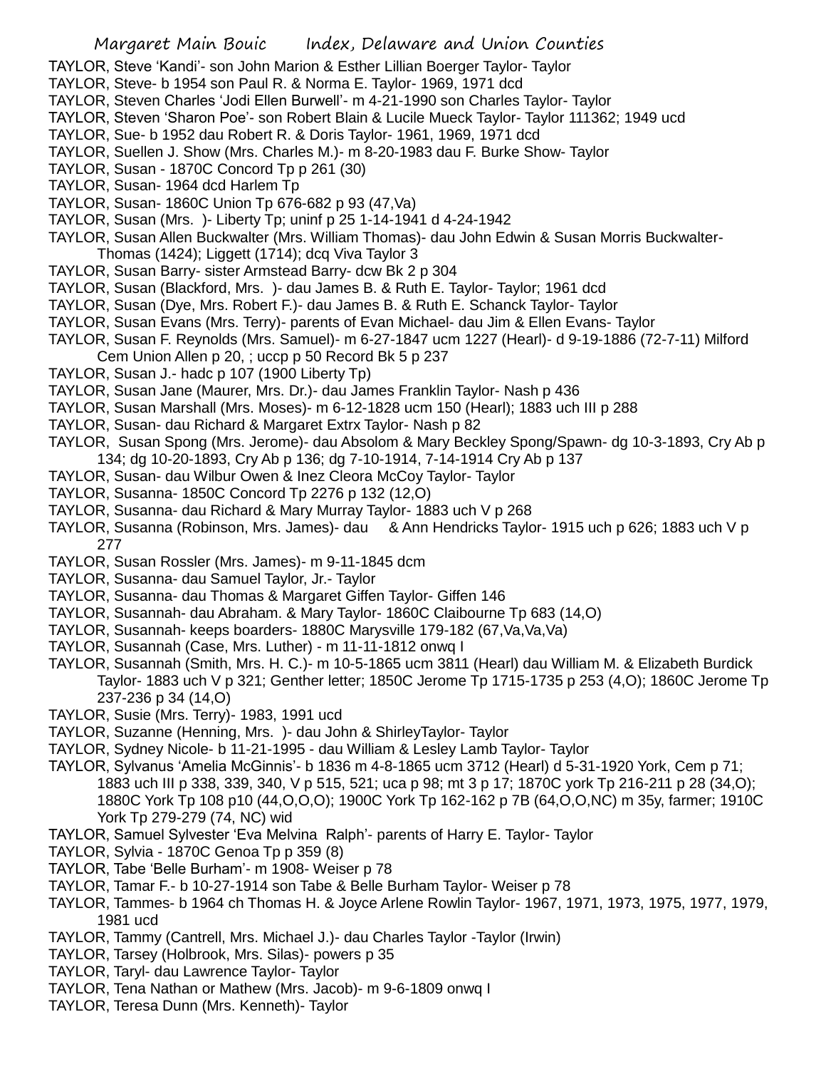TAYLOR, Steve 'Kandi'- son John Marion & Esther Lillian Boerger Taylor- Taylor

TAYLOR, Steve- b 1954 son Paul R. & Norma E. Taylor- 1969, 1971 dcd

TAYLOR, Steven Charles 'Jodi Ellen Burwell'- m 4-21-1990 son Charles Taylor- Taylor

TAYLOR, Steven 'Sharon Poe'- son Robert Blain & Lucile Mueck Taylor- Taylor 111362; 1949 ucd

TAYLOR, Sue- b 1952 dau Robert R. & Doris Taylor- 1961, 1969, 1971 dcd

TAYLOR, Suellen J. Show (Mrs. Charles M.)- m 8-20-1983 dau F. Burke Show- Taylor

TAYLOR, Susan - 1870C Concord Tp p 261 (30)

TAYLOR, Susan- 1964 dcd Harlem Tp

TAYLOR, Susan- 1860C Union Tp 676-682 p 93 (47,Va)

TAYLOR, Susan (Mrs. )- Liberty Tp; uninf p 25 1-14-1941 d 4-24-1942

TAYLOR, Susan Allen Buckwalter (Mrs. William Thomas)- dau John Edwin & Susan Morris Buckwalter- Thomas (1424); Liggett (1714); dcq Viva Taylor 3

TAYLOR, Susan Barry- sister Armstead Barry- dcw Bk 2 p 304

TAYLOR, Susan (Blackford, Mrs. )- dau James B. & Ruth E. Taylor- Taylor; 1961 dcd

TAYLOR, Susan (Dye, Mrs. Robert F.)- dau James B. & Ruth E. Schanck Taylor- Taylor

TAYLOR, Susan Evans (Mrs. Terry)- parents of Evan Michael- dau Jim & Ellen Evans- Taylor

TAYLOR, Susan F. Reynolds (Mrs. Samuel)- m 6-27-1847 ucm 1227 (Hearl)- d 9-19-1886 (72-7-11) Milford Cem Union Allen p 20, ; uccp p 50 Record Bk 5 p 237

TAYLOR, Susan J.- hadc p 107 (1900 Liberty Tp)

TAYLOR, Susan Jane (Maurer, Mrs. Dr.)- dau James Franklin Taylor- Nash p 436

TAYLOR, Susan Marshall (Mrs. Moses)- m 6-12-1828 ucm 150 (Hearl); 1883 uch III p 288

TAYLOR, Susan- dau Richard & Margaret Extrx Taylor- Nash p 82

TAYLOR, Susan Spong (Mrs. Jerome)- dau Absolom & Mary Beckley Spong/Spawn- dg 10-3-1893, Cry Ab p 134; dg 10-20-1893, Cry Ab p 136; dg 7-10-1914, 7-14-1914 Cry Ab p 137

TAYLOR, Susan- dau Wilbur Owen & Inez Cleora McCoy Taylor- Taylor

TAYLOR, Susanna- 1850C Concord Tp 2276 p 132 (12,O)

TAYLOR, Susanna- dau Richard & Mary Murray Taylor- 1883 uch V p 268

TAYLOR, Susanna (Robinson, Mrs. James)- dau & Ann Hendricks Taylor- 1915 uch p 626; 1883 uch V p 277

TAYLOR, Susan Rossler (Mrs. James)- m 9-11-1845 dcm

TAYLOR, Susanna- dau Samuel Taylor, Jr.- Taylor

TAYLOR, Susanna- dau Thomas & Margaret Giffen Taylor- Giffen 146

TAYLOR, Susannah- dau Abraham. & Mary Taylor- 1860C Claibourne Tp 683 (14,O)

TAYLOR, Susannah- keeps boarders- 1880C Marysville 179-182 (67,Va,Va,Va)

TAYLOR, Susannah (Case, Mrs. Luther) - m 11-11-1812 onwq I

TAYLOR, Susannah (Smith, Mrs. H. C.)- m 10-5-1865 ucm 3811 (Hearl) dau William M. & Elizabeth Burdick Taylor- 1883 uch V p 321; Genther letter; 1850C Jerome Tp 1715-1735 p 253 (4,O); 1860C Jerome Tp 237-236 p 34 (14,O)

TAYLOR, Susie (Mrs. Terry)- 1983, 1991 ucd

TAYLOR, Suzanne (Henning, Mrs. )- dau John & ShirleyTaylor- Taylor

TAYLOR, Sydney Nicole- b 11-21-1995 - dau William & Lesley Lamb Taylor- Taylor

TAYLOR, Sylvanus 'Amelia McGinnis'- b 1836 m 4-8-1865 ucm 3712 (Hearl) d 5-31-1920 York, Cem p 71; 1883 uch III p 338, 339, 340, V p 515, 521; uca p 98; mt 3 p 17; 1870C york Tp 216-211 p 28 (34,O); 1880C York Tp 108 p10 (44,O,O,O); 1900C York Tp 162-162 p 7B (64,O,O,NC) m 35y, farmer; 1910C York Tp 279-279 (74, NC) wid

TAYLOR, Samuel Sylvester 'Eva Melvina Ralph'- parents of Harry E. Taylor- Taylor

TAYLOR, Sylvia - 1870C Genoa Tp p 359 (8)

TAYLOR, Tabe 'Belle Burham'- m 1908- Weiser p 78

TAYLOR, Tamar F.- b 10-27-1914 son Tabe & Belle Burham Taylor- Weiser p 78

TAYLOR, Tammes- b 1964 ch Thomas H. & Joyce Arlene Rowlin Taylor- 1967, 1971, 1973, 1975, 1977, 1979, 1981 ucd

TAYLOR, Tammy (Cantrell, Mrs. Michael J.)- dau Charles Taylor -Taylor (Irwin)

TAYLOR, Tarsey (Holbrook, Mrs. Silas)- powers p 35

TAYLOR, Taryl- dau Lawrence Taylor- Taylor

TAYLOR, Tena Nathan or Mathew (Mrs. Jacob)- m 9-6-1809 onwq I

TAYLOR, Teresa Dunn (Mrs. Kenneth)- Taylor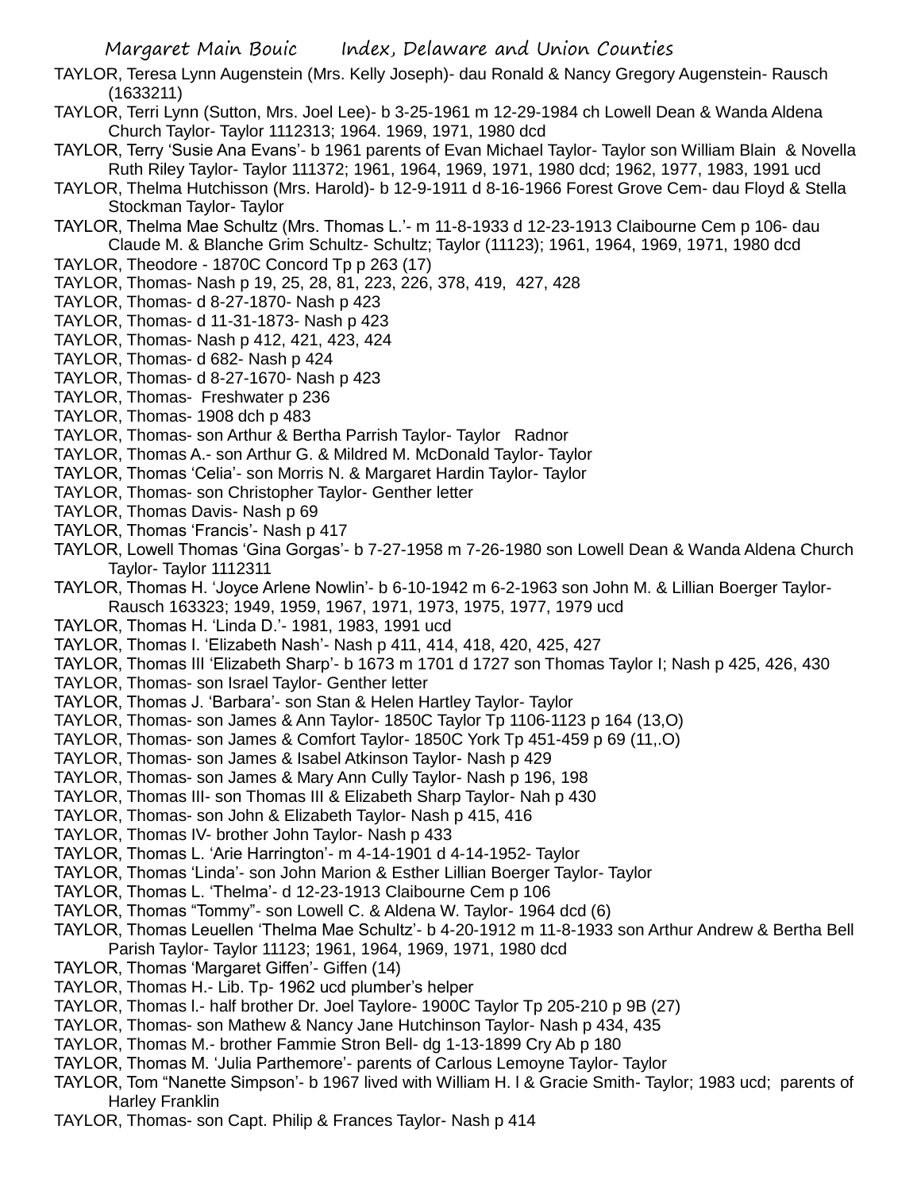TAYLOR, Teresa Lynn Augenstein (Mrs. Kelly Joseph)- dau Ronald & Nancy Gregory Augenstein- Rausch (1633211)

TAYLOR, Terri Lynn (Sutton, Mrs. Joel Lee)- b 3-25-1961 m 12-29-1984 ch Lowell Dean & Wanda Aldena Church Taylor- Taylor 1112313; 1964. 1969, 1971, 1980 dcd

TAYLOR, Terry 'Susie Ana Evans'- b 1961 parents of Evan Michael Taylor- Taylor son William Blain & Novella Ruth Riley Taylor- Taylor 111372; 1961, 1964, 1969, 1971, 1980 dcd; 1962, 1977, 1983, 1991 ucd

TAYLOR, Thelma Hutchisson (Mrs. Harold)- b 12-9-1911 d 8-16-1966 Forest Grove Cem- dau Floyd & Stella Stockman Taylor- Taylor

TAYLOR, Thelma Mae Schultz (Mrs. Thomas L.'- m 11-8-1933 d 12-23-1913 Claibourne Cem p 106- dau Claude M. & Blanche Grim Schultz- Schultz; Taylor (11123); 1961, 1964, 1969, 1971, 1980 dcd

TAYLOR, Theodore - 1870C Concord Tp p 263 (17)

TAYLOR, Thomas- Nash p 19, 25, 28, 81, 223, 226, 378, 419, 427, 428

TAYLOR, Thomas- d 8-27-1870- Nash p 423

TAYLOR, Thomas- d 11-31-1873- Nash p 423

TAYLOR, Thomas- Nash p 412, 421, 423, 424

TAYLOR, Thomas- d 682- Nash p 424

TAYLOR, Thomas- d 8-27-1670- Nash p 423

TAYLOR, Thomas- Freshwater p 236

TAYLOR, Thomas- 1908 dch p 483

TAYLOR, Thomas- son Arthur & Bertha Parrish Taylor- Taylor Radnor

TAYLOR, Thomas A.- son Arthur G. & Mildred M. McDonald Taylor- Taylor

TAYLOR, Thomas 'Celia'- son Morris N. & Margaret Hardin Taylor- Taylor

TAYLOR, Thomas- son Christopher Taylor- Genther letter

TAYLOR, Thomas Davis- Nash p 69

TAYLOR, Thomas 'Francis'- Nash p 417

TAYLOR, Lowell Thomas 'Gina Gorgas'- b 7-27-1958 m 7-26-1980 son Lowell Dean & Wanda Aldena Church Taylor- Taylor 1112311

TAYLOR, Thomas H. 'Joyce Arlene Nowlin'- b 6-10-1942 m 6-2-1963 son John M. & Lillian Boerger Taylor- Rausch 163323; 1949, 1959, 1967, 1971, 1973, 1975, 1977, 1979 ucd

TAYLOR, Thomas H. 'Linda D.'- 1981, 1983, 1991 ucd

TAYLOR, Thomas I. 'Elizabeth Nash'- Nash p 411, 414, 418, 420, 425, 427

TAYLOR, Thomas III 'Elizabeth Sharp'- b 1673 m 1701 d 1727 son Thomas Taylor I; Nash p 425, 426, 430

TAYLOR, Thomas- son Israel Taylor- Genther letter

TAYLOR, Thomas J. 'Barbara'- son Stan & Helen Hartley Taylor- Taylor

TAYLOR, Thomas- son James & Ann Taylor- 1850C Taylor Tp 1106-1123 p 164 (13,O)

TAYLOR, Thomas- son James & Comfort Taylor- 1850C York Tp 451-459 p 69 (11,.O)

TAYLOR, Thomas- son James & Isabel Atkinson Taylor- Nash p 429

TAYLOR, Thomas- son James & Mary Ann Cully Taylor- Nash p 196, 198

TAYLOR, Thomas III- son Thomas III & Elizabeth Sharp Taylor- Nah p 430

TAYLOR, Thomas- son John & Elizabeth Taylor- Nash p 415, 416

TAYLOR, Thomas IV- brother John Taylor- Nash p 433

TAYLOR, Thomas L. 'Arie Harrington'- m 4-14-1901 d 4-14-1952- Taylor

TAYLOR, Thomas 'Linda'- son John Marion & Esther Lillian Boerger Taylor- Taylor

TAYLOR, Thomas L. 'Thelma'- d 12-23-1913 Claibourne Cem p 106

TAYLOR, Thomas "Tommy"- son Lowell C. & Aldena W. Taylor- 1964 dcd (6)

TAYLOR, Thomas Leuellen 'Thelma Mae Schultz'- b 4-20-1912 m 11-8-1933 son Arthur Andrew & Bertha Bell Parish Taylor- Taylor 11123; 1961, 1964, 1969, 1971, 1980 dcd

TAYLOR, Thomas 'Margaret Giffen'- Giffen (14)

TAYLOR, Thomas H.- Lib. Tp- 1962 ucd plumber's helper

TAYLOR, Thomas l.- half brother Dr. Joel Taylore- 1900C Taylor Tp 205-210 p 9B (27)

TAYLOR, Thomas- son Mathew & Nancy Jane Hutchinson Taylor- Nash p 434, 435

TAYLOR, Thomas M.- brother Fammie Stron Bell- dg 1-13-1899 Cry Ab p 180

TAYLOR, Thomas M. 'Julia Parthemore'- parents of Carlous Lemoyne Taylor- Taylor

TAYLOR, Tom "Nanette Simpson'- b 1967 lived with William H. l & Gracie Smith- Taylor; 1983 ucd; parents of Harley Franklin

TAYLOR, Thomas- son Capt. Philip & Frances Taylor- Nash p 414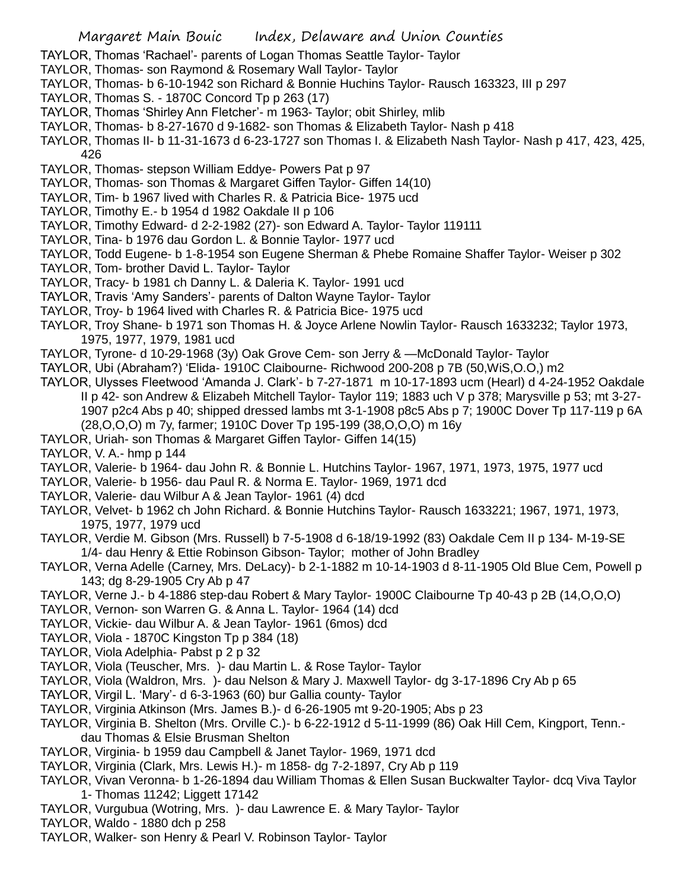TAYLOR, Thomas 'Rachael'- parents of Logan Thomas Seattle Taylor- Taylor
TAYLOR, Thomas- son Raymond & Rosemary Wall Taylor- Taylor
TAYLOR, Thomas- b 6-10-1942 son Richard & Bonnie Huchins Taylor- Rausch 163323, III p 297
TAYLOR, Thomas S. - 1870C Concord Tp p 263 (17)
TAYLOR, Thomas 'Shirley Ann Fletcher'- m 1963- Taylor; obit Shirley, mlib
TAYLOR, Thomas- b 8-27-1670 d 9-1682- son Thomas & Elizabeth Taylor- Nash p 418
TAYLOR, Thomas II- b 11-31-1673 d 6-23-1727 son Thomas I. & Elizabeth Nash Taylor- Nash p 417, 423, 425, 426
TAYLOR, Thomas- stepson William Eddye- Powers Pat p 97
TAYLOR, Thomas- son Thomas & Margaret Giffen Taylor- Giffen 14(10)
TAYLOR, Tim- b 1967 lived with Charles R. & Patricia Bice- 1975 ucd
TAYLOR, Timothy E.- b 1954 d 1982 Oakdale II p 106
TAYLOR, Timothy Edward- d 2-2-1982 (27)- son Edward A. Taylor- Taylor 119111
TAYLOR, Tina- b 1976 dau Gordon L. & Bonnie Taylor- 1977 ucd
TAYLOR, Todd Eugene- b 1-8-1954 son Eugene Sherman & Phebe Romaine Shaffer Taylor- Weiser p 302
TAYLOR, Tom- brother David L. Taylor- Taylor
TAYLOR, Tracy- b 1981 ch Danny L. & Daleria K. Taylor- 1991 ucd
TAYLOR, Travis 'Amy Sanders'- parents of Dalton Wayne Taylor- Taylor
TAYLOR, Troy- b 1964 lived with Charles R. & Patricia Bice- 1975 ucd
TAYLOR, Troy Shane- b 1971 son Thomas H. & Joyce Arlene Nowlin Taylor- Rausch 1633232; Taylor 1973, 1975, 1977, 1979, 1981 ucd
TAYLOR, Tyrone- d 10-29-1968 (3y) Oak Grove Cem- son Jerry & —McDonald Taylor- Taylor
TAYLOR, Ubi (Abraham?) 'Elida- 1910C Claibourne- Richwood 200-208 p 7B (50,WiS,O.O,) m2
TAYLOR, Ulysses Fleetwood 'Amanda J. Clark'- b 7-27-1871 m 10-17-1893 ucm (Hearl) d 4-24-1952 Oakdale II p 42- son Andrew & Elizabeh Mitchell Taylor- Taylor 119; 1883 uch V p 378; Marysville p 53; mt 3-27-1907 p2c4 Abs p 40; shipped dressed lambs mt 3-1-1908 p8c5 Abs p 7; 1900C Dover Tp 117-119 p 6A (28,O,O,O) m 7y, farmer; 1910C Dover Tp 195-199 (38,O,O,O) m 16y
TAYLOR, Uriah- son Thomas & Margaret Giffen Taylor- Giffen 14(15)
TAYLOR, V. A.- hmp p 144
TAYLOR, Valerie- b 1964- dau John R. & Bonnie L. Hutchins Taylor- 1967, 1971, 1973, 1975, 1977 ucd
TAYLOR, Valerie- b 1956- dau Paul R. & Norma E. Taylor- 1969, 1971 dcd
TAYLOR, Valerie- dau Wilbur A & Jean Taylor- 1961 (4) dcd
TAYLOR, Velvet- b 1962 ch John Richard. & Bonnie Hutchins Taylor- Rausch 1633221; 1967, 1971, 1973, 1975, 1977, 1979 ucd
TAYLOR, Verdie M. Gibson (Mrs. Russell) b 7-5-1908 d 6-18/19-1992 (83) Oakdale Cem II p 134- M-19-SE 1/4- dau Henry & Ettie Robinson Gibson- Taylor; mother of John Bradley
TAYLOR, Verna Adelle (Carney, Mrs. DeLacy)- b 2-1-1882 m 10-14-1903 d 8-11-1905 Old Blue Cem, Powell p 143; dg 8-29-1905 Cry Ab p 47
TAYLOR, Verne J.- b 4-1886 step-dau Robert & Mary Taylor- 1900C Claibourne Tp 40-43 p 2B (14,O,O,O)
TAYLOR, Vernon- son Warren G. & Anna L. Taylor- 1964 (14) dcd
TAYLOR, Vickie- dau Wilbur A. & Jean Taylor- 1961 (6mos) dcd
TAYLOR, Viola - 1870C Kingston Tp p 384 (18)
TAYLOR, Viola Adelphia- Pabst p 2 p 32
TAYLOR, Viola (Teuscher, Mrs. )- dau Martin L. & Rose Taylor- Taylor
TAYLOR, Viola (Waldron, Mrs. )- dau Nelson & Mary J. Maxwell Taylor- dg 3-17-1896 Cry Ab p 65
TAYLOR, Virgil L. 'Mary'- d 6-3-1963 (60) bur Gallia county- Taylor
TAYLOR, Virginia Atkinson (Mrs. James B.)- d 6-26-1905 mt 9-20-1905; Abs p 23
TAYLOR, Virginia B. Shelton (Mrs. Orville C.)- b 6-22-1912 d 5-11-1999 (86) Oak Hill Cem, Kingport, Tenn.- dau Thomas & Elsie Brusman Shelton
TAYLOR, Virginia- b 1959 dau Campbell & Janet Taylor- 1969, 1971 dcd
TAYLOR, Virginia (Clark, Mrs. Lewis H.)- m 1858- dg 7-2-1897, Cry Ab p 119
TAYLOR, Vivan Veronna- b 1-26-1894 dau William Thomas & Ellen Susan Buckwalter Taylor- dcq Viva Taylor 1- Thomas 11242; Liggett 17142
TAYLOR, Vurgubua (Wotring, Mrs. )- dau Lawrence E. & Mary Taylor- Taylor
TAYLOR, Waldo - 1880 dch p 258
TAYLOR, Walker- son Henry & Pearl V. Robinson Taylor- Taylor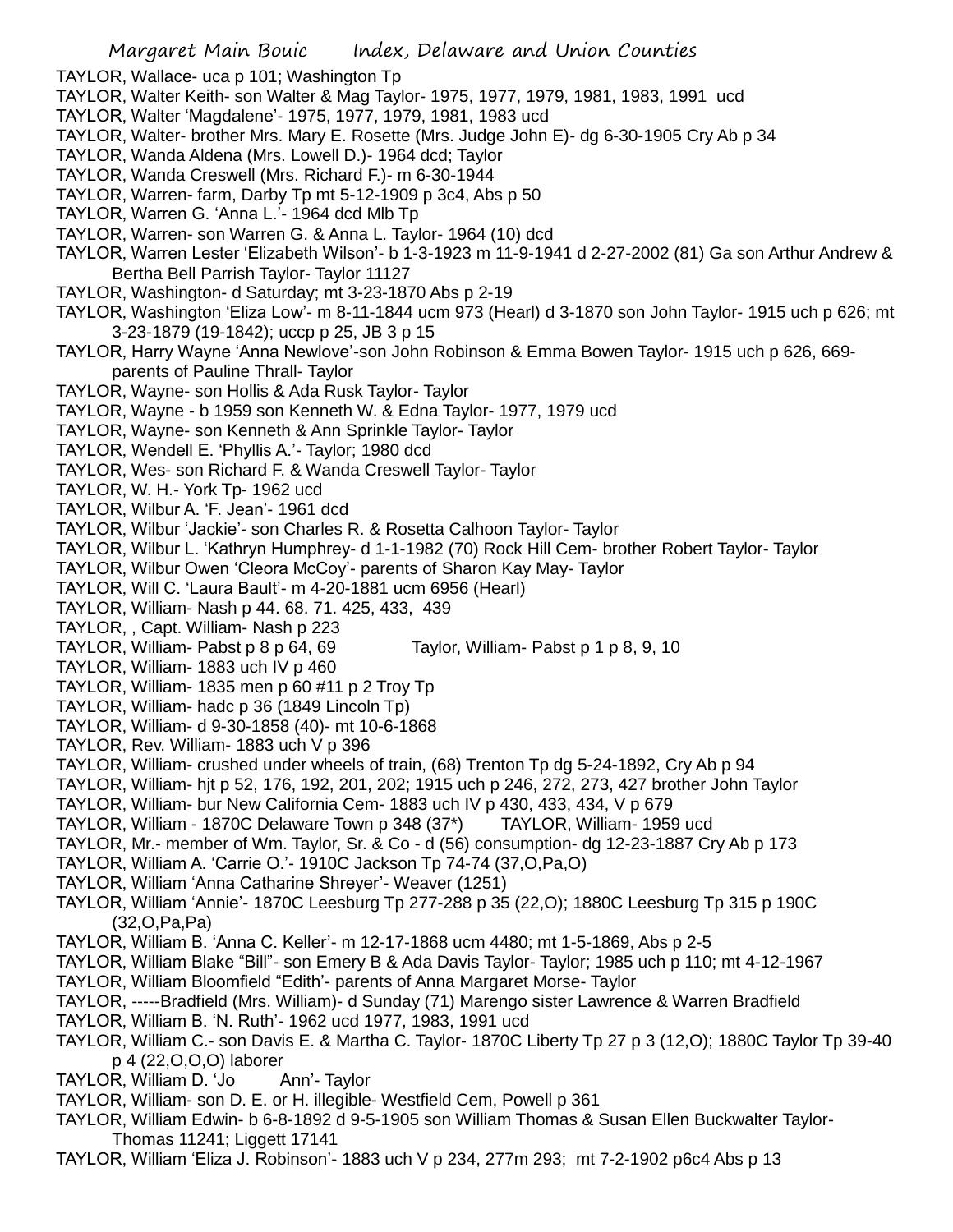TAYLOR, Wallace- uca p 101; Washington Tp
TAYLOR, Walter Keith- son Walter & Mag Taylor- 1975, 1977, 1979, 1981, 1983, 1991 ucd
TAYLOR, Walter 'Magdalene'- 1975, 1977, 1979, 1981, 1983 ucd
TAYLOR, Walter- brother Mrs. Mary E. Rosette (Mrs. Judge John E)- dg 6-30-1905 Cry Ab p 34
TAYLOR, Wanda Aldena (Mrs. Lowell D.)- 1964 dcd; Taylor
TAYLOR, Wanda Creswell (Mrs. Richard F.)- m 6-30-1944
TAYLOR, Warren- farm, Darby Tp mt 5-12-1909 p 3c4, Abs p 50
TAYLOR, Warren G. 'Anna L.'- 1964 dcd Mlb Tp
TAYLOR, Warren- son Warren G. & Anna L. Taylor- 1964 (10) dcd
TAYLOR, Warren Lester 'Elizabeth Wilson'- b 1-3-1923 m 11-9-1941 d 2-27-2002 (81) Ga son Arthur Andrew & Bertha Bell Parrish Taylor- Taylor 11127
TAYLOR, Washington- d Saturday; mt 3-23-1870 Abs p 2-19
TAYLOR, Washington 'Eliza Low'- m 8-11-1844 ucm 973 (Hearl) d 3-1870 son John Taylor- 1915 uch p 626; mt 3-23-1879 (19-1842); uccp p 25, JB 3 p 15
TAYLOR, Harry Wayne 'Anna Newlove'-son John Robinson & Emma Bowen Taylor- 1915 uch p 626, 669- parents of Pauline Thrall- Taylor
TAYLOR, Wayne- son Hollis & Ada Rusk Taylor- Taylor
TAYLOR, Wayne - b 1959 son Kenneth W. & Edna Taylor- 1977, 1979 ucd
TAYLOR, Wayne- son Kenneth & Ann Sprinkle Taylor- Taylor
TAYLOR, Wendell E. 'Phyllis A.'- Taylor; 1980 dcd
TAYLOR, Wes- son Richard F. & Wanda Creswell Taylor- Taylor
TAYLOR, W. H.- York Tp- 1962 ucd
TAYLOR, Wilbur A. 'F. Jean'- 1961 dcd
TAYLOR, Wilbur 'Jackie'- son Charles R. & Rosetta Calhoon Taylor- Taylor
TAYLOR, Wilbur L. 'Kathryn Humphrey- d 1-1-1982 (70) Rock Hill Cem- brother Robert Taylor- Taylor
TAYLOR, Wilbur Owen 'Cleora McCoy'- parents of Sharon Kay May- Taylor
TAYLOR, Will C. 'Laura Bault'- m 4-20-1881 ucm 6956 (Hearl)
TAYLOR, William- Nash p 44. 68. 71. 425, 433, 439
TAYLOR, , Capt. William- Nash p 223
TAYLOR, William- Pabst p 8 p 64, 69 Taylor, William- Pabst p 1 p 8, 9, 10
TAYLOR, William- 1883 uch IV p 460
TAYLOR, William- 1835 men p 60 #11 p 2 Troy Tp
TAYLOR, William- hadc p 36 (1849 Lincoln Tp)
TAYLOR, William- d 9-30-1858 (40)- mt 10-6-1868
TAYLOR, Rev. William- 1883 uch V p 396
TAYLOR, William- crushed under wheels of train, (68) Trenton Tp dg 5-24-1892, Cry Ab p 94
TAYLOR, William- hjt p 52, 176, 192, 201, 202; 1915 uch p 246, 272, 273, 427 brother John Taylor
TAYLOR, William- bur New California Cem- 1883 uch IV p 430, 433, 434, V p 679
TAYLOR, William - 1870C Delaware Town p 348 (37*) TAYLOR, William- 1959 ucd
TAYLOR, Mr.- member of Wm. Taylor, Sr. & Co - d (56) consumption- dg 12-23-1887 Cry Ab p 173
TAYLOR, William A. 'Carrie O.'- 1910C Jackson Tp 74-74 (37,O,Pa,O)
TAYLOR, William 'Anna Catharine Shreyer'- Weaver (1251)
TAYLOR, William 'Annie'- 1870C Leesburg Tp 277-288 p 35 (22,O); 1880C Leesburg Tp 315 p 190C (32,O,Pa,Pa)
TAYLOR, William B. 'Anna C. Keller'- m 12-17-1868 ucm 4480; mt 1-5-1869, Abs p 2-5
TAYLOR, William Blake "Bill"- son Emery B & Ada Davis Taylor- Taylor; 1985 uch p 110; mt 4-12-1967
TAYLOR, William Bloomfield "Edith'- parents of Anna Margaret Morse- Taylor
TAYLOR, -----Bradfield (Mrs. William)- d Sunday (71) Marengo sister Lawrence & Warren Bradfield
TAYLOR, William B. 'N. Ruth'- 1962 ucd 1977, 1983, 1991 ucd
TAYLOR, William C.- son Davis E. & Martha C. Taylor- 1870C Liberty Tp 27 p 3 (12,O); 1880C Taylor Tp 39-40 p 4 (22,O,O,O) laborer
TAYLOR, William D. 'Jo Ann'- Taylor
TAYLOR, William- son D. E. or H. illegible- Westfield Cem, Powell p 361
TAYLOR, William Edwin- b 6-8-1892 d 9-5-1905 son William Thomas & Susan Ellen Buckwalter Taylor- Thomas 11241; Liggett 17141
TAYLOR, William 'Eliza J. Robinson'- 1883 uch V p 234, 277m 293; mt 7-2-1902 p6c4 Abs p 13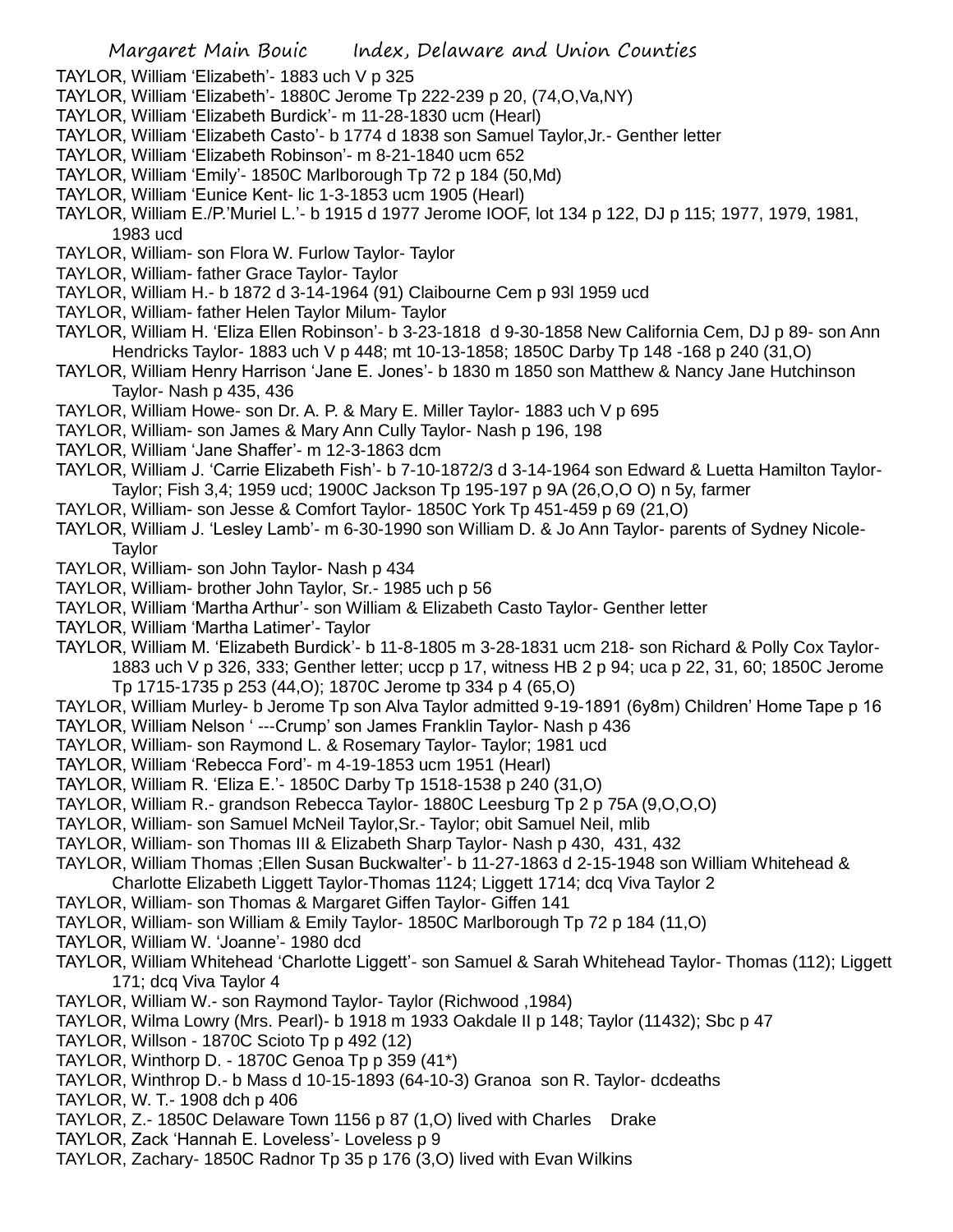TAYLOR, William 'Elizabeth'- 1883 uch V p 325

TAYLOR, William 'Elizabeth'- 1880C Jerome Tp 222-239 p 20, (74,O,Va,NY)

TAYLOR, William 'Elizabeth Burdick'- m 11-28-1830 ucm (Hearl)

TAYLOR, William 'Elizabeth Casto'- b 1774 d 1838 son Samuel Taylor,Jr.- Genther letter

TAYLOR, William 'Elizabeth Robinson'- m 8-21-1840 ucm 652

TAYLOR, William 'Emily'- 1850C Marlborough Tp 72 p 184 (50,Md)

TAYLOR, William 'Eunice Kent- lic 1-3-1853 ucm 1905 (Hearl)

TAYLOR, William E./P.'Muriel L.'- b 1915 d 1977 Jerome IOOF, lot 134 p 122, DJ p 115; 1977, 1979, 1981, 1983 ucd

TAYLOR, William- son Flora W. Furlow Taylor- Taylor

TAYLOR, William- father Grace Taylor- Taylor

TAYLOR, William H.- b 1872 d 3-14-1964 (91) Claibourne Cem p 93l 1959 ucd

TAYLOR, William- father Helen Taylor Milum- Taylor

TAYLOR, William H. 'Eliza Ellen Robinson'- b 3-23-1818 d 9-30-1858 New California Cem, DJ p 89- son Ann Hendricks Taylor- 1883 uch V p 448; mt 10-13-1858; 1850C Darby Tp 148 -168 p 240 (31,O)

TAYLOR, William Henry Harrison 'Jane E. Jones'- b 1830 m 1850 son Matthew & Nancy Jane Hutchinson Taylor- Nash p 435, 436

TAYLOR, William Howe- son Dr. A. P. & Mary E. Miller Taylor- 1883 uch V p 695

TAYLOR, William- son James & Mary Ann Cully Taylor- Nash p 196, 198

TAYLOR, William 'Jane Shaffer'- m 12-3-1863 dcm

TAYLOR, William J. 'Carrie Elizabeth Fish'- b 7-10-1872/3 d 3-14-1964 son Edward & Luetta Hamilton Taylor- Taylor; Fish 3,4; 1959 ucd; 1900C Jackson Tp 195-197 p 9A (26,O,O O) n 5y, farmer

TAYLOR, William- son Jesse & Comfort Taylor- 1850C York Tp 451-459 p 69 (21,O)

TAYLOR, William J. 'Lesley Lamb'- m 6-30-1990 son William D. & Jo Ann Taylor- parents of Sydney Nicole- Taylor

TAYLOR, William- son John Taylor- Nash p 434

TAYLOR, William- brother John Taylor, Sr.- 1985 uch p 56

TAYLOR, William 'Martha Arthur'- son William & Elizabeth Casto Taylor- Genther letter

TAYLOR, William 'Martha Latimer'- Taylor

TAYLOR, William M. 'Elizabeth Burdick'- b 11-8-1805 m 3-28-1831 ucm 218- son Richard & Polly Cox Taylor- 1883 uch V p 326, 333; Genther letter; uccp p 17, witness HB 2 p 94; uca p 22, 31, 60; 1850C Jerome Tp 1715-1735 p 253 (44,O); 1870C Jerome tp 334 p 4 (65,O)

TAYLOR, William Murley- b Jerome Tp son Alva Taylor admitted 9-19-1891 (6y8m) Children' Home Tape p 16

TAYLOR, William Nelson ' ---Crump' son James Franklin Taylor- Nash p 436

TAYLOR, William- son Raymond L. & Rosemary Taylor- Taylor; 1981 ucd

TAYLOR, William 'Rebecca Ford'- m 4-19-1853 ucm 1951 (Hearl)

TAYLOR, William R. 'Eliza E.'- 1850C Darby Tp 1518-1538 p 240 (31,O)

TAYLOR, William R.- grandson Rebecca Taylor- 1880C Leesburg Tp 2 p 75A (9,O,O,O)

TAYLOR, William- son Samuel McNeil Taylor,Sr.- Taylor; obit Samuel Neil, mlib

TAYLOR, William- son Thomas III & Elizabeth Sharp Taylor- Nash p 430, 431, 432

TAYLOR, William Thomas ;Ellen Susan Buckwalter'- b 11-27-1863 d 2-15-1948 son William Whitehead & Charlotte Elizabeth Liggett Taylor-Thomas 1124; Liggett 1714; dcq Viva Taylor 2

TAYLOR, William- son Thomas & Margaret Giffen Taylor- Giffen 141

TAYLOR, William- son William & Emily Taylor- 1850C Marlborough Tp 72 p 184 (11,O)

TAYLOR, William W. 'Joanne'- 1980 dcd

TAYLOR, William Whitehead 'Charlotte Liggett'- son Samuel & Sarah Whitehead Taylor- Thomas (112); Liggett 171; dcq Viva Taylor 4

TAYLOR, William W.- son Raymond Taylor- Taylor (Richwood ,1984)

TAYLOR, Wilma Lowry (Mrs. Pearl)- b 1918 m 1933 Oakdale II p 148; Taylor (11432); Sbc p 47

TAYLOR, Willson - 1870C Scioto Tp p 492 (12)

TAYLOR, Winthorp D. - 1870C Genoa Tp p 359 (41*)

TAYLOR, Winthrop D.- b Mass d 10-15-1893 (64-10-3) Granoa son R. Taylor- dcdeaths

TAYLOR, W. T.- 1908 dch p 406

TAYLOR, Z.- 1850C Delaware Town 1156 p 87 (1,O) lived with Charles Drake

TAYLOR, Zack 'Hannah E. Loveless'- Loveless p 9

TAYLOR, Zachary- 1850C Radnor Tp 35 p 176 (3,O) lived with Evan Wilkins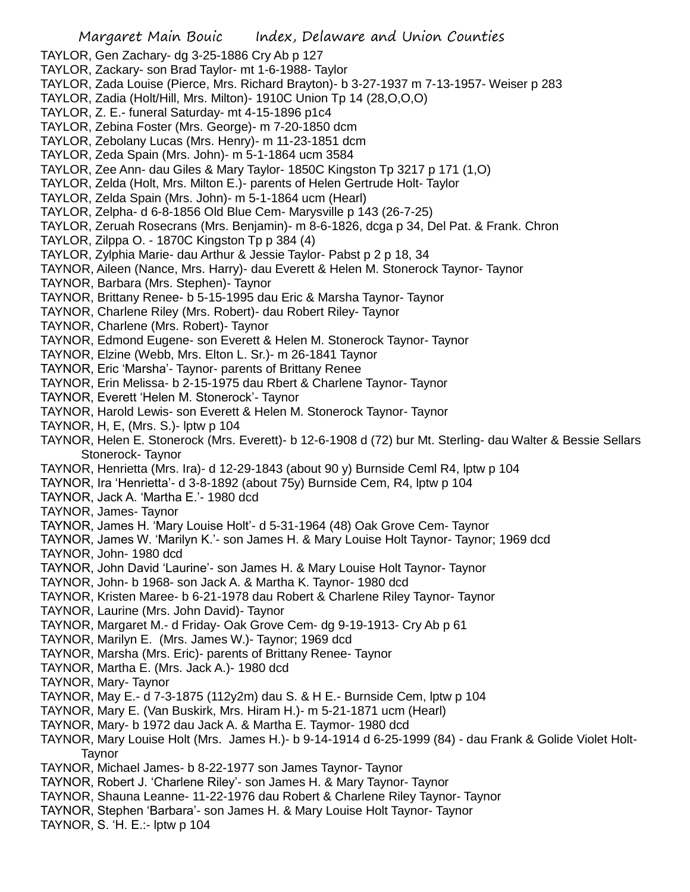TAYLOR, Gen Zachary- dg 3-25-1886 Cry Ab p 127
TAYLOR, Zackary- son Brad Taylor- mt 1-6-1988- Taylor
TAYLOR, Zada Louise (Pierce, Mrs. Richard Brayton)- b 3-27-1937 m 7-13-1957- Weiser p 283
TAYLOR, Zadia (Holt/Hill, Mrs. Milton)- 1910C Union Tp 14 (28,O,O,O)
TAYLOR, Z. E.- funeral Saturday- mt 4-15-1896 p1c4
TAYLOR, Zebina Foster (Mrs. George)- m 7-20-1850 dcm
TAYLOR, Zebolany Lucas (Mrs. Henry)- m 11-23-1851 dcm
TAYLOR, Zeda Spain (Mrs. John)- m 5-1-1864 ucm 3584
TAYLOR, Zee Ann- dau Giles & Mary Taylor- 1850C Kingston Tp 3217 p 171 (1,O)
TAYLOR, Zelda (Holt, Mrs. Milton E.)- parents of Helen Gertrude Holt- Taylor
TAYLOR, Zelda Spain (Mrs. John)- m 5-1-1864 ucm (Hearl)
TAYLOR, Zelpha- d 6-8-1856 Old Blue Cem- Marysville p 143 (26-7-25)
TAYLOR, Zeruah Rosecrans (Mrs. Benjamin)- m 8-6-1826, dcga p 34, Del Pat. & Frank. Chron
TAYLOR, Zilppa O. - 1870C Kingston Tp p 384 (4)
TAYLOR, Zylphia Marie- dau Arthur & Jessie Taylor- Pabst p 2 p 18, 34
TAYNOR, Aileen (Nance, Mrs. Harry)- dau Everett & Helen M. Stonerock Taynor- Taynor
TAYNOR, Barbara (Mrs. Stephen)- Taynor
TAYNOR, Brittany Renee- b 5-15-1995 dau Eric & Marsha Taynor- Taynor
TAYNOR, Charlene Riley (Mrs. Robert)- dau Robert Riley- Taynor
TAYNOR, Charlene (Mrs. Robert)- Taynor
TAYNOR, Edmond Eugene- son Everett & Helen M. Stonerock Taynor- Taynor
TAYNOR, Elzine (Webb, Mrs. Elton L. Sr.)- m 26-1841 Taynor
TAYNOR, Eric 'Marsha'- Taynor- parents of Brittany Renee
TAYNOR, Erin Melissa- b 2-15-1975 dau Rbert & Charlene Taynor- Taynor
TAYNOR, Everett 'Helen M. Stonerock'- Taynor
TAYNOR, Harold Lewis- son Everett & Helen M. Stonerock Taynor- Taynor
TAYNOR, H, E, (Mrs. S.)- lptw p 104
TAYNOR, Helen E. Stonerock (Mrs. Everett)- b 12-6-1908 d (72) bur Mt. Sterling- dau Walter & Bessie Sellars Stonerock- Taynor
TAYNOR, Henrietta (Mrs. Ira)- d 12-29-1843 (about 90 y) Burnside Ceml R4, lptw p 104
TAYNOR, Ira 'Henrietta'- d 3-8-1892 (about 75y) Burnside Cem, R4, lptw p 104
TAYNOR, Jack A. 'Martha E.'- 1980 dcd
TAYNOR, James- Taynor
TAYNOR, James H. 'Mary Louise Holt'- d 5-31-1964 (48) Oak Grove Cem- Taynor
TAYNOR, James W. 'Marilyn K.'- son James H. & Mary Louise Holt Taynor- Taynor; 1969 dcd
TAYNOR, John- 1980 dcd
TAYNOR, John David 'Laurine'- son James H. & Mary Louise Holt Taynor- Taynor
TAYNOR, John- b 1968- son Jack A. & Martha K. Taynor- 1980 dcd
TAYNOR, Kristen Maree- b 6-21-1978 dau Robert & Charlene Riley Taynor- Taynor
TAYNOR, Laurine (Mrs. John David)- Taynor
TAYNOR, Margaret M.- d Friday- Oak Grove Cem- dg 9-19-1913- Cry Ab p 61
TAYNOR, Marilyn E. (Mrs. James W.)- Taynor; 1969 dcd
TAYNOR, Marsha (Mrs. Eric)- parents of Brittany Renee- Taynor
TAYNOR, Martha E. (Mrs. Jack A.)- 1980 dcd
TAYNOR, Mary- Taynor
TAYNOR, May E.- d 7-3-1875 (112y2m) dau S. & H E.- Burnside Cem, lptw p 104
TAYNOR, Mary E. (Van Buskirk, Mrs. Hiram H.)- m 5-21-1871 ucm (Hearl)
TAYNOR, Mary- b 1972 dau Jack A. & Martha E. Taymor- 1980 dcd
TAYNOR, Mary Louise Holt (Mrs. James H.)- b 9-14-1914 d 6-25-1999 (84) - dau Frank & Golide Violet Holt- Taynor
TAYNOR, Michael James- b 8-22-1977 son James Taynor- Taynor
TAYNOR, Robert J. 'Charlene Riley'- son James H. & Mary Taynor- Taynor
TAYNOR, Shauna Leanne- 11-22-1976 dau Robert & Charlene Riley Taynor- Taynor
TAYNOR, Stephen 'Barbara'- son James H. & Mary Louise Holt Taynor- Taynor
TAYNOR, S. 'H. E.:- lptw p 104